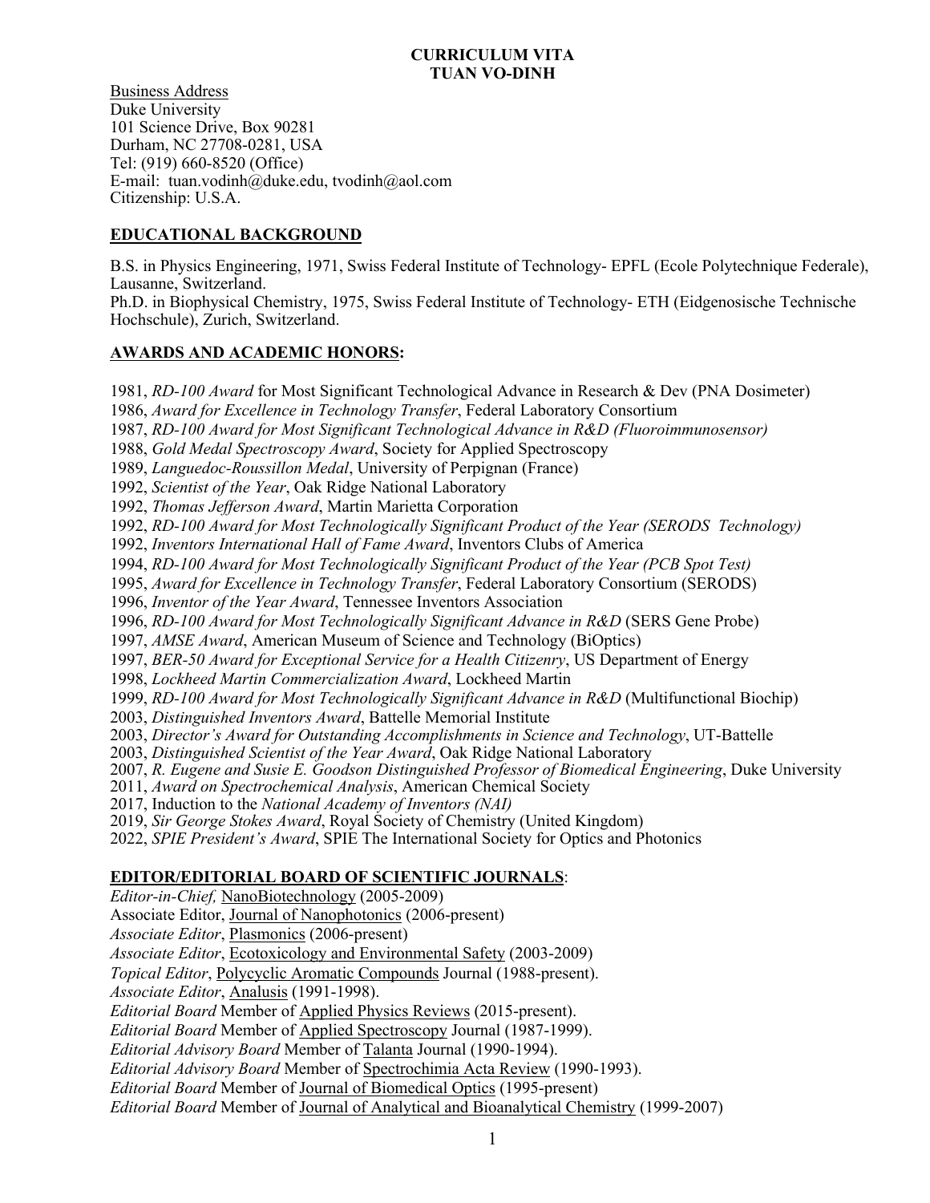# CURRICULUM VITA
# TUAN VO-DINH

Business Address
Duke University
101 Science Drive, Box 90281
Durham, NC 27708-0281, USA
Tel: (919) 660-8520 (Office)
E-mail: tuan.vodinh@duke.edu, tvodinh@aol.com
Citizenship: U.S.A.

## EDUCATIONAL BACKGROUND

B.S. in Physics Engineering, 1971, Swiss Federal Institute of Technology- EPFL (Ecole Polytechnique Federale), Lausanne, Switzerland.
Ph.D. in Biophysical Chemistry, 1975, Swiss Federal Institute of Technology- ETH (Eidgenosische Technische Hochschule), Zurich, Switzerland.

## AWARDS AND ACADEMIC HONORS:

1981, *RD-100 Award* for Most Significant Technological Advance in Research & Dev (PNA Dosimeter)
1986, *Award for Excellence in Technology Transfer*, Federal Laboratory Consortium
1987, *RD-100 Award for Most Significant Technological Advance in R&D (Fluoroimmunosensor)*
1988, *Gold Medal Spectroscopy Award*, Society for Applied Spectroscopy
1989, *Languedoc-Roussillon Medal*, University of Perpignan (France)
1992, *Scientist of the Year*, Oak Ridge National Laboratory
1992, *Thomas Jefferson Award*, Martin Marietta Corporation
1992, *RD-100 Award for Most Technologically Significant Product of the Year (SERODS Technology)*
1992, *Inventors International Hall of Fame Award*, Inventors Clubs of America
1994, *RD-100 Award for Most Technologically Significant Product of the Year (PCB Spot Test)*
1995, *Award for Excellence in Technology Transfer*, Federal Laboratory Consortium (SERODS)
1996, *Inventor of the Year Award*, Tennessee Inventors Association
1996, *RD-100 Award for Most Technologically Significant Advance in R&D* (SERS Gene Probe)
1997, *AMSE Award*, American Museum of Science and Technology (BiOptics)
1997, *BER-50 Award for Exceptional Service for a Health Citizenry*, US Department of Energy
1998, *Lockheed Martin Commercialization Award*, Lockheed Martin
1999, *RD-100 Award for Most Technologically Significant Advance in R&D* (Multifunctional Biochip)
2003, *Distinguished Inventors Award*, Battelle Memorial Institute
2003, *Director's Award for Outstanding Accomplishments in Science and Technology*, UT-Battelle
2003, *Distinguished Scientist of the Year Award*, Oak Ridge National Laboratory
2007, *R. Eugene and Susie E. Goodson Distinguished Professor of Biomedical Engineering*, Duke University
2011, *Award on Spectrochemical Analysis*, American Chemical Society
2017, Induction to the *National Academy of Inventors (NAI)*
2019, *Sir George Stokes Award*, Royal Society of Chemistry (United Kingdom)
2022, *SPIE President's Award*, SPIE The International Society for Optics and Photonics

## EDITOR/EDITORIAL BOARD OF SCIENTIFIC JOURNALS:

*Editor-in-Chief,* NanoBiotechnology (2005-2009)
Associate Editor, Journal of Nanophotonics (2006-present)
*Associate Editor*, Plasmonics (2006-present)
*Associate Editor*, Ecotoxicology and Environmental Safety (2003-2009)
*Topical Editor*, Polycyclic Aromatic Compounds Journal (1988-present).
*Associate Editor*, Analusis (1991-1998).
*Editorial Board* Member of Applied Physics Reviews (2015-present).
*Editorial Board* Member of Applied Spectroscopy Journal (1987-1999).
*Editorial Advisory Board* Member of Talanta Journal (1990-1994).
*Editorial Advisory Board* Member of Spectrochimia Acta Review (1990-1993).
*Editorial Board* Member of Journal of Biomedical Optics (1995-present)
*Editorial Board* Member of Journal of Analytical and Bioanalytical Chemistry (1999-2007)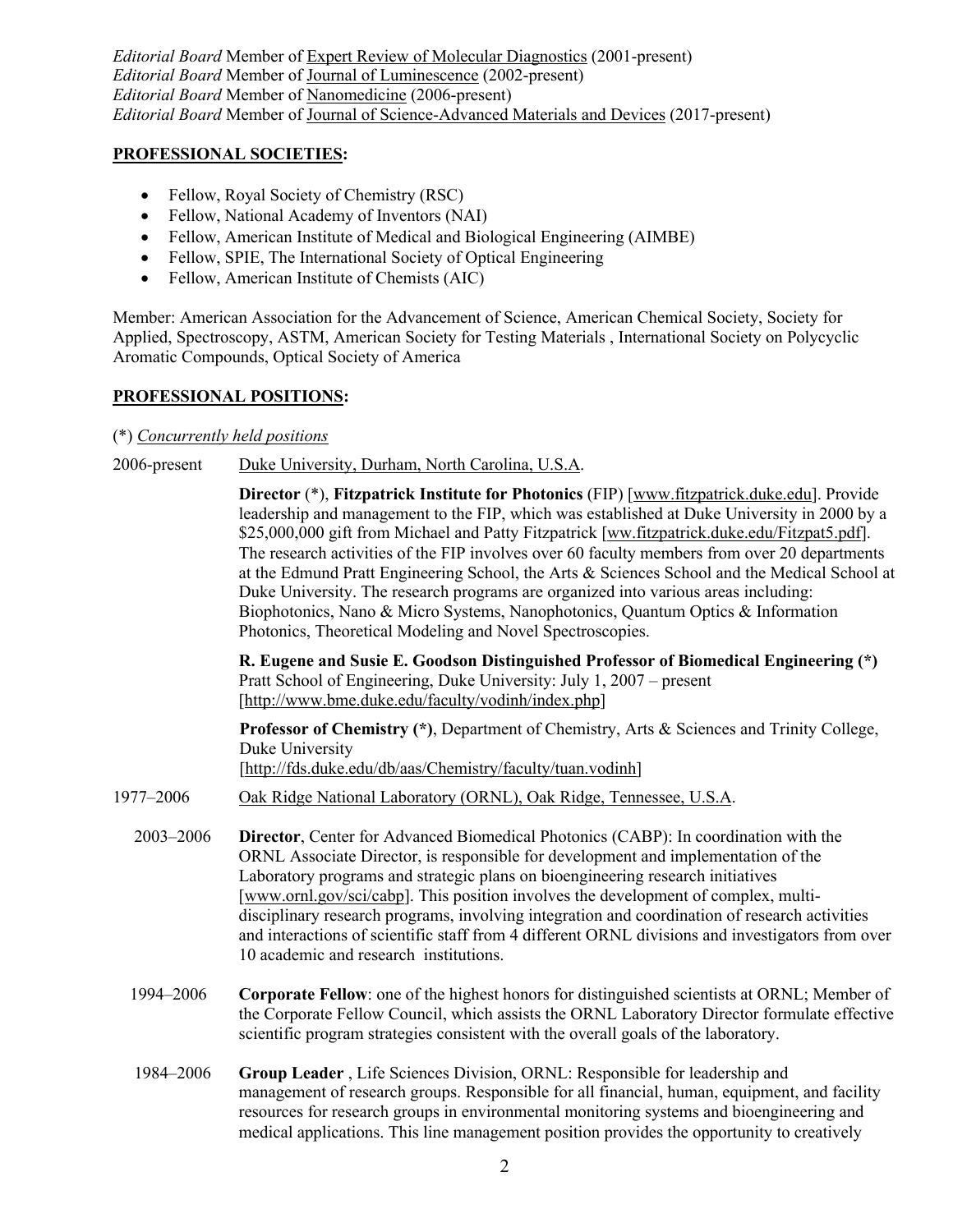*Editorial Board* Member of Expert Review of Molecular Diagnostics (2001-present)
*Editorial Board* Member of Journal of Luminescence (2002-present)
*Editorial Board* Member of Nanomedicine (2006-present)
*Editorial Board* Member of Journal of Science-Advanced Materials and Devices (2017-present)

## PROFESSIONAL SOCIETIES:

- Fellow, Royal Society of Chemistry (RSC)
- Fellow, National Academy of Inventors (NAI)
- Fellow, American Institute of Medical and Biological Engineering (AIMBE)
- Fellow, SPIE, The International Society of Optical Engineering
- Fellow, American Institute of Chemists (AIC)

Member: American Association for the Advancement of Science, American Chemical Society, Society for Applied, Spectroscopy, ASTM, American Society for Testing Materials , International Society on Polycyclic Aromatic Compounds, Optical Society of America

## PROFESSIONAL POSITIONS:

(*) *Concurrently held positions*

2006-present Duke University, Durham, North Carolina, U.S.A.

**Director** (*), **Fitzpatrick Institute for Photonics** (FIP) [www.fitzpatrick.duke.edu]. Provide leadership and management to the FIP, which was established at Duke University in 2000 by a $25,000,000 gift from Michael and Patty Fitzpatrick [ww.fitzpatrick.duke.edu/Fitzpat5.pdf]. The research activities of the FIP involves over 60 faculty members from over 20 departments at the Edmund Pratt Engineering School, the Arts & Sciences School and the Medical School at Duke University. The research programs are organized into various areas including: Biophotonics, Nano & Micro Systems, Nanophotonics, Quantum Optics & Information Photonics, Theoretical Modeling and Novel Spectroscopies.

**R. Eugene and Susie E. Goodson Distinguished Professor of Biomedical Engineering (*)** Pratt School of Engineering, Duke University: July 1, 2007 – present [http://www.bme.duke.edu/faculty/vodinh/index.php]

**Professor of Chemistry (*)**, Department of Chemistry, Arts & Sciences and Trinity College, Duke University [http://fds.duke.edu/db/aas/Chemistry/faculty/tuan.vodinh]

1977–2006 Oak Ridge National Laboratory (ORNL), Oak Ridge, Tennessee, U.S.A.

2003–2006 **Director**, Center for Advanced Biomedical Photonics (CABP): In coordination with the ORNL Associate Director, is responsible for development and implementation of the Laboratory programs and strategic plans on bioengineering research initiatives [www.ornl.gov/sci/cabp]. This position involves the development of complex, multi-disciplinary research programs, involving integration and coordination of research activities and interactions of scientific staff from 4 different ORNL divisions and investigators from over 10 academic and research institutions.

1994–2006 **Corporate Fellow**: one of the highest honors for distinguished scientists at ORNL; Member of the Corporate Fellow Council, which assists the ORNL Laboratory Director formulate effective scientific program strategies consistent with the overall goals of the laboratory.

1984–2006 **Group Leader** , Life Sciences Division, ORNL: Responsible for leadership and management of research groups. Responsible for all financial, human, equipment, and facility resources for research groups in environmental monitoring systems and bioengineering and medical applications. This line management position provides the opportunity to creatively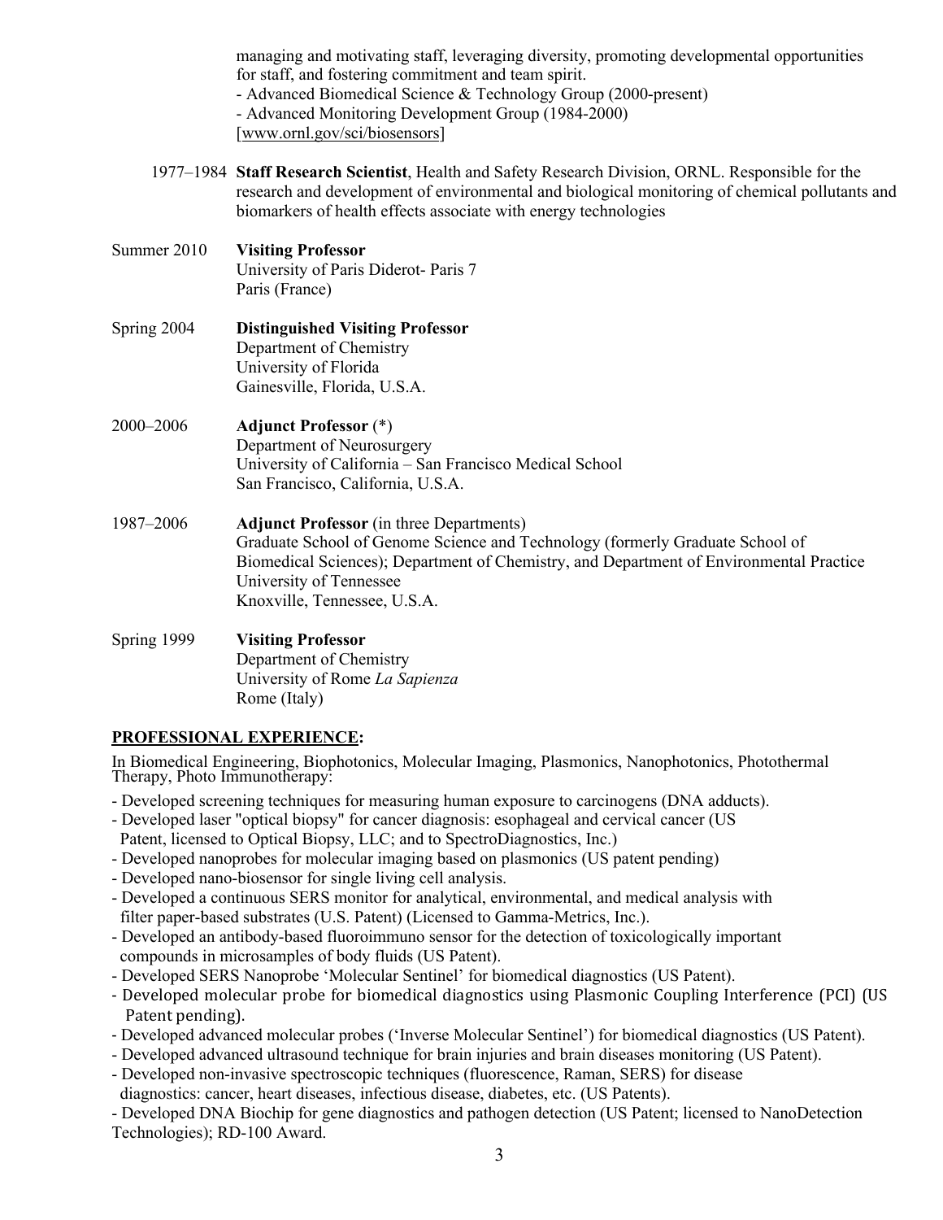managing and motivating staff, leveraging diversity, promoting developmental opportunities for staff, and fostering commitment and team spirit.
- Advanced Biomedical Science & Technology Group (2000-present)
- Advanced Monitoring Development Group (1984-2000)
[www.ornl.gov/sci/biosensors]

1977–1984 **Staff Research Scientist**, Health and Safety Research Division, ORNL. Responsible for the research and development of environmental and biological monitoring of chemical pollutants and biomarkers of health effects associate with energy technologies

Summer 2010 **Visiting Professor**
University of Paris Diderot- Paris 7
Paris (France)

Spring 2004 **Distinguished Visiting Professor**
Department of Chemistry
University of Florida
Gainesville, Florida, U.S.A.

2000–2006 **Adjunct Professor** (*)
Department of Neurosurgery
University of California – San Francisco Medical School
San Francisco, California, U.S.A.

1987–2006 **Adjunct Professor** (in three Departments)
Graduate School of Genome Science and Technology (formerly Graduate School of Biomedical Sciences); Department of Chemistry, and Department of Environmental Practice
University of Tennessee
Knoxville, Tennessee, U.S.A.

Spring 1999 **Visiting Professor**
Department of Chemistry
University of Rome *La Sapienza*
Rome (Italy)

## PROFESSIONAL EXPERIENCE:

In Biomedical Engineering, Biophotonics, Molecular Imaging, Plasmonics, Nanophotonics, Photothermal Therapy, Photo Immunotherapy:

- Developed screening techniques for measuring human exposure to carcinogens (DNA adducts).
- Developed laser "optical biopsy" for cancer diagnosis: esophageal and cervical cancer (US Patent, licensed to Optical Biopsy, LLC; and to SpectroDiagnostics, Inc.)
- Developed nanoprobes for molecular imaging based on plasmonics (US patent pending)
- Developed nano-biosensor for single living cell analysis.
- Developed a continuous SERS monitor for analytical, environmental, and medical analysis with filter paper-based substrates (U.S. Patent) (Licensed to Gamma-Metrics, Inc.).
- Developed an antibody-based fluoroimmuno sensor for the detection of toxicologically important compounds in microsamples of body fluids (US Patent).
- Developed SERS Nanoprobe 'Molecular Sentinel' for biomedical diagnostics (US Patent).
- Developed molecular probe for biomedical diagnostics using Plasmonic Coupling Interference (PCI) (US Patent pending).
- Developed advanced molecular probes ('Inverse Molecular Sentinel') for biomedical diagnostics (US Patent).
- Developed advanced ultrasound technique for brain injuries and brain diseases monitoring (US Patent).
- Developed non-invasive spectroscopic techniques (fluorescence, Raman, SERS) for disease diagnostics: cancer, heart diseases, infectious disease, diabetes, etc. (US Patents).
- Developed DNA Biochip for gene diagnostics and pathogen detection (US Patent; licensed to NanoDetection Technologies); RD-100 Award.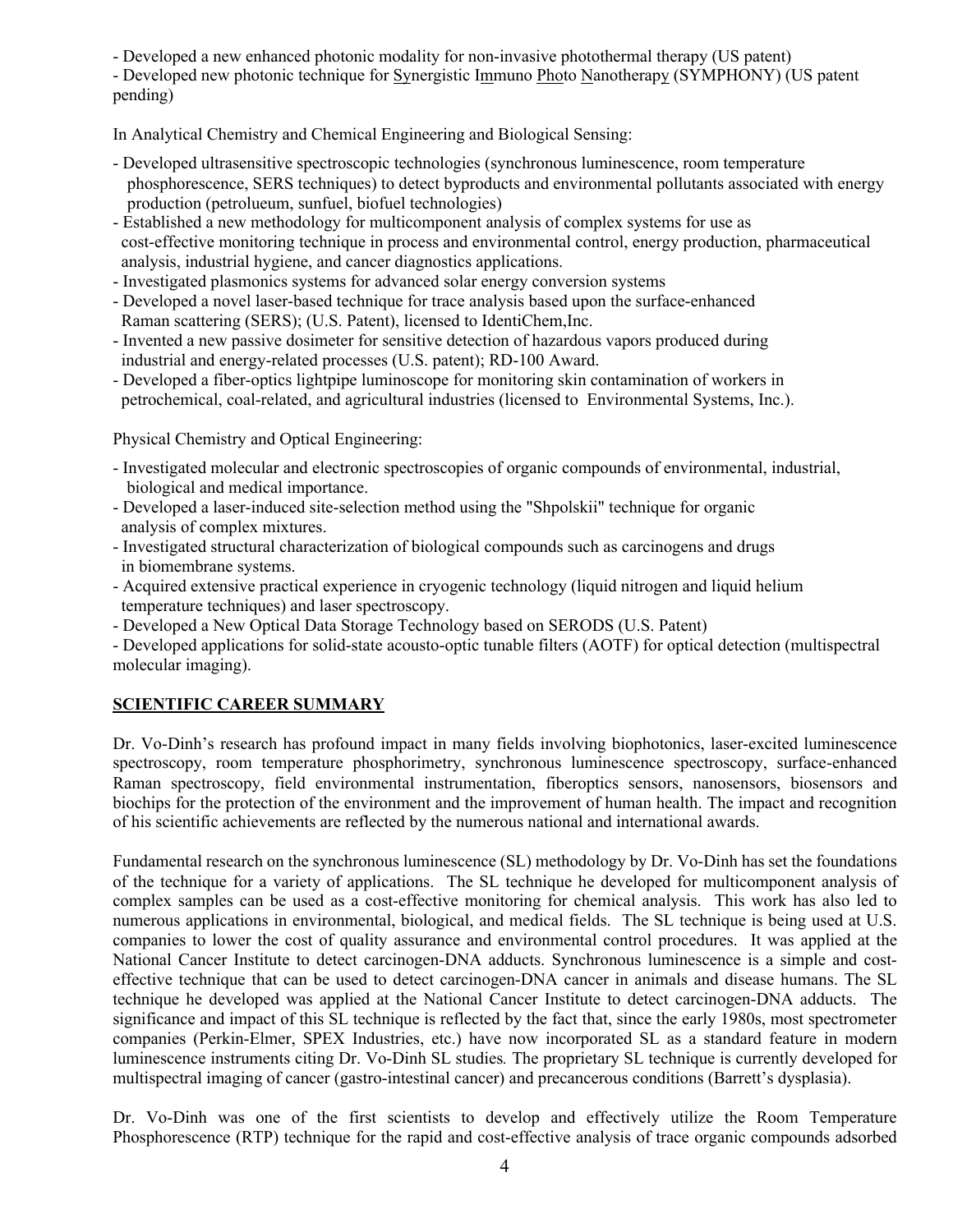- Developed a new enhanced photonic modality for non-invasive photothermal therapy (US patent)
- Developed new photonic technique for Synergistic Immuno Photo Nanotherapy (SYMPHONY) (US patent pending)

In Analytical Chemistry and Chemical Engineering and Biological Sensing:

- Developed ultrasensitive spectroscopic technologies (synchronous luminescence, room temperature phosphorescence, SERS techniques) to detect byproducts and environmental pollutants associated with energy production (petrolueum, sunfuel, biofuel technologies)
- Established a new methodology for multicomponent analysis of complex systems for use as cost-effective monitoring technique in process and environmental control, energy production, pharmaceutical analysis, industrial hygiene, and cancer diagnostics applications.
- Investigated plasmonics systems for advanced solar energy conversion systems
- Developed a novel laser-based technique for trace analysis based upon the surface-enhanced Raman scattering (SERS); (U.S. Patent), licensed to IdentiChem,Inc.
- Invented a new passive dosimeter for sensitive detection of hazardous vapors produced during industrial and energy-related processes (U.S. patent); RD-100 Award.
- Developed a fiber-optics lightpipe luminoscope for monitoring skin contamination of workers in petrochemical, coal-related, and agricultural industries (licensed to Environmental Systems, Inc.).

Physical Chemistry and Optical Engineering:

- Investigated molecular and electronic spectroscopies of organic compounds of environmental, industrial, biological and medical importance.
- Developed a laser-induced site-selection method using the "Shpolskii" technique for organic analysis of complex mixtures.
- Investigated structural characterization of biological compounds such as carcinogens and drugs in biomembrane systems.
- Acquired extensive practical experience in cryogenic technology (liquid nitrogen and liquid helium temperature techniques) and laser spectroscopy.
- Developed a New Optical Data Storage Technology based on SERODS (U.S. Patent)
- Developed applications for solid-state acousto-optic tunable filters (AOTF) for optical detection (multispectral molecular imaging).

## SCIENTIFIC CAREER SUMMARY

Dr. Vo-Dinh's research has profound impact in many fields involving biophotonics, laser-excited luminescence spectroscopy, room temperature phosphorimetry, synchronous luminescence spectroscopy, surface-enhanced Raman spectroscopy, field environmental instrumentation, fiberoptics sensors, nanosensors, biosensors and biochips for the protection of the environment and the improvement of human health. The impact and recognition of his scientific achievements are reflected by the numerous national and international awards.

Fundamental research on the synchronous luminescence (SL) methodology by Dr. Vo-Dinh has set the foundations of the technique for a variety of applications. The SL technique he developed for multicomponent analysis of complex samples can be used as a cost-effective monitoring for chemical analysis. This work has also led to numerous applications in environmental, biological, and medical fields. The SL technique is being used at U.S. companies to lower the cost of quality assurance and environmental control procedures. It was applied at the National Cancer Institute to detect carcinogen-DNA adducts. Synchronous luminescence is a simple and cost-effective technique that can be used to detect carcinogen-DNA cancer in animals and disease humans. The SL technique he developed was applied at the National Cancer Institute to detect carcinogen-DNA adducts. The significance and impact of this SL technique is reflected by the fact that, since the early 1980s, most spectrometer companies (Perkin-Elmer, SPEX Industries, etc.) have now incorporated SL as a standard feature in modern luminescence instruments citing Dr. Vo-Dinh SL studies*.* The proprietary SL technique is currently developed for multispectral imaging of cancer (gastro-intestinal cancer) and precancerous conditions (Barrett's dysplasia).

Dr. Vo-Dinh was one of the first scientists to develop and effectively utilize the Room Temperature Phosphorescence (RTP) technique for the rapid and cost-effective analysis of trace organic compounds adsorbed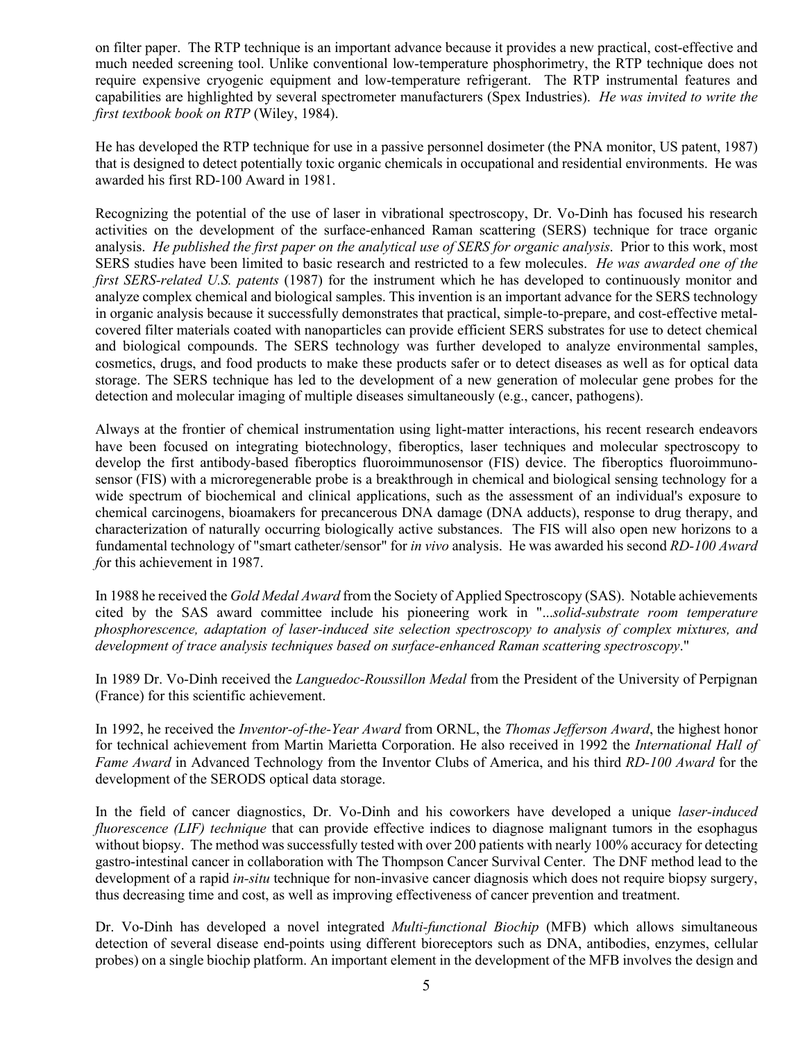on filter paper. The RTP technique is an important advance because it provides a new practical, cost-effective and much needed screening tool. Unlike conventional low-temperature phosphorimetry, the RTP technique does not require expensive cryogenic equipment and low-temperature refrigerant. The RTP instrumental features and capabilities are highlighted by several spectrometer manufacturers (Spex Industries). *He was invited to write the first textbook book on RTP* (Wiley, 1984).

He has developed the RTP technique for use in a passive personnel dosimeter (the PNA monitor, US patent, 1987) that is designed to detect potentially toxic organic chemicals in occupational and residential environments. He was awarded his first RD-100 Award in 1981.

Recognizing the potential of the use of laser in vibrational spectroscopy, Dr. Vo-Dinh has focused his research activities on the development of the surface-enhanced Raman scattering (SERS) technique for trace organic analysis. *He published the first paper on the analytical use of SERS for organic analysis*. Prior to this work, most SERS studies have been limited to basic research and restricted to a few molecules. *He was awarded one of the first SERS-related U.S. patents* (1987) for the instrument which he has developed to continuously monitor and analyze complex chemical and biological samples. This invention is an important advance for the SERS technology in organic analysis because it successfully demonstrates that practical, simple-to-prepare, and cost-effective metal-covered filter materials coated with nanoparticles can provide efficient SERS substrates for use to detect chemical and biological compounds. The SERS technology was further developed to analyze environmental samples, cosmetics, drugs, and food products to make these products safer or to detect diseases as well as for optical data storage. The SERS technique has led to the development of a new generation of molecular gene probes for the detection and molecular imaging of multiple diseases simultaneously (e.g., cancer, pathogens).

Always at the frontier of chemical instrumentation using light-matter interactions, his recent research endeavors have been focused on integrating biotechnology, fiberoptics, laser techniques and molecular spectroscopy to develop the first antibody-based fiberoptics fluoroimmunosensor (FIS) device. The fiberoptics fluoroimmuno-sensor (FIS) with a microregenerable probe is a breakthrough in chemical and biological sensing technology for a wide spectrum of biochemical and clinical applications, such as the assessment of an individual's exposure to chemical carcinogens, bioamakers for precancerous DNA damage (DNA adducts), response to drug therapy, and characterization of naturally occurring biologically active substances. The FIS will also open new horizons to a fundamental technology of "smart catheter/sensor" for *in vivo* analysis. He was awarded his second *RD-100 Award f*or this achievement in 1987.

In 1988 he received the *Gold Medal Award* from the Society of Applied Spectroscopy (SAS). Notable achievements cited by the SAS award committee include his pioneering work in "*...solid-substrate room temperature phosphorescence, adaptation of laser-induced site selection spectroscopy to analysis of complex mixtures, and development of trace analysis techniques based on surface-enhanced Raman scattering spectroscopy*."

In 1989 Dr. Vo-Dinh received the *Languedoc-Roussillon Medal* from the President of the University of Perpignan (France) for this scientific achievement.

In 1992, he received the *Inventor-of-the-Year Award* from ORNL, the *Thomas Jefferson Award*, the highest honor for technical achievement from Martin Marietta Corporation. He also received in 1992 the *International Hall of Fame Award* in Advanced Technology from the Inventor Clubs of America, and his third *RD-100 Award* for the development of the SERODS optical data storage.

In the field of cancer diagnostics, Dr. Vo-Dinh and his coworkers have developed a unique *laser-induced fluorescence (LIF) technique* that can provide effective indices to diagnose malignant tumors in the esophagus without biopsy. The method was successfully tested with over 200 patients with nearly 100% accuracy for detecting gastro-intestinal cancer in collaboration with The Thompson Cancer Survival Center. The DNF method lead to the development of a rapid *in-situ* technique for non-invasive cancer diagnosis which does not require biopsy surgery, thus decreasing time and cost, as well as improving effectiveness of cancer prevention and treatment.

Dr. Vo-Dinh has developed a novel integrated *Multi-functional Biochip* (MFB) which allows simultaneous detection of several disease end-points using different bioreceptors such as DNA, antibodies, enzymes, cellular probes) on a single biochip platform. An important element in the development of the MFB involves the design and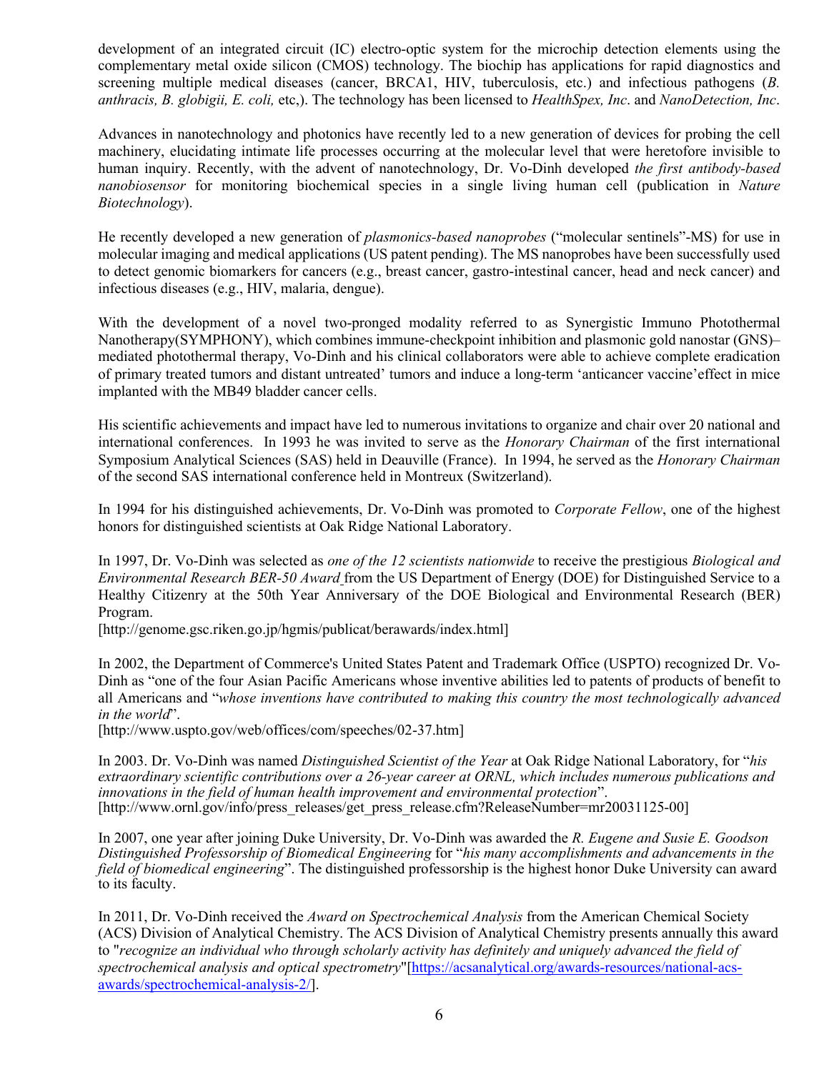development of an integrated circuit (IC) electro-optic system for the microchip detection elements using the complementary metal oxide silicon (CMOS) technology. The biochip has applications for rapid diagnostics and screening multiple medical diseases (cancer, BRCA1, HIV, tuberculosis, etc.) and infectious pathogens (*B. anthracis, B. globigii, E. coli,* etc,). The technology has been licensed to *HealthSpex, Inc*. and *NanoDetection, Inc*.

Advances in nanotechnology and photonics have recently led to a new generation of devices for probing the cell machinery, elucidating intimate life processes occurring at the molecular level that were heretofore invisible to human inquiry. Recently, with the advent of nanotechnology, Dr. Vo-Dinh developed *the first antibody-based nanobiosensor* for monitoring biochemical species in a single living human cell (publication in *Nature Biotechnology*).

He recently developed a new generation of *plasmonics-based nanoprobes* ("molecular sentinels"-MS) for use in molecular imaging and medical applications (US patent pending). The MS nanoprobes have been successfully used to detect genomic biomarkers for cancers (e.g., breast cancer, gastro-intestinal cancer, head and neck cancer) and infectious diseases (e.g., HIV, malaria, dengue).

With the development of a novel two-pronged modality referred to as Synergistic Immuno Photothermal Nanotherapy(SYMPHONY), which combines immune-checkpoint inhibition and plasmonic gold nanostar (GNS)–mediated photothermal therapy, Vo-Dinh and his clinical collaborators were able to achieve complete eradication of primary treated tumors and distant untreated' tumors and induce a long-term 'anticancer vaccine'effect in mice implanted with the MB49 bladder cancer cells.

His scientific achievements and impact have led to numerous invitations to organize and chair over 20 national and international conferences. In 1993 he was invited to serve as the *Honorary Chairman* of the first international Symposium Analytical Sciences (SAS) held in Deauville (France). In 1994, he served as the *Honorary Chairman* of the second SAS international conference held in Montreux (Switzerland).

In 1994 for his distinguished achievements, Dr. Vo-Dinh was promoted to *Corporate Fellow*, one of the highest honors for distinguished scientists at Oak Ridge National Laboratory.

In 1997, Dr. Vo-Dinh was selected as *one of the 12 scientists nationwide* to receive the prestigious *Biological and Environmental Research BER-50 Award* from the US Department of Energy (DOE) for Distinguished Service to a Healthy Citizenry at the 50th Year Anniversary of the DOE Biological and Environmental Research (BER) Program.
[http://genome.gsc.riken.go.jp/hgmis/publicat/berawards/index.html]

In 2002, the Department of Commerce's United States Patent and Trademark Office (USPTO) recognized Dr. Vo-Dinh as "one of the four Asian Pacific Americans whose inventive abilities led to patents of products of benefit to all Americans and "*whose inventions have contributed to making this country the most technologically advanced in the world*".
[http://www.uspto.gov/web/offices/com/speeches/02-37.htm]

In 2003. Dr. Vo-Dinh was named *Distinguished Scientist of the Year* at Oak Ridge National Laboratory, for "*his extraordinary scientific contributions over a 26-year career at ORNL, which includes numerous publications and innovations in the field of human health improvement and environmental protection*".
[http://www.ornl.gov/info/press_releases/get_press_release.cfm?ReleaseNumber=mr20031125-00]

In 2007, one year after joining Duke University, Dr. Vo-Dinh was awarded the *R. Eugene and Susie E. Goodson Distinguished Professorship of Biomedical Engineering* for "*his many accomplishments and advancements in the field of biomedical engineering*". The distinguished professorship is the highest honor Duke University can award to its faculty.

In 2011, Dr. Vo-Dinh received the *Award on Spectrochemical Analysis* from the American Chemical Society (ACS) Division of Analytical Chemistry. The ACS Division of Analytical Chemistry presents annually this award to "*recognize an individual who through scholarly activity has definitely and uniquely advanced the field of spectrochemical analysis and optical spectrometry*"[https://acsanalytical.org/awards-resources/national-acs-awards/spectrochemical-analysis-2/].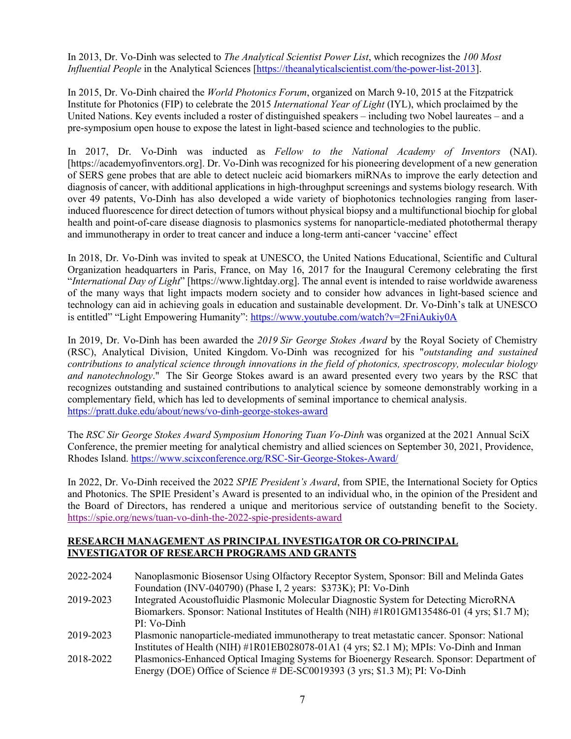In 2013, Dr. Vo-Dinh was selected to *The Analytical Scientist Power List*, which recognizes the *100 Most Influential People* in the Analytical Sciences [https://theanalyticalscientist.com/the-power-list-2013].

In 2015, Dr. Vo-Dinh chaired the *World Photonics Forum*, organized on March 9-10, 2015 at the Fitzpatrick Institute for Photonics (FIP) to celebrate the 2015 *International Year of Light* (IYL), which proclaimed by the United Nations. Key events included a roster of distinguished speakers – including two Nobel laureates – and a pre-symposium open house to expose the latest in light-based science and technologies to the public.

In 2017, Dr. Vo-Dinh was inducted as *Fellow to the National Academy of Inventors* (NAI). [https://academyofinventors.org]. Dr. Vo-Dinh was recognized for his pioneering development of a new generation of SERS gene probes that are able to detect nucleic acid biomarkers miRNAs to improve the early detection and diagnosis of cancer, with additional applications in high-throughput screenings and systems biology research. With over 49 patents, Vo-Dinh has also developed a wide variety of biophotonics technologies ranging from laser-induced fluorescence for direct detection of tumors without physical biopsy and a multifunctional biochip for global health and point-of-care disease diagnosis to plasmonics systems for nanoparticle-mediated photothermal therapy and immunotherapy in order to treat cancer and induce a long-term anti-cancer 'vaccine' effect

In 2018, Dr. Vo-Dinh was invited to speak at UNESCO, the United Nations Educational, Scientific and Cultural Organization headquarters in Paris, France, on May 16, 2017 for the Inaugural Ceremony celebrating the first "*International Day of Light*" [https://www.lightday.org]. The annal event is intended to raise worldwide awareness of the many ways that light impacts modern society and to consider how advances in light-based science and technology can aid in achieving goals in education and sustainable development. Dr. Vo-Dinh's talk at UNESCO is entitled" "Light Empowering Humanity": https://www.youtube.com/watch?v=2FniAukiy0A

In 2019, Dr. Vo-Dinh has been awarded the *2019 Sir George Stokes Award* by the Royal Society of Chemistry (RSC), Analytical Division, United Kingdom. Vo-Dinh was recognized for his "*outstanding and sustained contributions to analytical science through innovations in the field of photonics, spectroscopy, molecular biology and nanotechnology*." The Sir George Stokes award is an award presented every two years by the RSC that recognizes outstanding and sustained contributions to analytical science by someone demonstrably working in a complementary field, which has led to developments of seminal importance to chemical analysis. https://pratt.duke.edu/about/news/vo-dinh-george-stokes-award

The *RSC Sir George Stokes Award Symposium Honoring Tuan Vo-Dinh* was organized at the 2021 Annual SciX Conference, the premier meeting for analytical chemistry and allied sciences on September 30, 2021, Providence, Rhodes Island. https://www.scixconference.org/RSC-Sir-George-Stokes-Award/

In 2022, Dr. Vo-Dinh received the 2022 *SPIE President's Award*, from SPIE, the International Society for Optics and Photonics. The SPIE President's Award is presented to an individual who, in the opinion of the President and the Board of Directors, has rendered a unique and meritorious service of outstanding benefit to the Society. https://spie.org/news/tuan-vo-dinh-the-2022-spie-presidents-award

## RESEARCH MANAGEMENT AS PRINCIPAL INVESTIGATOR OR CO-PRINCIPAL INVESTIGATOR OF RESEARCH PROGRAMS AND GRANTS

2022-2024 Nanoplasmonic Biosensor Using Olfactory Receptor System, Sponsor: Bill and Melinda Gates Foundation (INV-040790) (Phase I, 2 years: $373K); PI: Vo-Dinh

2019-2023 Integrated Acoustofluidic Plasmonic Molecular Diagnostic System for Detecting MicroRNA Biomarkers. Sponsor: National Institutes of Health (NIH) #1R01GM135486-01 (4 yrs; $1.7 M); PI: Vo-Dinh

2019-2023 Plasmonic nanoparticle-mediated immunotherapy to treat metastatic cancer. Sponsor: National Institutes of Health (NIH) #1R01EB028078-01A1 (4 yrs; $2.1 M); MPIs: Vo-Dinh and Inman

2018-2022 Plasmonics-Enhanced Optical Imaging Systems for Bioenergy Research. Sponsor: Department of Energy (DOE) Office of Science # DE-SC0019393 (3 yrs; $1.3 M); PI: Vo-Dinh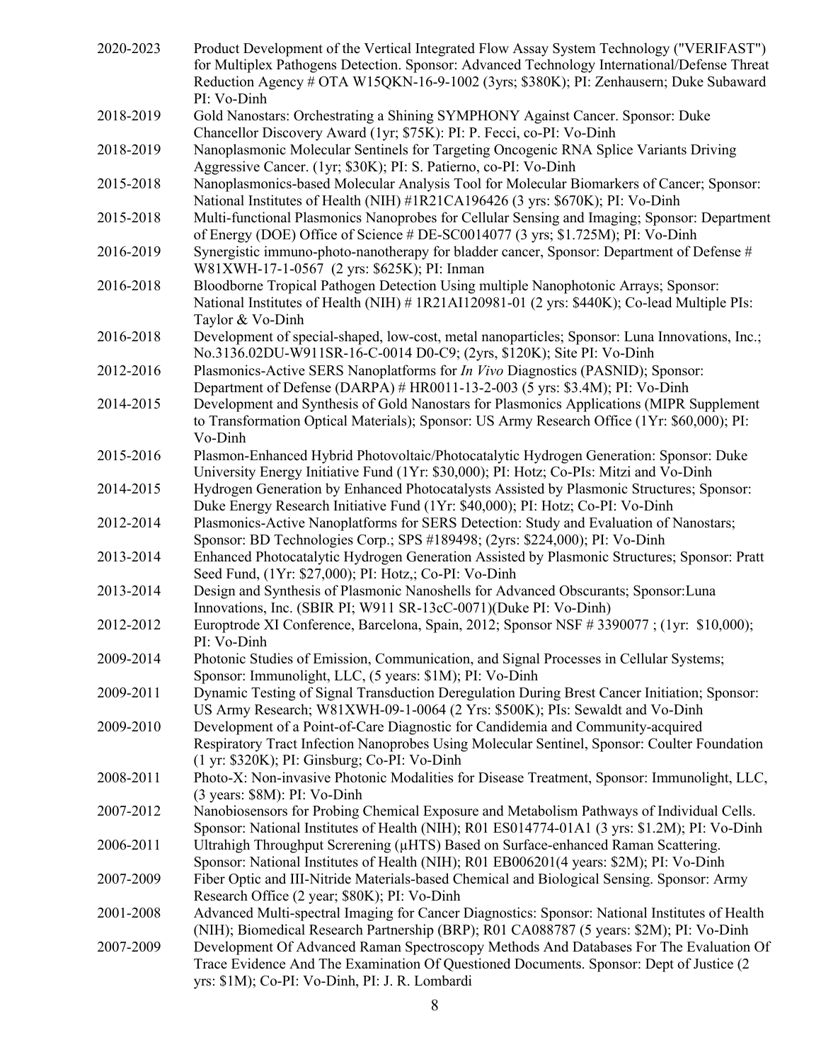2020-2023 Product Development of the Vertical Integrated Flow Assay System Technology ("VERIFAST") for Multiplex Pathogens Detection. Sponsor: Advanced Technology International/Defense Threat Reduction Agency # OTA W15QKN-16-9-1002 (3yrs; $380K); PI: Zenhausern; Duke Subaward PI: Vo-Dinh

2018-2019 Gold Nanostars: Orchestrating a Shining SYMPHONY Against Cancer. Sponsor: Duke Chancellor Discovery Award (1yr; $75K): PI: P. Fecci, co-PI: Vo-Dinh

2018-2019 Nanoplasmonic Molecular Sentinels for Targeting Oncogenic RNA Splice Variants Driving Aggressive Cancer. (1yr; $30K); PI: S. Patierno, co-PI: Vo-Dinh

2015-2018 Nanoplasmonics-based Molecular Analysis Tool for Molecular Biomarkers of Cancer; Sponsor: National Institutes of Health (NIH) #1R21CA196426 (3 yrs: $670K); PI: Vo-Dinh

2015-2018 Multi-functional Plasmonics Nanoprobes for Cellular Sensing and Imaging; Sponsor: Department of Energy (DOE) Office of Science # DE-SC0014077 (3 yrs; $1.725M); PI: Vo-Dinh

2016-2019 Synergistic immuno-photo-nanotherapy for bladder cancer, Sponsor: Department of Defense # W81XWH-17-1-0567 (2 yrs: $625K); PI: Inman

2016-2018 Bloodborne Tropical Pathogen Detection Using multiple Nanophotonic Arrays; Sponsor: National Institutes of Health (NIH) # 1R21AI120981-01 (2 yrs: $440K); Co-lead Multiple PIs: Taylor & Vo-Dinh

2016-2018 Development of special-shaped, low-cost, metal nanoparticles; Sponsor: Luna Innovations, Inc.; No.3136.02DU-W911SR-16-C-0014 D0-C9; (2yrs, $120K); Site PI: Vo-Dinh

2012-2016 Plasmonics-Active SERS Nanoplatforms for *In Vivo* Diagnostics (PASNID); Sponsor: Department of Defense (DARPA) # HR0011-13-2-003 (5 yrs: $3.4M); PI: Vo-Dinh

2014-2015 Development and Synthesis of Gold Nanostars for Plasmonics Applications (MIPR Supplement to Transformation Optical Materials); Sponsor: US Army Research Office (1Yr: $60,000); PI: Vo-Dinh

2015-2016 Plasmon-Enhanced Hybrid Photovoltaic/Photocatalytic Hydrogen Generation: Sponsor: Duke University Energy Initiative Fund (1Yr: $30,000); PI: Hotz; Co-PIs: Mitzi and Vo-Dinh

2014-2015 Hydrogen Generation by Enhanced Photocatalysts Assisted by Plasmonic Structures; Sponsor: Duke Energy Research Initiative Fund (1Yr: $40,000); PI: Hotz; Co-PI: Vo-Dinh

2012-2014 Plasmonics-Active Nanoplatforms for SERS Detection: Study and Evaluation of Nanostars; Sponsor: BD Technologies Corp.; SPS #189498; (2yrs: $224,000); PI: Vo-Dinh

2013-2014 Enhanced Photocatalytic Hydrogen Generation Assisted by Plasmonic Structures; Sponsor: Pratt Seed Fund, (1Yr: $27,000); PI: Hotz,; Co-PI: Vo-Dinh

2013-2014 Design and Synthesis of Plasmonic Nanoshells for Advanced Obscurants; Sponsor:Luna Innovations, Inc. (SBIR PI; W911 SR-13cC-0071)(Duke PI: Vo-Dinh)

2012-2012 Europtrode XI Conference, Barcelona, Spain, 2012; Sponsor NSF # 3390077 ; (1yr: $10,000); PI: Vo-Dinh

2009-2014 Photonic Studies of Emission, Communication, and Signal Processes in Cellular Systems; Sponsor: Immunolight, LLC, (5 years: $1M); PI: Vo-Dinh

2009-2011 Dynamic Testing of Signal Transduction Deregulation During Brest Cancer Initiation; Sponsor: US Army Research; W81XWH-09-1-0064 (2 Yrs: $500K); PIs: Sewaldt and Vo-Dinh

2009-2010 Development of a Point-of-Care Diagnostic for Candidemia and Community-acquired Respiratory Tract Infection Nanoprobes Using Molecular Sentinel, Sponsor: Coulter Foundation (1 yr: $320K); PI: Ginsburg; Co-PI: Vo-Dinh

2008-2011 Photo-X: Non-invasive Photonic Modalities for Disease Treatment, Sponsor: Immunolight, LLC, (3 years: $8M): PI: Vo-Dinh

2007-2012 Nanobiosensors for Probing Chemical Exposure and Metabolism Pathways of Individual Cells. Sponsor: National Institutes of Health (NIH); R01 ES014774-01A1 (3 yrs: $1.2M); PI: Vo-Dinh

2006-2011 Ultrahigh Throughput Screrening (µHTS) Based on Surface-enhanced Raman Scattering. Sponsor: National Institutes of Health (NIH); R01 EB006201(4 years: $2M); PI: Vo-Dinh

2007-2009 Fiber Optic and III-Nitride Materials-based Chemical and Biological Sensing. Sponsor: Army Research Office (2 year; $80K); PI: Vo-Dinh

2001-2008 Advanced Multi-spectral Imaging for Cancer Diagnostics: Sponsor: National Institutes of Health (NIH); Biomedical Research Partnership (BRP); R01 CA088787 (5 years: $2M); PI: Vo-Dinh

2007-2009 Development Of Advanced Raman Spectroscopy Methods And Databases For The Evaluation Of Trace Evidence And The Examination Of Questioned Documents. Sponsor: Dept of Justice (2 yrs: $1M); Co-PI: Vo-Dinh, PI: J. R. Lombardi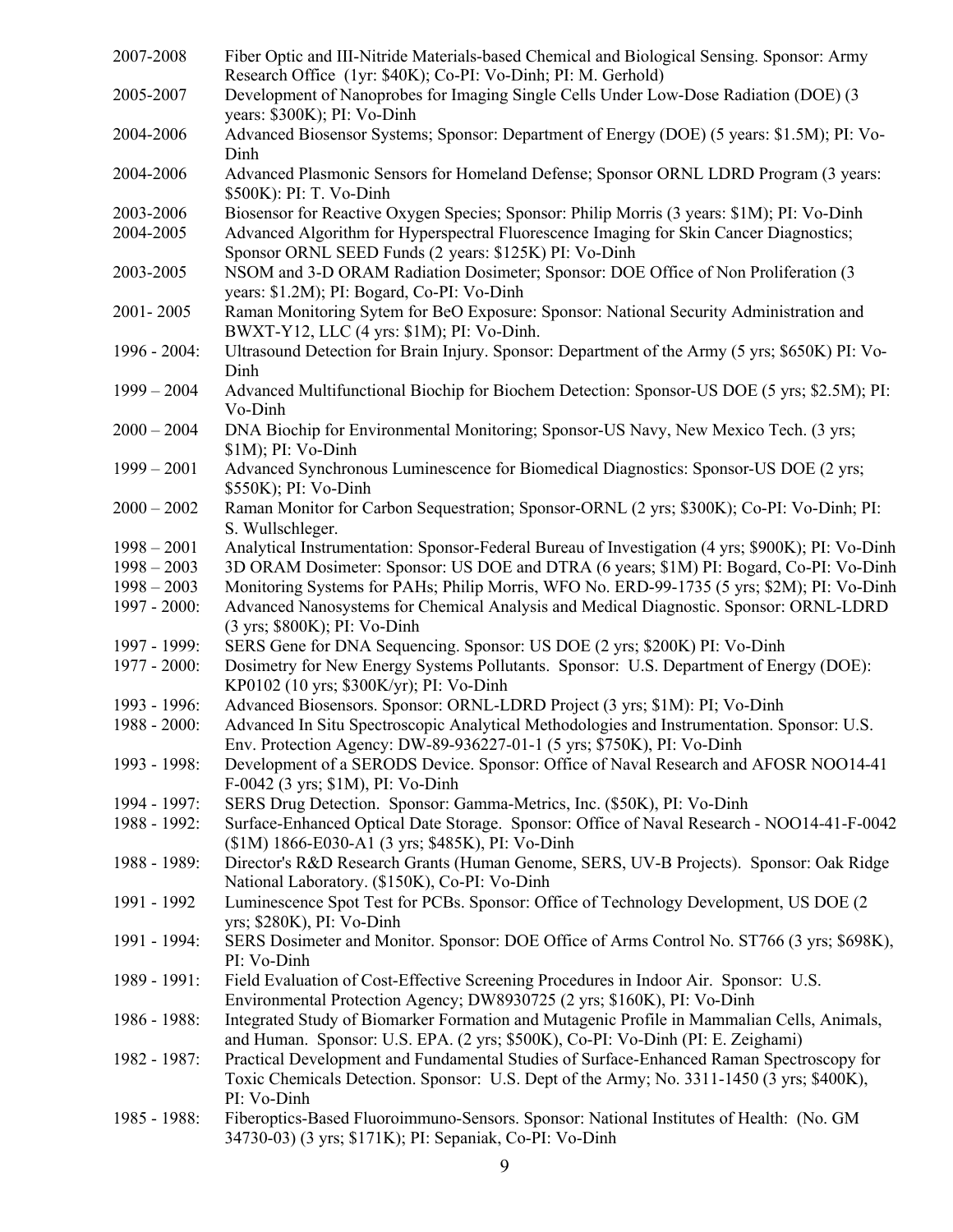| | |
|---|---|
| 2007-2008 | Fiber Optic and III-Nitride Materials-based Chemical and Biological Sensing. Sponsor: Army Research Office (1yr: $40K); Co-PI: Vo-Dinh; PI: M. Gerhold) |
| 2005-2007 | Development of Nanoprobes for Imaging Single Cells Under Low-Dose Radiation (DOE) (3 years: $300K); PI: Vo-Dinh |
| 2004-2006 | Advanced Biosensor Systems; Sponsor: Department of Energy (DOE) (5 years: $1.5M); PI: Vo-Dinh |
| 2004-2006 | Advanced Plasmonic Sensors for Homeland Defense; Sponsor ORNL LDRD Program (3 years: $500K): PI: T. Vo-Dinh |
| 2003-2006 | Biosensor for Reactive Oxygen Species; Sponsor: Philip Morris (3 years: $1M); PI: Vo-Dinh |
| 2004-2005 | Advanced Algorithm for Hyperspectral Fluorescence Imaging for Skin Cancer Diagnostics; Sponsor ORNL SEED Funds (2 years: $125K) PI: Vo-Dinh |
| 2003-2005 | NSOM and 3-D ORAM Radiation Dosimeter; Sponsor: DOE Office of Non Proliferation (3 years: $1.2M); PI: Bogard, Co-PI: Vo-Dinh |
| 2001- 2005 | Raman Monitoring Sytem for BeO Exposure: Sponsor: National Security Administration and BWXT-Y12, LLC (4 yrs: $1M); PI: Vo-Dinh. |
| 1996 - 2004: | Ultrasound Detection for Brain Injury. Sponsor: Department of the Army (5 yrs; $650K) PI: Vo-Dinh |
| 1999 – 2004 | Advanced Multifunctional Biochip for Biochem Detection: Sponsor-US DOE (5 yrs; $2.5M); PI: Vo-Dinh |
| 2000 – 2004 | DNA Biochip for Environmental Monitoring; Sponsor-US Navy, New Mexico Tech. (3 yrs; $1M); PI: Vo-Dinh |
| 1999 – 2001 | Advanced Synchronous Luminescence for Biomedical Diagnostics: Sponsor-US DOE (2 yrs; $550K); PI: Vo-Dinh |
| 2000 – 2002 | Raman Monitor for Carbon Sequestration; Sponsor-ORNL (2 yrs; $300K); Co-PI: Vo-Dinh; PI: S. Wullschleger. |
| 1998 – 2001 | Analytical Instrumentation: Sponsor-Federal Bureau of Investigation (4 yrs; $900K); PI: Vo-Dinh |
| 1998 – 2003 | 3D ORAM Dosimeter: Sponsor: US DOE and DTRA (6 years; $1M) PI: Bogard, Co-PI: Vo-Dinh |
| 1998 – 2003 | Monitoring Systems for PAHs; Philip Morris, WFO No. ERD-99-1735 (5 yrs; $2M); PI: Vo-Dinh |
| 1997 - 2000: | Advanced Nanosystems for Chemical Analysis and Medical Diagnostic. Sponsor: ORNL-LDRD (3 yrs; $800K); PI: Vo-Dinh |
| 1997 - 1999: | SERS Gene for DNA Sequencing. Sponsor: US DOE (2 yrs; $200K) PI: Vo-Dinh |
| 1977 - 2000: | Dosimetry for New Energy Systems Pollutants. Sponsor: U.S. Department of Energy (DOE): KP0102 (10 yrs; $300K/yr); PI: Vo-Dinh |
| 1993 - 1996: | Advanced Biosensors. Sponsor: ORNL-LDRD Project (3 yrs; $1M): PI; Vo-Dinh |
| 1988 - 2000: | Advanced In Situ Spectroscopic Analytical Methodologies and Instrumentation. Sponsor: U.S. Env. Protection Agency: DW-89-936227-01-1 (5 yrs; $750K), PI: Vo-Dinh |
| 1993 - 1998: | Development of a SERODS Device. Sponsor: Office of Naval Research and AFOSR NOO14-41 F-0042 (3 yrs; $1M), PI: Vo-Dinh |
| 1994 - 1997: | SERS Drug Detection. Sponsor: Gamma-Metrics, Inc. ($50K), PI: Vo-Dinh |
| 1988 - 1992: | Surface-Enhanced Optical Date Storage. Sponsor: Office of Naval Research - NOO14-41-F-0042 ($1M) 1866-E030-A1 (3 yrs; $485K), PI: Vo-Dinh |
| 1988 - 1989: | Director's R&D Research Grants (Human Genome, SERS, UV-B Projects). Sponsor: Oak Ridge National Laboratory. ($150K), Co-PI: Vo-Dinh |
| 1991 - 1992 | Luminescence Spot Test for PCBs. Sponsor: Office of Technology Development, US DOE (2 yrs; $280K), PI: Vo-Dinh |
| 1991 - 1994: | SERS Dosimeter and Monitor. Sponsor: DOE Office of Arms Control No. ST766 (3 yrs; $698K), PI: Vo-Dinh |
| 1989 - 1991: | Field Evaluation of Cost-Effective Screening Procedures in Indoor Air. Sponsor: U.S. Environmental Protection Agency; DW8930725 (2 yrs; $160K), PI: Vo-Dinh |
| 1986 - 1988: | Integrated Study of Biomarker Formation and Mutagenic Profile in Mammalian Cells, Animals, and Human. Sponsor: U.S. EPA. (2 yrs; $500K), Co-PI: Vo-Dinh (PI: E. Zeighami) |
| 1982 - 1987: | Practical Development and Fundamental Studies of Surface-Enhanced Raman Spectroscopy for Toxic Chemicals Detection. Sponsor: U.S. Dept of the Army; No. 3311-1450 (3 yrs; $400K), PI: Vo-Dinh |
| 1985 - 1988: | Fiberoptics-Based Fluoroimmuno-Sensors. Sponsor: National Institutes of Health: (No. GM 34730-03) (3 yrs; $171K); PI: Sepaniak, Co-PI: Vo-Dinh |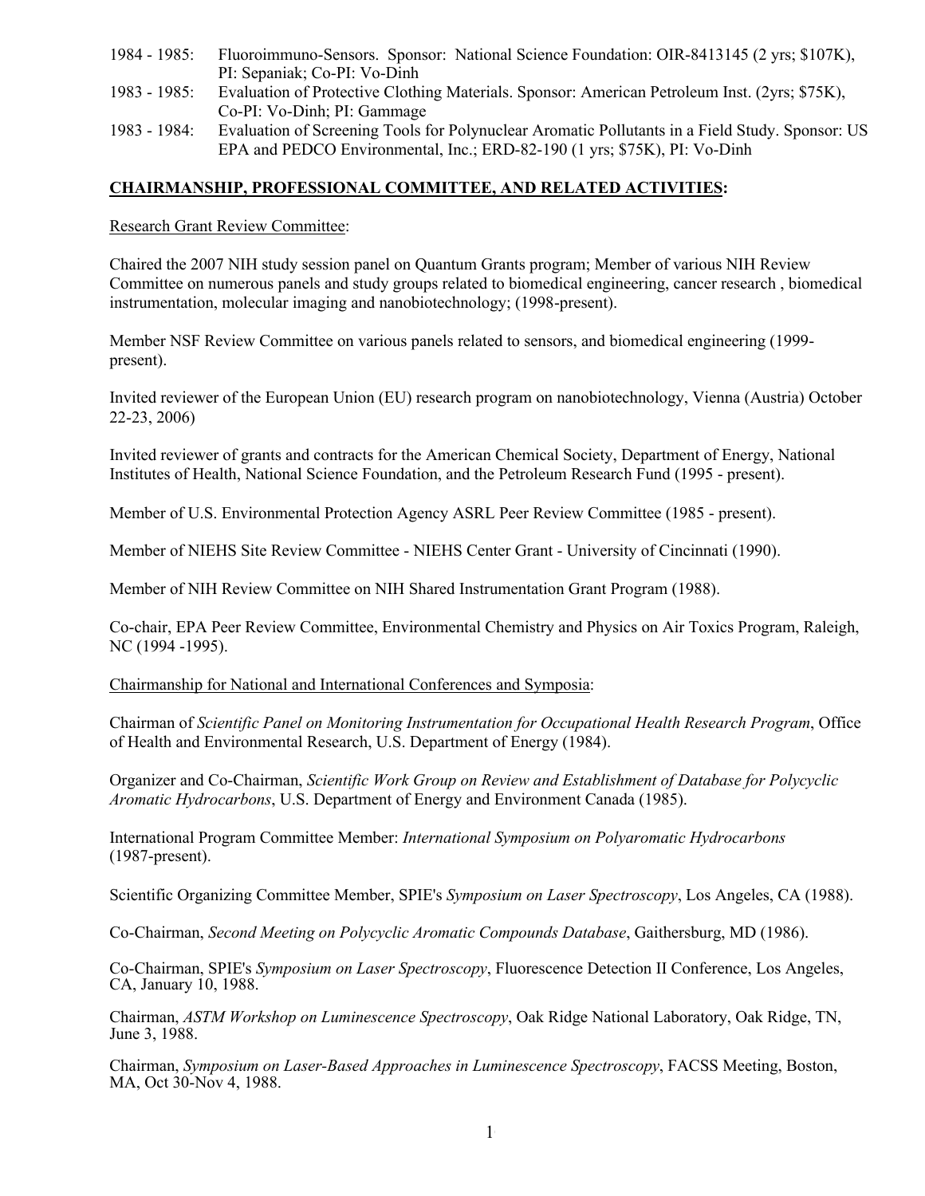1984 - 1985: Fluoroimmuno-Sensors. Sponsor: National Science Foundation: OIR-8413145 (2 yrs; $107K), PI: Sepaniak; Co-PI: Vo-Dinh

1983 - 1985: Evaluation of Protective Clothing Materials. Sponsor: American Petroleum Inst. (2yrs; $75K), Co-PI: Vo-Dinh; PI: Gammage

1983 - 1984: Evaluation of Screening Tools for Polynuclear Aromatic Pollutants in a Field Study. Sponsor: US EPA and PEDCO Environmental, Inc.; ERD-82-190 (1 yrs; $75K), PI: Vo-Dinh

**CHAIRMANSHIP, PROFESSIONAL COMMITTEE, AND RELATED ACTIVITIES:**

Research Grant Review Committee:

Chaired the 2007 NIH study session panel on Quantum Grants program; Member of various NIH Review Committee on numerous panels and study groups related to biomedical engineering, cancer research , biomedical instrumentation, molecular imaging and nanobiotechnology; (1998-present).

Member NSF Review Committee on various panels related to sensors, and biomedical engineering (1999-present).

Invited reviewer of the European Union (EU) research program on nanobiotechnology, Vienna (Austria) October 22-23, 2006)

Invited reviewer of grants and contracts for the American Chemical Society, Department of Energy, National Institutes of Health, National Science Foundation, and the Petroleum Research Fund (1995 - present).

Member of U.S. Environmental Protection Agency ASRL Peer Review Committee (1985 - present).

Member of NIEHS Site Review Committee - NIEHS Center Grant - University of Cincinnati (1990).

Member of NIH Review Committee on NIH Shared Instrumentation Grant Program (1988).

Co-chair, EPA Peer Review Committee, Environmental Chemistry and Physics on Air Toxics Program, Raleigh, NC (1994 -1995).

Chairmanship for National and International Conferences and Symposia:

Chairman of *Scientific Panel on Monitoring Instrumentation for Occupational Health Research Program*, Office of Health and Environmental Research, U.S. Department of Energy (1984).

Organizer and Co-Chairman, *Scientific Work Group on Review and Establishment of Database for Polycyclic Aromatic Hydrocarbons*, U.S. Department of Energy and Environment Canada (1985).

International Program Committee Member: *International Symposium on Polyaromatic Hydrocarbons* (1987-present).

Scientific Organizing Committee Member, SPIE's *Symposium on Laser Spectroscopy*, Los Angeles, CA (1988).

Co-Chairman, *Second Meeting on Polycyclic Aromatic Compounds Database*, Gaithersburg, MD (1986).

Co-Chairman, SPIE's *Symposium on Laser Spectroscopy*, Fluorescence Detection II Conference, Los Angeles, CA, January 10, 1988.

Chairman, *ASTM Workshop on Luminescence Spectroscopy*, Oak Ridge National Laboratory, Oak Ridge, TN, June 3, 1988.

Chairman, *Symposium on Laser-Based Approaches in Luminescence Spectroscopy*, FACSS Meeting, Boston, MA, Oct 30-Nov 4, 1988.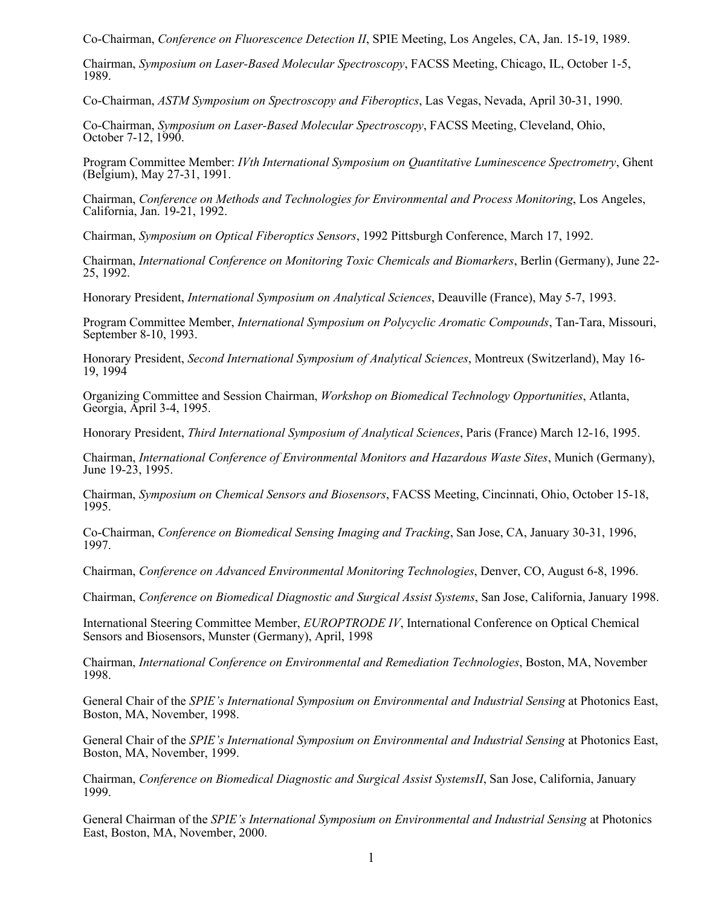Co-Chairman, *Conference on Fluorescence Detection II*, SPIE Meeting, Los Angeles, CA, Jan. 15-19, 1989.

Chairman, *Symposium on Laser-Based Molecular Spectroscopy*, FACSS Meeting, Chicago, IL, October 1-5, 1989.

Co-Chairman, *ASTM Symposium on Spectroscopy and Fiberoptics*, Las Vegas, Nevada, April 30-31, 1990.

Co-Chairman, *Symposium on Laser-Based Molecular Spectroscopy*, FACSS Meeting, Cleveland, Ohio, October 7-12, 1990.

Program Committee Member: *IVth International Symposium on Quantitative Luminescence Spectrometry*, Ghent (Belgium), May 27-31, 1991.

Chairman, *Conference on Methods and Technologies for Environmental and Process Monitoring*, Los Angeles, California, Jan. 19-21, 1992.

Chairman, *Symposium on Optical Fiberoptics Sensors*, 1992 Pittsburgh Conference, March 17, 1992.

Chairman, *International Conference on Monitoring Toxic Chemicals and Biomarkers*, Berlin (Germany), June 22-25, 1992.

Honorary President, *International Symposium on Analytical Sciences*, Deauville (France), May 5-7, 1993.

Program Committee Member, *International Symposium on Polycyclic Aromatic Compounds*, Tan-Tara, Missouri, September 8-10, 1993.

Honorary President, *Second International Symposium of Analytical Sciences*, Montreux (Switzerland), May 16-19, 1994

Organizing Committee and Session Chairman, *Workshop on Biomedical Technology Opportunities*, Atlanta, Georgia, April 3-4, 1995.

Honorary President, *Third International Symposium of Analytical Sciences*, Paris (France) March 12-16, 1995.

Chairman, *International Conference of Environmental Monitors and Hazardous Waste Sites*, Munich (Germany), June 19-23, 1995.

Chairman, *Symposium on Chemical Sensors and Biosensors*, FACSS Meeting, Cincinnati, Ohio, October 15-18, 1995.

Co-Chairman, *Conference on Biomedical Sensing Imaging and Tracking*, San Jose, CA, January 30-31, 1996, 1997.

Chairman, *Conference on Advanced Environmental Monitoring Technologies*, Denver, CO, August 6-8, 1996.

Chairman, *Conference on Biomedical Diagnostic and Surgical Assist Systems*, San Jose, California, January 1998.

International Steering Committee Member, *EUROPTRODE IV*, International Conference on Optical Chemical Sensors and Biosensors, Munster (Germany), April, 1998

Chairman, *International Conference on Environmental and Remediation Technologies*, Boston, MA, November 1998.

General Chair of the *SPIE's International Symposium on Environmental and Industrial Sensing* at Photonics East, Boston, MA, November, 1998.

General Chair of the *SPIE's International Symposium on Environmental and Industrial Sensing* at Photonics East, Boston, MA, November, 1999.

Chairman, *Conference on Biomedical Diagnostic and Surgical Assist SystemsII*, San Jose, California, January 1999.

General Chairman of the *SPIE's International Symposium on Environmental and Industrial Sensing* at Photonics East, Boston, MA, November, 2000.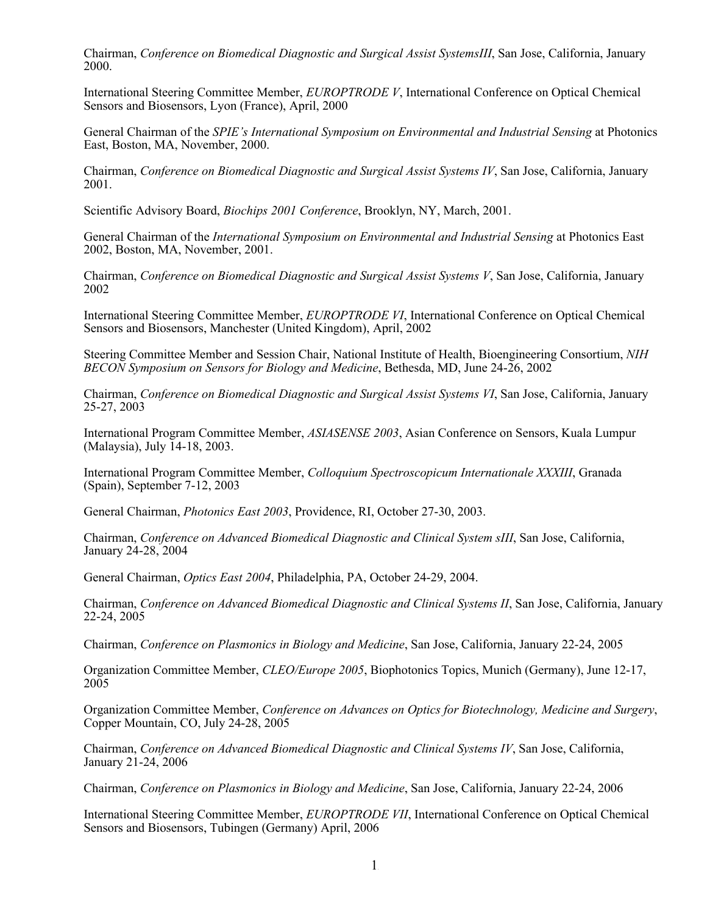Chairman, *Conference on Biomedical Diagnostic and Surgical Assist SystemsIII*, San Jose, California, January 2000.

International Steering Committee Member, *EUROPTRODE V*, International Conference on Optical Chemical Sensors and Biosensors, Lyon (France), April, 2000

General Chairman of the *SPIE's International Symposium on Environmental and Industrial Sensing* at Photonics East, Boston, MA, November, 2000.

Chairman, *Conference on Biomedical Diagnostic and Surgical Assist Systems IV*, San Jose, California, January 2001.

Scientific Advisory Board, *Biochips 2001 Conference*, Brooklyn, NY, March, 2001.

General Chairman of the *International Symposium on Environmental and Industrial Sensing* at Photonics East 2002, Boston, MA, November, 2001.

Chairman, *Conference on Biomedical Diagnostic and Surgical Assist Systems V*, San Jose, California, January 2002

International Steering Committee Member, *EUROPTRODE VI*, International Conference on Optical Chemical Sensors and Biosensors, Manchester (United Kingdom), April, 2002

Steering Committee Member and Session Chair, National Institute of Health, Bioengineering Consortium, *NIH BECON Symposium on Sensors for Biology and Medicine*, Bethesda, MD, June 24-26, 2002

Chairman, *Conference on Biomedical Diagnostic and Surgical Assist Systems VI*, San Jose, California, January 25-27, 2003

International Program Committee Member, *ASIASENSE 2003*, Asian Conference on Sensors, Kuala Lumpur (Malaysia), July 14-18, 2003.

International Program Committee Member, *Colloquium Spectroscopicum Internationale XXXIII*, Granada (Spain), September 7-12, 2003

General Chairman, *Photonics East 2003*, Providence, RI, October 27-30, 2003.

Chairman, *Conference on Advanced Biomedical Diagnostic and Clinical System sIII*, San Jose, California, January 24-28, 2004

General Chairman, *Optics East 2004*, Philadelphia, PA, October 24-29, 2004.

Chairman, *Conference on Advanced Biomedical Diagnostic and Clinical Systems II*, San Jose, California, January 22-24, 2005

Chairman, *Conference on Plasmonics in Biology and Medicine*, San Jose, California, January 22-24, 2005

Organization Committee Member, *CLEO/Europe 2005*, Biophotonics Topics, Munich (Germany), June 12-17, 2005

Organization Committee Member, *Conference on Advances on Optics for Biotechnology, Medicine and Surgery*, Copper Mountain, CO, July 24-28, 2005

Chairman, *Conference on Advanced Biomedical Diagnostic and Clinical Systems IV*, San Jose, California, January 21-24, 2006

Chairman, *Conference on Plasmonics in Biology and Medicine*, San Jose, California, January 22-24, 2006

International Steering Committee Member, *EUROPTRODE VII*, International Conference on Optical Chemical Sensors and Biosensors, Tubingen (Germany) April, 2006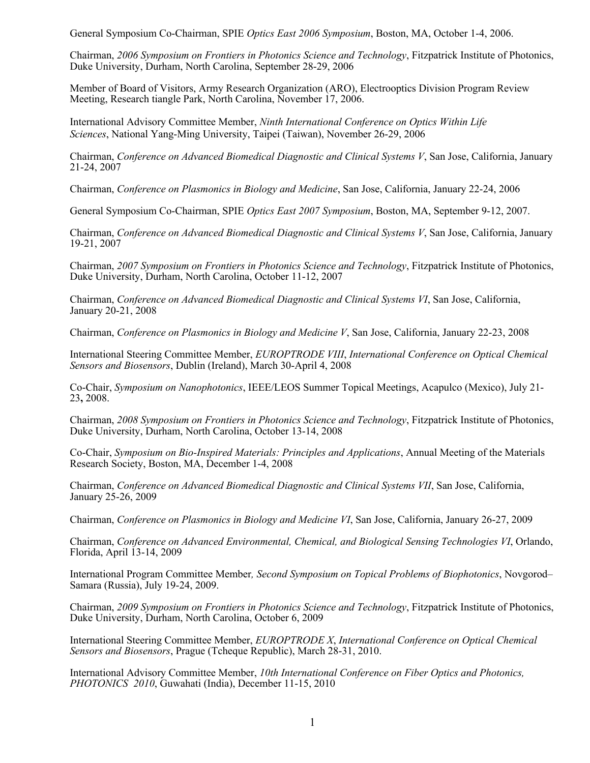General Symposium Co-Chairman, SPIE *Optics East 2006 Symposium*, Boston, MA, October 1-4, 2006.

Chairman, *2006 Symposium on Frontiers in Photonics Science and Technology*, Fitzpatrick Institute of Photonics, Duke University, Durham, North Carolina, September 28-29, 2006

Member of Board of Visitors, Army Research Organization (ARO), Electrooptics Division Program Review Meeting, Research tiangle Park, North Carolina, November 17, 2006.

International Advisory Committee Member, *Ninth International Conference on Optics Within Life Sciences*, National Yang-Ming University, Taipei (Taiwan), November 26-29, 2006

Chairman, *Conference on Advanced Biomedical Diagnostic and Clinical Systems V*, San Jose, California, January 21-24, 2007

Chairman, *Conference on Plasmonics in Biology and Medicine*, San Jose, California, January 22-24, 2006

General Symposium Co-Chairman, SPIE *Optics East 2007 Symposium*, Boston, MA, September 9-12, 2007.

Chairman, *Conference on Advanced Biomedical Diagnostic and Clinical Systems V*, San Jose, California, January 19-21, 2007

Chairman, *2007 Symposium on Frontiers in Photonics Science and Technology*, Fitzpatrick Institute of Photonics, Duke University, Durham, North Carolina, October 11-12, 2007

Chairman, *Conference on Advanced Biomedical Diagnostic and Clinical Systems VI*, San Jose, California, January 20-21, 2008

Chairman, *Conference on Plasmonics in Biology and Medicine V*, San Jose, California, January 22-23, 2008

International Steering Committee Member, *EUROPTRODE VIII*, *International Conference on Optical Chemical Sensors and Biosensors*, Dublin (Ireland), March 30-April 4, 2008

Co-Chair, *Symposium on Nanophotonics*, IEEE/LEOS Summer Topical Meetings, Acapulco (Mexico), July 21-23**,** 2008.

Chairman, *2008 Symposium on Frontiers in Photonics Science and Technology*, Fitzpatrick Institute of Photonics, Duke University, Durham, North Carolina, October 13-14, 2008

Co-Chair, *Symposium on Bio-Inspired Materials: Principles and Applications*, Annual Meeting of the Materials Research Society, Boston, MA, December 1-4, 2008

Chairman, *Conference on Advanced Biomedical Diagnostic and Clinical Systems VII*, San Jose, California, January 25-26, 2009

Chairman, *Conference on Plasmonics in Biology and Medicine VI*, San Jose, California, January 26-27, 2009

Chairman, *Conference on Advanced Environmental, Chemical, and Biological Sensing Technologies VI*, Orlando, Florida, April 13-14, 2009

International Program Committee Member*, Second Symposium on Topical Problems of Biophotonics*, Novgorod–Samara (Russia), July 19-24, 2009.

Chairman, *2009 Symposium on Frontiers in Photonics Science and Technology*, Fitzpatrick Institute of Photonics, Duke University, Durham, North Carolina, October 6, 2009

International Steering Committee Member, *EUROPTRODE X*, *International Conference on Optical Chemical Sensors and Biosensors*, Prague (Tcheque Republic), March 28-31, 2010.

International Advisory Committee Member, *10th International Conference on Fiber Optics and Photonics, PHOTONICS 2010*, Guwahati (India), December 11-15, 2010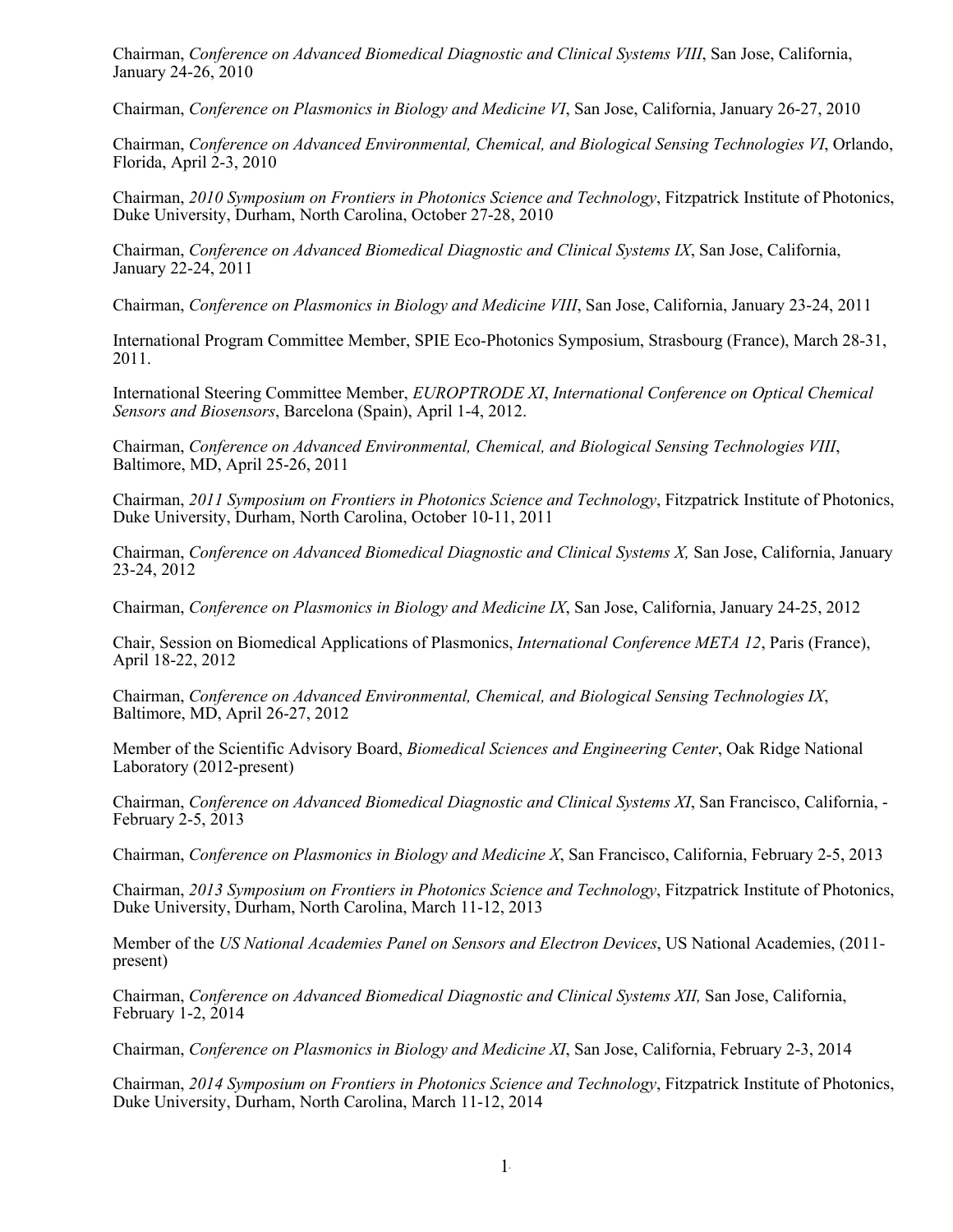Chairman, *Conference on Advanced Biomedical Diagnostic and Clinical Systems VIII*, San Jose, California, January 24-26, 2010

Chairman, *Conference on Plasmonics in Biology and Medicine VI*, San Jose, California, January 26-27, 2010

Chairman, *Conference on Advanced Environmental, Chemical, and Biological Sensing Technologies VI*, Orlando, Florida, April 2-3, 2010

Chairman, *2010 Symposium on Frontiers in Photonics Science and Technology*, Fitzpatrick Institute of Photonics, Duke University, Durham, North Carolina, October 27-28, 2010

Chairman, *Conference on Advanced Biomedical Diagnostic and Clinical Systems IX*, San Jose, California, January 22-24, 2011

Chairman, *Conference on Plasmonics in Biology and Medicine VIII*, San Jose, California, January 23-24, 2011

International Program Committee Member, SPIE Eco-Photonics Symposium, Strasbourg (France), March 28-31, 2011.

International Steering Committee Member, *EUROPTRODE XI*, *International Conference on Optical Chemical Sensors and Biosensors*, Barcelona (Spain), April 1-4, 2012.

Chairman, *Conference on Advanced Environmental, Chemical, and Biological Sensing Technologies VIII*, Baltimore, MD, April 25-26, 2011

Chairman, *2011 Symposium on Frontiers in Photonics Science and Technology*, Fitzpatrick Institute of Photonics, Duke University, Durham, North Carolina, October 10-11, 2011

Chairman, *Conference on Advanced Biomedical Diagnostic and Clinical Systems X,* San Jose, California, January 23-24, 2012

Chairman, *Conference on Plasmonics in Biology and Medicine IX*, San Jose, California, January 24-25, 2012

Chair, Session on Biomedical Applications of Plasmonics, *International Conference META 12*, Paris (France), April 18-22, 2012

Chairman, *Conference on Advanced Environmental, Chemical, and Biological Sensing Technologies IX*, Baltimore, MD, April 26-27, 2012

Member of the Scientific Advisory Board, *Biomedical Sciences and Engineering Center*, Oak Ridge National Laboratory (2012-present)

Chairman, *Conference on Advanced Biomedical Diagnostic and Clinical Systems XI*, San Francisco, California, - February 2-5, 2013

Chairman, *Conference on Plasmonics in Biology and Medicine X*, San Francisco, California, February 2-5, 2013

Chairman, *2013 Symposium on Frontiers in Photonics Science and Technology*, Fitzpatrick Institute of Photonics, Duke University, Durham, North Carolina, March 11-12, 2013

Member of the *US National Academies Panel on Sensors and Electron Devices*, US National Academies, (2011-present)

Chairman, *Conference on Advanced Biomedical Diagnostic and Clinical Systems XII,* San Jose, California, February 1-2, 2014

Chairman, *Conference on Plasmonics in Biology and Medicine XI*, San Jose, California, February 2-3, 2014

Chairman, *2014 Symposium on Frontiers in Photonics Science and Technology*, Fitzpatrick Institute of Photonics, Duke University, Durham, North Carolina, March 11-12, 2014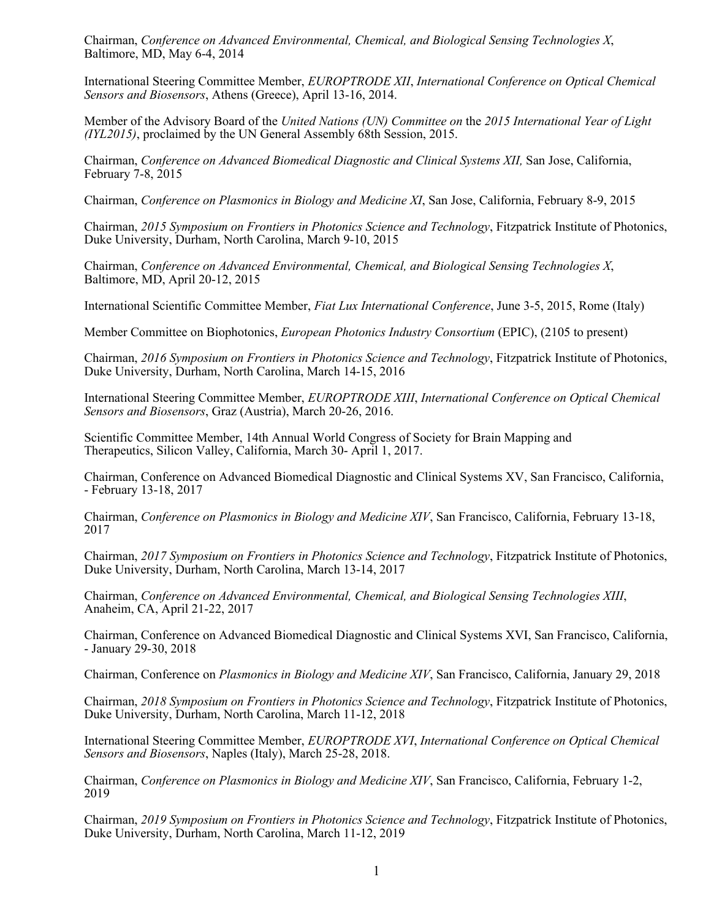Chairman, *Conference on Advanced Environmental, Chemical, and Biological Sensing Technologies X*, Baltimore, MD, May 6-4, 2014

International Steering Committee Member, *EUROPTRODE XII*, *International Conference on Optical Chemical Sensors and Biosensors*, Athens (Greece), April 13-16, 2014.

Member of the Advisory Board of the *United Nations (UN) Committee on* the *2015 International Year of Light (IYL2015)*, proclaimed by the UN General Assembly 68th Session, 2015.

Chairman, *Conference on Advanced Biomedical Diagnostic and Clinical Systems XII,* San Jose, California, February 7-8, 2015

Chairman, *Conference on Plasmonics in Biology and Medicine XI*, San Jose, California, February 8-9, 2015

Chairman, *2015 Symposium on Frontiers in Photonics Science and Technology*, Fitzpatrick Institute of Photonics, Duke University, Durham, North Carolina, March 9-10, 2015

Chairman, *Conference on Advanced Environmental, Chemical, and Biological Sensing Technologies X*, Baltimore, MD, April 20-12, 2015

International Scientific Committee Member, *Fiat Lux International Conference*, June 3-5, 2015, Rome (Italy)

Member Committee on Biophotonics, *European Photonics Industry Consortium* (EPIC), (2105 to present)

Chairman, *2016 Symposium on Frontiers in Photonics Science and Technology*, Fitzpatrick Institute of Photonics, Duke University, Durham, North Carolina, March 14-15, 2016

International Steering Committee Member, *EUROPTRODE XIII*, *International Conference on Optical Chemical Sensors and Biosensors*, Graz (Austria), March 20-26, 2016.

Scientific Committee Member, 14th Annual World Congress of Society for Brain Mapping and Therapeutics, Silicon Valley, California, March 30- April 1, 2017.

Chairman, Conference on Advanced Biomedical Diagnostic and Clinical Systems XV, San Francisco, California, - February 13-18, 2017

Chairman, *Conference on Plasmonics in Biology and Medicine XIV*, San Francisco, California, February 13-18, 2017

Chairman, *2017 Symposium on Frontiers in Photonics Science and Technology*, Fitzpatrick Institute of Photonics, Duke University, Durham, North Carolina, March 13-14, 2017

Chairman, *Conference on Advanced Environmental, Chemical, and Biological Sensing Technologies XIII*, Anaheim, CA, April 21-22, 2017

Chairman, Conference on Advanced Biomedical Diagnostic and Clinical Systems XVI, San Francisco, California, - January 29-30, 2018

Chairman, Conference on *Plasmonics in Biology and Medicine XIV*, San Francisco, California, January 29, 2018

Chairman, *2018 Symposium on Frontiers in Photonics Science and Technology*, Fitzpatrick Institute of Photonics, Duke University, Durham, North Carolina, March 11-12, 2018

International Steering Committee Member, *EUROPTRODE XVI*, *International Conference on Optical Chemical Sensors and Biosensors*, Naples (Italy), March 25-28, 2018.

Chairman, *Conference on Plasmonics in Biology and Medicine XIV*, San Francisco, California, February 1-2, 2019

Chairman, *2019 Symposium on Frontiers in Photonics Science and Technology*, Fitzpatrick Institute of Photonics, Duke University, Durham, North Carolina, March 11-12, 2019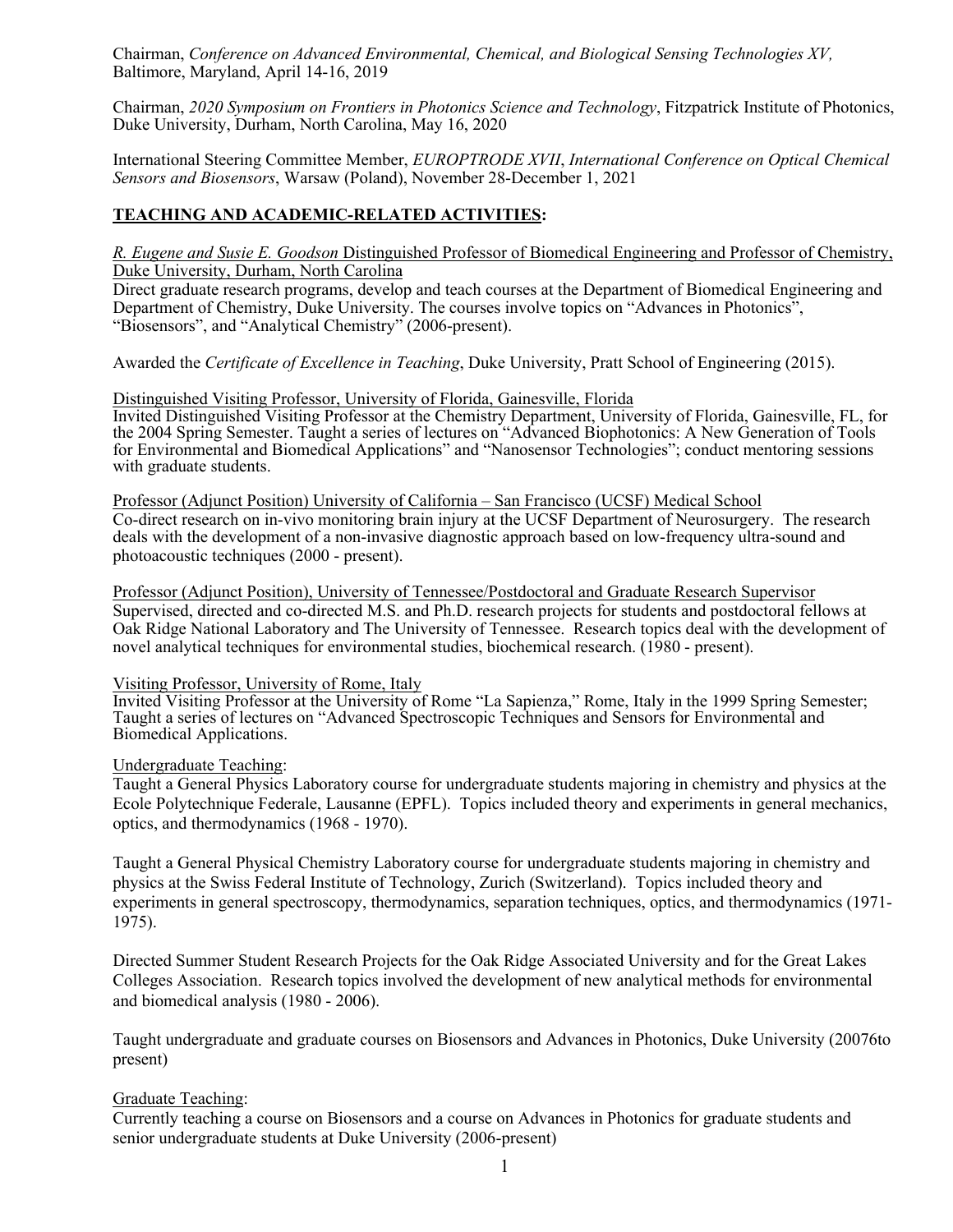Chairman, *Conference on Advanced Environmental, Chemical, and Biological Sensing Technologies XV,* Baltimore, Maryland, April 14-16, 2019

Chairman, *2020 Symposium on Frontiers in Photonics Science and Technology*, Fitzpatrick Institute of Photonics, Duke University, Durham, North Carolina, May 16, 2020

International Steering Committee Member, *EUROPTRODE XVII*, *International Conference on Optical Chemical Sensors and Biosensors*, Warsaw (Poland), November 28-December 1, 2021

## TEACHING AND ACADEMIC-RELATED ACTIVITIES:

*R. Eugene and Susie E. Goodson* Distinguished Professor of Biomedical Engineering and Professor of Chemistry, Duke University, Durham, North Carolina
Direct graduate research programs, develop and teach courses at the Department of Biomedical Engineering and Department of Chemistry, Duke University. The courses involve topics on "Advances in Photonics", "Biosensors", and "Analytical Chemistry" (2006-present).

Awarded the *Certificate of Excellence in Teaching*, Duke University, Pratt School of Engineering (2015).

Distinguished Visiting Professor, University of Florida, Gainesville, Florida
Invited Distinguished Visiting Professor at the Chemistry Department, University of Florida, Gainesville, FL, for the 2004 Spring Semester. Taught a series of lectures on "Advanced Biophotonics: A New Generation of Tools for Environmental and Biomedical Applications" and "Nanosensor Technologies"; conduct mentoring sessions with graduate students.

Professor (Adjunct Position) University of California – San Francisco (UCSF) Medical School
Co-direct research on in-vivo monitoring brain injury at the UCSF Department of Neurosurgery. The research deals with the development of a non-invasive diagnostic approach based on low-frequency ultra-sound and photoacoustic techniques (2000 - present).

Professor (Adjunct Position), University of Tennessee/Postdoctoral and Graduate Research Supervisor
Supervised, directed and co-directed M.S. and Ph.D. research projects for students and postdoctoral fellows at Oak Ridge National Laboratory and The University of Tennessee. Research topics deal with the development of novel analytical techniques for environmental studies, biochemical research. (1980 - present).

Visiting Professor, University of Rome, Italy
Invited Visiting Professor at the University of Rome "La Sapienza," Rome, Italy in the 1999 Spring Semester; Taught a series of lectures on "Advanced Spectroscopic Techniques and Sensors for Environmental and Biomedical Applications.

Undergraduate Teaching:
Taught a General Physics Laboratory course for undergraduate students majoring in chemistry and physics at the Ecole Polytechnique Federale, Lausanne (EPFL). Topics included theory and experiments in general mechanics, optics, and thermodynamics (1968 - 1970).

Taught a General Physical Chemistry Laboratory course for undergraduate students majoring in chemistry and physics at the Swiss Federal Institute of Technology, Zurich (Switzerland). Topics included theory and experiments in general spectroscopy, thermodynamics, separation techniques, optics, and thermodynamics (1971-1975).

Directed Summer Student Research Projects for the Oak Ridge Associated University and for the Great Lakes Colleges Association. Research topics involved the development of new analytical methods for environmental and biomedical analysis (1980 - 2006).

Taught undergraduate and graduate courses on Biosensors and Advances in Photonics, Duke University (20076to present)

Graduate Teaching:
Currently teaching a course on Biosensors and a course on Advances in Photonics for graduate students and senior undergraduate students at Duke University (2006-present)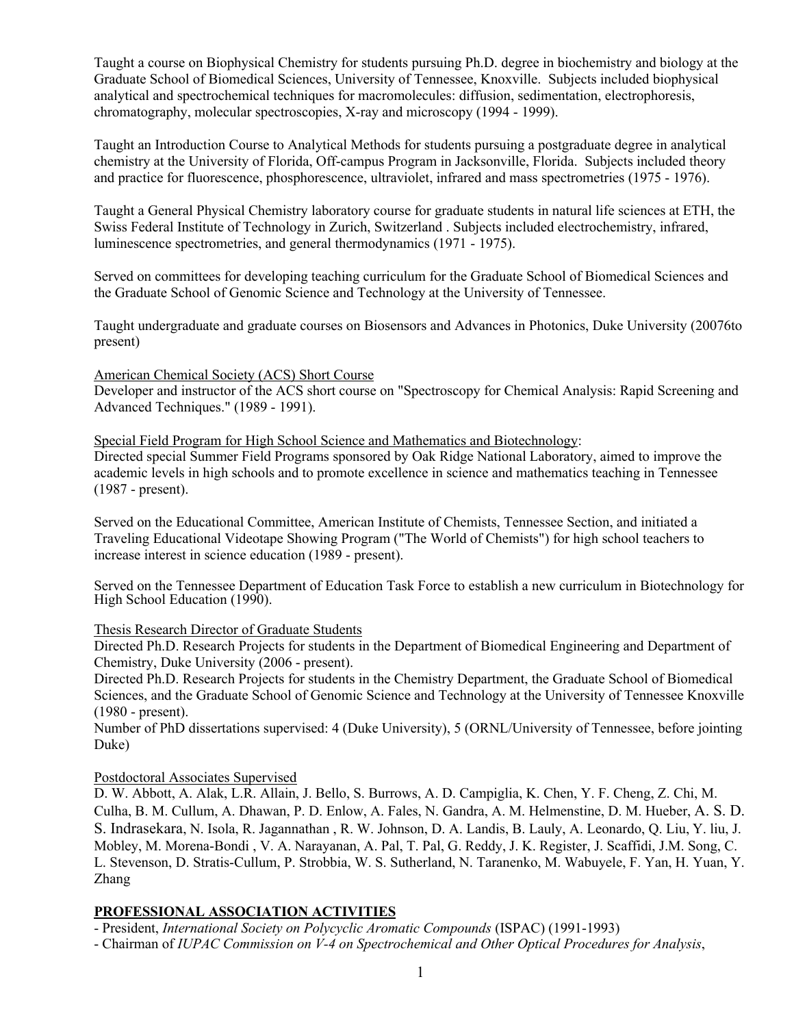Taught a course on Biophysical Chemistry for students pursuing Ph.D. degree in biochemistry and biology at the Graduate School of Biomedical Sciences, University of Tennessee, Knoxville. Subjects included biophysical analytical and spectrochemical techniques for macromolecules: diffusion, sedimentation, electrophoresis, chromatography, molecular spectroscopies, X-ray and microscopy (1994 - 1999).

Taught an Introduction Course to Analytical Methods for students pursuing a postgraduate degree in analytical chemistry at the University of Florida, Off-campus Program in Jacksonville, Florida. Subjects included theory and practice for fluorescence, phosphorescence, ultraviolet, infrared and mass spectrometries (1975 - 1976).

Taught a General Physical Chemistry laboratory course for graduate students in natural life sciences at ETH, the Swiss Federal Institute of Technology in Zurich, Switzerland . Subjects included electrochemistry, infrared, luminescence spectrometries, and general thermodynamics (1971 - 1975).

Served on committees for developing teaching curriculum for the Graduate School of Biomedical Sciences and the Graduate School of Genomic Science and Technology at the University of Tennessee.

Taught undergraduate and graduate courses on Biosensors and Advances in Photonics, Duke University (20076to present)

American Chemical Society (ACS) Short Course
Developer and instructor of the ACS short course on "Spectroscopy for Chemical Analysis: Rapid Screening and Advanced Techniques." (1989 - 1991).

Special Field Program for High School Science and Mathematics and Biotechnology:
Directed special Summer Field Programs sponsored by Oak Ridge National Laboratory, aimed to improve the academic levels in high schools and to promote excellence in science and mathematics teaching in Tennessee (1987 - present).

Served on the Educational Committee, American Institute of Chemists, Tennessee Section, and initiated a Traveling Educational Videotape Showing Program ("The World of Chemists") for high school teachers to increase interest in science education (1989 - present).

Served on the Tennessee Department of Education Task Force to establish a new curriculum in Biotechnology for High School Education (1990).

Thesis Research Director of Graduate Students
Directed Ph.D. Research Projects for students in the Department of Biomedical Engineering and Department of Chemistry, Duke University (2006 - present).
Directed Ph.D. Research Projects for students in the Chemistry Department, the Graduate School of Biomedical Sciences, and the Graduate School of Genomic Science and Technology at the University of Tennessee Knoxville (1980 - present).
Number of PhD dissertations supervised: 4 (Duke University), 5 (ORNL/University of Tennessee, before jointing Duke)

Postdoctoral Associates Supervised
D. W. Abbott, A. Alak, L.R. Allain, J. Bello, S. Burrows, A. D. Campiglia, K. Chen, Y. F. Cheng, Z. Chi, M. Culha, B. M. Cullum, A. Dhawan, P. D. Enlow, A. Fales, N. Gandra, A. M. Helmenstine, D. M. Hueber, A. S. D. S. Indrasekara, N. Isola, R. Jagannathan , R. W. Johnson, D. A. Landis, B. Lauly, A. Leonardo, Q. Liu, Y. liu, J. Mobley, M. Morena-Bondi , V. A. Narayanan, A. Pal, T. Pal, G. Reddy, J. K. Register, J. Scaffidi, J.M. Song, C. L. Stevenson, D. Stratis-Cullum, P. Strobbia, W. S. Sutherland, N. Taranenko, M. Wabuyele, F. Yan, H. Yuan, Y. Zhang

**PROFESSIONAL ASSOCIATION ACTIVITIES**

- President, *International Society on Polycyclic Aromatic Compounds* (ISPAC) (1991-1993)
- Chairman of *IUPAC Commission on V-4 on Spectrochemical and Other Optical Procedures for Analysis*,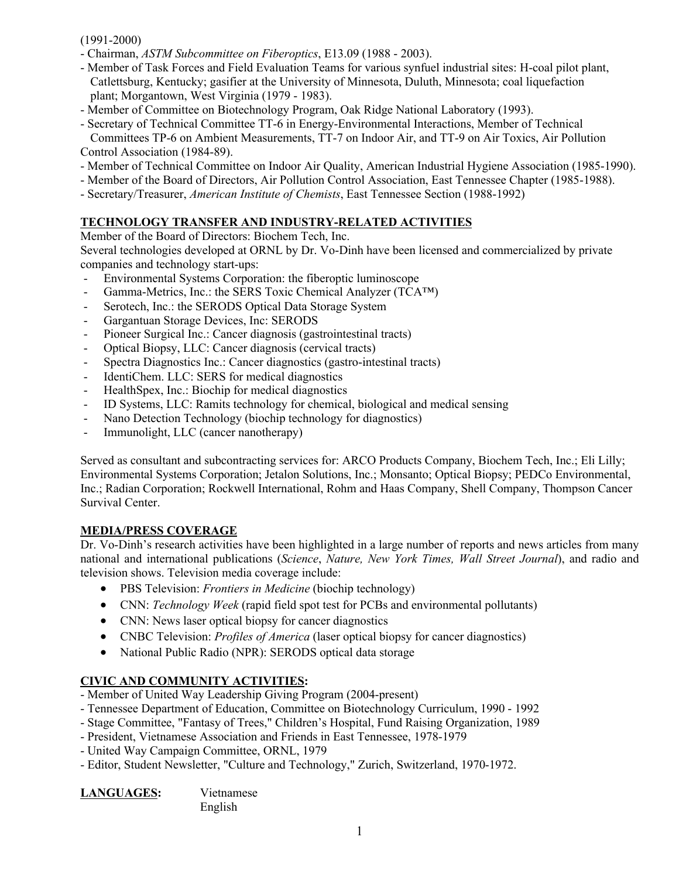(1991-2000)

- Chairman, *ASTM Subcommittee on Fiberoptics*, E13.09 (1988 - 2003).
- Member of Task Forces and Field Evaluation Teams for various synfuel industrial sites: H-coal pilot plant, Catlettsburg, Kentucky; gasifier at the University of Minnesota, Duluth, Minnesota; coal liquefaction plant; Morgantown, West Virginia (1979 - 1983).
- Member of Committee on Biotechnology Program, Oak Ridge National Laboratory (1993).
- Secretary of Technical Committee TT-6 in Energy-Environmental Interactions, Member of Technical Committees TP-6 on Ambient Measurements, TT-7 on Indoor Air, and TT-9 on Air Toxics, Air Pollution Control Association (1984-89).
- Member of Technical Committee on Indoor Air Quality, American Industrial Hygiene Association (1985-1990).
- Member of the Board of Directors, Air Pollution Control Association, East Tennessee Chapter (1985-1988).
- Secretary/Treasurer, *American Institute of Chemists*, East Tennessee Section (1988-1992)

## TECHNOLOGY TRANSFER AND INDUSTRY-RELATED ACTIVITIES

Member of the Board of Directors: Biochem Tech, Inc.

Several technologies developed at ORNL by Dr. Vo-Dinh have been licensed and commercialized by private companies and technology start-ups:

- Environmental Systems Corporation: the fiberoptic luminoscope
- Gamma-Metrics, Inc.: the SERS Toxic Chemical Analyzer (TCA™)
- Serotech, Inc.: the SERODS Optical Data Storage System
- Gargantuan Storage Devices, Inc: SERODS
- Pioneer Surgical Inc.: Cancer diagnosis (gastrointestinal tracts)
- Optical Biopsy, LLC: Cancer diagnosis (cervical tracts)
- Spectra Diagnostics Inc.: Cancer diagnostics (gastro-intestinal tracts)
- IdentiChem. LLC: SERS for medical diagnostics
- HealthSpex, Inc.: Biochip for medical diagnostics
- ID Systems, LLC: Ramits technology for chemical, biological and medical sensing
- Nano Detection Technology (biochip technology for diagnostics)
- Immunolight, LLC (cancer nanotherapy)

Served as consultant and subcontracting services for: ARCO Products Company, Biochem Tech, Inc.; Eli Lilly; Environmental Systems Corporation; Jetalon Solutions, Inc.; Monsanto; Optical Biopsy; PEDCo Environmental, Inc.; Radian Corporation; Rockwell International, Rohm and Haas Company, Shell Company, Thompson Cancer Survival Center.

## MEDIA/PRESS COVERAGE

Dr. Vo-Dinh's research activities have been highlighted in a large number of reports and news articles from many national and international publications (*Science*, *Nature, New York Times, Wall Street Journal*), and radio and television shows. Television media coverage include:

- PBS Television: *Frontiers in Medicine* (biochip technology)
- CNN: *Technology Week* (rapid field spot test for PCBs and environmental pollutants)
- CNN: News laser optical biopsy for cancer diagnostics
- CNBC Television: *Profiles of America* (laser optical biopsy for cancer diagnostics)
- National Public Radio (NPR): SERODS optical data storage

## CIVIC AND COMMUNITY ACTIVITIES:

- Member of United Way Leadership Giving Program (2004-present)
- Tennessee Department of Education, Committee on Biotechnology Curriculum, 1990 - 1992
- Stage Committee, "Fantasy of Trees," Children's Hospital, Fund Raising Organization, 1989
- President, Vietnamese Association and Friends in East Tennessee, 1978-1979
- United Way Campaign Committee, ORNL, 1979
- Editor, Student Newsletter, "Culture and Technology," Zurich, Switzerland, 1970-1972.

**LANGUAGES:** Vietnamese
English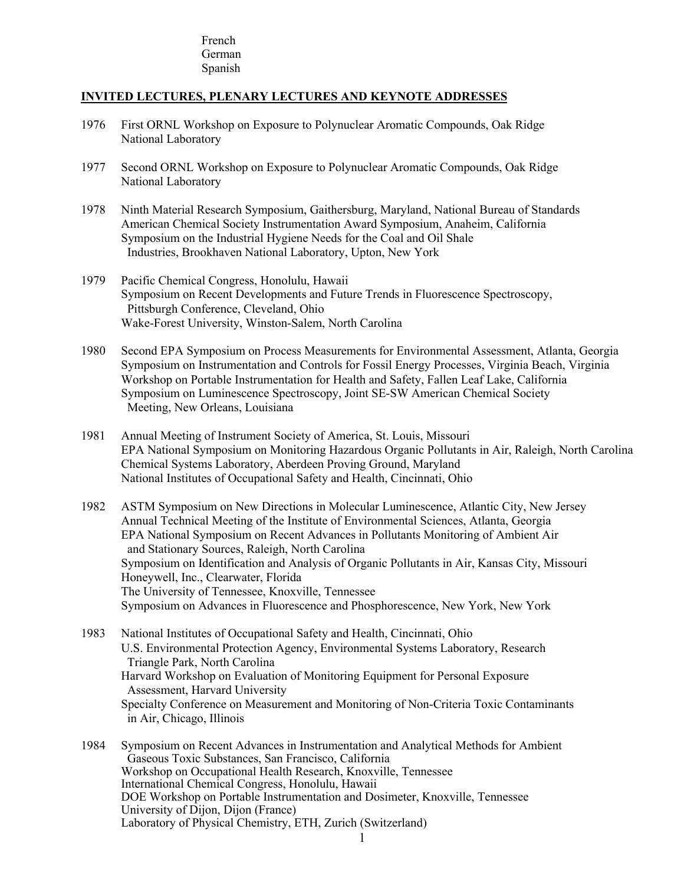French
German
Spanish

## INVITED LECTURES, PLENARY LECTURES AND KEYNOTE ADDRESSES

1976 First ORNL Workshop on Exposure to Polynuclear Aromatic Compounds, Oak Ridge National Laboratory

1977 Second ORNL Workshop on Exposure to Polynuclear Aromatic Compounds, Oak Ridge National Laboratory

1978 Ninth Material Research Symposium, Gaithersburg, Maryland, National Bureau of Standards
American Chemical Society Instrumentation Award Symposium, Anaheim, California
Symposium on the Industrial Hygiene Needs for the Coal and Oil Shale Industries, Brookhaven National Laboratory, Upton, New York

1979 Pacific Chemical Congress, Honolulu, Hawaii
Symposium on Recent Developments and Future Trends in Fluorescence Spectroscopy, Pittsburgh Conference, Cleveland, Ohio
Wake-Forest University, Winston-Salem, North Carolina

1980 Second EPA Symposium on Process Measurements for Environmental Assessment, Atlanta, Georgia
Symposium on Instrumentation and Controls for Fossil Energy Processes, Virginia Beach, Virginia
Workshop on Portable Instrumentation for Health and Safety, Fallen Leaf Lake, California
Symposium on Luminescence Spectroscopy, Joint SE-SW American Chemical Society Meeting, New Orleans, Louisiana

1981 Annual Meeting of Instrument Society of America, St. Louis, Missouri
EPA National Symposium on Monitoring Hazardous Organic Pollutants in Air, Raleigh, North Carolina
Chemical Systems Laboratory, Aberdeen Proving Ground, Maryland
National Institutes of Occupational Safety and Health, Cincinnati, Ohio

1982 ASTM Symposium on New Directions in Molecular Luminescence, Atlantic City, New Jersey
Annual Technical Meeting of the Institute of Environmental Sciences, Atlanta, Georgia
EPA National Symposium on Recent Advances in Pollutants Monitoring of Ambient Air and Stationary Sources, Raleigh, North Carolina
Symposium on Identification and Analysis of Organic Pollutants in Air, Kansas City, Missouri
Honeywell, Inc., Clearwater, Florida
The University of Tennessee, Knoxville, Tennessee
Symposium on Advances in Fluorescence and Phosphorescence, New York, New York

1983 National Institutes of Occupational Safety and Health, Cincinnati, Ohio
U.S. Environmental Protection Agency, Environmental Systems Laboratory, Research Triangle Park, North Carolina
Harvard Workshop on Evaluation of Monitoring Equipment for Personal Exposure Assessment, Harvard University
Specialty Conference on Measurement and Monitoring of Non-Criteria Toxic Contaminants in Air, Chicago, Illinois

1984 Symposium on Recent Advances in Instrumentation and Analytical Methods for Ambient Gaseous Toxic Substances, San Francisco, California
Workshop on Occupational Health Research, Knoxville, Tennessee
International Chemical Congress, Honolulu, Hawaii
DOE Workshop on Portable Instrumentation and Dosimeter, Knoxville, Tennessee
University of Dijon, Dijon (France)
Laboratory of Physical Chemistry, ETH, Zurich (Switzerland)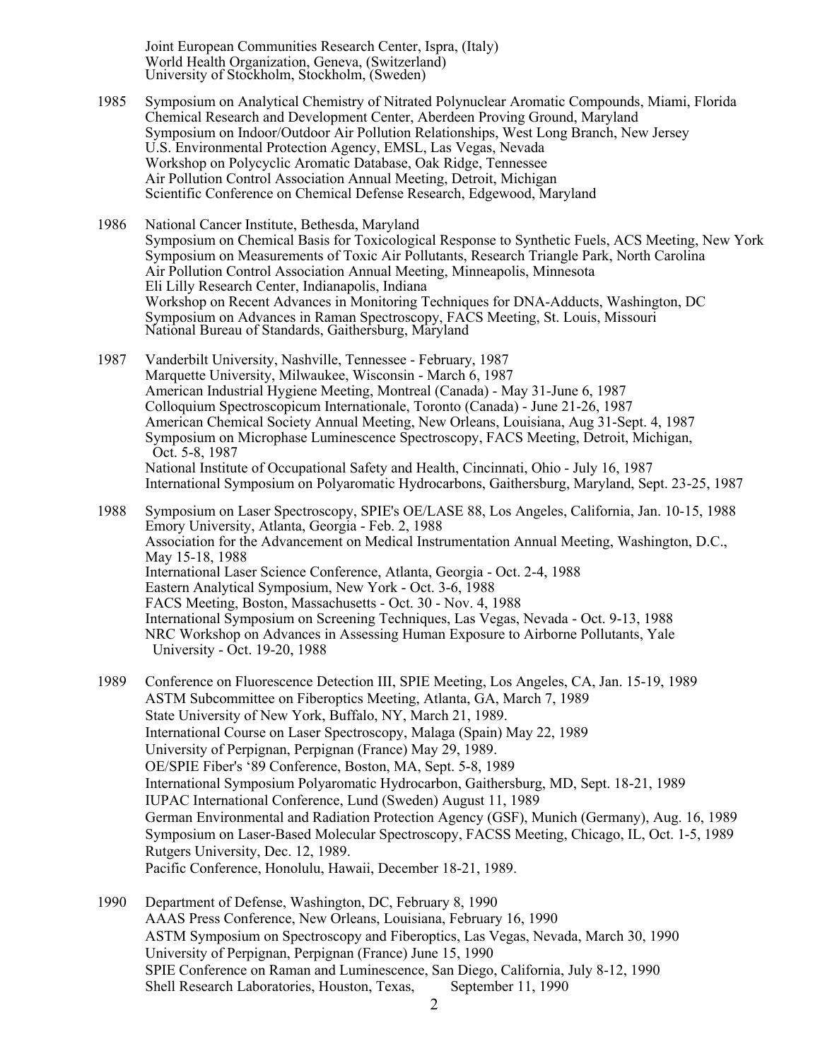Joint European Communities Research Center, Ispra, (Italy)
World Health Organization, Geneva, (Switzerland)
University of Stockholm, Stockholm, (Sweden)

1985 Symposium on Analytical Chemistry of Nitrated Polynuclear Aromatic Compounds, Miami, Florida
Chemical Research and Development Center, Aberdeen Proving Ground, Maryland
Symposium on Indoor/Outdoor Air Pollution Relationships, West Long Branch, New Jersey
U.S. Environmental Protection Agency, EMSL, Las Vegas, Nevada
Workshop on Polycyclic Aromatic Database, Oak Ridge, Tennessee
Air Pollution Control Association Annual Meeting, Detroit, Michigan
Scientific Conference on Chemical Defense Research, Edgewood, Maryland

1986 National Cancer Institute, Bethesda, Maryland
Symposium on Chemical Basis for Toxicological Response to Synthetic Fuels, ACS Meeting, New York
Symposium on Measurements of Toxic Air Pollutants, Research Triangle Park, North Carolina
Air Pollution Control Association Annual Meeting, Minneapolis, Minnesota
Eli Lilly Research Center, Indianapolis, Indiana
Workshop on Recent Advances in Monitoring Techniques for DNA-Adducts, Washington, DC
Symposium on Advances in Raman Spectroscopy, FACS Meeting, St. Louis, Missouri
National Bureau of Standards, Gaithersburg, Maryland

1987 Vanderbilt University, Nashville, Tennessee - February, 1987
Marquette University, Milwaukee, Wisconsin - March 6, 1987
American Industrial Hygiene Meeting, Montreal (Canada) - May 31-June 6, 1987
Colloquium Spectroscopicum Internationale, Toronto (Canada) - June 21-26, 1987
American Chemical Society Annual Meeting, New Orleans, Louisiana, Aug 31-Sept. 4, 1987
Symposium on Microphase Luminescence Spectroscopy, FACS Meeting, Detroit, Michigan, Oct. 5-8, 1987
National Institute of Occupational Safety and Health, Cincinnati, Ohio - July 16, 1987
International Symposium on Polyaromatic Hydrocarbons, Gaithersburg, Maryland, Sept. 23-25, 1987

1988 Symposium on Laser Spectroscopy, SPIE's OE/LASE 88, Los Angeles, California, Jan. 10-15, 1988
Emory University, Atlanta, Georgia - Feb. 2, 1988
Association for the Advancement on Medical Instrumentation Annual Meeting, Washington, D.C., May 15-18, 1988
International Laser Science Conference, Atlanta, Georgia - Oct. 2-4, 1988
Eastern Analytical Symposium, New York - Oct. 3-6, 1988
FACS Meeting, Boston, Massachusetts - Oct. 30 - Nov. 4, 1988
International Symposium on Screening Techniques, Las Vegas, Nevada - Oct. 9-13, 1988
NRC Workshop on Advances in Assessing Human Exposure to Airborne Pollutants, Yale University - Oct. 19-20, 1988

1989 Conference on Fluorescence Detection III, SPIE Meeting, Los Angeles, CA, Jan. 15-19, 1989
ASTM Subcommittee on Fiberoptics Meeting, Atlanta, GA, March 7, 1989
State University of New York, Buffalo, NY, March 21, 1989.
International Course on Laser Spectroscopy, Malaga (Spain) May 22, 1989
University of Perpignan, Perpignan (France) May 29, 1989.
OE/SPIE Fiber's '89 Conference, Boston, MA, Sept. 5-8, 1989
International Symposium Polyaromatic Hydrocarbon, Gaithersburg, MD, Sept. 18-21, 1989
IUPAC International Conference, Lund (Sweden) August 11, 1989
German Environmental and Radiation Protection Agency (GSF), Munich (Germany), Aug. 16, 1989
Symposium on Laser-Based Molecular Spectroscopy, FACSS Meeting, Chicago, IL, Oct. 1-5, 1989
Rutgers University, Dec. 12, 1989.
Pacific Conference, Honolulu, Hawaii, December 18-21, 1989.

1990 Department of Defense, Washington, DC, February 8, 1990
AAAS Press Conference, New Orleans, Louisiana, February 16, 1990
ASTM Symposium on Spectroscopy and Fiberoptics, Las Vegas, Nevada, March 30, 1990
University of Perpignan, Perpignan (France) June 15, 1990
SPIE Conference on Raman and Luminescence, San Diego, California, July 8-12, 1990
Shell Research Laboratories, Houston, Texas, September 11, 1990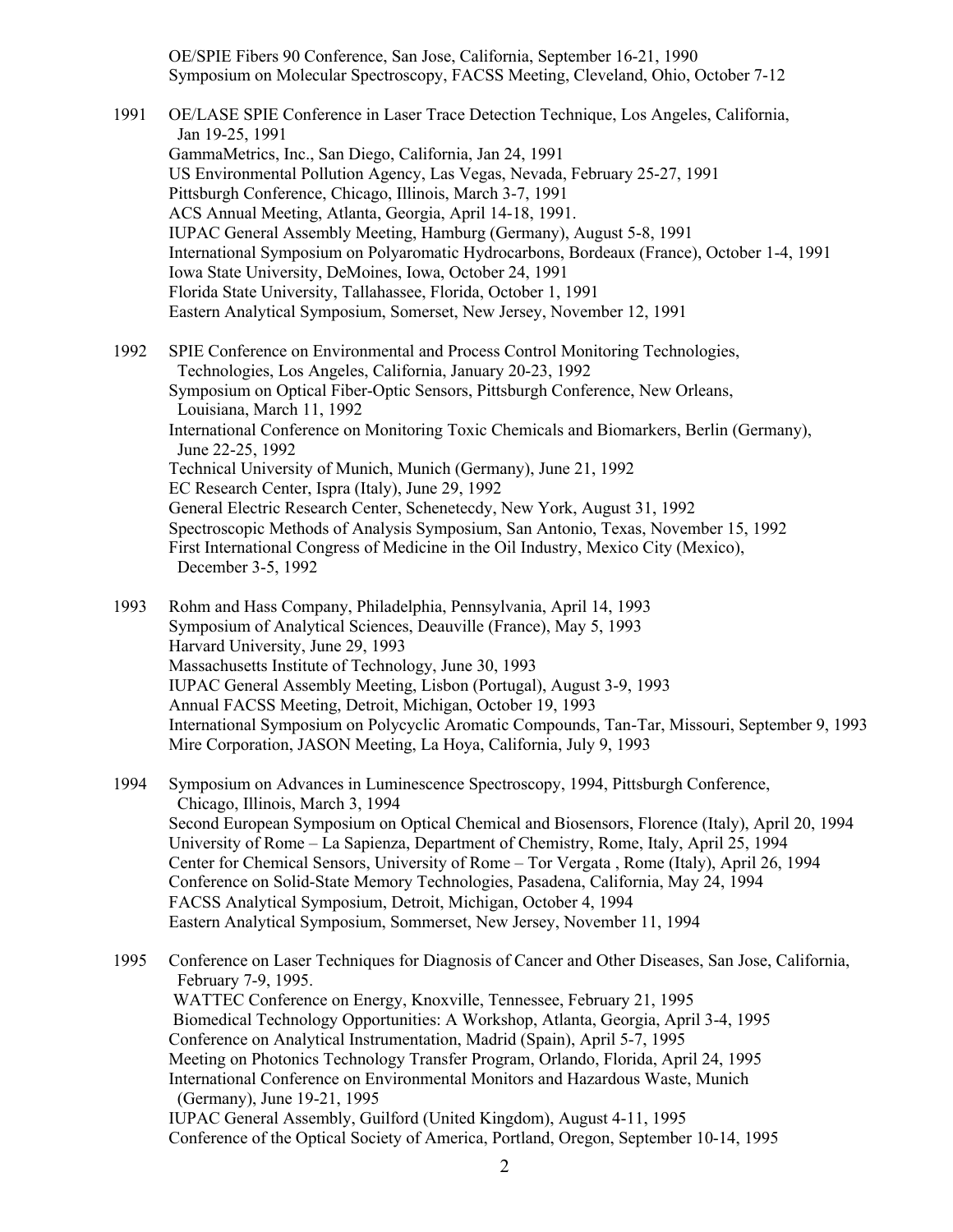OE/SPIE Fibers 90 Conference, San Jose, California, September 16-21, 1990
Symposium on Molecular Spectroscopy, FACSS Meeting, Cleveland, Ohio, October 7-12

1991 OE/LASE SPIE Conference in Laser Trace Detection Technique, Los Angeles, California, Jan 19-25, 1991
GammaMetrics, Inc., San Diego, California, Jan 24, 1991
US Environmental Pollution Agency, Las Vegas, Nevada, February 25-27, 1991
Pittsburgh Conference, Chicago, Illinois, March 3-7, 1991
ACS Annual Meeting, Atlanta, Georgia, April 14-18, 1991.
IUPAC General Assembly Meeting, Hamburg (Germany), August 5-8, 1991
International Symposium on Polyaromatic Hydrocarbons, Bordeaux (France), October 1-4, 1991
Iowa State University, DeMoines, Iowa, October 24, 1991
Florida State University, Tallahassee, Florida, October 1, 1991
Eastern Analytical Symposium, Somerset, New Jersey, November 12, 1991

1992 SPIE Conference on Environmental and Process Control Monitoring Technologies, Technologies, Los Angeles, California, January 20-23, 1992
Symposium on Optical Fiber-Optic Sensors, Pittsburgh Conference, New Orleans, Louisiana, March 11, 1992
International Conference on Monitoring Toxic Chemicals and Biomarkers, Berlin (Germany), June 22-25, 1992
Technical University of Munich, Munich (Germany), June 21, 1992
EC Research Center, Ispra (Italy), June 29, 1992
General Electric Research Center, Schenetecdy, New York, August 31, 1992
Spectroscopic Methods of Analysis Symposium, San Antonio, Texas, November 15, 1992
First International Congress of Medicine in the Oil Industry, Mexico City (Mexico), December 3-5, 1992

1993 Rohm and Hass Company, Philadelphia, Pennsylvania, April 14, 1993
Symposium of Analytical Sciences, Deauville (France), May 5, 1993
Harvard University, June 29, 1993
Massachusetts Institute of Technology, June 30, 1993
IUPAC General Assembly Meeting, Lisbon (Portugal), August 3-9, 1993
Annual FACSS Meeting, Detroit, Michigan, October 19, 1993
International Symposium on Polycyclic Aromatic Compounds, Tan-Tar, Missouri, September 9, 1993
Mire Corporation, JASON Meeting, La Hoya, California, July 9, 1993

1994 Symposium on Advances in Luminescence Spectroscopy, 1994, Pittsburgh Conference, Chicago, Illinois, March 3, 1994
Second European Symposium on Optical Chemical and Biosensors, Florence (Italy), April 20, 1994
University of Rome – La Sapienza, Department of Chemistry, Rome, Italy, April 25, 1994
Center for Chemical Sensors, University of Rome – Tor Vergata , Rome (Italy), April 26, 1994
Conference on Solid-State Memory Technologies, Pasadena, California, May 24, 1994
FACSS Analytical Symposium, Detroit, Michigan, October 4, 1994
Eastern Analytical Symposium, Sommerset, New Jersey, November 11, 1994

1995 Conference on Laser Techniques for Diagnosis of Cancer and Other Diseases, San Jose, California, February 7-9, 1995.
WATTEC Conference on Energy, Knoxville, Tennessee, February 21, 1995
Biomedical Technology Opportunities: A Workshop, Atlanta, Georgia, April 3-4, 1995
Conference on Analytical Instrumentation, Madrid (Spain), April 5-7, 1995
Meeting on Photonics Technology Transfer Program, Orlando, Florida, April 24, 1995
International Conference on Environmental Monitors and Hazardous Waste, Munich (Germany), June 19-21, 1995
IUPAC General Assembly, Guilford (United Kingdom), August 4-11, 1995
Conference of the Optical Society of America, Portland, Oregon, September 10-14, 1995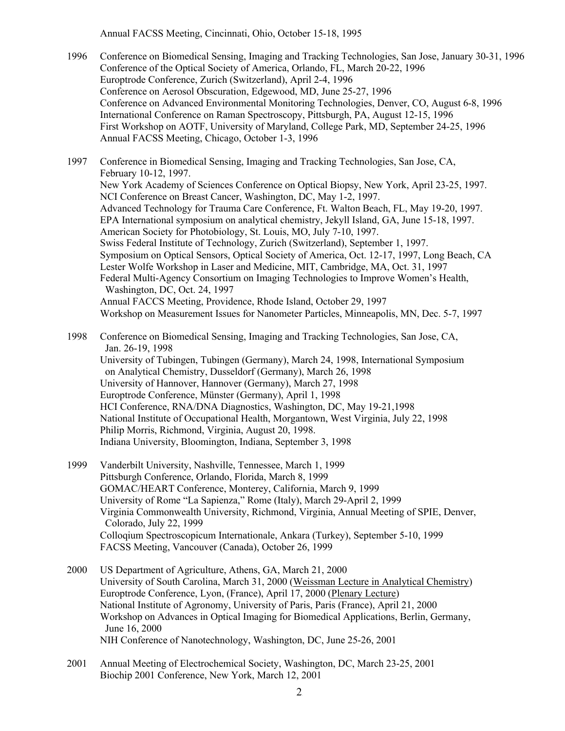Annual FACSS Meeting, Cincinnati, Ohio, October 15-18, 1995

1996 Conference on Biomedical Sensing, Imaging and Tracking Technologies, San Jose, January 30-31, 1996
Conference of the Optical Society of America, Orlando, FL, March 20-22, 1996
Europtrode Conference, Zurich (Switzerland), April 2-4, 1996
Conference on Aerosol Obscuration, Edgewood, MD, June 25-27, 1996
Conference on Advanced Environmental Monitoring Technologies, Denver, CO, August 6-8, 1996
International Conference on Raman Spectroscopy, Pittsburgh, PA, August 12-15, 1996
First Workshop on AOTF, University of Maryland, College Park, MD, September 24-25, 1996
Annual FACSS Meeting, Chicago, October 1-3, 1996

1997 Conference in Biomedical Sensing, Imaging and Tracking Technologies, San Jose, CA, February 10-12, 1997.
New York Academy of Sciences Conference on Optical Biopsy, New York, April 23-25, 1997.
NCI Conference on Breast Cancer, Washington, DC, May 1-2, 1997.
Advanced Technology for Trauma Care Conference, Ft. Walton Beach, FL, May 19-20, 1997.
EPA International symposium on analytical chemistry, Jekyll Island, GA, June 15-18, 1997.
American Society for Photobiology, St. Louis, MO, July 7-10, 1997.
Swiss Federal Institute of Technology, Zurich (Switzerland), September 1, 1997.
Symposium on Optical Sensors, Optical Society of America, Oct. 12-17, 1997, Long Beach, CA
Lester Wolfe Workshop in Laser and Medicine, MIT, Cambridge, MA, Oct. 31, 1997
Federal Multi-Agency Consortium on Imaging Technologies to Improve Women's Health, Washington, DC, Oct. 24, 1997
Annual FACCS Meeting, Providence, Rhode Island, October 29, 1997
Workshop on Measurement Issues for Nanometer Particles, Minneapolis, MN, Dec. 5-7, 1997

1998 Conference on Biomedical Sensing, Imaging and Tracking Technologies, San Jose, CA, Jan. 26-19, 1998
University of Tubingen, Tubingen (Germany), March 24, 1998, International Symposium on Analytical Chemistry, Dusseldorf (Germany), March 26, 1998
University of Hannover, Hannover (Germany), March 27, 1998
Europtrode Conference, Münster (Germany), April 1, 1998
HCI Conference, RNA/DNA Diagnostics, Washington, DC, May 19-21,1998
National Institute of Occupational Health, Morgantown, West Virginia, July 22, 1998
Philip Morris, Richmond, Virginia, August 20, 1998.
Indiana University, Bloomington, Indiana, September 3, 1998

1999 Vanderbilt University, Nashville, Tennessee, March 1, 1999
Pittsburgh Conference, Orlando, Florida, March 8, 1999
GOMAC/HEART Conference, Monterey, California, March 9, 1999
University of Rome "La Sapienza," Rome (Italy), March 29-April 2, 1999
Virginia Commonwealth University, Richmond, Virginia, Annual Meeting of SPIE, Denver, Colorado, July 22, 1999
Colloqium Spectroscopicum Internationale, Ankara (Turkey), September 5-10, 1999
FACSS Meeting, Vancouver (Canada), October 26, 1999

2000 US Department of Agriculture, Athens, GA, March 21, 2000
University of South Carolina, March 31, 2000 (Weissman Lecture in Analytical Chemistry)
Europtrode Conference, Lyon, (France), April 17, 2000 (Plenary Lecture)
National Institute of Agronomy, University of Paris, Paris (France), April 21, 2000
Workshop on Advances in Optical Imaging for Biomedical Applications, Berlin, Germany, June 16, 2000
NIH Conference of Nanotechnology, Washington, DC, June 25-26, 2001

2001 Annual Meeting of Electrochemical Society, Washington, DC, March 23-25, 2001
Biochip 2001 Conference, New York, March 12, 2001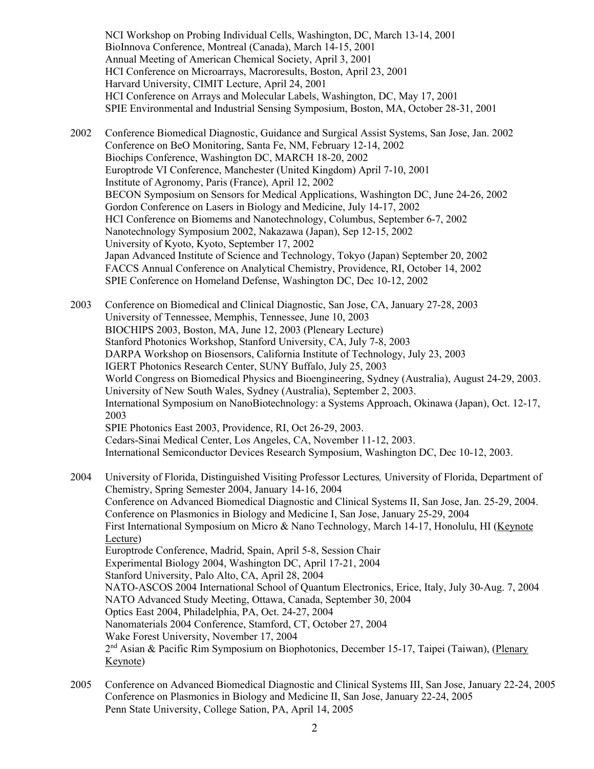NCI Workshop on Probing Individual Cells, Washington, DC, March 13-14, 2001
BioInnova Conference, Montreal (Canada), March 14-15, 2001
Annual Meeting of American Chemical Society, April 3, 2001
HCI Conference on Microarrays, Macroresults, Boston, April 23, 2001
Harvard University, CIMIT Lecture, April 24, 2001
HCI Conference on Arrays and Molecular Labels, Washington, DC, May 17, 2001
SPIE Environmental and Industrial Sensing Symposium, Boston, MA, October 28-31, 2001

2002 Conference Biomedical Diagnostic, Guidance and Surgical Assist Systems, San Jose, Jan. 2002
Conference on BeO Monitoring, Santa Fe, NM, February 12-14, 2002
Biochips Conference, Washington DC, MARCH 18-20, 2002
Europtrode VI Conference, Manchester (United Kingdom) April 7-10, 2001
Institute of Agronomy, Paris (France), April 12, 2002
BECON Symposium on Sensors for Medical Applications, Washington DC, June 24-26, 2002
Gordon Conference on Lasers in Biology and Medicine, July 14-17, 2002
HCI Conference on Biomems and Nanotechnology, Columbus, September 6-7, 2002
Nanotechnology Symposium 2002, Nakazawa (Japan), Sep 12-15, 2002
University of Kyoto, Kyoto, September 17, 2002
Japan Advanced Institute of Science and Technology, Tokyo (Japan) September 20, 2002
FACCS Annual Conference on Analytical Chemistry, Providence, RI, October 14, 2002
SPIE Conference on Homeland Defense, Washington DC, Dec 10-12, 2002

2003 Conference on Biomedical and Clinical Diagnostic, San Jose, CA, January 27-28, 2003
University of Tennessee, Memphis, Tennessee, June 10, 2003
BIOCHIPS 2003, Boston, MA, June 12, 2003 (Pleneary Lecture)
Stanford Photonics Workshop, Stanford University, CA, July 7-8, 2003
DARPA Workshop on Biosensors, California Institute of Technology, July 23, 2003
IGERT Photonics Research Center, SUNY Buffalo, July 25, 2003
World Congress on Biomedical Physics and Bioengineering, Sydney (Australia), August 24-29, 2003.
University of New South Wales, Sydney (Australia), September 2, 2003.
International Symposium on NanoBiotechnology: a Systems Approach, Okinawa (Japan), Oct. 12-17, 2003
SPIE Photonics East 2003, Providence, RI, Oct 26-29, 2003.
Cedars-Sinai Medical Center, Los Angeles, CA, November 11-12, 2003.
International Semiconductor Devices Research Symposium, Washington DC, Dec 10-12, 2003.

2004 University of Florida, Distinguished Visiting Professor Lectures*,* University of Florida, Department of Chemistry, Spring Semester 2004, January 14-16, 2004
Conference on Advanced Biomedical Diagnostic and Clinical Systems II, San Jose, Jan. 25-29, 2004.
Conference on Plasmonics in Biology and Medicine I, San Jose, January 25-29, 2004
First International Symposium on Micro & Nano Technology, March 14-17, Honolulu, HI (<u>Keynote Lecture</u>)
Europtrode Conference, Madrid, Spain, April 5-8, Session Chair
Experimental Biology 2004, Washington DC, April 17-21, 2004
Stanford University, Palo Alto, CA, April 28, 2004
NATO-ASCOS 2004 International School of Quantum Electronics, Erice, Italy, July 30-Aug. 7, 2004
NATO Advanced Study Meeting, Ottawa, Canada, September 30, 2004
Optics East 2004, Philadelphia, PA, Oct. 24-27, 2004
Nanomaterials 2004 Conference, Stamford, CT, October 27, 2004
Wake Forest University, November 17, 2004
2nd Asian & Pacific Rim Symposium on Biophotonics, December 15-17, Taipei (Taiwan), (<u>Plenary Keynote</u>)

2005 Conference on Advanced Biomedical Diagnostic and Clinical Systems III, San Jose, January 22-24, 2005
Conference on Plasmonics in Biology and Medicine II, San Jose, January 22-24, 2005
Penn State University, College Sation, PA, April 14, 2005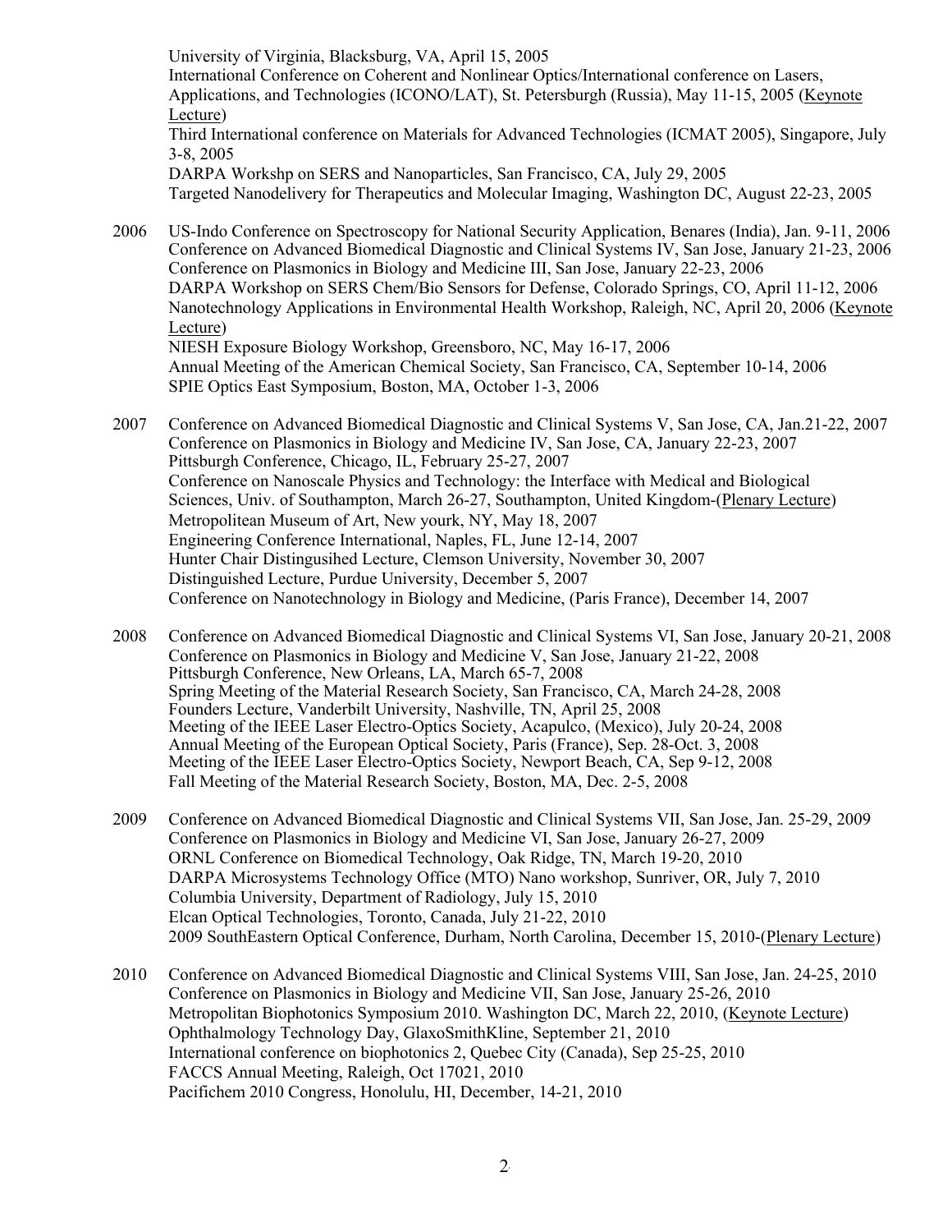University of Virginia, Blacksburg, VA, April 15, 2005
International Conference on Coherent and Nonlinear Optics/International conference on Lasers, Applications, and Technologies (ICONO/LAT), St. Petersburgh (Russia), May 11-15, 2005 (Keynote Lecture)
Third International conference on Materials for Advanced Technologies (ICMAT 2005), Singapore, July 3-8, 2005
DARPA Workshp on SERS and Nanoparticles, San Francisco, CA, July 29, 2005
Targeted Nanodelivery for Therapeutics and Molecular Imaging, Washington DC, August 22-23, 2005

2006 US-Indo Conference on Spectroscopy for National Security Application, Benares (India), Jan. 9-11, 2006
Conference on Advanced Biomedical Diagnostic and Clinical Systems IV, San Jose, January 21-23, 2006
Conference on Plasmonics in Biology and Medicine III, San Jose, January 22-23, 2006
DARPA Workshop on SERS Chem/Bio Sensors for Defense, Colorado Springs, CO, April 11-12, 2006
Nanotechnology Applications in Environmental Health Workshop, Raleigh, NC, April 20, 2006 (Keynote Lecture)
NIESH Exposure Biology Workshop, Greensboro, NC, May 16-17, 2006
Annual Meeting of the American Chemical Society, San Francisco, CA, September 10-14, 2006
SPIE Optics East Symposium, Boston, MA, October 1-3, 2006

2007 Conference on Advanced Biomedical Diagnostic and Clinical Systems V, San Jose, CA, Jan.21-22, 2007
Conference on Plasmonics in Biology and Medicine IV, San Jose, CA, January 22-23, 2007
Pittsburgh Conference, Chicago, IL, February 25-27, 2007
Conference on Nanoscale Physics and Technology: the Interface with Medical and Biological Sciences, Univ. of Southampton, March 26-27, Southampton, United Kingdom-(Plenary Lecture)
Metropolitan Museum of Art, New yourk, NY, May 18, 2007
Engineering Conference International, Naples, FL, June 12-14, 2007
Hunter Chair Distingusihed Lecture, Clemson University, November 30, 2007
Distinguished Lecture, Purdue University, December 5, 2007
Conference on Nanotechnology in Biology and Medicine, (Paris France), December 14, 2007

2008 Conference on Advanced Biomedical Diagnostic and Clinical Systems VI, San Jose, January 20-21, 2008
Conference on Plasmonics in Biology and Medicine V, San Jose, January 21-22, 2008
Pittsburgh Conference, New Orleans, LA, March 65-7, 2008
Spring Meeting of the Material Research Society, San Francisco, CA, March 24-28, 2008
Founders Lecture, Vanderbilt University, Nashville, TN, April 25, 2008
Meeting of the IEEE Laser Electro-Optics Society, Acapulco, (Mexico), July 20-24, 2008
Annual Meeting of the European Optical Society, Paris (France), Sep. 28-Oct. 3, 2008
Meeting of the IEEE Laser Electro-Optics Society, Newport Beach, CA, Sep 9-12, 2008
Fall Meeting of the Material Research Society, Boston, MA, Dec. 2-5, 2008

2009 Conference on Advanced Biomedical Diagnostic and Clinical Systems VII, San Jose, Jan. 25-29, 2009
Conference on Plasmonics in Biology and Medicine VI, San Jose, January 26-27, 2009
ORNL Conference on Biomedical Technology, Oak Ridge, TN, March 19-20, 2010
DARPA Microsystems Technology Office (MTO) Nano workshop, Sunriver, OR, July 7, 2010
Columbia University, Department of Radiology, July 15, 2010
Elcan Optical Technologies, Toronto, Canada, July 21-22, 2010
2009 SouthEastern Optical Conference, Durham, North Carolina, December 15, 2010-(Plenary Lecture)

2010 Conference on Advanced Biomedical Diagnostic and Clinical Systems VIII, San Jose, Jan. 24-25, 2010
Conference on Plasmonics in Biology and Medicine VII, San Jose, January 25-26, 2010
Metropolitan Biophotonics Symposium 2010. Washington DC, March 22, 2010, (Keynote Lecture)
Ophthalmology Technology Day, GlaxoSmithKline, September 21, 2010
International conference on biophotonics 2, Quebec City (Canada), Sep 25-25, 2010
FACCS Annual Meeting, Raleigh, Oct 17021, 2010
Pacifichem 2010 Congress, Honolulu, HI, December, 14-21, 2010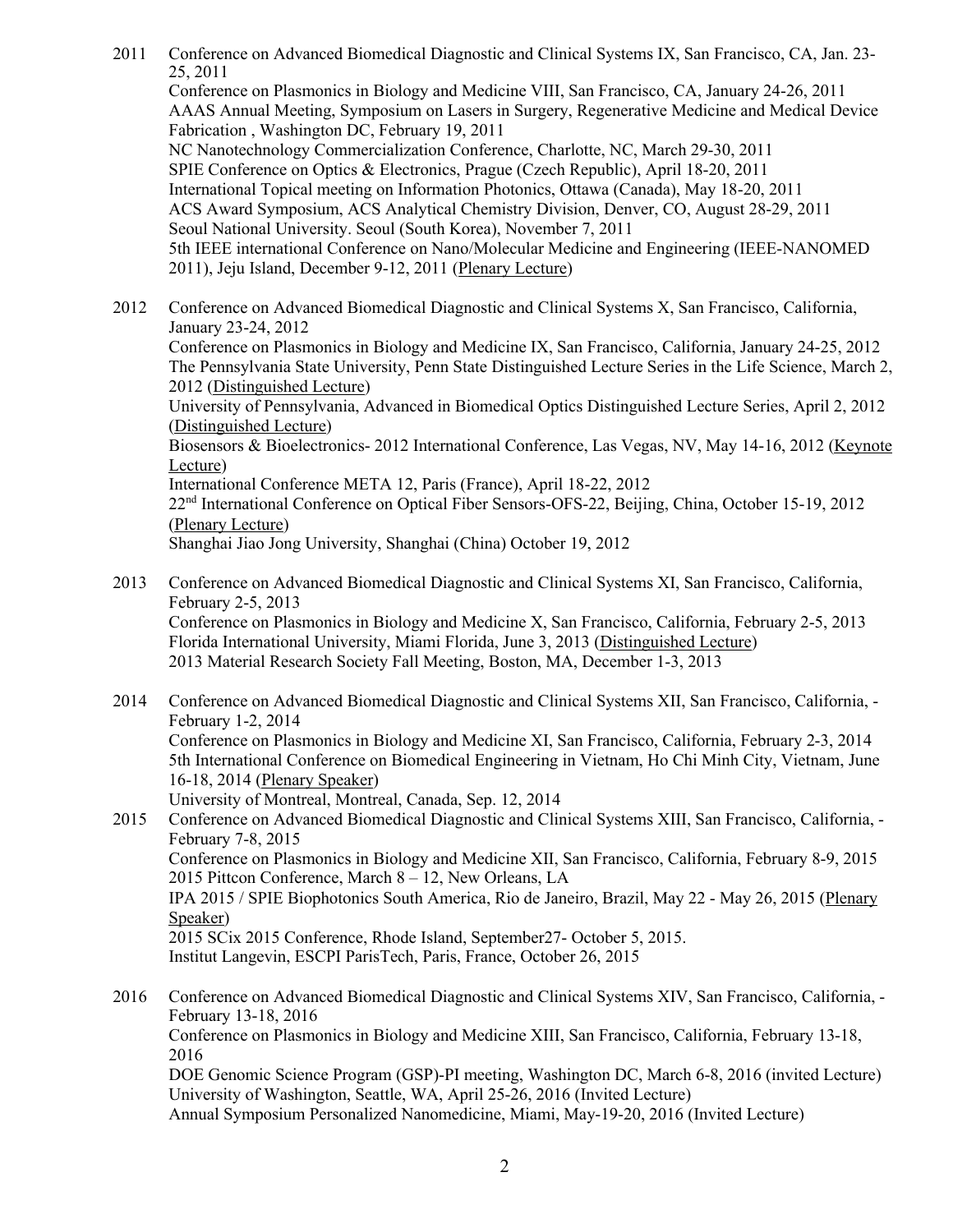2011 Conference on Advanced Biomedical Diagnostic and Clinical Systems IX, San Francisco, CA, Jan. 23-25, 2011
Conference on Plasmonics in Biology and Medicine VIII, San Francisco, CA, January 24-26, 2011
AAAS Annual Meeting, Symposium on Lasers in Surgery, Regenerative Medicine and Medical Device Fabrication , Washington DC, February 19, 2011
NC Nanotechnology Commercialization Conference, Charlotte, NC, March 29-30, 2011
SPIE Conference on Optics & Electronics, Prague (Czech Republic), April 18-20, 2011
International Topical meeting on Information Photonics, Ottawa (Canada), May 18-20, 2011
ACS Award Symposium, ACS Analytical Chemistry Division, Denver, CO, August 28-29, 2011
Seoul National University. Seoul (South Korea), November 7, 2011
5th IEEE international Conference on Nano/Molecular Medicine and Engineering (IEEE-NANOMED 2011), Jeju Island, December 9-12, 2011 (Plenary Lecture)

2012 Conference on Advanced Biomedical Diagnostic and Clinical Systems X, San Francisco, California, January 23-24, 2012
Conference on Plasmonics in Biology and Medicine IX, San Francisco, California, January 24-25, 2012
The Pennsylvania State University, Penn State Distinguished Lecture Series in the Life Science, March 2, 2012 (Distinguished Lecture)
University of Pennsylvania, Advanced in Biomedical Optics Distinguished Lecture Series, April 2, 2012 (Distinguished Lecture)
Biosensors & Bioelectronics- 2012 International Conference, Las Vegas, NV, May 14-16, 2012 (Keynote Lecture)
International Conference META 12, Paris (France), April 18-22, 2012
22nd International Conference on Optical Fiber Sensors-OFS-22, Beijing, China, October 15-19, 2012 (Plenary Lecture)
Shanghai Jiao Jong University, Shanghai (China) October 19, 2012

2013 Conference on Advanced Biomedical Diagnostic and Clinical Systems XI, San Francisco, California, February 2-5, 2013
Conference on Plasmonics in Biology and Medicine X, San Francisco, California, February 2-5, 2013
Florida International University, Miami Florida, June 3, 2013 (Distinguished Lecture)
2013 Material Research Society Fall Meeting, Boston, MA, December 1-3, 2013

2014 Conference on Advanced Biomedical Diagnostic and Clinical Systems XII, San Francisco, California, - February 1-2, 2014
Conference on Plasmonics in Biology and Medicine XI, San Francisco, California, February 2-3, 2014
5th International Conference on Biomedical Engineering in Vietnam, Ho Chi Minh City, Vietnam, June 16-18, 2014 (Plenary Speaker)
University of Montreal, Montreal, Canada, Sep. 12, 2014

2015 Conference on Advanced Biomedical Diagnostic and Clinical Systems XIII, San Francisco, California, - February 7-8, 2015
Conference on Plasmonics in Biology and Medicine XII, San Francisco, California, February 8-9, 2015
2015 Pittcon Conference, March 8 – 12, New Orleans, LA
IPA 2015 / SPIE Biophotonics South America, Rio de Janeiro, Brazil, May 22 - May 26, 2015 (Plenary Speaker)
2015 SCix 2015 Conference, Rhode Island, September27- October 5, 2015.
Institut Langevin, ESCPI ParisTech, Paris, France, October 26, 2015

2016 Conference on Advanced Biomedical Diagnostic and Clinical Systems XIV, San Francisco, California, - February 13-18, 2016
Conference on Plasmonics in Biology and Medicine XIII, San Francisco, California, February 13-18, 2016
DOE Genomic Science Program (GSP)-PI meeting, Washington DC, March 6-8, 2016 (invited Lecture)
University of Washington, Seattle, WA, April 25-26, 2016 (Invited Lecture)
Annual Symposium Personalized Nanomedicine, Miami, May-19-20, 2016 (Invited Lecture)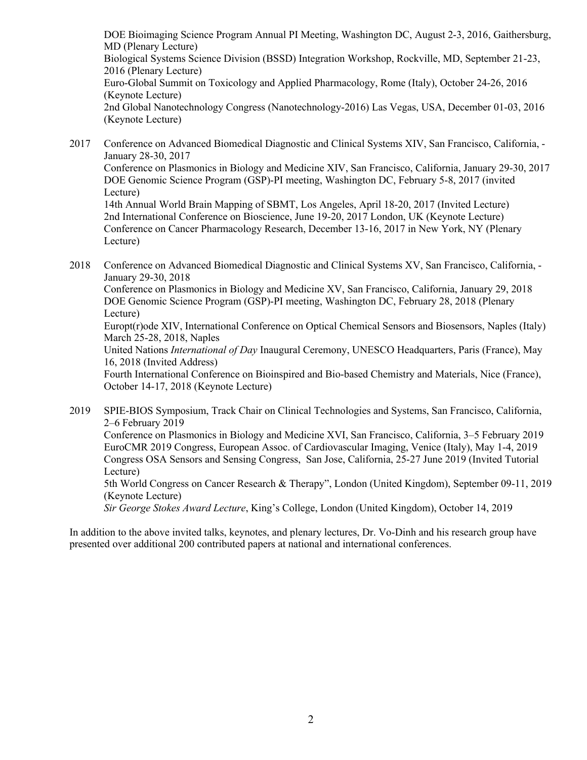DOE Bioimaging Science Program Annual PI Meeting, Washington DC, August 2-3, 2016, Gaithersburg, MD (Plenary Lecture)
Biological Systems Science Division (BSSD) Integration Workshop, Rockville, MD, September 21-23, 2016 (Plenary Lecture)
Euro-Global Summit on Toxicology and Applied Pharmacology, Rome (Italy), October 24-26, 2016 (Keynote Lecture)
2nd Global Nanotechnology Congress (Nanotechnology-2016) Las Vegas, USA, December 01-03, 2016 (Keynote Lecture)

2017 Conference on Advanced Biomedical Diagnostic and Clinical Systems XIV, San Francisco, California, - January 28-30, 2017
Conference on Plasmonics in Biology and Medicine XIV, San Francisco, California, January 29-30, 2017
DOE Genomic Science Program (GSP)-PI meeting, Washington DC, February 5-8, 2017 (invited Lecture)
14th Annual World Brain Mapping of SBMT, Los Angeles, April 18-20, 2017 (Invited Lecture)
2nd International Conference on Bioscience, June 19-20, 2017 London, UK (Keynote Lecture)
Conference on Cancer Pharmacology Research, December 13-16, 2017 in New York, NY (Plenary Lecture)

2018 Conference on Advanced Biomedical Diagnostic and Clinical Systems XV, San Francisco, California, - January 29-30, 2018
Conference on Plasmonics in Biology and Medicine XV, San Francisco, California, January 29, 2018
DOE Genomic Science Program (GSP)-PI meeting, Washington DC, February 28, 2018 (Plenary Lecture)
Europt(r)ode XIV, International Conference on Optical Chemical Sensors and Biosensors, Naples (Italy) March 25-28, 2018, Naples
United Nations *International of Day* Inaugural Ceremony, UNESCO Headquarters, Paris (France), May 16, 2018 (Invited Address)
Fourth International Conference on Bioinspired and Bio-based Chemistry and Materials, Nice (France), October 14-17, 2018 (Keynote Lecture)

2019 SPIE-BIOS Symposium, Track Chair on Clinical Technologies and Systems, San Francisco, California, 2–6 February 2019
Conference on Plasmonics in Biology and Medicine XVI, San Francisco, California, 3–5 February 2019
EuroCMR 2019 Congress, European Assoc. of Cardiovascular Imaging, Venice (Italy), May 1-4, 2019
Congress OSA Sensors and Sensing Congress, San Jose, California, 25-27 June 2019 (Invited Tutorial Lecture)
5th World Congress on Cancer Research & Therapy", London (United Kingdom), September 09-11, 2019 (Keynote Lecture)
*Sir George Stokes Award Lecture*, King's College, London (United Kingdom), October 14, 2019

In addition to the above invited talks, keynotes, and plenary lectures, Dr. Vo-Dinh and his research group have presented over additional 200 contributed papers at national and international conferences.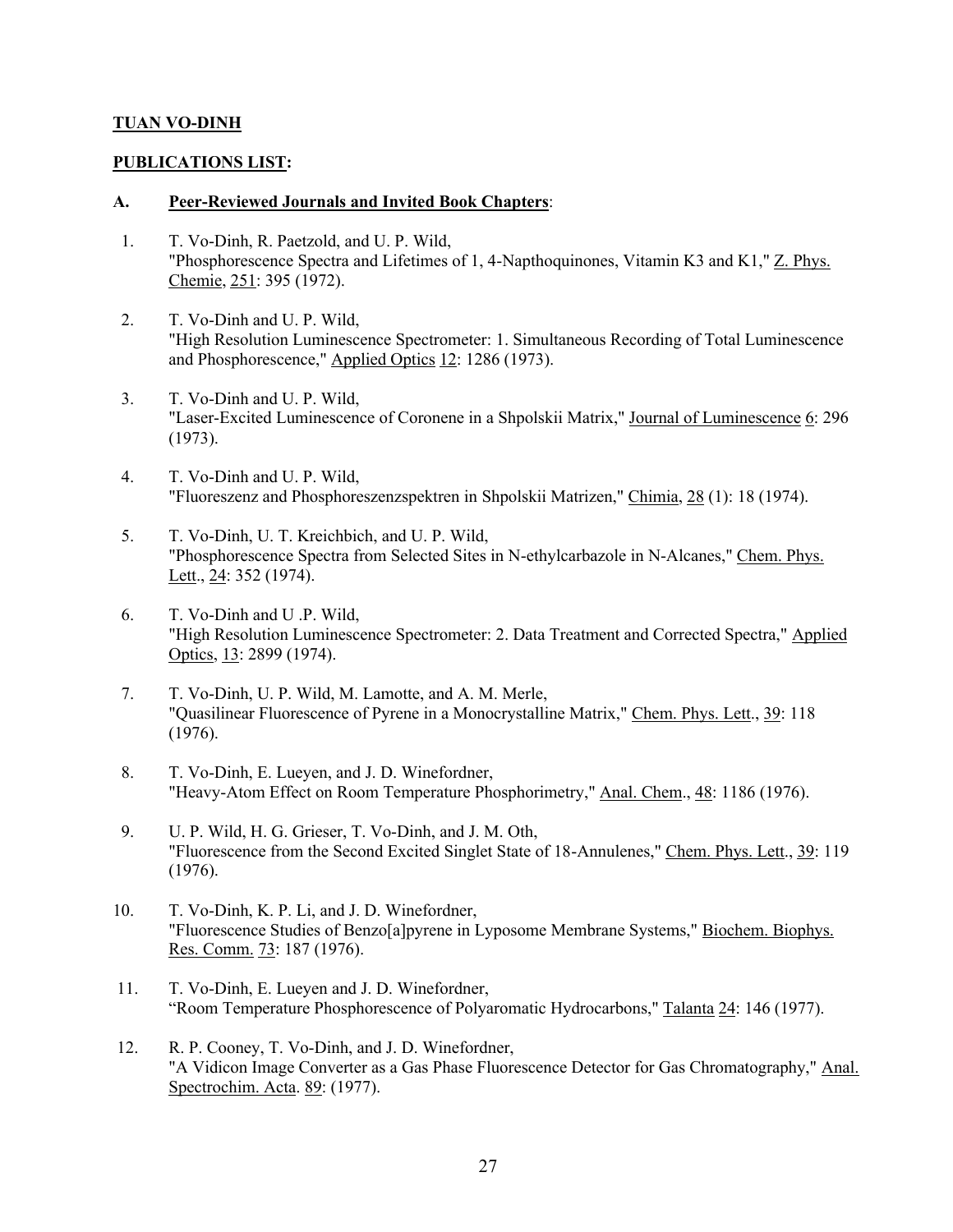**TUAN VO-DINH**

**PUBLICATIONS LIST:**

**A. Peer-Reviewed Journals and Invited Book Chapters**:

1. T. Vo-Dinh, R. Paetzold, and U. P. Wild, "Phosphorescence Spectra and Lifetimes of 1, 4-Napthoquinones, Vitamin K3 and K1," Z. Phys. Chemie, 251: 395 (1972).

2. T. Vo-Dinh and U. P. Wild, "High Resolution Luminescence Spectrometer: 1. Simultaneous Recording of Total Luminescence and Phosphorescence," Applied Optics 12: 1286 (1973).

3. T. Vo-Dinh and U. P. Wild, "Laser-Excited Luminescence of Coronene in a Shpolskii Matrix," Journal of Luminescence 6: 296 (1973).

4. T. Vo-Dinh and U. P. Wild, "Fluoreszenz and Phosphoreszenzspektren in Shpolskii Matrizen," Chimia, 28 (1): 18 (1974).

5. T. Vo-Dinh, U. T. Kreichbich, and U. P. Wild, "Phosphorescence Spectra from Selected Sites in N-ethylcarbazole in N-Alcanes," Chem. Phys. Lett., 24: 352 (1974).

6. T. Vo-Dinh and U .P. Wild, "High Resolution Luminescence Spectrometer: 2. Data Treatment and Corrected Spectra," Applied Optics, 13: 2899 (1974).

7. T. Vo-Dinh, U. P. Wild, M. Lamotte, and A. M. Merle, "Quasilinear Fluorescence of Pyrene in a Monocrystalline Matrix," Chem. Phys. Lett., 39: 118 (1976).

8. T. Vo-Dinh, E. Lueyen, and J. D. Winefordner, "Heavy-Atom Effect on Room Temperature Phosphorimetry," Anal. Chem., 48: 1186 (1976).

9. U. P. Wild, H. G. Grieser, T. Vo-Dinh, and J. M. Oth, "Fluorescence from the Second Excited Singlet State of 18-Annulenes," Chem. Phys. Lett., 39: 119 (1976).

10. T. Vo-Dinh, K. P. Li, and J. D. Winefordner, "Fluorescence Studies of Benzo[a]pyrene in Lyposome Membrane Systems," Biochem. Biophys. Res. Comm. 73: 187 (1976).

11. T. Vo-Dinh, E. Lueyen and J. D. Winefordner, "Room Temperature Phosphorescence of Polyaromatic Hydrocarbons," Talanta 24: 146 (1977).

12. R. P. Cooney, T. Vo-Dinh, and J. D. Winefordner, "A Vidicon Image Converter as a Gas Phase Fluorescence Detector for Gas Chromatography," Anal. Spectrochim. Acta. 89: (1977).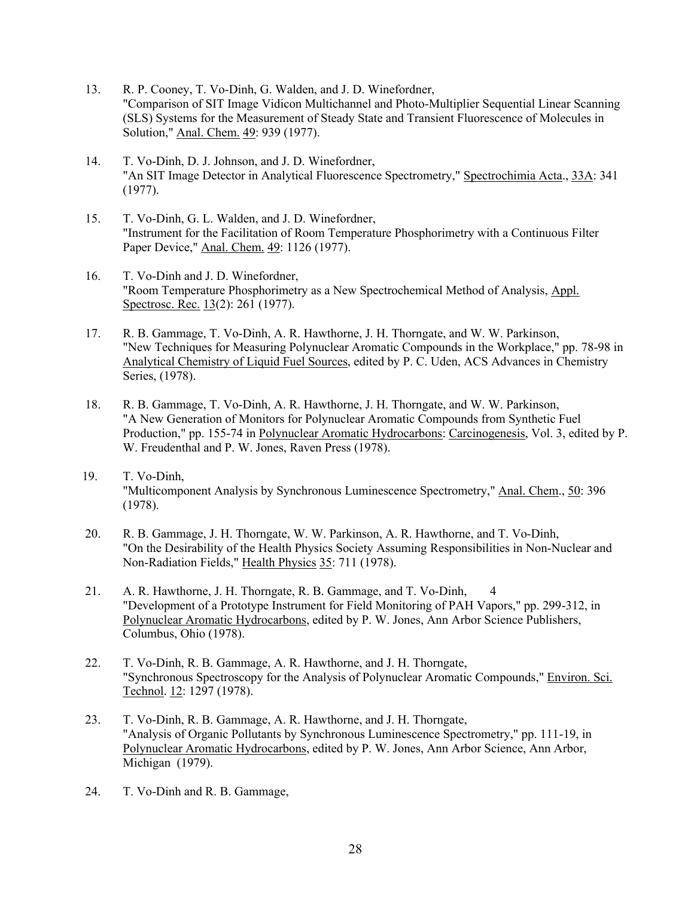13. R. P. Cooney, T. Vo-Dinh, G. Walden, and J. D. Winefordner,
"Comparison of SIT Image Vidicon Multichannel and Photo-Multiplier Sequential Linear Scanning (SLS) Systems for the Measurement of Steady State and Transient Fluorescence of Molecules in Solution," Anal. Chem. 49: 939 (1977).

14. T. Vo-Dinh, D. J. Johnson, and J. D. Winefordner,
"An SIT Image Detector in Analytical Fluorescence Spectrometry," Spectrochimia Acta., 33A: 341 (1977).

15. T. Vo-Dinh, G. L. Walden, and J. D. Winefordner,
"Instrument for the Facilitation of Room Temperature Phosphorimetry with a Continuous Filter Paper Device," Anal. Chem. 49: 1126 (1977).

16. T. Vo-Dinh and J. D. Winefordner,
"Room Temperature Phosphorimetry as a New Spectrochemical Method of Analysis, Appl. Spectrosc. Rec. 13(2): 261 (1977).

17. R. B. Gammage, T. Vo-Dinh, A. R. Hawthorne, J. H. Thorngate, and W. W. Parkinson,
"New Techniques for Measuring Polynuclear Aromatic Compounds in the Workplace," pp. 78-98 in Analytical Chemistry of Liquid Fuel Sources, edited by P. C. Uden, ACS Advances in Chemistry Series, (1978).

18. R. B. Gammage, T. Vo-Dinh, A. R. Hawthorne, J. H. Thorngate, and W. W. Parkinson,
"A New Generation of Monitors for Polynuclear Aromatic Compounds from Synthetic Fuel Production," pp. 155-74 in Polynuclear Aromatic Hydrocarbons: Carcinogenesis, Vol. 3, edited by P. W. Freudenthal and P. W. Jones, Raven Press (1978).

19. T. Vo-Dinh,
"Multicomponent Analysis by Synchronous Luminescence Spectrometry," Anal. Chem., 50: 396 (1978).

20. R. B. Gammage, J. H. Thorngate, W. W. Parkinson, A. R. Hawthorne, and T. Vo-Dinh,
"On the Desirability of the Health Physics Society Assuming Responsibilities in Non-Nuclear and Non-Radiation Fields," Health Physics 35: 711 (1978).

21. A. R. Hawthorne, J. H. Thorngate, R. B. Gammage, and T. Vo-Dinh, 4
"Development of a Prototype Instrument for Field Monitoring of PAH Vapors," pp. 299-312, in Polynuclear Aromatic Hydrocarbons, edited by P. W. Jones, Ann Arbor Science Publishers, Columbus, Ohio (1978).

22. T. Vo-Dinh, R. B. Gammage, A. R. Hawthorne, and J. H. Thorngate,
"Synchronous Spectroscopy for the Analysis of Polynuclear Aromatic Compounds," Environ. Sci. Technol. 12: 1297 (1978).

23. T. Vo-Dinh, R. B. Gammage, A. R. Hawthorne, and J. H. Thorngate,
"Analysis of Organic Pollutants by Synchronous Luminescence Spectrometry," pp. 111-19, in Polynuclear Aromatic Hydrocarbons, edited by P. W. Jones, Ann Arbor Science, Ann Arbor, Michigan (1979).

24. T. Vo-Dinh and R. B. Gammage,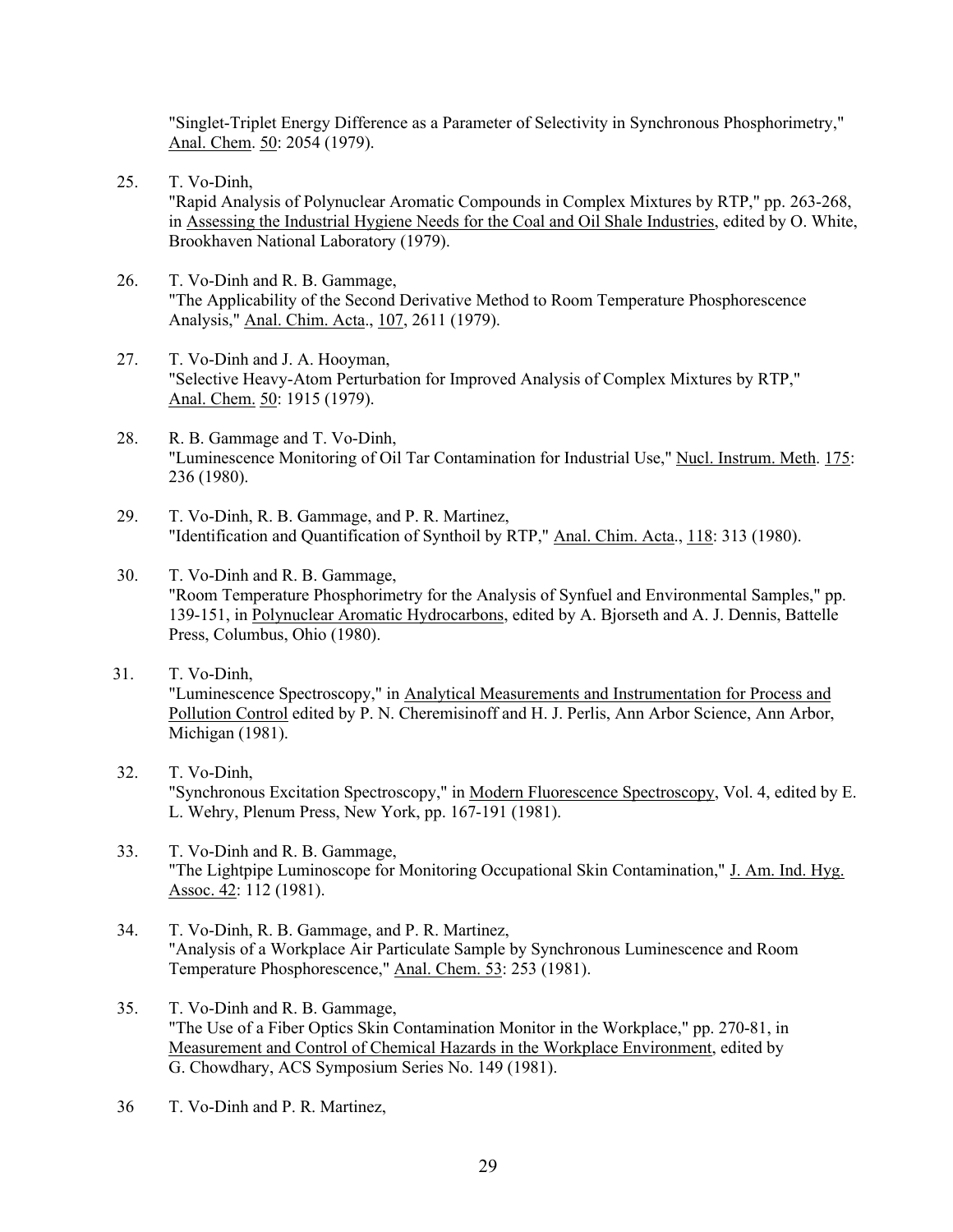"Singlet-Triplet Energy Difference as a Parameter of Selectivity in Synchronous Phosphorimetry," Anal. Chem. 50: 2054 (1979).

25. T. Vo-Dinh,
"Rapid Analysis of Polynuclear Aromatic Compounds in Complex Mixtures by RTP," pp. 263-268, in Assessing the Industrial Hygiene Needs for the Coal and Oil Shale Industries, edited by O. White, Brookhaven National Laboratory (1979).

26. T. Vo-Dinh and R. B. Gammage,
"The Applicability of the Second Derivative Method to Room Temperature Phosphorescence Analysis," Anal. Chim. Acta., 107, 2611 (1979).

27. T. Vo-Dinh and J. A. Hooyman,
"Selective Heavy-Atom Perturbation for Improved Analysis of Complex Mixtures by RTP," Anal. Chem. 50: 1915 (1979).

28. R. B. Gammage and T. Vo-Dinh,
"Luminescence Monitoring of Oil Tar Contamination for Industrial Use," Nucl. Instrum. Meth. 175: 236 (1980).

29. T. Vo-Dinh, R. B. Gammage, and P. R. Martinez,
"Identification and Quantification of Synthoil by RTP," Anal. Chim. Acta., 118: 313 (1980).

30. T. Vo-Dinh and R. B. Gammage,
"Room Temperature Phosphorimetry for the Analysis of Synfuel and Environmental Samples," pp. 139-151, in Polynuclear Aromatic Hydrocarbons, edited by A. Bjorseth and A. J. Dennis, Battelle Press, Columbus, Ohio (1980).

31. T. Vo-Dinh,
"Luminescence Spectroscopy," in Analytical Measurements and Instrumentation for Process and Pollution Control edited by P. N. Cheremisinoff and H. J. Perlis, Ann Arbor Science, Ann Arbor, Michigan (1981).

32. T. Vo-Dinh,
"Synchronous Excitation Spectroscopy," in Modern Fluorescence Spectroscopy, Vol. 4, edited by E. L. Wehry, Plenum Press, New York, pp. 167-191 (1981).

33. T. Vo-Dinh and R. B. Gammage,
"The Lightpipe Luminoscope for Monitoring Occupational Skin Contamination," J. Am. Ind. Hyg. Assoc. 42: 112 (1981).

34. T. Vo-Dinh, R. B. Gammage, and P. R. Martinez,
"Analysis of a Workplace Air Particulate Sample by Synchronous Luminescence and Room Temperature Phosphorescence," Anal. Chem. 53: 253 (1981).

35. T. Vo-Dinh and R. B. Gammage,
"The Use of a Fiber Optics Skin Contamination Monitor in the Workplace," pp. 270-81, in Measurement and Control of Chemical Hazards in the Workplace Environment, edited by G. Chowdhary, ACS Symposium Series No. 149 (1981).

36 T. Vo-Dinh and P. R. Martinez,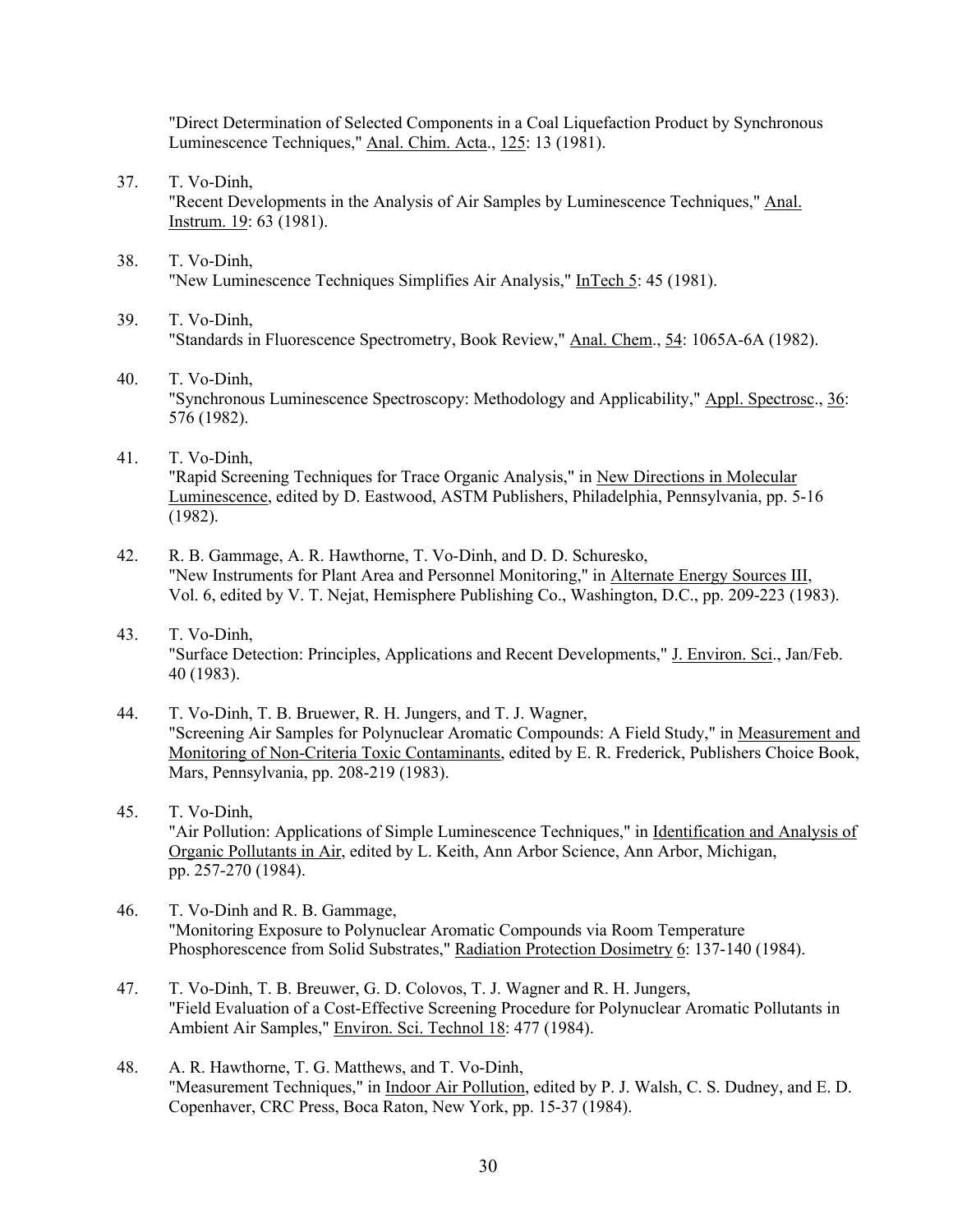"Direct Determination of Selected Components in a Coal Liquefaction Product by Synchronous Luminescence Techniques," Anal. Chim. Acta., 125: 13 (1981).

37. T. Vo-Dinh,
"Recent Developments in the Analysis of Air Samples by Luminescence Techniques," Anal. Instrum. 19: 63 (1981).

38. T. Vo-Dinh,
"New Luminescence Techniques Simplifies Air Analysis," InTech 5: 45 (1981).

39. T. Vo-Dinh,
"Standards in Fluorescence Spectrometry, Book Review," Anal. Chem., 54: 1065A-6A (1982).

40. T. Vo-Dinh,
"Synchronous Luminescence Spectroscopy: Methodology and Applicability," Appl. Spectrosc., 36: 576 (1982).

41. T. Vo-Dinh,
"Rapid Screening Techniques for Trace Organic Analysis," in New Directions in Molecular Luminescence, edited by D. Eastwood, ASTM Publishers, Philadelphia, Pennsylvania, pp. 5-16 (1982).

42. R. B. Gammage, A. R. Hawthorne, T. Vo-Dinh, and D. D. Schuresko,
"New Instruments for Plant Area and Personnel Monitoring," in Alternate Energy Sources III, Vol. 6, edited by V. T. Nejat, Hemisphere Publishing Co., Washington, D.C., pp. 209-223 (1983).

43. T. Vo-Dinh,
"Surface Detection: Principles, Applications and Recent Developments," J. Environ. Sci., Jan/Feb. 40 (1983).

44. T. Vo-Dinh, T. B. Bruewer, R. H. Jungers, and T. J. Wagner,
"Screening Air Samples for Polynuclear Aromatic Compounds: A Field Study," in Measurement and Monitoring of Non-Criteria Toxic Contaminants, edited by E. R. Frederick, Publishers Choice Book, Mars, Pennsylvania, pp. 208-219 (1983).

45. T. Vo-Dinh,
"Air Pollution: Applications of Simple Luminescence Techniques," in Identification and Analysis of Organic Pollutants in Air, edited by L. Keith, Ann Arbor Science, Ann Arbor, Michigan, pp. 257-270 (1984).

46. T. Vo-Dinh and R. B. Gammage,
"Monitoring Exposure to Polynuclear Aromatic Compounds via Room Temperature Phosphorescence from Solid Substrates," Radiation Protection Dosimetry 6: 137-140 (1984).

47. T. Vo-Dinh, T. B. Breuwer, G. D. Colovos, T. J. Wagner and R. H. Jungers,
"Field Evaluation of a Cost-Effective Screening Procedure for Polynuclear Aromatic Pollutants in Ambient Air Samples," Environ. Sci. Technol 18: 477 (1984).

48. A. R. Hawthorne, T. G. Matthews, and T. Vo-Dinh,
"Measurement Techniques," in Indoor Air Pollution, edited by P. J. Walsh, C. S. Dudney, and E. D. Copenhaver, CRC Press, Boca Raton, New York, pp. 15-37 (1984).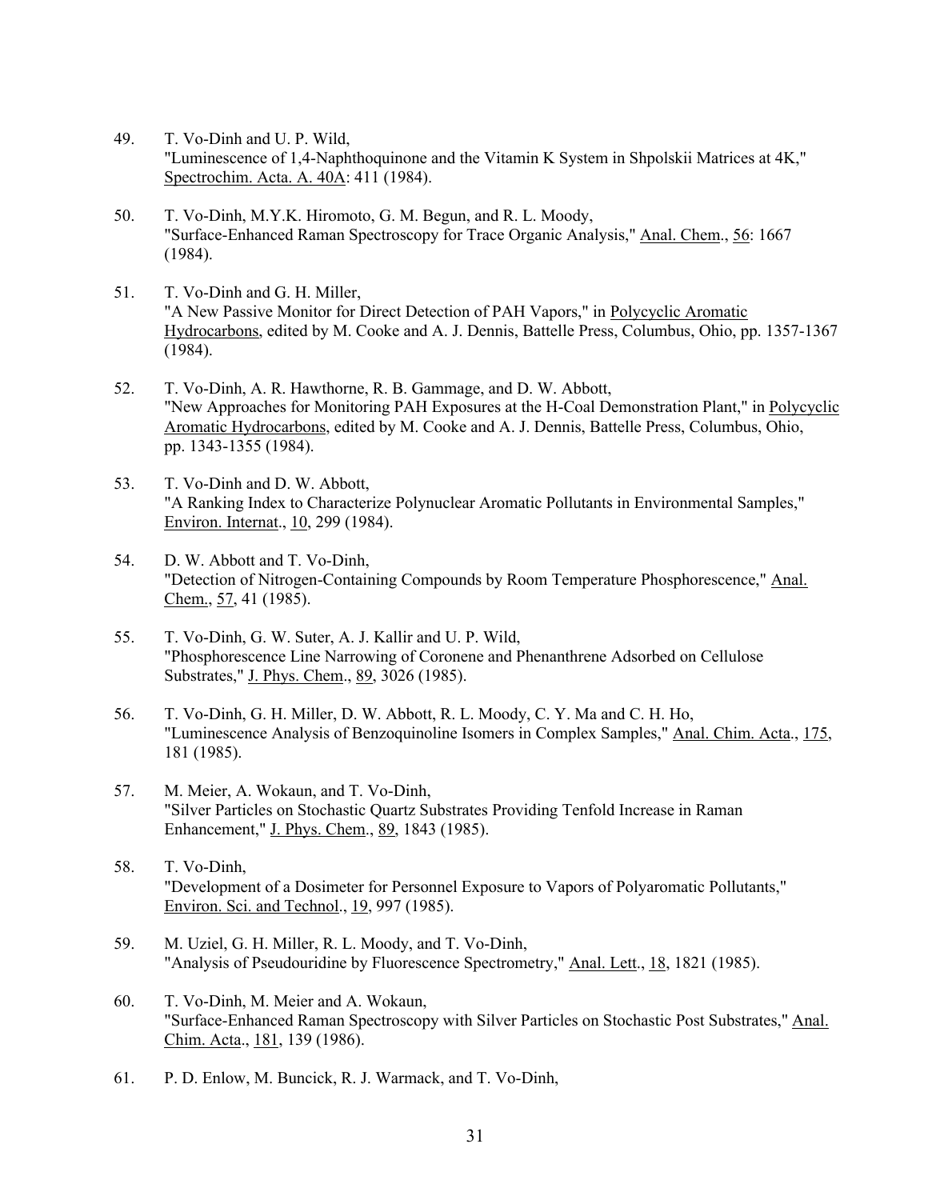49. T. Vo-Dinh and U. P. Wild,
"Luminescence of 1,4-Naphthoquinone and the Vitamin K System in Shpolskii Matrices at 4K," Spectrochim. Acta. A. 40A: 411 (1984).

50. T. Vo-Dinh, M.Y.K. Hiromoto, G. M. Begun, and R. L. Moody,
"Surface-Enhanced Raman Spectroscopy for Trace Organic Analysis," Anal. Chem., 56: 1667 (1984).

51. T. Vo-Dinh and G. H. Miller,
"A New Passive Monitor for Direct Detection of PAH Vapors," in Polycyclic Aromatic Hydrocarbons, edited by M. Cooke and A. J. Dennis, Battelle Press, Columbus, Ohio, pp. 1357-1367 (1984).

52. T. Vo-Dinh, A. R. Hawthorne, R. B. Gammage, and D. W. Abbott,
"New Approaches for Monitoring PAH Exposures at the H-Coal Demonstration Plant," in Polycyclic Aromatic Hydrocarbons, edited by M. Cooke and A. J. Dennis, Battelle Press, Columbus, Ohio, pp. 1343-1355 (1984).

53. T. Vo-Dinh and D. W. Abbott,
"A Ranking Index to Characterize Polynuclear Aromatic Pollutants in Environmental Samples," Environ. Internat., 10, 299 (1984).

54. D. W. Abbott and T. Vo-Dinh,
"Detection of Nitrogen-Containing Compounds by Room Temperature Phosphorescence," Anal. Chem., 57, 41 (1985).

55. T. Vo-Dinh, G. W. Suter, A. J. Kallir and U. P. Wild,
"Phosphorescence Line Narrowing of Coronene and Phenanthrene Adsorbed on Cellulose Substrates," J. Phys. Chem., 89, 3026 (1985).

56. T. Vo-Dinh, G. H. Miller, D. W. Abbott, R. L. Moody, C. Y. Ma and C. H. Ho,
"Luminescence Analysis of Benzoquinoline Isomers in Complex Samples," Anal. Chim. Acta., 175, 181 (1985).

57. M. Meier, A. Wokaun, and T. Vo-Dinh,
"Silver Particles on Stochastic Quartz Substrates Providing Tenfold Increase in Raman Enhancement," J. Phys. Chem., 89, 1843 (1985).

58. T. Vo-Dinh,
"Development of a Dosimeter for Personnel Exposure to Vapors of Polyaromatic Pollutants," Environ. Sci. and Technol., 19, 997 (1985).

59. M. Uziel, G. H. Miller, R. L. Moody, and T. Vo-Dinh,
"Analysis of Pseudouridine by Fluorescence Spectrometry," Anal. Lett., 18, 1821 (1985).

60. T. Vo-Dinh, M. Meier and A. Wokaun,
"Surface-Enhanced Raman Spectroscopy with Silver Particles on Stochastic Post Substrates," Anal. Chim. Acta., 181, 139 (1986).

61. P. D. Enlow, M. Buncick, R. J. Warmack, and T. Vo-Dinh,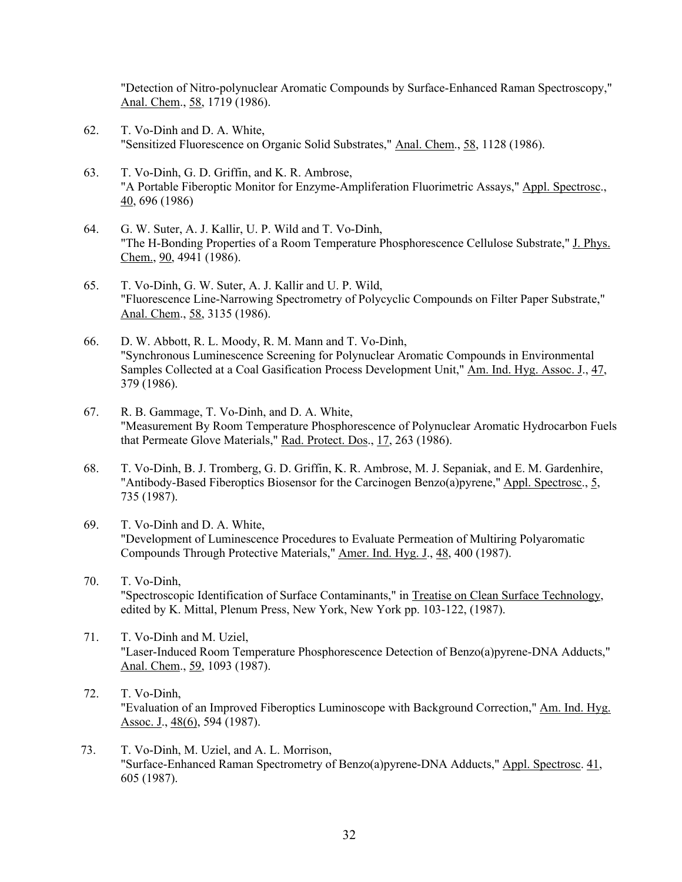"Detection of Nitro-polynuclear Aromatic Compounds by Surface-Enhanced Raman Spectroscopy," Anal. Chem., 58, 1719 (1986).

62. T. Vo-Dinh and D. A. White,
"Sensitized Fluorescence on Organic Solid Substrates," Anal. Chem., 58, 1128 (1986).

63. T. Vo-Dinh, G. D. Griffin, and K. R. Ambrose,
"A Portable Fiberoptic Monitor for Enzyme-Ampliferation Fluorimetric Assays," Appl. Spectrosc., 40, 696 (1986)

64. G. W. Suter, A. J. Kallir, U. P. Wild and T. Vo-Dinh,
"The H-Bonding Properties of a Room Temperature Phosphorescence Cellulose Substrate," J. Phys. Chem., 90, 4941 (1986).

65. T. Vo-Dinh, G. W. Suter, A. J. Kallir and U. P. Wild,
"Fluorescence Line-Narrowing Spectrometry of Polycyclic Compounds on Filter Paper Substrate," Anal. Chem., 58, 3135 (1986).

66. D. W. Abbott, R. L. Moody, R. M. Mann and T. Vo-Dinh,
"Synchronous Luminescence Screening for Polynuclear Aromatic Compounds in Environmental Samples Collected at a Coal Gasification Process Development Unit," Am. Ind. Hyg. Assoc. J., 47, 379 (1986).

67. R. B. Gammage, T. Vo-Dinh, and D. A. White,
"Measurement By Room Temperature Phosphorescence of Polynuclear Aromatic Hydrocarbon Fuels that Permeate Glove Materials," Rad. Protect. Dos., 17, 263 (1986).

68. T. Vo-Dinh, B. J. Tromberg, G. D. Griffin, K. R. Ambrose, M. J. Sepaniak, and E. M. Gardenhire,
"Antibody-Based Fiberoptics Biosensor for the Carcinogen Benzo(a)pyrene," Appl. Spectrosc., 5, 735 (1987).

69. T. Vo-Dinh and D. A. White,
"Development of Luminescence Procedures to Evaluate Permeation of Multiring Polyaromatic Compounds Through Protective Materials," Amer. Ind. Hyg. J., 48, 400 (1987).

70. T. Vo-Dinh,
"Spectroscopic Identification of Surface Contaminants," in Treatise on Clean Surface Technology, edited by K. Mittal, Plenum Press, New York, New York pp. 103-122, (1987).

71. T. Vo-Dinh and M. Uziel,
"Laser-Induced Room Temperature Phosphorescence Detection of Benzo(a)pyrene-DNA Adducts," Anal. Chem., 59, 1093 (1987).

72. T. Vo-Dinh,
"Evaluation of an Improved Fiberoptics Luminoscope with Background Correction," Am. Ind. Hyg. Assoc. J., 48(6), 594 (1987).

73. T. Vo-Dinh, M. Uziel, and A. L. Morrison,
"Surface-Enhanced Raman Spectrometry of Benzo(a)pyrene-DNA Adducts," Appl. Spectrosc. 41, 605 (1987).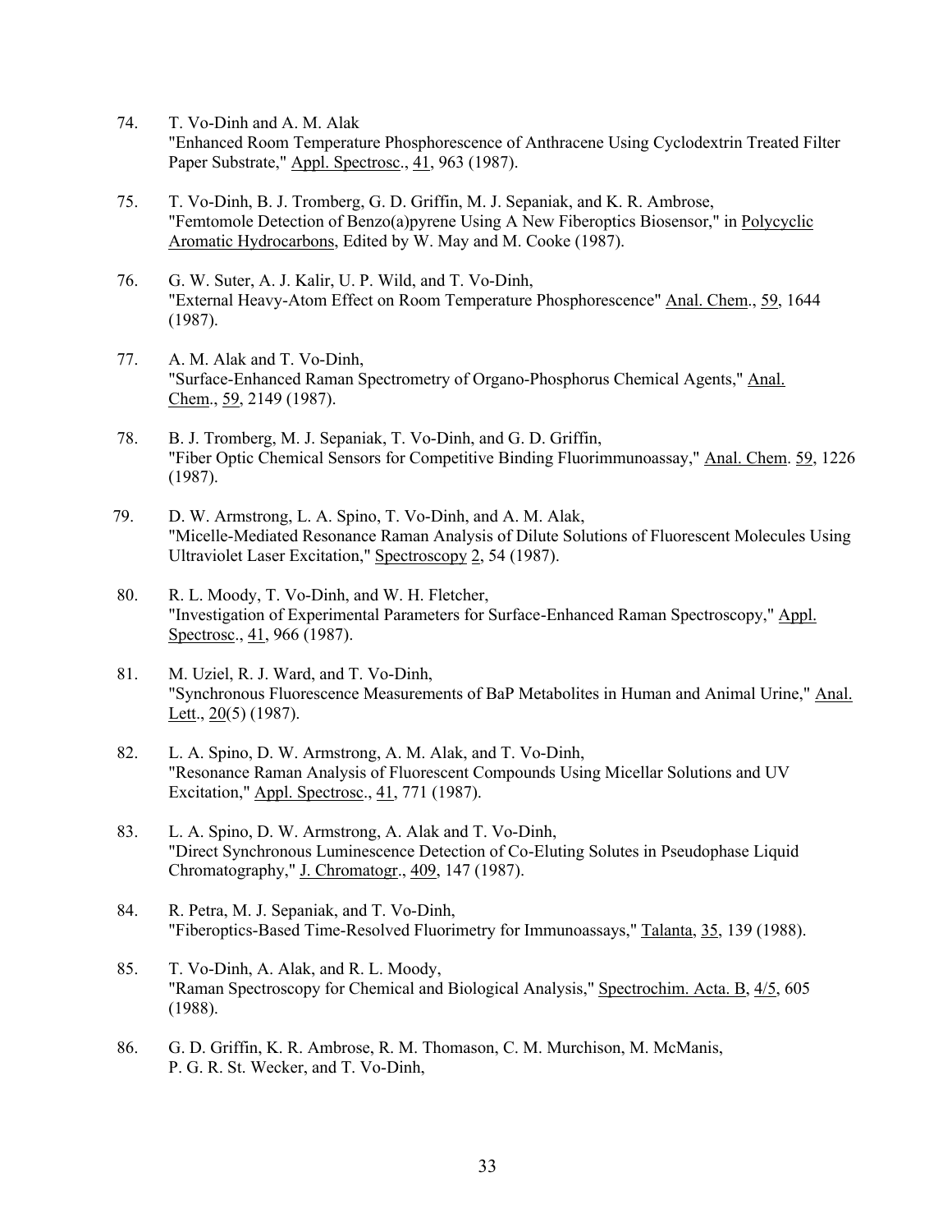74. T. Vo-Dinh and A. M. Alak
"Enhanced Room Temperature Phosphorescence of Anthracene Using Cyclodextrin Treated Filter Paper Substrate," Appl. Spectrosc., 41, 963 (1987).

75. T. Vo-Dinh, B. J. Tromberg, G. D. Griffin, M. J. Sepaniak, and K. R. Ambrose,
"Femtomole Detection of Benzo(a)pyrene Using A New Fiberoptics Biosensor," in Polycyclic Aromatic Hydrocarbons, Edited by W. May and M. Cooke (1987).

76. G. W. Suter, A. J. Kalir, U. P. Wild, and T. Vo-Dinh,
"External Heavy-Atom Effect on Room Temperature Phosphorescence" Anal. Chem., 59, 1644 (1987).

77. A. M. Alak and T. Vo-Dinh,
"Surface-Enhanced Raman Spectrometry of Organo-Phosphorus Chemical Agents," Anal. Chem., 59, 2149 (1987).

78. B. J. Tromberg, M. J. Sepaniak, T. Vo-Dinh, and G. D. Griffin,
"Fiber Optic Chemical Sensors for Competitive Binding Fluorimmunoassay," Anal. Chem. 59, 1226 (1987).

79. D. W. Armstrong, L. A. Spino, T. Vo-Dinh, and A. M. Alak,
"Micelle-Mediated Resonance Raman Analysis of Dilute Solutions of Fluorescent Molecules Using Ultraviolet Laser Excitation," Spectroscopy 2, 54 (1987).

80. R. L. Moody, T. Vo-Dinh, and W. H. Fletcher,
"Investigation of Experimental Parameters for Surface-Enhanced Raman Spectroscopy," Appl. Spectrosc., 41, 966 (1987).

81. M. Uziel, R. J. Ward, and T. Vo-Dinh,
"Synchronous Fluorescence Measurements of BaP Metabolites in Human and Animal Urine," Anal. Lett., 20(5) (1987).

82. L. A. Spino, D. W. Armstrong, A. M. Alak, and T. Vo-Dinh,
"Resonance Raman Analysis of Fluorescent Compounds Using Micellar Solutions and UV Excitation," Appl. Spectrosc., 41, 771 (1987).

83. L. A. Spino, D. W. Armstrong, A. Alak and T. Vo-Dinh,
"Direct Synchronous Luminescence Detection of Co-Eluting Solutes in Pseudophase Liquid Chromatography," J. Chromatogr., 409, 147 (1987).

84. R. Petra, M. J. Sepaniak, and T. Vo-Dinh,
"Fiberoptics-Based Time-Resolved Fluorimetry for Immunoassays," Talanta, 35, 139 (1988).

85. T. Vo-Dinh, A. Alak, and R. L. Moody,
"Raman Spectroscopy for Chemical and Biological Analysis," Spectrochim. Acta. B, 4/5, 605 (1988).

86. G. D. Griffin, K. R. Ambrose, R. M. Thomason, C. M. Murchison, M. McManis, P. G. R. St. Wecker, and T. Vo-Dinh,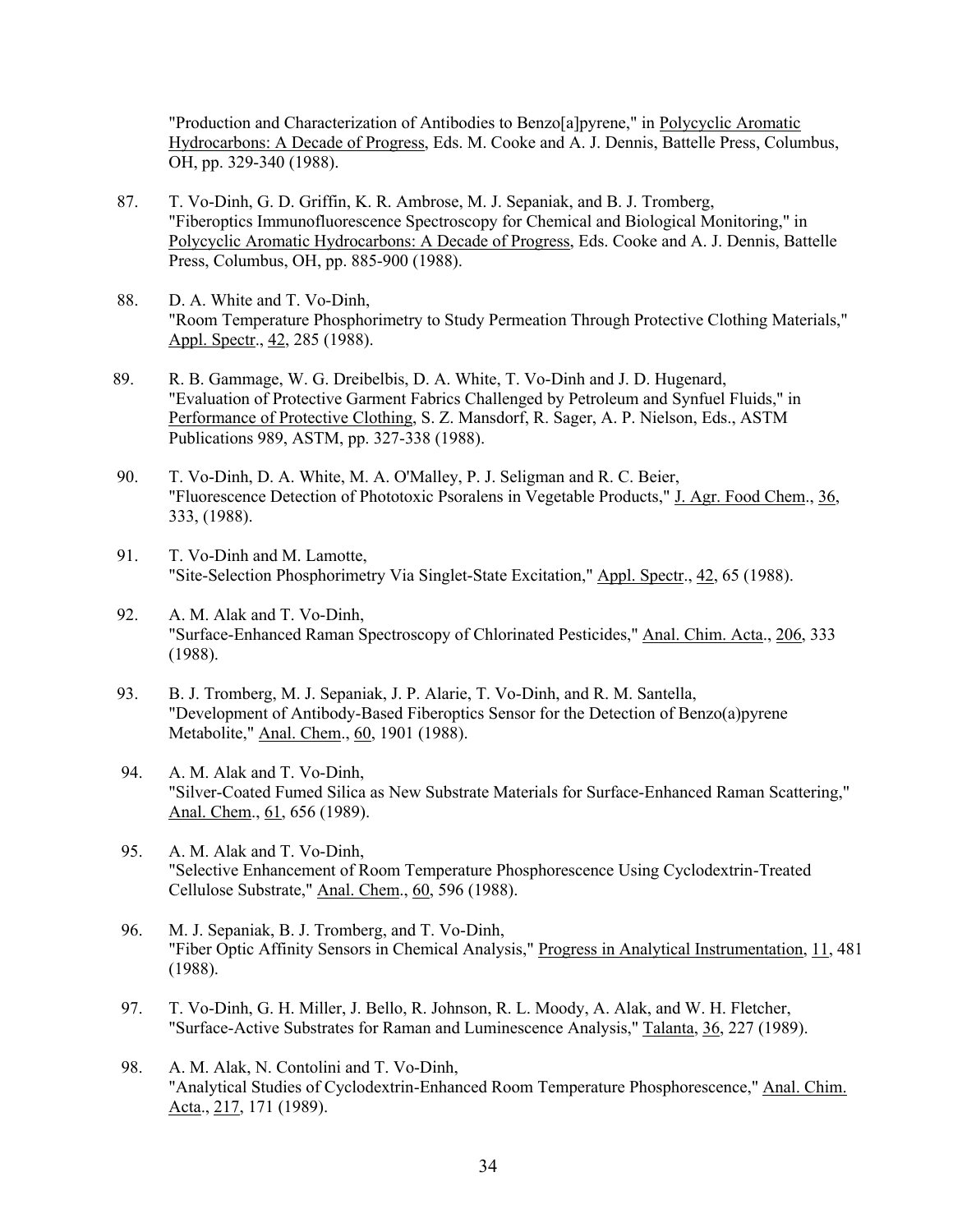"Production and Characterization of Antibodies to Benzo[a]pyrene," in Polycyclic Aromatic Hydrocarbons: A Decade of Progress, Eds. M. Cooke and A. J. Dennis, Battelle Press, Columbus, OH, pp. 329-340 (1988).

87. T. Vo-Dinh, G. D. Griffin, K. R. Ambrose, M. J. Sepaniak, and B. J. Tromberg, "Fiberoptics Immunofluorescence Spectroscopy for Chemical and Biological Monitoring," in Polycyclic Aromatic Hydrocarbons: A Decade of Progress, Eds. Cooke and A. J. Dennis, Battelle Press, Columbus, OH, pp. 885-900 (1988).

88. D. A. White and T. Vo-Dinh, "Room Temperature Phosphorimetry to Study Permeation Through Protective Clothing Materials," Appl. Spectr., 42, 285 (1988).

89. R. B. Gammage, W. G. Dreibelbis, D. A. White, T. Vo-Dinh and J. D. Hugenard, "Evaluation of Protective Garment Fabrics Challenged by Petroleum and Synfuel Fluids," in Performance of Protective Clothing, S. Z. Mansdorf, R. Sager, A. P. Nielson, Eds., ASTM Publications 989, ASTM, pp. 327-338 (1988).

90. T. Vo-Dinh, D. A. White, M. A. O'Malley, P. J. Seligman and R. C. Beier, "Fluorescence Detection of Phototoxic Psoralens in Vegetable Products," J. Agr. Food Chem., 36, 333, (1988).

91. T. Vo-Dinh and M. Lamotte, "Site-Selection Phosphorimetry Via Singlet-State Excitation," Appl. Spectr., 42, 65 (1988).

92. A. M. Alak and T. Vo-Dinh, "Surface-Enhanced Raman Spectroscopy of Chlorinated Pesticides," Anal. Chim. Acta., 206, 333 (1988).

93. B. J. Tromberg, M. J. Sepaniak, J. P. Alarie, T. Vo-Dinh, and R. M. Santella, "Development of Antibody-Based Fiberoptics Sensor for the Detection of Benzo(a)pyrene Metabolite," Anal. Chem., 60, 1901 (1988).

94. A. M. Alak and T. Vo-Dinh, "Silver-Coated Fumed Silica as New Substrate Materials for Surface-Enhanced Raman Scattering," Anal. Chem., 61, 656 (1989).

95. A. M. Alak and T. Vo-Dinh, "Selective Enhancement of Room Temperature Phosphorescence Using Cyclodextrin-Treated Cellulose Substrate," Anal. Chem., 60, 596 (1988).

96. M. J. Sepaniak, B. J. Tromberg, and T. Vo-Dinh, "Fiber Optic Affinity Sensors in Chemical Analysis," Progress in Analytical Instrumentation, 11, 481 (1988).

97. T. Vo-Dinh, G. H. Miller, J. Bello, R. Johnson, R. L. Moody, A. Alak, and W. H. Fletcher, "Surface-Active Substrates for Raman and Luminescence Analysis," Talanta, 36, 227 (1989).

98. A. M. Alak, N. Contolini and T. Vo-Dinh, "Analytical Studies of Cyclodextrin-Enhanced Room Temperature Phosphorescence," Anal. Chim. Acta., 217, 171 (1989).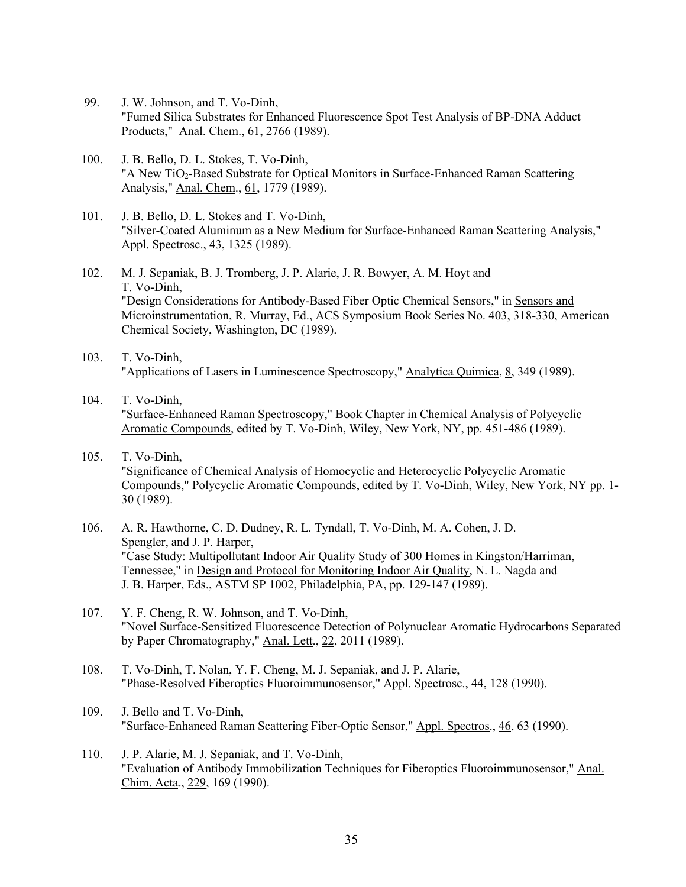99. J. W. Johnson, and T. Vo-Dinh,
"Fumed Silica Substrates for Enhanced Fluorescence Spot Test Analysis of BP-DNA Adduct Products," Anal. Chem., 61, 2766 (1989).

100. J. B. Bello, D. L. Stokes, T. Vo-Dinh,
"A New $TiO_2$-Based Substrate for Optical Monitors in Surface-Enhanced Raman Scattering Analysis," Anal. Chem., 61, 1779 (1989).

101. J. B. Bello, D. L. Stokes and T. Vo-Dinh,
"Silver-Coated Aluminum as a New Medium for Surface-Enhanced Raman Scattering Analysis," Appl. Spectrosc., 43, 1325 (1989).

102. M. J. Sepaniak, B. J. Tromberg, J. P. Alarie, J. R. Bowyer, A. M. Hoyt and T. Vo-Dinh,
"Design Considerations for Antibody-Based Fiber Optic Chemical Sensors," in Sensors and Microinstrumentation, R. Murray, Ed., ACS Symposium Book Series No. 403, 318-330, American Chemical Society, Washington, DC (1989).

103. T. Vo-Dinh,
"Applications of Lasers in Luminescence Spectroscopy," Analytica Quimica, 8, 349 (1989).

104. T. Vo-Dinh,
"Surface-Enhanced Raman Spectroscopy," Book Chapter in Chemical Analysis of Polycyclic Aromatic Compounds, edited by T. Vo-Dinh, Wiley, New York, NY, pp. 451-486 (1989).

105. T. Vo-Dinh,
"Significance of Chemical Analysis of Homocyclic and Heterocyclic Polycyclic Aromatic Compounds," Polycyclic Aromatic Compounds, edited by T. Vo-Dinh, Wiley, New York, NY pp. 1-30 (1989).

106. A. R. Hawthorne, C. D. Dudney, R. L. Tyndall, T. Vo-Dinh, M. A. Cohen, J. D. Spengler, and J. P. Harper,
"Case Study: Multipollutant Indoor Air Quality Study of 300 Homes in Kingston/Harriman, Tennessee," in Design and Protocol for Monitoring Indoor Air Quality, N. L. Nagda and J. B. Harper, Eds., ASTM SP 1002, Philadelphia, PA, pp. 129-147 (1989).

107. Y. F. Cheng, R. W. Johnson, and T. Vo-Dinh,
"Novel Surface-Sensitized Fluorescence Detection of Polynuclear Aromatic Hydrocarbons Separated by Paper Chromatography," Anal. Lett., 22, 2011 (1989).

108. T. Vo-Dinh, T. Nolan, Y. F. Cheng, M. J. Sepaniak, and J. P. Alarie,
"Phase-Resolved Fiberoptics Fluoroimmunosensor," Appl. Spectrosc., 44, 128 (1990).

109. J. Bello and T. Vo-Dinh,
"Surface-Enhanced Raman Scattering Fiber-Optic Sensor," Appl. Spectros., 46, 63 (1990).

110. J. P. Alarie, M. J. Sepaniak, and T. Vo-Dinh,
"Evaluation of Antibody Immobilization Techniques for Fiberoptics Fluoroimmunosensor," Anal. Chim. Acta., 229, 169 (1990).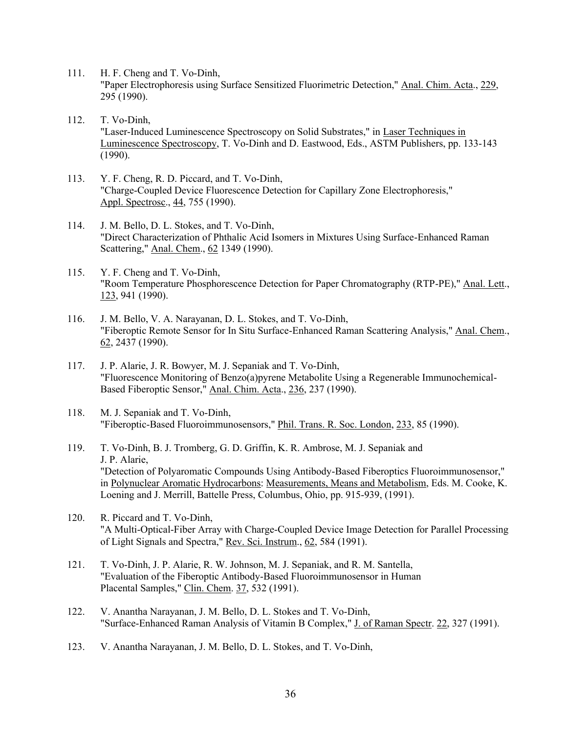111. H. F. Cheng and T. Vo-Dinh,
"Paper Electrophoresis using Surface Sensitized Fluorimetric Detection," Anal. Chim. Acta., 229, 295 (1990).

112. T. Vo-Dinh,
"Laser-Induced Luminescence Spectroscopy on Solid Substrates," in Laser Techniques in Luminescence Spectroscopy, T. Vo-Dinh and D. Eastwood, Eds., ASTM Publishers, pp. 133-143 (1990).

113. Y. F. Cheng, R. D. Piccard, and T. Vo-Dinh,
"Charge-Coupled Device Fluorescence Detection for Capillary Zone Electrophoresis," Appl. Spectrosc., 44, 755 (1990).

114. J. M. Bello, D. L. Stokes, and T. Vo-Dinh,
"Direct Characterization of Phthalic Acid Isomers in Mixtures Using Surface-Enhanced Raman Scattering," Anal. Chem., 62 1349 (1990).

115. Y. F. Cheng and T. Vo-Dinh,
"Room Temperature Phosphorescence Detection for Paper Chromatography (RTP-PE)," Anal. Lett., 123, 941 (1990).

116. J. M. Bello, V. A. Narayanan, D. L. Stokes, and T. Vo-Dinh,
"Fiberoptic Remote Sensor for In Situ Surface-Enhanced Raman Scattering Analysis," Anal. Chem., 62, 2437 (1990).

117. J. P. Alarie, J. R. Bowyer, M. J. Sepaniak and T. Vo-Dinh,
"Fluorescence Monitoring of Benzo(a)pyrene Metabolite Using a Regenerable Immunochemical-Based Fiberoptic Sensor," Anal. Chim. Acta., 236, 237 (1990).

118. M. J. Sepaniak and T. Vo-Dinh,
"Fiberoptic-Based Fluoroimmunosensors," Phil. Trans. R. Soc. London, 233, 85 (1990).

119. T. Vo-Dinh, B. J. Tromberg, G. D. Griffin, K. R. Ambrose, M. J. Sepaniak and J. P. Alarie,
"Detection of Polyaromatic Compounds Using Antibody-Based Fiberoptics Fluoroimmunosensor," in Polynuclear Aromatic Hydrocarbons: Measurements, Means and Metabolism, Eds. M. Cooke, K. Loening and J. Merrill, Battelle Press, Columbus, Ohio, pp. 915-939, (1991).

120. R. Piccard and T. Vo-Dinh,
"A Multi-Optical-Fiber Array with Charge-Coupled Device Image Detection for Parallel Processing of Light Signals and Spectra," Rev. Sci. Instrum., 62, 584 (1991).

121. T. Vo-Dinh, J. P. Alarie, R. W. Johnson, M. J. Sepaniak, and R. M. Santella,
"Evaluation of the Fiberoptic Antibody-Based Fluoroimmunosensor in Human Placental Samples," Clin. Chem. 37, 532 (1991).

122. V. Anantha Narayanan, J. M. Bello, D. L. Stokes and T. Vo-Dinh,
"Surface-Enhanced Raman Analysis of Vitamin B Complex," J. of Raman Spectr. 22, 327 (1991).

123. V. Anantha Narayanan, J. M. Bello, D. L. Stokes, and T. Vo-Dinh,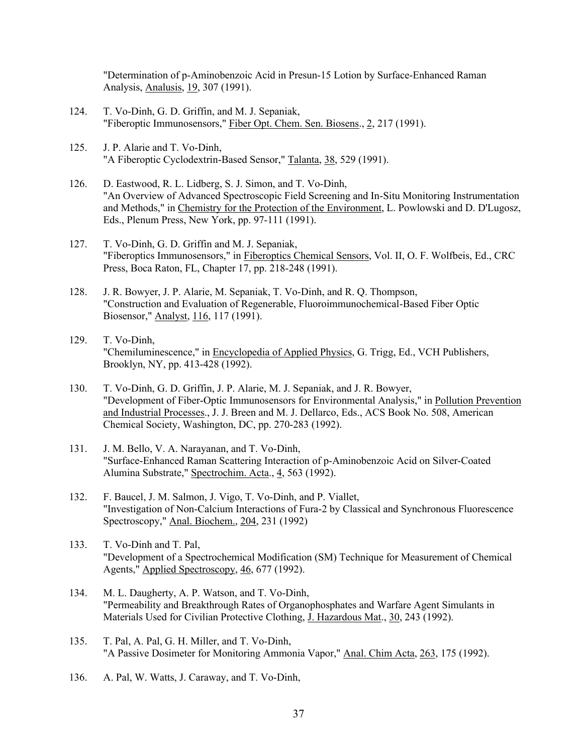"Determination of p-Aminobenzoic Acid in Presun-15 Lotion by Surface-Enhanced Raman Analysis, Analusis, 19, 307 (1991).

124. T. Vo-Dinh, G. D. Griffin, and M. J. Sepaniak, "Fiberoptic Immunosensors," Fiber Opt. Chem. Sen. Biosens., 2, 217 (1991).

125. J. P. Alarie and T. Vo-Dinh, "A Fiberoptic Cyclodextrin-Based Sensor," Talanta, 38, 529 (1991).

126. D. Eastwood, R. L. Lidberg, S. J. Simon, and T. Vo-Dinh, "An Overview of Advanced Spectroscopic Field Screening and In-Situ Monitoring Instrumentation and Methods," in Chemistry for the Protection of the Environment, L. Powlowski and D. D'Lugosz, Eds., Plenum Press, New York, pp. 97-111 (1991).

127. T. Vo-Dinh, G. D. Griffin and M. J. Sepaniak, "Fiberoptics Immunosensors," in Fiberoptics Chemical Sensors, Vol. II, O. F. Wolfbeis, Ed., CRC Press, Boca Raton, FL, Chapter 17, pp. 218-248 (1991).

128. J. R. Bowyer, J. P. Alarie, M. Sepaniak, T. Vo-Dinh, and R. Q. Thompson, "Construction and Evaluation of Regenerable, Fluoroimmunochemical-Based Fiber Optic Biosensor," Analyst, 116, 117 (1991).

129. T. Vo-Dinh, "Chemiluminescence," in Encyclopedia of Applied Physics, G. Trigg, Ed., VCH Publishers, Brooklyn, NY, pp. 413-428 (1992).

130. T. Vo-Dinh, G. D. Griffin, J. P. Alarie, M. J. Sepaniak, and J. R. Bowyer, "Development of Fiber-Optic Immunosensors for Environmental Analysis," in Pollution Prevention and Industrial Processes., J. J. Breen and M. J. Dellarco, Eds., ACS Book No. 508, American Chemical Society, Washington, DC, pp. 270-283 (1992).

131. J. M. Bello, V. A. Narayanan, and T. Vo-Dinh, "Surface-Enhanced Raman Scattering Interaction of p-Aminobenzoic Acid on Silver-Coated Alumina Substrate," Spectrochim. Acta., 4, 563 (1992).

132. F. Baucel, J. M. Salmon, J. Vigo, T. Vo-Dinh, and P. Viallet, "Investigation of Non-Calcium Interactions of Fura-2 by Classical and Synchronous Fluorescence Spectroscopy," Anal. Biochem., 204, 231 (1992)

133. T. Vo-Dinh and T. Pal, "Development of a Spectrochemical Modification (SM) Technique for Measurement of Chemical Agents," Applied Spectroscopy, 46, 677 (1992).

134. M. L. Daugherty, A. P. Watson, and T. Vo-Dinh, "Permeability and Breakthrough Rates of Organophosphates and Warfare Agent Simulants in Materials Used for Civilian Protective Clothing, J. Hazardous Mat., 30, 243 (1992).

135. T. Pal, A. Pal, G. H. Miller, and T. Vo-Dinh, "A Passive Dosimeter for Monitoring Ammonia Vapor," Anal. Chim Acta, 263, 175 (1992).

136. A. Pal, W. Watts, J. Caraway, and T. Vo-Dinh,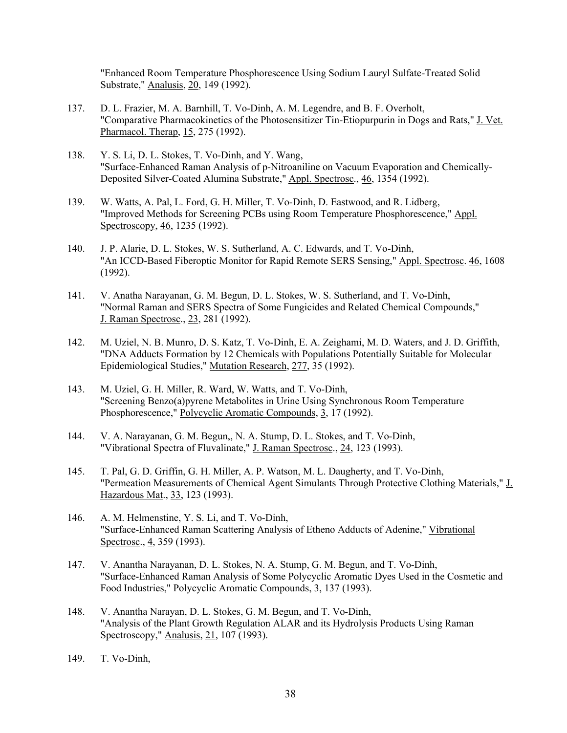"Enhanced Room Temperature Phosphorescence Using Sodium Lauryl Sulfate-Treated Solid Substrate," Analusis, 20, 149 (1992).

137. D. L. Frazier, M. A. Barnhill, T. Vo-Dinh, A. M. Legendre, and B. F. Overholt, "Comparative Pharmacokinetics of the Photosensitizer Tin-Etiopurpurin in Dogs and Rats," J. Vet. Pharmacol. Therap, 15, 275 (1992).

138. Y. S. Li, D. L. Stokes, T. Vo-Dinh, and Y. Wang, "Surface-Enhanced Raman Analysis of p-Nitroaniline on Vacuum Evaporation and Chemically-Deposited Silver-Coated Alumina Substrate," Appl. Spectrosc., 46, 1354 (1992).

139. W. Watts, A. Pal, L. Ford, G. H. Miller, T. Vo-Dinh, D. Eastwood, and R. Lidberg, "Improved Methods for Screening PCBs using Room Temperature Phosphorescence," Appl. Spectroscopy, 46, 1235 (1992).

140. J. P. Alarie, D. L. Stokes, W. S. Sutherland, A. C. Edwards, and T. Vo-Dinh, "An ICCD-Based Fiberoptic Monitor for Rapid Remote SERS Sensing," Appl. Spectrosc. 46, 1608 (1992).

141. V. Anatha Narayanan, G. M. Begun, D. L. Stokes, W. S. Sutherland, and T. Vo-Dinh, "Normal Raman and SERS Spectra of Some Fungicides and Related Chemical Compounds," J. Raman Spectrosc., 23, 281 (1992).

142. M. Uziel, N. B. Munro, D. S. Katz, T. Vo-Dinh, E. A. Zeighami, M. D. Waters, and J. D. Griffith, "DNA Adducts Formation by 12 Chemicals with Populations Potentially Suitable for Molecular Epidemiological Studies," Mutation Research, 277, 35 (1992).

143. M. Uziel, G. H. Miller, R. Ward, W. Watts, and T. Vo-Dinh, "Screening Benzo(a)pyrene Metabolites in Urine Using Synchronous Room Temperature Phosphorescence," Polycyclic Aromatic Compounds, 3, 17 (1992).

144. V. A. Narayanan, G. M. Begun,, N. A. Stump, D. L. Stokes, and T. Vo-Dinh, "Vibrational Spectra of Fluvalinate," J. Raman Spectrosc., 24, 123 (1993).

145. T. Pal, G. D. Griffin, G. H. Miller, A. P. Watson, M. L. Daugherty, and T. Vo-Dinh, "Permeation Measurements of Chemical Agent Simulants Through Protective Clothing Materials," J. Hazardous Mat., 33, 123 (1993).

146. A. M. Helmenstine, Y. S. Li, and T. Vo-Dinh, "Surface-Enhanced Raman Scattering Analysis of Etheno Adducts of Adenine," Vibrational Spectrosc., 4, 359 (1993).

147. V. Anantha Narayanan, D. L. Stokes, N. A. Stump, G. M. Begun, and T. Vo-Dinh, "Surface-Enhanced Raman Analysis of Some Polycyclic Aromatic Dyes Used in the Cosmetic and Food Industries," Polycyclic Aromatic Compounds, 3, 137 (1993).

148. V. Anantha Narayan, D. L. Stokes, G. M. Begun, and T. Vo-Dinh, "Analysis of the Plant Growth Regulation ALAR and its Hydrolysis Products Using Raman Spectroscopy," Analusis, 21, 107 (1993).

149. T. Vo-Dinh,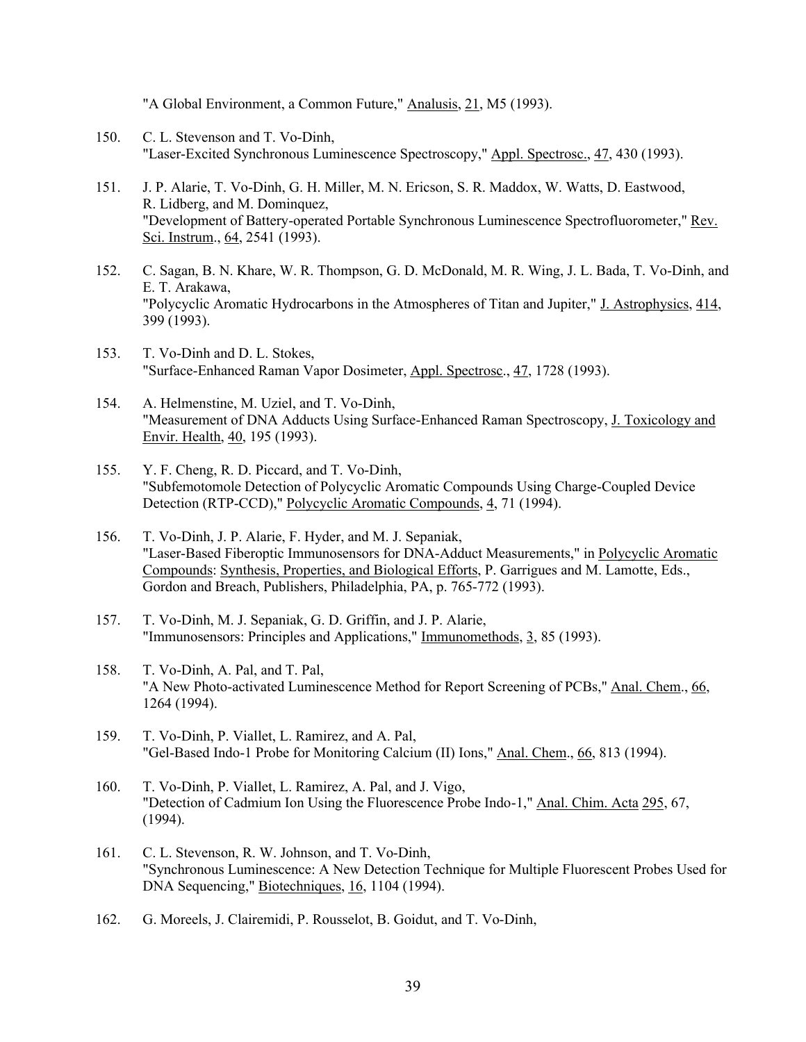"A Global Environment, a Common Future," Analusis, 21, M5 (1993).

150. C. L. Stevenson and T. Vo-Dinh,
"Laser-Excited Synchronous Luminescence Spectroscopy," Appl. Spectrosc., 47, 430 (1993).

151. J. P. Alarie, T. Vo-Dinh, G. H. Miller, M. N. Ericson, S. R. Maddox, W. Watts, D. Eastwood, R. Lidberg, and M. Dominquez,
"Development of Battery-operated Portable Synchronous Luminescence Spectrofluorometer," Rev. Sci. Instrum., 64, 2541 (1993).

152. C. Sagan, B. N. Khare, W. R. Thompson, G. D. McDonald, M. R. Wing, J. L. Bada, T. Vo-Dinh, and E. T. Arakawa,
"Polycyclic Aromatic Hydrocarbons in the Atmospheres of Titan and Jupiter," J. Astrophysics, 414, 399 (1993).

153. T. Vo-Dinh and D. L. Stokes,
"Surface-Enhanced Raman Vapor Dosimeter, Appl. Spectrosc., 47, 1728 (1993).

154. A. Helmenstine, M. Uziel, and T. Vo-Dinh,
"Measurement of DNA Adducts Using Surface-Enhanced Raman Spectroscopy, J. Toxicology and Envir. Health, 40, 195 (1993).

155. Y. F. Cheng, R. D. Piccard, and T. Vo-Dinh,
"Subfemotomole Detection of Polycyclic Aromatic Compounds Using Charge-Coupled Device Detection (RTP-CCD)," Polycyclic Aromatic Compounds, 4, 71 (1994).

156. T. Vo-Dinh, J. P. Alarie, F. Hyder, and M. J. Sepaniak,
"Laser-Based Fiberoptic Immunosensors for DNA-Adduct Measurements," in Polycyclic Aromatic Compounds: Synthesis, Properties, and Biological Efforts, P. Garrigues and M. Lamotte, Eds., Gordon and Breach, Publishers, Philadelphia, PA, p. 765-772 (1993).

157. T. Vo-Dinh, M. J. Sepaniak, G. D. Griffin, and J. P. Alarie,
"Immunosensors: Principles and Applications," Immunomethods, 3, 85 (1993).

158. T. Vo-Dinh, A. Pal, and T. Pal,
"A New Photo-activated Luminescence Method for Report Screening of PCBs," Anal. Chem., 66, 1264 (1994).

159. T. Vo-Dinh, P. Viallet, L. Ramirez, and A. Pal,
"Gel-Based Indo-1 Probe for Monitoring Calcium (II) Ions," Anal. Chem., 66, 813 (1994).

160. T. Vo-Dinh, P. Viallet, L. Ramirez, A. Pal, and J. Vigo,
"Detection of Cadmium Ion Using the Fluorescence Probe Indo-1," Anal. Chim. Acta 295, 67, (1994).

161. C. L. Stevenson, R. W. Johnson, and T. Vo-Dinh,
"Synchronous Luminescence: A New Detection Technique for Multiple Fluorescent Probes Used for DNA Sequencing," Biotechniques, 16, 1104 (1994).

162. G. Moreels, J. Clairemidi, P. Rousselot, B. Goidut, and T. Vo-Dinh,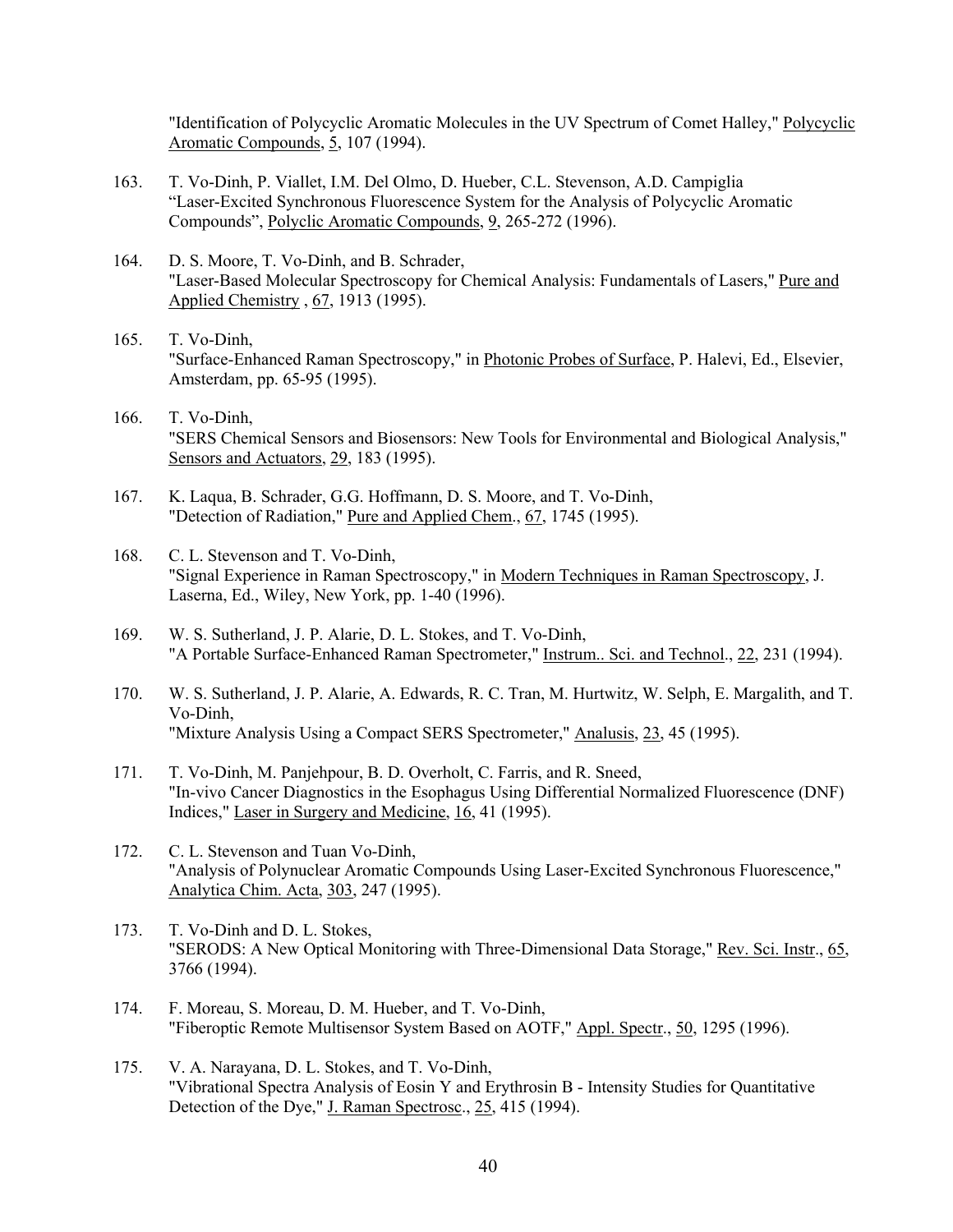"Identification of Polycyclic Aromatic Molecules in the UV Spectrum of Comet Halley," Polycyclic Aromatic Compounds, 5, 107 (1994).

163. T. Vo-Dinh, P. Viallet, I.M. Del Olmo, D. Hueber, C.L. Stevenson, A.D. Campiglia "Laser-Excited Synchronous Fluorescence System for the Analysis of Polycyclic Aromatic Compounds", Polyclic Aromatic Compounds, 9, 265-272 (1996).

164. D. S. Moore, T. Vo-Dinh, and B. Schrader, "Laser-Based Molecular Spectroscopy for Chemical Analysis: Fundamentals of Lasers," Pure and Applied Chemistry , 67, 1913 (1995).

165. T. Vo-Dinh, "Surface-Enhanced Raman Spectroscopy," in Photonic Probes of Surface, P. Halevi, Ed., Elsevier, Amsterdam, pp. 65-95 (1995).

166. T. Vo-Dinh, "SERS Chemical Sensors and Biosensors: New Tools for Environmental and Biological Analysis," Sensors and Actuators, 29, 183 (1995).

167. K. Laqua, B. Schrader, G.G. Hoffmann, D. S. Moore, and T. Vo-Dinh, "Detection of Radiation," Pure and Applied Chem., 67, 1745 (1995).

168. C. L. Stevenson and T. Vo-Dinh, "Signal Experience in Raman Spectroscopy," in Modern Techniques in Raman Spectroscopy, J. Laserna, Ed., Wiley, New York, pp. 1-40 (1996).

169. W. S. Sutherland, J. P. Alarie, D. L. Stokes, and T. Vo-Dinh, "A Portable Surface-Enhanced Raman Spectrometer," Instrum.. Sci. and Technol., 22, 231 (1994).

170. W. S. Sutherland, J. P. Alarie, A. Edwards, R. C. Tran, M. Hurtwitz, W. Selph, E. Margalith, and T. Vo-Dinh, "Mixture Analysis Using a Compact SERS Spectrometer," Analusis, 23, 45 (1995).

171. T. Vo-Dinh, M. Panjehpour, B. D. Overholt, C. Farris, and R. Sneed, "In-vivo Cancer Diagnostics in the Esophagus Using Differential Normalized Fluorescence (DNF) Indices," Laser in Surgery and Medicine, 16, 41 (1995).

172. C. L. Stevenson and Tuan Vo-Dinh, "Analysis of Polynuclear Aromatic Compounds Using Laser-Excited Synchronous Fluorescence," Analytica Chim. Acta, 303, 247 (1995).

173. T. Vo-Dinh and D. L. Stokes, "SERODS: A New Optical Monitoring with Three-Dimensional Data Storage," Rev. Sci. Instr., 65, 3766 (1994).

174. F. Moreau, S. Moreau, D. M. Hueber, and T. Vo-Dinh, "Fiberoptic Remote Multisensor System Based on AOTF," Appl. Spectr., 50, 1295 (1996).

175. V. A. Narayana, D. L. Stokes, and T. Vo-Dinh, "Vibrational Spectra Analysis of Eosin Y and Erythrosin B - Intensity Studies for Quantitative Detection of the Dye," J. Raman Spectrosc., 25, 415 (1994).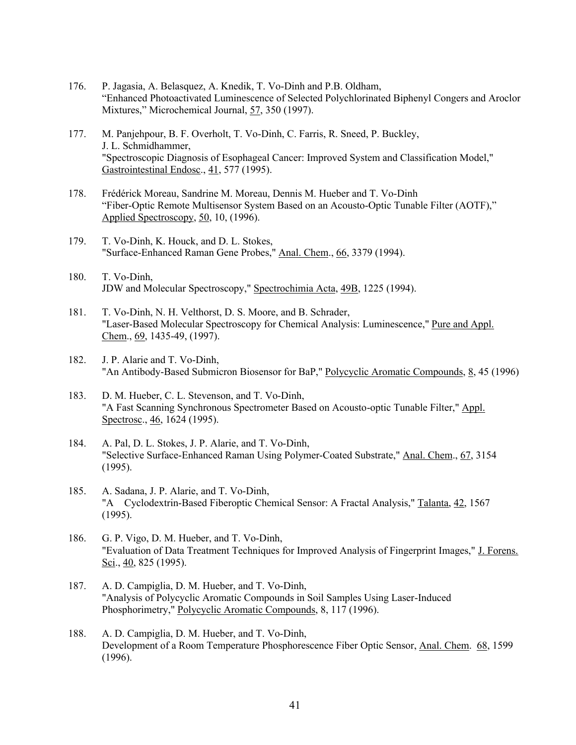176. P. Jagasia, A. Belasquez, A. Knedik, T. Vo-Dinh and P.B. Oldham, "Enhanced Photoactivated Luminescence of Selected Polychlorinated Biphenyl Congers and Aroclor Mixtures," Microchemical Journal, 57, 350 (1997).

177. M. Panjehpour, B. F. Overholt, T. Vo-Dinh, C. Farris, R. Sneed, P. Buckley, J. L. Schmidhammer, "Spectroscopic Diagnosis of Esophageal Cancer: Improved System and Classification Model," Gastrointestinal Endosc., 41, 577 (1995).

178. Frédérick Moreau, Sandrine M. Moreau, Dennis M. Hueber and T. Vo-Dinh "Fiber-Optic Remote Multisensor System Based on an Acousto-Optic Tunable Filter (AOTF)," Applied Spectroscopy, 50, 10, (1996).

179. T. Vo-Dinh, K. Houck, and D. L. Stokes, "Surface-Enhanced Raman Gene Probes," Anal. Chem., 66, 3379 (1994).

180. T. Vo-Dinh, JDW and Molecular Spectroscopy," Spectrochimia Acta, 49B, 1225 (1994).

181. T. Vo-Dinh, N. H. Velthorst, D. S. Moore, and B. Schrader, "Laser-Based Molecular Spectroscopy for Chemical Analysis: Luminescence," Pure and Appl. Chem., 69, 1435-49, (1997).

182. J. P. Alarie and T. Vo-Dinh, "An Antibody-Based Submicron Biosensor for BaP," Polycyclic Aromatic Compounds, 8, 45 (1996)

183. D. M. Hueber, C. L. Stevenson, and T. Vo-Dinh, "A Fast Scanning Synchronous Spectrometer Based on Acousto-optic Tunable Filter," Appl. Spectrosc., 46, 1624 (1995).

184. A. Pal, D. L. Stokes, J. P. Alarie, and T. Vo-Dinh, "Selective Surface-Enhanced Raman Using Polymer-Coated Substrate," Anal. Chem., 67, 3154 (1995).

185. A. Sadana, J. P. Alarie, and T. Vo-Dinh, "A Cyclodextrin-Based Fiberoptic Chemical Sensor: A Fractal Analysis," Talanta, 42, 1567 (1995).

186. G. P. Vigo, D. M. Hueber, and T. Vo-Dinh, "Evaluation of Data Treatment Techniques for Improved Analysis of Fingerprint Images," J. Forens. Sci., 40, 825 (1995).

187. A. D. Campiglia, D. M. Hueber, and T. Vo-Dinh, "Analysis of Polycyclic Aromatic Compounds in Soil Samples Using Laser-Induced Phosphorimetry," Polycyclic Aromatic Compounds, 8, 117 (1996).

188. A. D. Campiglia, D. M. Hueber, and T. Vo-Dinh, Development of a Room Temperature Phosphorescence Fiber Optic Sensor, Anal. Chem. 68, 1599 (1996).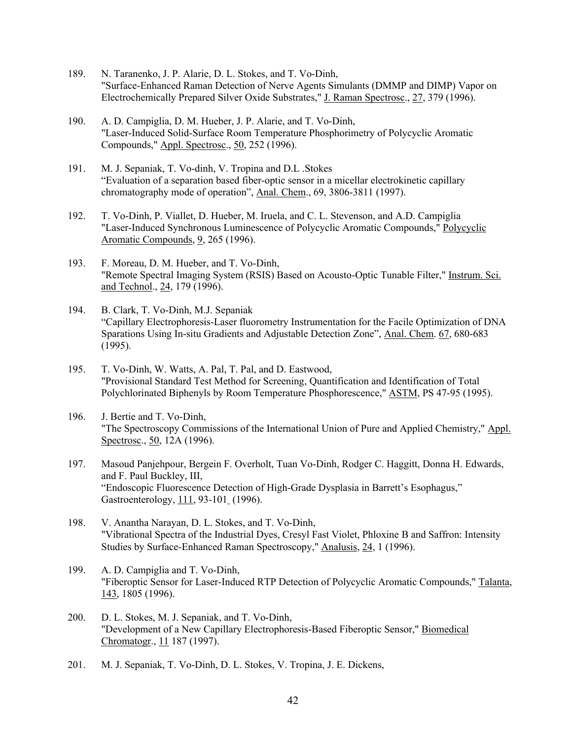189. N. Taranenko, J. P. Alarie, D. L. Stokes, and T. Vo-Dinh, "Surface-Enhanced Raman Detection of Nerve Agents Simulants (DMMP and DIMP) Vapor on Electrochemically Prepared Silver Oxide Substrates," J. Raman Spectrosc., 27, 379 (1996).

190. A. D. Campiglia, D. M. Hueber, J. P. Alarie, and T. Vo-Dinh, "Laser-Induced Solid-Surface Room Temperature Phosphorimetry of Polycyclic Aromatic Compounds," Appl. Spectrosc., 50, 252 (1996).

191. M. J. Sepaniak, T. Vo-dinh, V. Tropina and D.L .Stokes "Evaluation of a separation based fiber-optic sensor in a micellar electrokinetic capillary chromatography mode of operation", Anal. Chem., 69, 3806-3811 (1997).

192. T. Vo-Dinh, P. Viallet, D. Hueber, M. Iruela, and C. L. Stevenson, and A.D. Campiglia "Laser-Induced Synchronous Luminescence of Polycyclic Aromatic Compounds," Polycyclic Aromatic Compounds, 9, 265 (1996).

193. F. Moreau, D. M. Hueber, and T. Vo-Dinh, "Remote Spectral Imaging System (RSIS) Based on Acousto-Optic Tunable Filter," Instrum. Sci. and Technol., 24, 179 (1996).

194. B. Clark, T. Vo-Dinh, M.J. Sepaniak "Capillary Electrophoresis-Laser fluorometry Instrumentation for the Facile Optimization of DNA Sparations Using In-situ Gradients and Adjustable Detection Zone", Anal. Chem. 67, 680-683 (1995).

195. T. Vo-Dinh, W. Watts, A. Pal, T. Pal, and D. Eastwood, "Provisional Standard Test Method for Screening, Quantification and Identification of Total Polychlorinated Biphenyls by Room Temperature Phosphorescence," ASTM, PS 47-95 (1995).

196. J. Bertie and T. Vo-Dinh, "The Spectroscopy Commissions of the International Union of Pure and Applied Chemistry," Appl. Spectrosc., 50, 12A (1996).

197. Masoud Panjehpour, Bergein F. Overholt, Tuan Vo-Dinh, Rodger C. Haggitt, Donna H. Edwards, and F. Paul Buckley, III, "Endoscopic Fluorescence Detection of High-Grade Dysplasia in Barrett's Esophagus," Gastroenterology, 111, 93-101 (1996).

198. V. Anantha Narayan, D. L. Stokes, and T. Vo-Dinh, "Vibrational Spectra of the Industrial Dyes, Cresyl Fast Violet, Phloxine B and Saffron: Intensity Studies by Surface-Enhanced Raman Spectroscopy," Analusis, 24, 1 (1996).

199. A. D. Campiglia and T. Vo-Dinh, "Fiberoptic Sensor for Laser-Induced RTP Detection of Polycyclic Aromatic Compounds," Talanta, 143, 1805 (1996).

200. D. L. Stokes, M. J. Sepaniak, and T. Vo-Dinh, "Development of a New Capillary Electrophoresis-Based Fiberoptic Sensor," Biomedical Chromatogr., 11 187 (1997).

201. M. J. Sepaniak, T. Vo-Dinh, D. L. Stokes, V. Tropina, J. E. Dickens,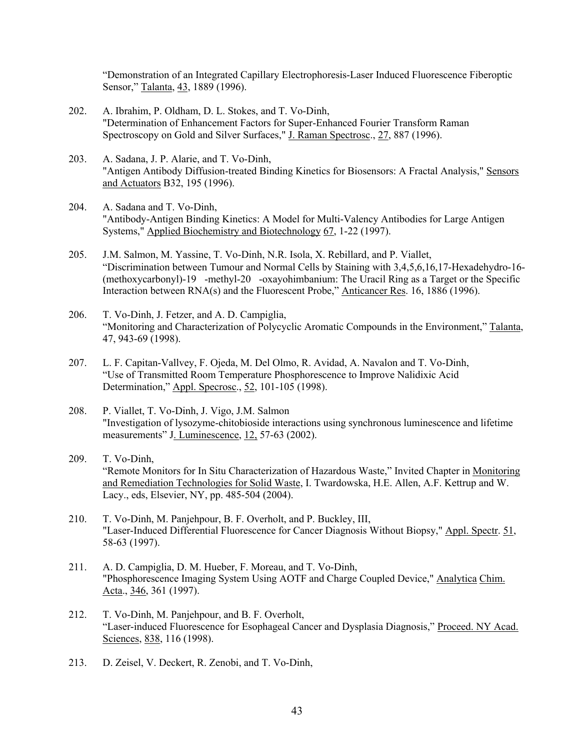"Demonstration of an Integrated Capillary Electrophoresis-Laser Induced Fluorescence Fiberoptic Sensor," Talanta, 43, 1889 (1996).

202. A. Ibrahim, P. Oldham, D. L. Stokes, and T. Vo-Dinh,
"Determination of Enhancement Factors for Super-Enhanced Fourier Transform Raman Spectroscopy on Gold and Silver Surfaces," J. Raman Spectrosc., 27, 887 (1996).

203. A. Sadana, J. P. Alarie, and T. Vo-Dinh,
"Antigen Antibody Diffusion-treated Binding Kinetics for Biosensors: A Fractal Analysis," Sensors and Actuators B32, 195 (1996).

204. A. Sadana and T. Vo-Dinh,
"Antibody-Antigen Binding Kinetics: A Model for Multi-Valency Antibodies for Large Antigen Systems," Applied Biochemistry and Biotechnology 67, 1-22 (1997).

205. J.M. Salmon, M. Yassine, T. Vo-Dinh, N.R. Isola, X. Rebillard, and P. Viallet,
"Discrimination between Tumour and Normal Cells by Staining with 3,4,5,6,16,17-Hexadehydro-16-(methoxycarbonyl)-19 -methyl-20 -oxayohimbanium: The Uracil Ring as a Target or the Specific Interaction between RNA(s) and the Fluorescent Probe," Anticancer Res. 16, 1886 (1996).

206. T. Vo-Dinh, J. Fetzer, and A. D. Campiglia,
"Monitoring and Characterization of Polycyclic Aromatic Compounds in the Environment," Talanta, 47, 943-69 (1998).

207. L. F. Capitan-Vallvey, F. Ojeda, M. Del Olmo, R. Avidad, A. Navalon and T. Vo-Dinh,
"Use of Transmitted Room Temperature Phosphorescence to Improve Nalidixic Acid Determination," Appl. Specrosc., 52, 101-105 (1998).

208. P. Viallet, T. Vo-Dinh, J. Vigo, J.M. Salmon
"Investigation of lysozyme-chitobioside interactions using synchronous luminescence and lifetime measurements" J. Luminescence, 12, 57-63 (2002).

209. T. Vo-Dinh,
"Remote Monitors for In Situ Characterization of Hazardous Waste," Invited Chapter in Monitoring and Remediation Technologies for Solid Waste, I. Twardowska, H.E. Allen, A.F. Kettrup and W. Lacy., eds, Elsevier, NY, pp. 485-504 (2004).

210. T. Vo-Dinh, M. Panjehpour, B. F. Overholt, and P. Buckley, III,
"Laser-Induced Differential Fluorescence for Cancer Diagnosis Without Biopsy," Appl. Spectr. 51, 58-63 (1997).

211. A. D. Campiglia, D. M. Hueber, F. Moreau, and T. Vo-Dinh,
"Phosphorescence Imaging System Using AOTF and Charge Coupled Device," Analytica Chim. Acta., 346, 361 (1997).

212. T. Vo-Dinh, M. Panjehpour, and B. F. Overholt,
"Laser-induced Fluorescence for Esophageal Cancer and Dysplasia Diagnosis," Proceed. NY Acad. Sciences, 838, 116 (1998).

213. D. Zeisel, V. Deckert, R. Zenobi, and T. Vo-Dinh,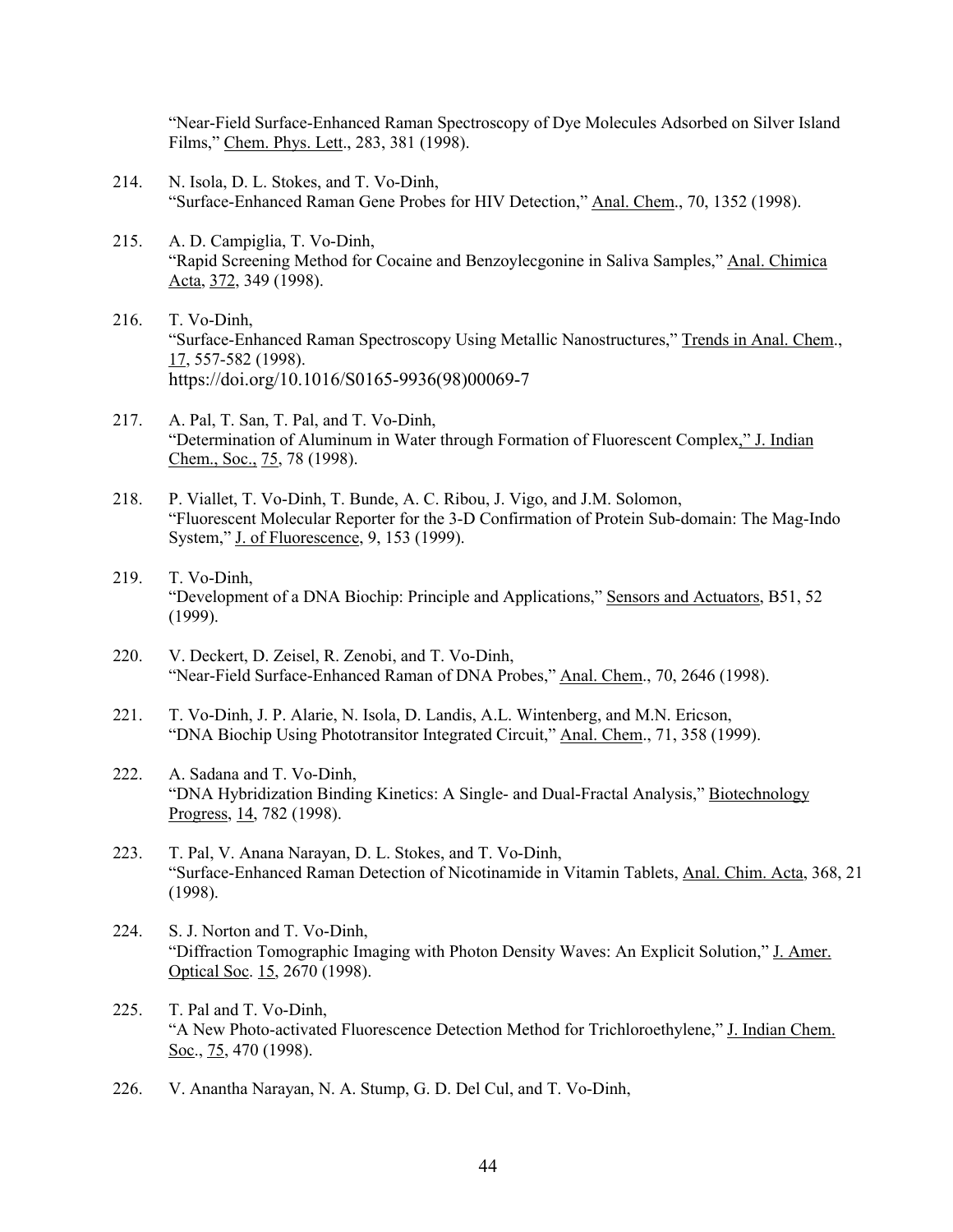"Near-Field Surface-Enhanced Raman Spectroscopy of Dye Molecules Adsorbed on Silver Island Films," Chem. Phys. Lett., 283, 381 (1998).

214. N. Isola, D. L. Stokes, and T. Vo-Dinh,
"Surface-Enhanced Raman Gene Probes for HIV Detection," Anal. Chem., 70, 1352 (1998).

215. A. D. Campiglia, T. Vo-Dinh,
"Rapid Screening Method for Cocaine and Benzoylecgonine in Saliva Samples," Anal. Chimica Acta, 372, 349 (1998).

216. T. Vo-Dinh,
"Surface-Enhanced Raman Spectroscopy Using Metallic Nanostructures," Trends in Anal. Chem., 17, 557-582 (1998).
https://doi.org/10.1016/S0165-9936(98)00069-7

217. A. Pal, T. San, T. Pal, and T. Vo-Dinh,
"Determination of Aluminum in Water through Formation of Fluorescent Complex," J. Indian Chem., Soc., 75, 78 (1998).

218. P. Viallet, T. Vo-Dinh, T. Bunde, A. C. Ribou, J. Vigo, and J.M. Solomon,
"Fluorescent Molecular Reporter for the 3-D Confirmation of Protein Sub-domain: The Mag-Indo System," J. of Fluorescence, 9, 153 (1999).

219. T. Vo-Dinh,
"Development of a DNA Biochip: Principle and Applications," Sensors and Actuators, B51, 52 (1999).

220. V. Deckert, D. Zeisel, R. Zenobi, and T. Vo-Dinh,
"Near-Field Surface-Enhanced Raman of DNA Probes," Anal. Chem., 70, 2646 (1998).

221. T. Vo-Dinh, J. P. Alarie, N. Isola, D. Landis, A.L. Wintenberg, and M.N. Ericson,
"DNA Biochip Using Phototransitor Integrated Circuit," Anal. Chem., 71, 358 (1999).

222. A. Sadana and T. Vo-Dinh,
"DNA Hybridization Binding Kinetics: A Single- and Dual-Fractal Analysis," Biotechnology Progress, 14, 782 (1998).

223. T. Pal, V. Anana Narayan, D. L. Stokes, and T. Vo-Dinh,
"Surface-Enhanced Raman Detection of Nicotinamide in Vitamin Tablets, Anal. Chim. Acta, 368, 21 (1998).

224. S. J. Norton and T. Vo-Dinh,
"Diffraction Tomographic Imaging with Photon Density Waves: An Explicit Solution," J. Amer. Optical Soc. 15, 2670 (1998).

225. T. Pal and T. Vo-Dinh,
"A New Photo-activated Fluorescence Detection Method for Trichloroethylene," J. Indian Chem. Soc., 75, 470 (1998).

226. V. Anantha Narayan, N. A. Stump, G. D. Del Cul, and T. Vo-Dinh,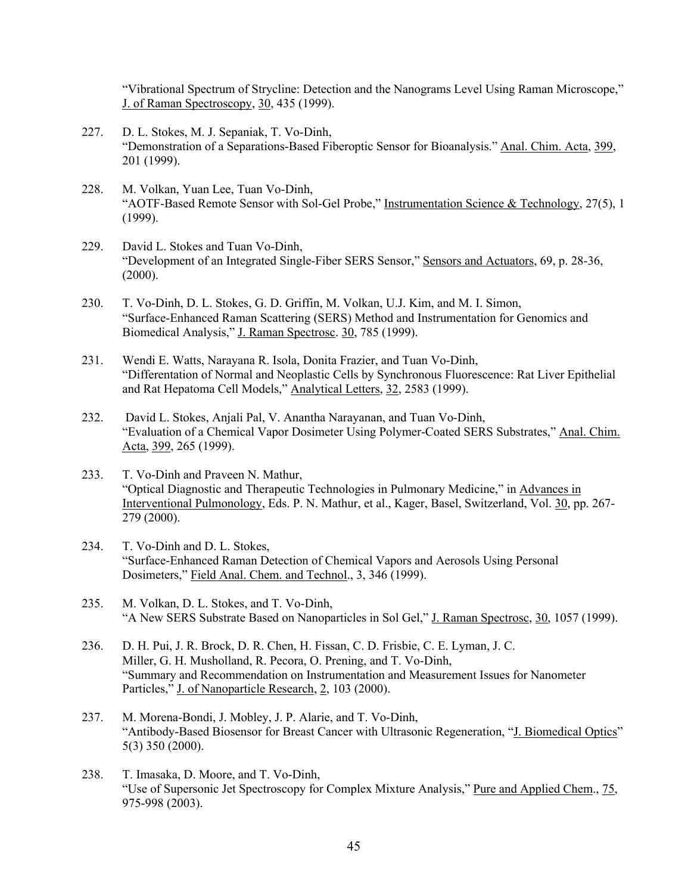"Vibrational Spectrum of Strycline: Detection and the Nanograms Level Using Raman Microscope," J. of Raman Spectroscopy, 30, 435 (1999).

227. D. L. Stokes, M. J. Sepaniak, T. Vo-Dinh,
"Demonstration of a Separations-Based Fiberoptic Sensor for Bioanalysis." Anal. Chim. Acta, 399, 201 (1999).

228. M. Volkan, Yuan Lee, Tuan Vo-Dinh,
"AOTF-Based Remote Sensor with Sol-Gel Probe," Instrumentation Science & Technology, 27(5), 1 (1999).

229. David L. Stokes and Tuan Vo-Dinh,
"Development of an Integrated Single-Fiber SERS Sensor," Sensors and Actuators, 69, p. 28-36, (2000).

230. T. Vo-Dinh, D. L. Stokes, G. D. Griffin, M. Volkan, U.J. Kim, and M. I. Simon,
"Surface-Enhanced Raman Scattering (SERS) Method and Instrumentation for Genomics and Biomedical Analysis," J. Raman Spectrosc. 30, 785 (1999).

231. Wendi E. Watts, Narayana R. Isola, Donita Frazier, and Tuan Vo-Dinh,
"Differentation of Normal and Neoplastic Cells by Synchronous Fluorescence: Rat Liver Epithelial and Rat Hepatoma Cell Models," Analytical Letters, 32, 2583 (1999).

232. David L. Stokes, Anjali Pal, V. Anantha Narayanan, and Tuan Vo-Dinh,
"Evaluation of a Chemical Vapor Dosimeter Using Polymer-Coated SERS Substrates," Anal. Chim. Acta, 399, 265 (1999).

233. T. Vo-Dinh and Praveen N. Mathur,
"Optical Diagnostic and Therapeutic Technologies in Pulmonary Medicine," in Advances in Interventional Pulmonology, Eds. P. N. Mathur, et al., Kager, Basel, Switzerland, Vol. 30, pp. 267-279 (2000).

234. T. Vo-Dinh and D. L. Stokes,
"Surface-Enhanced Raman Detection of Chemical Vapors and Aerosols Using Personal Dosimeters," Field Anal. Chem. and Technol., 3, 346 (1999).

235. M. Volkan, D. L. Stokes, and T. Vo-Dinh,
"A New SERS Substrate Based on Nanoparticles in Sol Gel," J. Raman Spectrosc, 30, 1057 (1999).

236. D. H. Pui, J. R. Brock, D. R. Chen, H. Fissan, C. D. Frisbie, C. E. Lyman, J. C. Miller, G. H. Musholland, R. Pecora, O. Prening, and T. Vo-Dinh,
"Summary and Recommendation on Instrumentation and Measurement Issues for Nanometer Particles," J. of Nanoparticle Research, 2, 103 (2000).

237. M. Morena-Bondi, J. Mobley, J. P. Alarie, and T. Vo-Dinh,
"Antibody-Based Biosensor for Breast Cancer with Ultrasonic Regeneration, "J. Biomedical Optics" 5(3) 350 (2000).

238. T. Imasaka, D. Moore, and T. Vo-Dinh,
"Use of Supersonic Jet Spectroscopy for Complex Mixture Analysis," Pure and Applied Chem., 75, 975-998 (2003).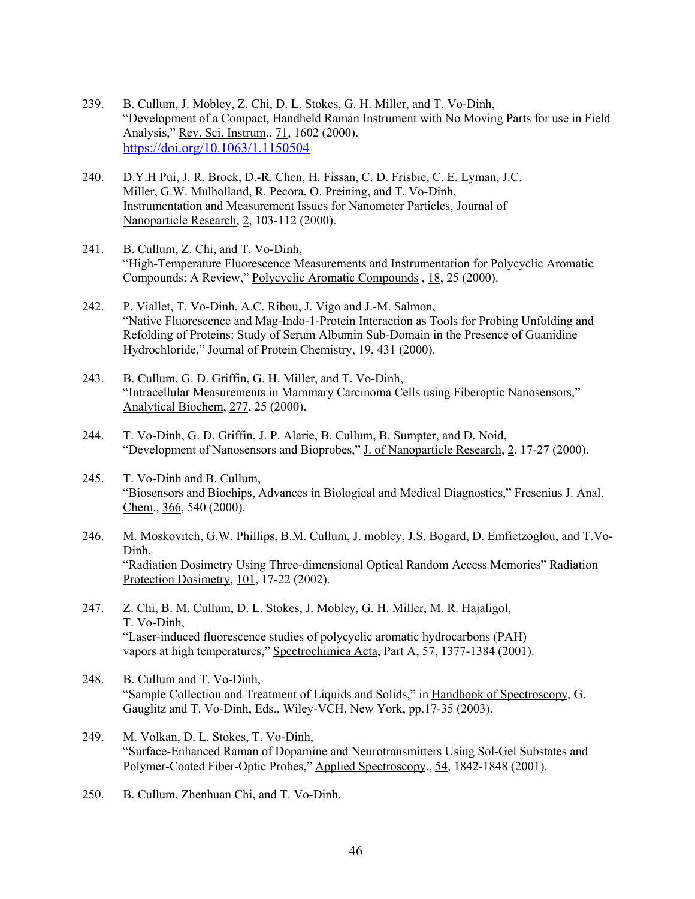239. B. Cullum, J. Mobley, Z. Chi, D. L. Stokes, G. H. Miller, and T. Vo-Dinh, "Development of a Compact, Handheld Raman Instrument with No Moving Parts for use in Field Analysis," Rev. Sci. Instrum., 71, 1602 (2000). https://doi.org/10.1063/1.1150504

240. D.Y.H Pui, J. R. Brock, D.-R. Chen, H. Fissan, C. D. Frisbie, C. E. Lyman, J.C. Miller, G.W. Mulholland, R. Pecora, O. Preining, and T. Vo-Dinh, Instrumentation and Measurement Issues for Nanometer Particles, Journal of Nanoparticle Research, 2, 103-112 (2000).

241. B. Cullum, Z. Chi, and T. Vo-Dinh, "High-Temperature Fluorescence Measurements and Instrumentation for Polycyclic Aromatic Compounds: A Review," Polycyclic Aromatic Compounds , 18, 25 (2000).

242. P. Viallet, T. Vo-Dinh, A.C. Ribou, J. Vigo and J.-M. Salmon, "Native Fluorescence and Mag-Indo-1-Protein Interaction as Tools for Probing Unfolding and Refolding of Proteins: Study of Serum Albumin Sub-Domain in the Presence of Guanidine Hydrochloride," Journal of Protein Chemistry, 19, 431 (2000).

243. B. Cullum, G. D. Griffin, G. H. Miller, and T. Vo-Dinh, "Intracellular Measurements in Mammary Carcinoma Cells using Fiberoptic Nanosensors," Analytical Biochem, 277, 25 (2000).

244. T. Vo-Dinh, G. D. Griffin, J. P. Alarie, B. Cullum, B. Sumpter, and D. Noid, "Development of Nanosensors and Bioprobes," J. of Nanoparticle Research, 2, 17-27 (2000).

245. T. Vo-Dinh and B. Cullum, "Biosensors and Biochips, Advances in Biological and Medical Diagnostics," Fresenius J. Anal. Chem., 366, 540 (2000).

246. M. Moskovitch, G.W. Phillips, B.M. Cullum, J. mobley, J.S. Bogard, D. Emfietzoglou, and T.Vo-Dinh, "Radiation Dosimetry Using Three-dimensional Optical Random Access Memories" Radiation Protection Dosimetry, 101, 17-22 (2002).

247. Z. Chi, B. M. Cullum, D. L. Stokes, J. Mobley, G. H. Miller, M. R. Hajaligol, T. Vo-Dinh, "Laser-induced fluorescence studies of polycyclic aromatic hydrocarbons (PAH) vapors at high temperatures," Spectrochimica Acta, Part A, 57, 1377-1384 (2001).

248. B. Cullum and T. Vo-Dinh, "Sample Collection and Treatment of Liquids and Solids," in Handbook of Spectroscopy, G. Gauglitz and T. Vo-Dinh, Eds., Wiley-VCH, New York, pp.17-35 (2003).

249. M. Volkan, D. L. Stokes, T. Vo-Dinh, "Surface-Enhanced Raman of Dopamine and Neurotransmitters Using Sol-Gel Substates and Polymer-Coated Fiber-Optic Probes," Applied Spectroscopy., 54, 1842-1848 (2001).

250. B. Cullum, Zhenhuan Chi, and T. Vo-Dinh,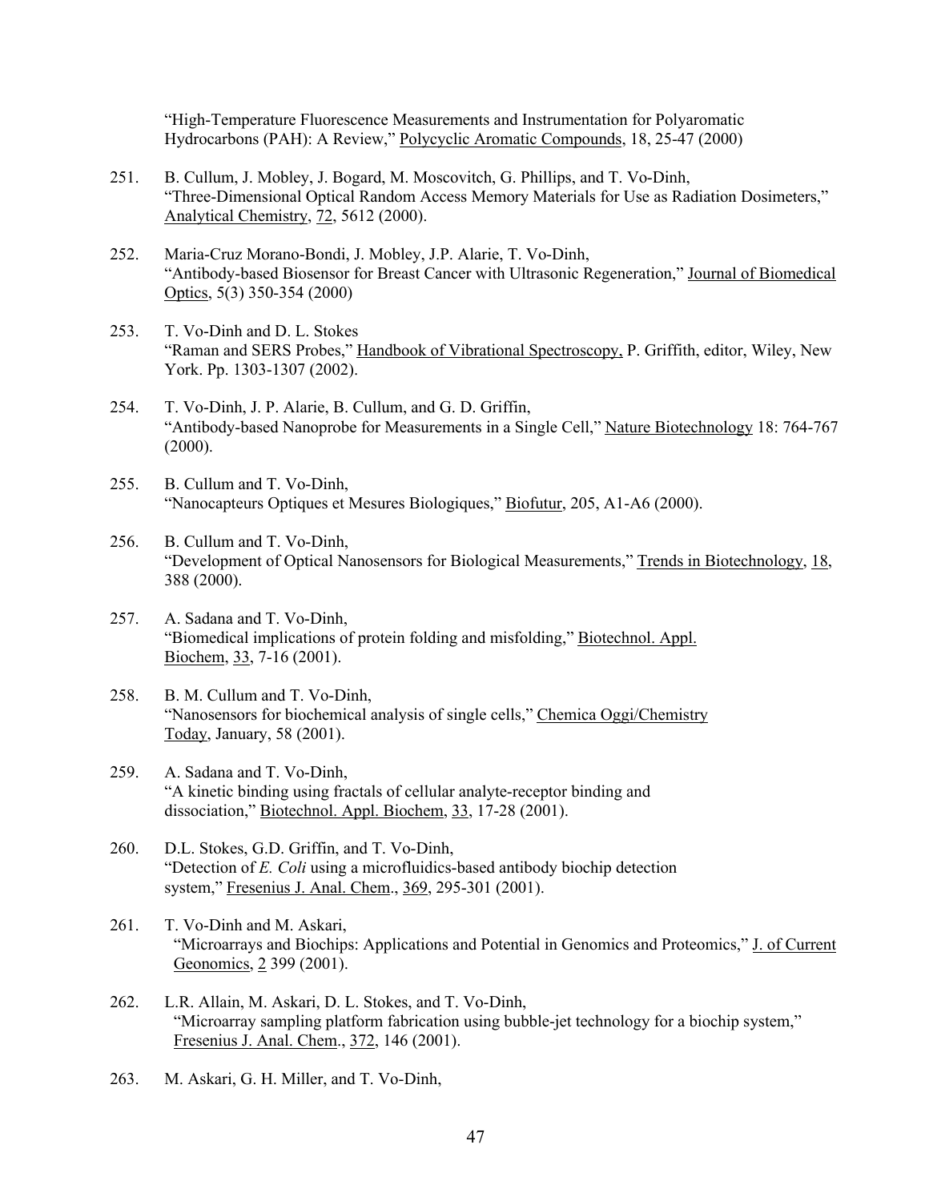"High-Temperature Fluorescence Measurements and Instrumentation for Polyaromatic Hydrocarbons (PAH): A Review," Polycyclic Aromatic Compounds, 18, 25-47 (2000)

251. B. Cullum, J. Mobley, J. Bogard, M. Moscovitch, G. Phillips, and T. Vo-Dinh, "Three-Dimensional Optical Random Access Memory Materials for Use as Radiation Dosimeters," Analytical Chemistry, 72, 5612 (2000).

252. Maria-Cruz Morano-Bondi, J. Mobley, J.P. Alarie, T. Vo-Dinh, "Antibody-based Biosensor for Breast Cancer with Ultrasonic Regeneration," Journal of Biomedical Optics, 5(3) 350-354 (2000)

253. T. Vo-Dinh and D. L. Stokes "Raman and SERS Probes," Handbook of Vibrational Spectroscopy, P. Griffith, editor, Wiley, New York. Pp. 1303-1307 (2002).

254. T. Vo-Dinh, J. P. Alarie, B. Cullum, and G. D. Griffin, "Antibody-based Nanoprobe for Measurements in a Single Cell," Nature Biotechnology 18: 764-767 (2000).

255. B. Cullum and T. Vo-Dinh, "Nanocapteurs Optiques et Mesures Biologiques," Biofutur, 205, A1-A6 (2000).

256. B. Cullum and T. Vo-Dinh, "Development of Optical Nanosensors for Biological Measurements," Trends in Biotechnology, 18, 388 (2000).

257. A. Sadana and T. Vo-Dinh, "Biomedical implications of protein folding and misfolding," Biotechnol. Appl. Biochem, 33, 7-16 (2001).

258. B. M. Cullum and T. Vo-Dinh, "Nanosensors for biochemical analysis of single cells," Chemica Oggi/Chemistry Today, January, 58 (2001).

259. A. Sadana and T. Vo-Dinh, "A kinetic binding using fractals of cellular analyte-receptor binding and dissociation," Biotechnol. Appl. Biochem, 33, 17-28 (2001).

260. D.L. Stokes, G.D. Griffin, and T. Vo-Dinh, "Detection of *E. Coli* using a microfluidics-based antibody biochip detection system," Fresenius J. Anal. Chem., 369, 295-301 (2001).

261. T. Vo-Dinh and M. Askari, "Microarrays and Biochips: Applications and Potential in Genomics and Proteomics," J. of Current Geonomics, 2 399 (2001).

262. L.R. Allain, M. Askari, D. L. Stokes, and T. Vo-Dinh, "Microarray sampling platform fabrication using bubble-jet technology for a biochip system," Fresenius J. Anal. Chem., 372, 146 (2001).

263. M. Askari, G. H. Miller, and T. Vo-Dinh,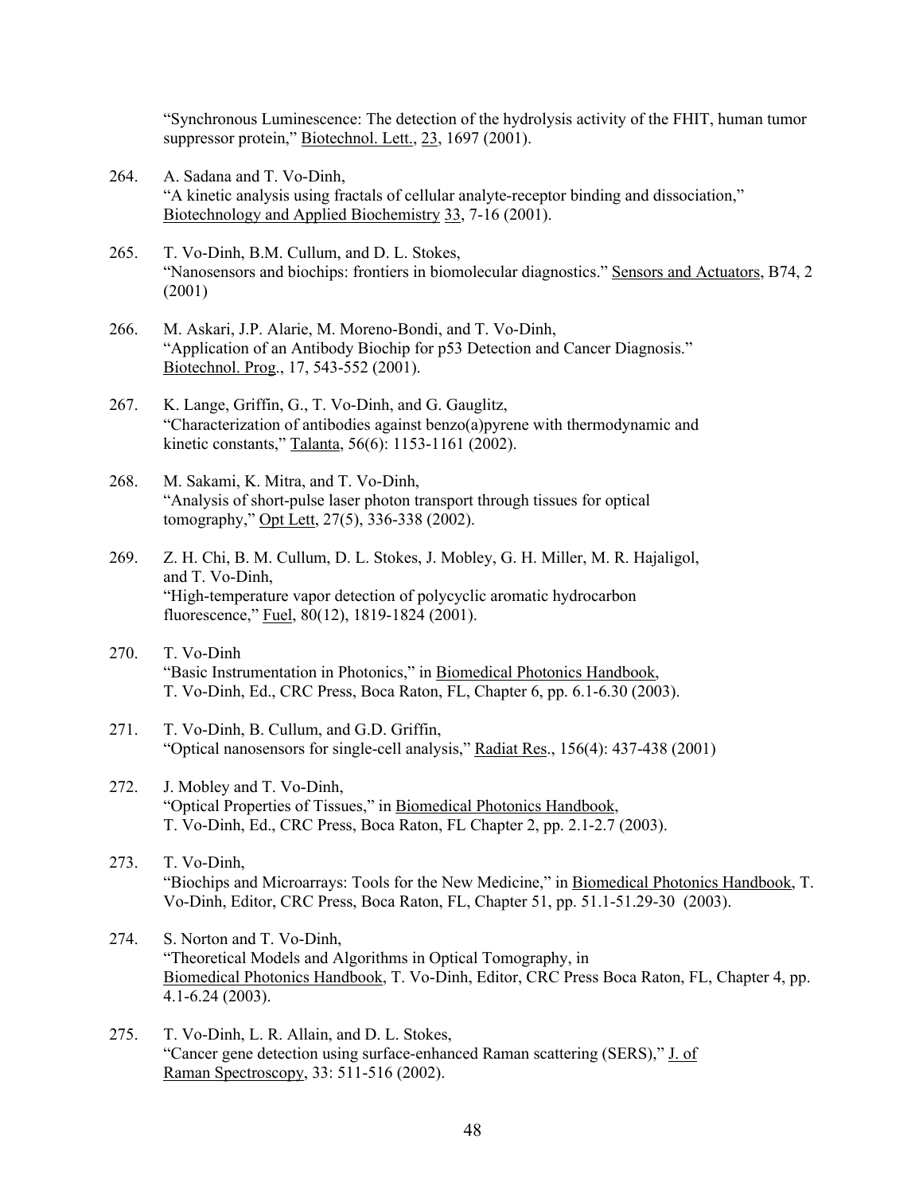"Synchronous Luminescence: The detection of the hydrolysis activity of the FHIT, human tumor suppressor protein," Biotechnol. Lett., 23, 1697 (2001).

264. A. Sadana and T. Vo-Dinh,
"A kinetic analysis using fractals of cellular analyte-receptor binding and dissociation," Biotechnology and Applied Biochemistry 33, 7-16 (2001).

265. T. Vo-Dinh, B.M. Cullum, and D. L. Stokes,
"Nanosensors and biochips: frontiers in biomolecular diagnostics." Sensors and Actuators, B74, 2 (2001)

266. M. Askari, J.P. Alarie, M. Moreno-Bondi, and T. Vo-Dinh,
"Application of an Antibody Biochip for p53 Detection and Cancer Diagnosis." Biotechnol. Prog., 17, 543-552 (2001).

267. K. Lange, Griffin, G., T. Vo-Dinh, and G. Gauglitz,
"Characterization of antibodies against benzo(a)pyrene with thermodynamic and kinetic constants," Talanta, 56(6): 1153-1161 (2002).

268. M. Sakami, K. Mitra, and T. Vo-Dinh,
"Analysis of short-pulse laser photon transport through tissues for optical tomography," Opt Lett, 27(5), 336-338 (2002).

269. Z. H. Chi, B. M. Cullum, D. L. Stokes, J. Mobley, G. H. Miller, M. R. Hajaligol, and T. Vo-Dinh,
"High-temperature vapor detection of polycyclic aromatic hydrocarbon fluorescence," Fuel, 80(12), 1819-1824 (2001).

270. T. Vo-Dinh
"Basic Instrumentation in Photonics," in Biomedical Photonics Handbook, T. Vo-Dinh, Ed., CRC Press, Boca Raton, FL, Chapter 6, pp. 6.1-6.30 (2003).

271. T. Vo-Dinh, B. Cullum, and G.D. Griffin,
"Optical nanosensors for single-cell analysis," Radiat Res., 156(4): 437-438 (2001)

272. J. Mobley and T. Vo-Dinh,
"Optical Properties of Tissues," in Biomedical Photonics Handbook, T. Vo-Dinh, Ed., CRC Press, Boca Raton, FL Chapter 2, pp. 2.1-2.7 (2003).

273. T. Vo-Dinh,
"Biochips and Microarrays: Tools for the New Medicine," in Biomedical Photonics Handbook, T. Vo-Dinh, Editor, CRC Press, Boca Raton, FL, Chapter 51, pp. 51.1-51.29-30 (2003).

274. S. Norton and T. Vo-Dinh,
"Theoretical Models and Algorithms in Optical Tomography, in Biomedical Photonics Handbook, T. Vo-Dinh, Editor, CRC Press Boca Raton, FL, Chapter 4, pp. 4.1-6.24 (2003).

275. T. Vo-Dinh, L. R. Allain, and D. L. Stokes,
"Cancer gene detection using surface-enhanced Raman scattering (SERS)," J. of Raman Spectroscopy, 33: 511-516 (2002).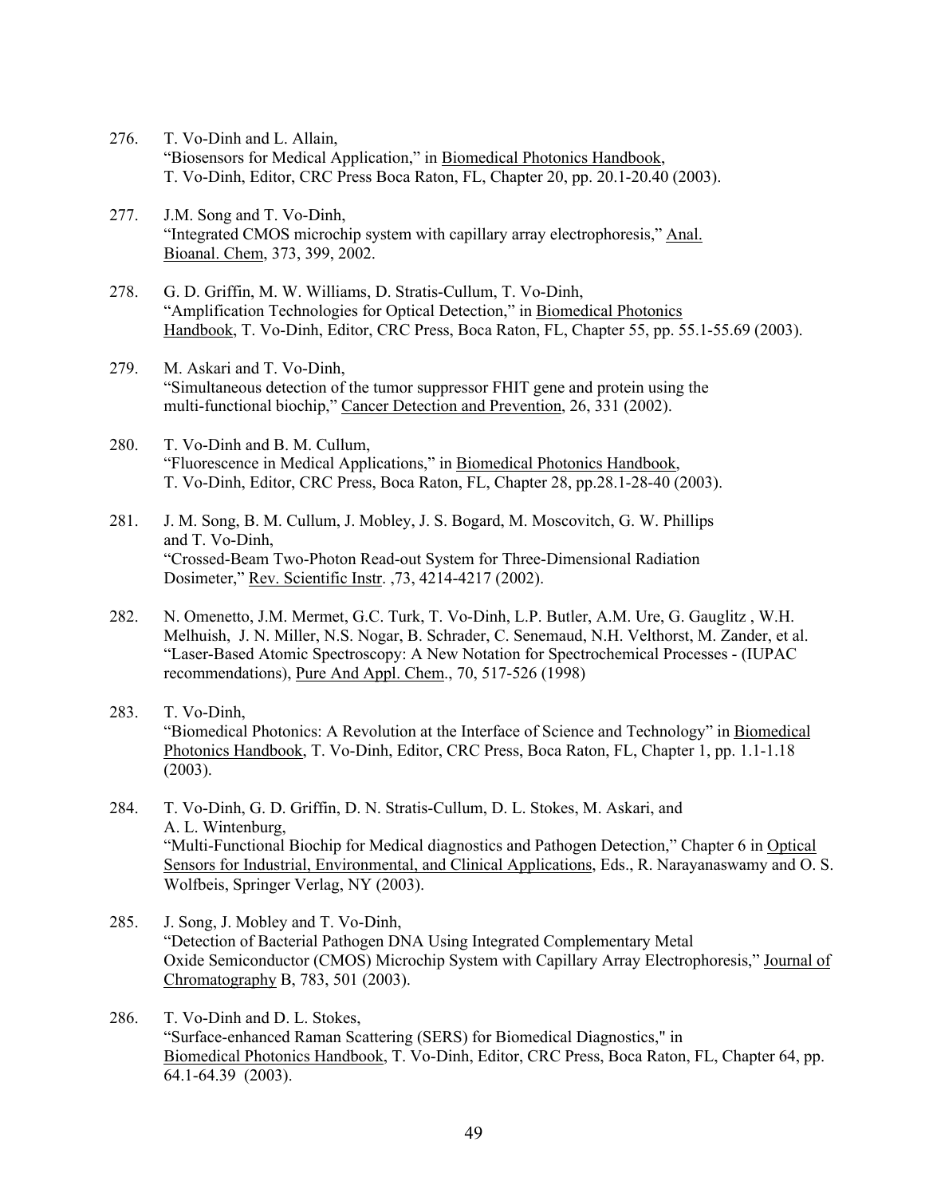276. T. Vo-Dinh and L. Allain,
"Biosensors for Medical Application," in Biomedical Photonics Handbook, T. Vo-Dinh, Editor, CRC Press Boca Raton, FL, Chapter 20, pp. 20.1-20.40 (2003).

277. J.M. Song and T. Vo-Dinh,
"Integrated CMOS microchip system with capillary array electrophoresis," Anal. Bioanal. Chem, 373, 399, 2002.

278. G. D. Griffin, M. W. Williams, D. Stratis-Cullum, T. Vo-Dinh,
"Amplification Technologies for Optical Detection," in Biomedical Photonics Handbook, T. Vo-Dinh, Editor, CRC Press, Boca Raton, FL, Chapter 55, pp. 55.1-55.69 (2003).

279. M. Askari and T. Vo-Dinh,
"Simultaneous detection of the tumor suppressor FHIT gene and protein using the multi-functional biochip," Cancer Detection and Prevention, 26, 331 (2002).

280. T. Vo-Dinh and B. M. Cullum,
"Fluorescence in Medical Applications," in Biomedical Photonics Handbook, T. Vo-Dinh, Editor, CRC Press, Boca Raton, FL, Chapter 28, pp.28.1-28-40 (2003).

281. J. M. Song, B. M. Cullum, J. Mobley, J. S. Bogard, M. Moscovitch, G. W. Phillips and T. Vo-Dinh,
"Crossed-Beam Two-Photon Read-out System for Three-Dimensional Radiation Dosimeter," Rev. Scientific Instr. ,73, 4214-4217 (2002).

282. N. Omenetto, J.M. Mermet, G.C. Turk, T. Vo-Dinh, L.P. Butler, A.M. Ure, G. Gauglitz , W.H. Melhuish, J. N. Miller, N.S. Nogar, B. Schrader, C. Senemaud, N.H. Velthorst, M. Zander, et al. "Laser-Based Atomic Spectroscopy: A New Notation for Spectrochemical Processes - (IUPAC recommendations), Pure And Appl. Chem., 70, 517-526 (1998)

283. T. Vo-Dinh,
"Biomedical Photonics: A Revolution at the Interface of Science and Technology" in Biomedical Photonics Handbook, T. Vo-Dinh, Editor, CRC Press, Boca Raton, FL, Chapter 1, pp. 1.1-1.18 (2003).

284. T. Vo-Dinh, G. D. Griffin, D. N. Stratis-Cullum, D. L. Stokes, M. Askari, and A. L. Wintenburg,
"Multi-Functional Biochip for Medical diagnostics and Pathogen Detection," Chapter 6 in Optical Sensors for Industrial, Environmental, and Clinical Applications, Eds., R. Narayanaswamy and O. S. Wolfbeis, Springer Verlag, NY (2003).

285. J. Song, J. Mobley and T. Vo-Dinh,
"Detection of Bacterial Pathogen DNA Using Integrated Complementary Metal Oxide Semiconductor (CMOS) Microchip System with Capillary Array Electrophoresis," Journal of Chromatography B, 783, 501 (2003).

286. T. Vo-Dinh and D. L. Stokes,
"Surface-enhanced Raman Scattering (SERS) for Biomedical Diagnostics," in Biomedical Photonics Handbook, T. Vo-Dinh, Editor, CRC Press, Boca Raton, FL, Chapter 64, pp. 64.1-64.39 (2003).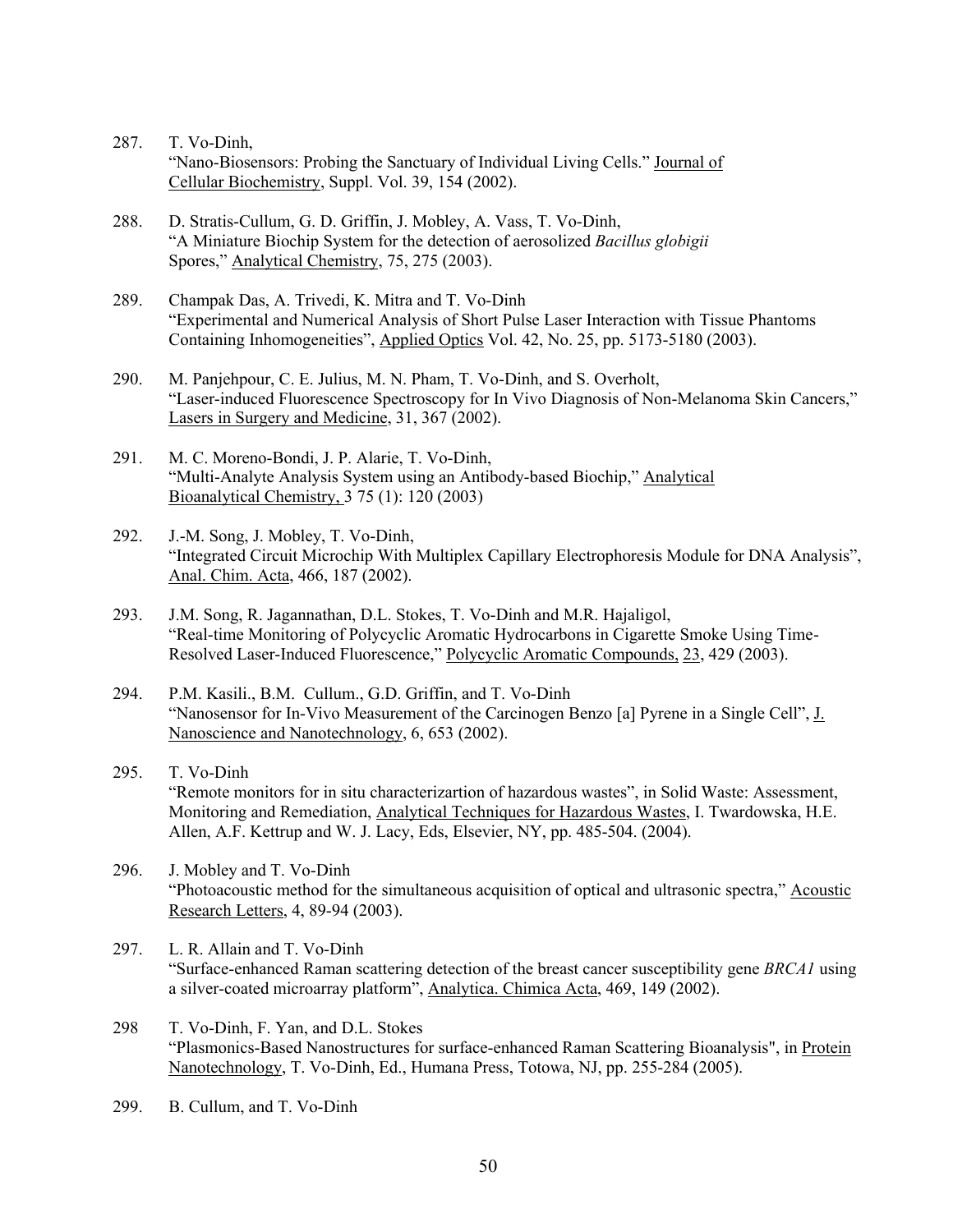287. T. Vo-Dinh,
"Nano-Biosensors: Probing the Sanctuary of Individual Living Cells." Journal of Cellular Biochemistry, Suppl. Vol. 39, 154 (2002).

288. D. Stratis-Cullum, G. D. Griffin, J. Mobley, A. Vass, T. Vo-Dinh,
"A Miniature Biochip System for the detection of aerosolized *Bacillus globigii* Spores," Analytical Chemistry, 75, 275 (2003).

289. Champak Das, A. Trivedi, K. Mitra and T. Vo-Dinh
"Experimental and Numerical Analysis of Short Pulse Laser Interaction with Tissue Phantoms Containing Inhomogeneities", Applied Optics Vol. 42, No. 25, pp. 5173-5180 (2003).

290. M. Panjehpour, C. E. Julius, M. N. Pham, T. Vo-Dinh, and S. Overholt,
"Laser-induced Fluorescence Spectroscopy for In Vivo Diagnosis of Non-Melanoma Skin Cancers," Lasers in Surgery and Medicine, 31, 367 (2002).

291. M. C. Moreno-Bondi, J. P. Alarie, T. Vo-Dinh,
"Multi-Analyte Analysis System using an Antibody-based Biochip," Analytical Bioanalytical Chemistry, 3 75 (1): 120 (2003)

292. J.-M. Song, J. Mobley, T. Vo-Dinh,
"Integrated Circuit Microchip With Multiplex Capillary Electrophoresis Module for DNA Analysis", Anal. Chim. Acta, 466, 187 (2002).

293. J.M. Song, R. Jagannathan, D.L. Stokes, T. Vo-Dinh and M.R. Hajaligol,
"Real-time Monitoring of Polycyclic Aromatic Hydrocarbons in Cigarette Smoke Using Time-Resolved Laser-Induced Fluorescence," Polycyclic Aromatic Compounds, 23, 429 (2003).

294. P.M. Kasili., B.M. Cullum., G.D. Griffin, and T. Vo-Dinh
"Nanosensor for In-Vivo Measurement of the Carcinogen Benzo [a] Pyrene in a Single Cell", J. Nanoscience and Nanotechnology, 6, 653 (2002).

295. T. Vo-Dinh
"Remote monitors for in situ characterizartion of hazardous wastes", in Solid Waste: Assessment, Monitoring and Remediation, Analytical Techniques for Hazardous Wastes, I. Twardowska, H.E. Allen, A.F. Kettrup and W. J. Lacy, Eds, Elsevier, NY, pp. 485-504. (2004).

296. J. Mobley and T. Vo-Dinh
"Photoacoustic method for the simultaneous acquisition of optical and ultrasonic spectra," Acoustic Research Letters, 4, 89-94 (2003).

297. L. R. Allain and T. Vo-Dinh
"Surface-enhanced Raman scattering detection of the breast cancer susceptibility gene *BRCA1* using a silver-coated microarray platform", Analytica. Chimica Acta, 469, 149 (2002).

298 T. Vo-Dinh, F. Yan, and D.L. Stokes
"Plasmonics-Based Nanostructures for surface-enhanced Raman Scattering Bioanalysis", in Protein Nanotechnology, T. Vo-Dinh, Ed., Humana Press, Totowa, NJ, pp. 255-284 (2005).

299. B. Cullum, and T. Vo-Dinh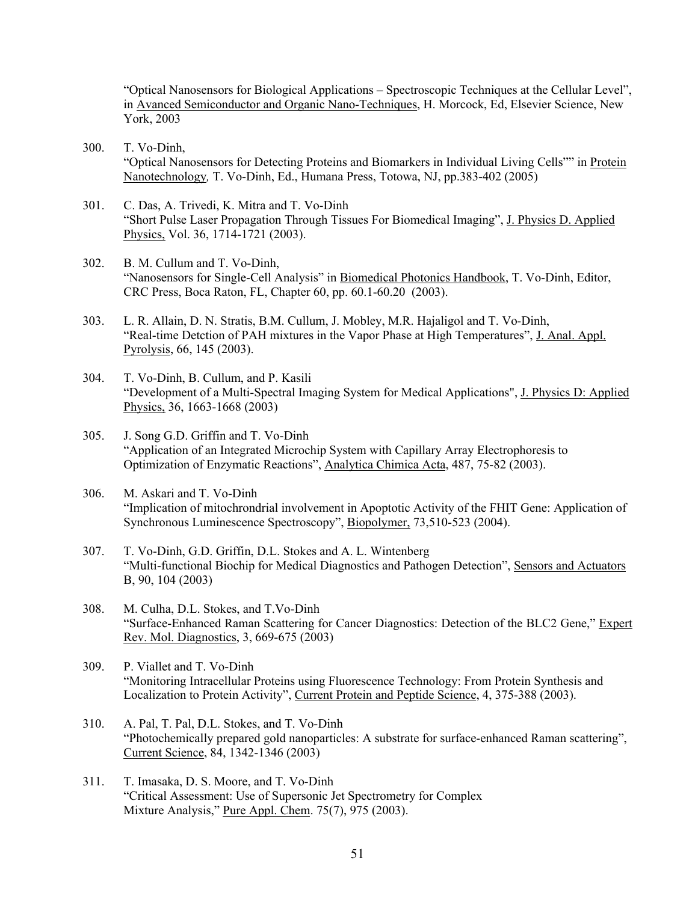"Optical Nanosensors for Biological Applications – Spectroscopic Techniques at the Cellular Level", in Avanced Semiconductor and Organic Nano-Techniques, H. Morcock, Ed, Elsevier Science, New York, 2003

300. T. Vo-Dinh,
"Optical Nanosensors for Detecting Proteins and Biomarkers in Individual Living Cells"" in Protein Nanotechnology, T. Vo-Dinh, Ed., Humana Press, Totowa, NJ, pp.383-402 (2005)

301. C. Das, A. Trivedi, K. Mitra and T. Vo-Dinh
"Short Pulse Laser Propagation Through Tissues For Biomedical Imaging", J. Physics D. Applied Physics, Vol. 36, 1714-1721 (2003).

302. B. M. Cullum and T. Vo-Dinh,
"Nanosensors for Single-Cell Analysis" in Biomedical Photonics Handbook, T. Vo-Dinh, Editor, CRC Press, Boca Raton, FL, Chapter 60, pp. 60.1-60.20 (2003).

303. L. R. Allain, D. N. Stratis, B.M. Cullum, J. Mobley, M.R. Hajaligol and T. Vo-Dinh,
"Real-time Detction of PAH mixtures in the Vapor Phase at High Temperatures", J. Anal. Appl. Pyrolysis, 66, 145 (2003).

304. T. Vo-Dinh, B. Cullum, and P. Kasili
"Development of a Multi-Spectral Imaging System for Medical Applications", J. Physics D: Applied Physics, 36, 1663-1668 (2003)

305. J. Song G.D. Griffin and T. Vo-Dinh
"Application of an Integrated Microchip System with Capillary Array Electrophoresis to Optimization of Enzymatic Reactions", Analytica Chimica Acta, 487, 75-82 (2003).

306. M. Askari and T. Vo-Dinh
"Implication of mitochrondrial involvement in Apoptotic Activity of the FHIT Gene: Application of Synchronous Luminescence Spectroscopy", Biopolymer, 73,510-523 (2004).

307. T. Vo-Dinh, G.D. Griffin, D.L. Stokes and A. L. Wintenberg
"Multi-functional Biochip for Medical Diagnostics and Pathogen Detection", Sensors and Actuators B, 90, 104 (2003)

308. M. Culha, D.L. Stokes, and T.Vo-Dinh
"Surface-Enhanced Raman Scattering for Cancer Diagnostics: Detection of the BLC2 Gene," Expert Rev. Mol. Diagnostics, 3, 669-675 (2003)

309. P. Viallet and T. Vo-Dinh
"Monitoring Intracellular Proteins using Fluorescence Technology: From Protein Synthesis and Localization to Protein Activity", Current Protein and Peptide Science, 4, 375-388 (2003).

310. A. Pal, T. Pal, D.L. Stokes, and T. Vo-Dinh
"Photochemically prepared gold nanoparticles: A substrate for surface-enhanced Raman scattering", Current Science, 84, 1342-1346 (2003)

311. T. Imasaka, D. S. Moore, and T. Vo-Dinh
"Critical Assessment: Use of Supersonic Jet Spectrometry for Complex Mixture Analysis," Pure Appl. Chem. 75(7), 975 (2003).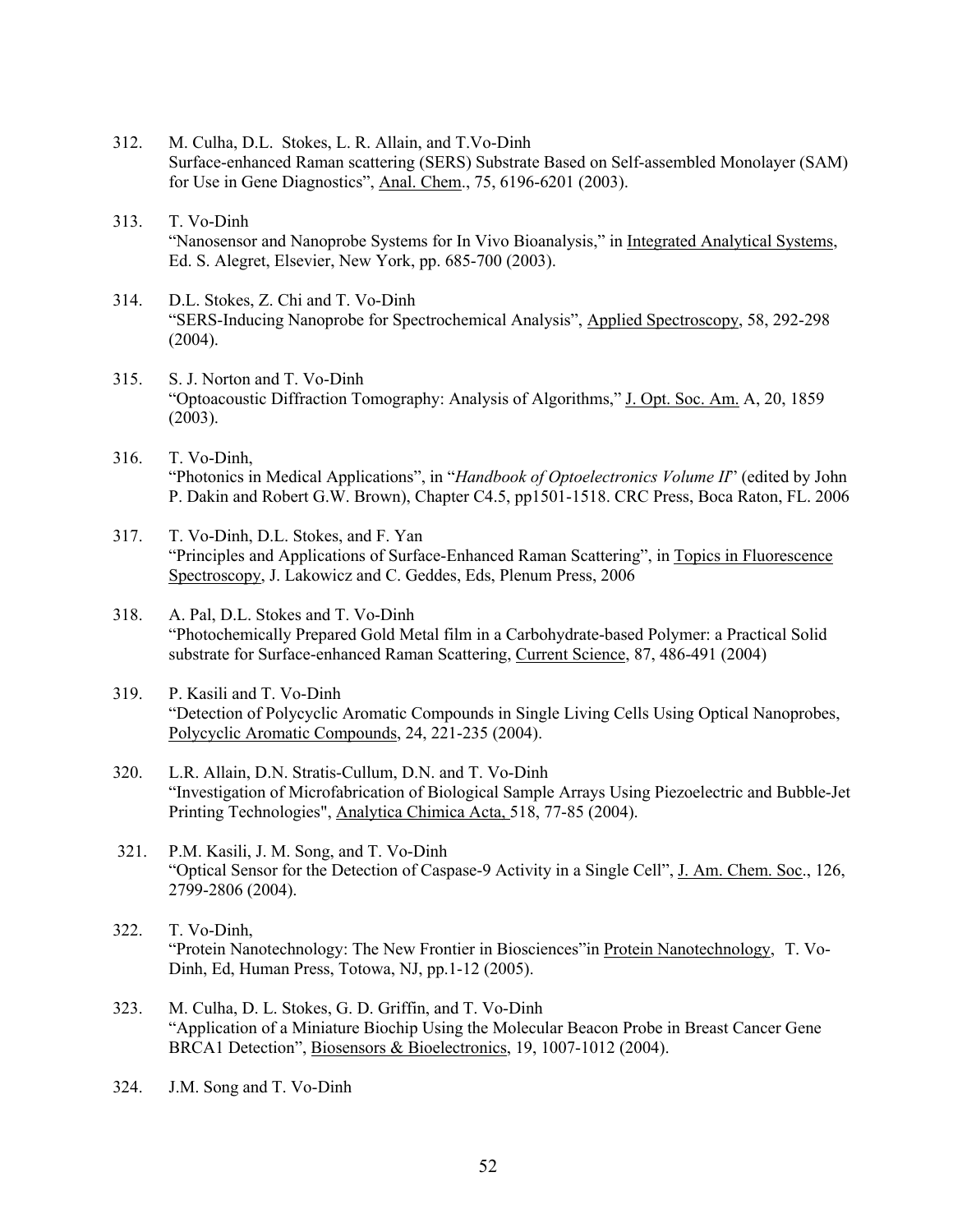312. M. Culha, D.L. Stokes, L. R. Allain, and T.Vo-Dinh
Surface-enhanced Raman scattering (SERS) Substrate Based on Self-assembled Monolayer (SAM) for Use in Gene Diagnostics", Anal. Chem., 75, 6196-6201 (2003).

313. T. Vo-Dinh
"Nanosensor and Nanoprobe Systems for In Vivo Bioanalysis," in Integrated Analytical Systems, Ed. S. Alegret, Elsevier, New York, pp. 685-700 (2003).

314. D.L. Stokes, Z. Chi and T. Vo-Dinh
"SERS-Inducing Nanoprobe for Spectrochemical Analysis", Applied Spectroscopy, 58, 292-298 (2004).

315. S. J. Norton and T. Vo-Dinh
"Optoacoustic Diffraction Tomography: Analysis of Algorithms," J. Opt. Soc. Am. A, 20, 1859 (2003).

316. T. Vo-Dinh,
"Photonics in Medical Applications", in "*Handbook of Optoelectronics Volume II*" (edited by John P. Dakin and Robert G.W. Brown), Chapter C4.5, pp1501-1518. CRC Press, Boca Raton, FL. 2006

317. T. Vo-Dinh, D.L. Stokes, and F. Yan
"Principles and Applications of Surface-Enhanced Raman Scattering", in Topics in Fluorescence Spectroscopy, J. Lakowicz and C. Geddes, Eds, Plenum Press, 2006

318. A. Pal, D.L. Stokes and T. Vo-Dinh
"Photochemically Prepared Gold Metal film in a Carbohydrate-based Polymer: a Practical Solid substrate for Surface-enhanced Raman Scattering, Current Science, 87, 486-491 (2004)

319. P. Kasili and T. Vo-Dinh
"Detection of Polycyclic Aromatic Compounds in Single Living Cells Using Optical Nanoprobes, Polycyclic Aromatic Compounds, 24, 221-235 (2004).

320. L.R. Allain, D.N. Stratis-Cullum, D.N. and T. Vo-Dinh
"Investigation of Microfabrication of Biological Sample Arrays Using Piezoelectric and Bubble-Jet Printing Technologies", Analytica Chimica Acta, 518, 77-85 (2004).

321. P.M. Kasili, J. M. Song, and T. Vo-Dinh
"Optical Sensor for the Detection of Caspase-9 Activity in a Single Cell", J. Am. Chem. Soc., 126, 2799-2806 (2004).

322. T. Vo-Dinh,
"Protein Nanotechnology: The New Frontier in Biosciences"in Protein Nanotechnology, T. Vo-Dinh, Ed, Human Press, Totowa, NJ, pp.1-12 (2005).

323. M. Culha, D. L. Stokes, G. D. Griffin, and T. Vo-Dinh
"Application of a Miniature Biochip Using the Molecular Beacon Probe in Breast Cancer Gene BRCA1 Detection", Biosensors & Bioelectronics, 19, 1007-1012 (2004).

324. J.M. Song and T. Vo-Dinh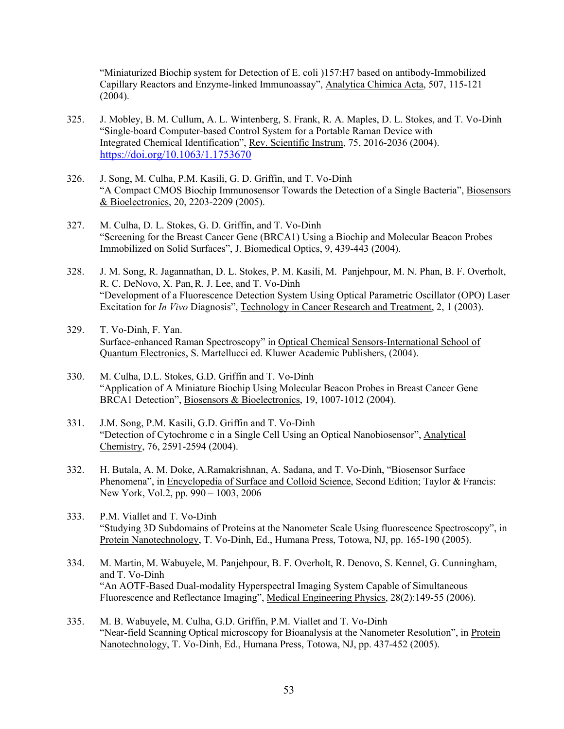"Miniaturized Biochip system for Detection of E. coli )157:H7 based on antibody-Immobilized Capillary Reactors and Enzyme-linked Immunoassay", Analytica Chimica Acta, 507, 115-121 (2004).

325. J. Mobley, B. M. Cullum, A. L. Wintenberg, S. Frank, R. A. Maples, D. L. Stokes, and T. Vo-Dinh "Single-board Computer-based Control System for a Portable Raman Device with Integrated Chemical Identification", Rev. Scientific Instrum, 75, 2016-2036 (2004). https://doi.org/10.1063/1.1753670

326. J. Song, M. Culha, P.M. Kasili, G. D. Griffin, and T. Vo-Dinh "A Compact CMOS Biochip Immunosensor Towards the Detection of a Single Bacteria", Biosensors & Bioelectronics, 20, 2203-2209 (2005).

327. M. Culha, D. L. Stokes, G. D. Griffin, and T. Vo-Dinh "Screening for the Breast Cancer Gene (BRCA1) Using a Biochip and Molecular Beacon Probes Immobilized on Solid Surfaces", J. Biomedical Optics, 9, 439-443 (2004).

328. J. M. Song, R. Jagannathan, D. L. Stokes, P. M. Kasili, M. Panjehpour, M. N. Phan, B. F. Overholt, R. C. DeNovo, X. Pan, R. J. Lee, and T. Vo-Dinh "Development of a Fluorescence Detection System Using Optical Parametric Oscillator (OPO) Laser Excitation for *In Vivo* Diagnosis", Technology in Cancer Research and Treatment, 2, 1 (2003).

329. T. Vo-Dinh, F. Yan. Surface-enhanced Raman Spectroscopy" in Optical Chemical Sensors-International School of Quantum Electronics, S. Martellucci ed. Kluwer Academic Publishers, (2004).

330. M. Culha, D.L. Stokes, G.D. Griffin and T. Vo-Dinh "Application of A Miniature Biochip Using Molecular Beacon Probes in Breast Cancer Gene BRCA1 Detection", Biosensors & Bioelectronics, 19, 1007-1012 (2004).

331. J.M. Song, P.M. Kasili, G.D. Griffin and T. Vo-Dinh "Detection of Cytochrome c in a Single Cell Using an Optical Nanobiosensor", Analytical Chemistry, 76, 2591-2594 (2004).

332. H. Butala, A. M. Doke, A.Ramakrishnan, A. Sadana, and T. Vo-Dinh, "Biosensor Surface Phenomena", in Encyclopedia of Surface and Colloid Science, Second Edition; Taylor & Francis: New York, Vol.2, pp. 990 – 1003, 2006

333. P.M. Viallet and T. Vo-Dinh "Studying 3D Subdomains of Proteins at the Nanometer Scale Using fluorescence Spectroscopy", in Protein Nanotechnology, T. Vo-Dinh, Ed., Humana Press, Totowa, NJ, pp. 165-190 (2005).

334. M. Martin, M. Wabuyele, M. Panjehpour, B. F. Overholt, R. Denovo, S. Kennel, G. Cunningham, and T. Vo-Dinh "An AOTF-Based Dual-modality Hyperspectral Imaging System Capable of Simultaneous Fluorescence and Reflectance Imaging", Medical Engineering Physics, 28(2):149-55 (2006).

335. M. B. Wabuyele, M. Culha, G.D. Griffin, P.M. Viallet and T. Vo-Dinh "Near-field Scanning Optical microscopy for Bioanalysis at the Nanometer Resolution", in Protein Nanotechnology, T. Vo-Dinh, Ed., Humana Press, Totowa, NJ, pp. 437-452 (2005).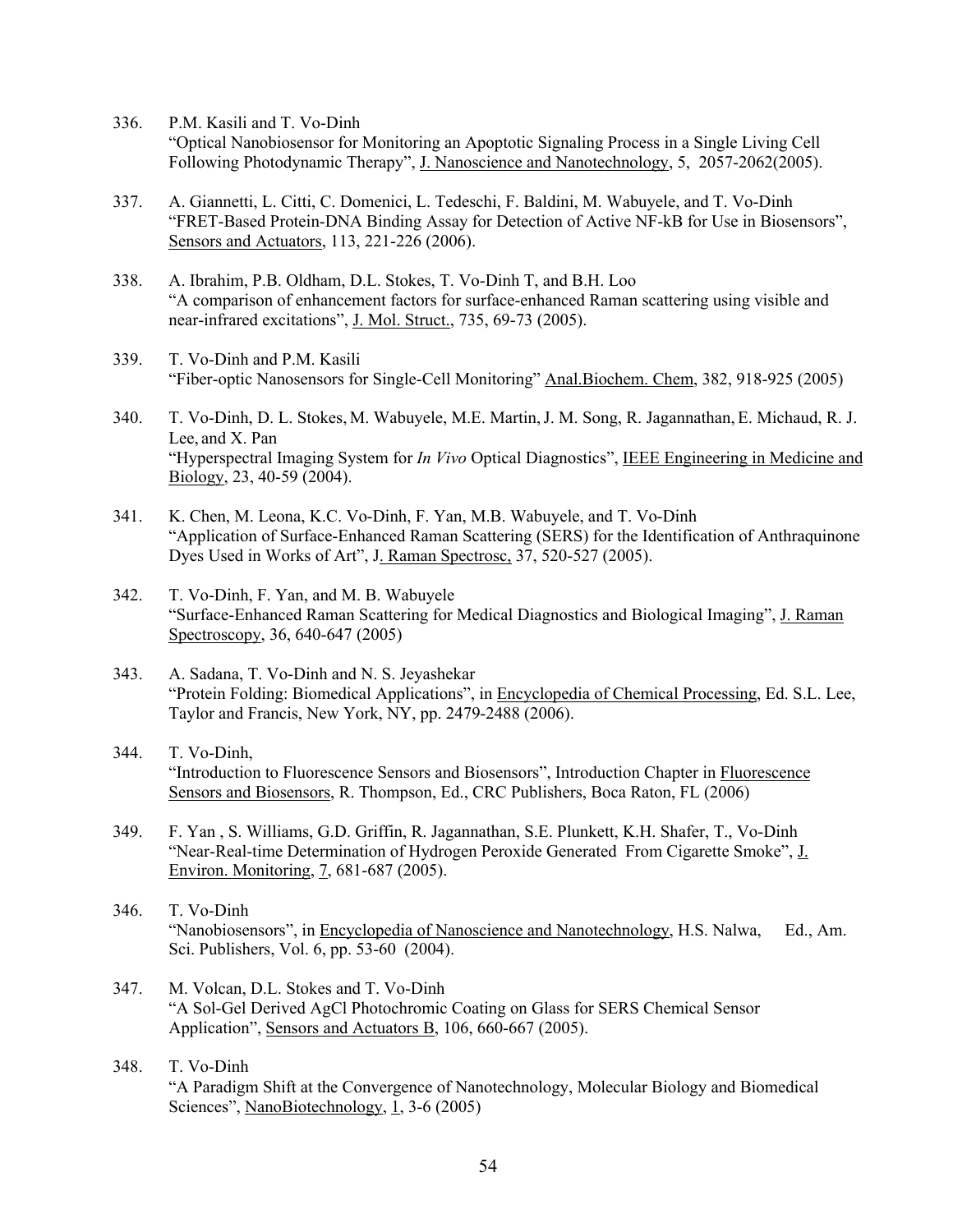336. P.M. Kasili and T. Vo-Dinh
"Optical Nanobiosensor for Monitoring an Apoptotic Signaling Process in a Single Living Cell Following Photodynamic Therapy", J. Nanoscience and Nanotechnology, 5, 2057-2062(2005).

337. A. Giannetti, L. Citti, C. Domenici, L. Tedeschi, F. Baldini, M. Wabuyele, and T. Vo-Dinh
"FRET-Based Protein-DNA Binding Assay for Detection of Active NF-kB for Use in Biosensors", Sensors and Actuators, 113, 221-226 (2006).

338. A. Ibrahim, P.B. Oldham, D.L. Stokes, T. Vo-Dinh T, and B.H. Loo
"A comparison of enhancement factors for surface-enhanced Raman scattering using visible and near-infrared excitations", J. Mol. Struct., 735, 69-73 (2005).

339. T. Vo-Dinh and P.M. Kasili
"Fiber-optic Nanosensors for Single-Cell Monitoring" Anal.Biochem. Chem, 382, 918-925 (2005)

340. T. Vo-Dinh, D. L. Stokes, M. Wabuyele, M.E. Martin, J. M. Song, R. Jagannathan, E. Michaud, R. J. Lee, and X. Pan
"Hyperspectral Imaging System for *In Vivo* Optical Diagnostics", IEEE Engineering in Medicine and Biology, 23, 40-59 (2004).

341. K. Chen, M. Leona, K.C. Vo-Dinh, F. Yan, M.B. Wabuyele, and T. Vo-Dinh
"Application of Surface-Enhanced Raman Scattering (SERS) for the Identification of Anthraquinone Dyes Used in Works of Art", J. Raman Spectrosc, 37, 520-527 (2005).

342. T. Vo-Dinh, F. Yan, and M. B. Wabuyele
"Surface-Enhanced Raman Scattering for Medical Diagnostics and Biological Imaging", J. Raman Spectroscopy, 36, 640-647 (2005)

343. A. Sadana, T. Vo-Dinh and N. S. Jeyashekar
"Protein Folding: Biomedical Applications", in Encyclopedia of Chemical Processing, Ed. S.L. Lee, Taylor and Francis, New York, NY, pp. 2479-2488 (2006).

344. T. Vo-Dinh,
"Introduction to Fluorescence Sensors and Biosensors", Introduction Chapter in Fluorescence Sensors and Biosensors, R. Thompson, Ed., CRC Publishers, Boca Raton, FL (2006)

349. F. Yan , S. Williams, G.D. Griffin, R. Jagannathan, S.E. Plunkett, K.H. Shafer, T., Vo-Dinh
"Near-Real-time Determination of Hydrogen Peroxide Generated From Cigarette Smoke", J. Environ. Monitoring, 7, 681-687 (2005).

346. T. Vo-Dinh
"Nanobiosensors", in Encyclopedia of Nanoscience and Nanotechnology, H.S. Nalwa, Ed., Am. Sci. Publishers, Vol. 6, pp. 53-60 (2004).

347. M. Volcan, D.L. Stokes and T. Vo-Dinh
"A Sol-Gel Derived AgCl Photochromic Coating on Glass for SERS Chemical Sensor Application", Sensors and Actuators B, 106, 660-667 (2005).

348. T. Vo-Dinh
"A Paradigm Shift at the Convergence of Nanotechnology, Molecular Biology and Biomedical Sciences", NanoBiotechnology, 1, 3-6 (2005)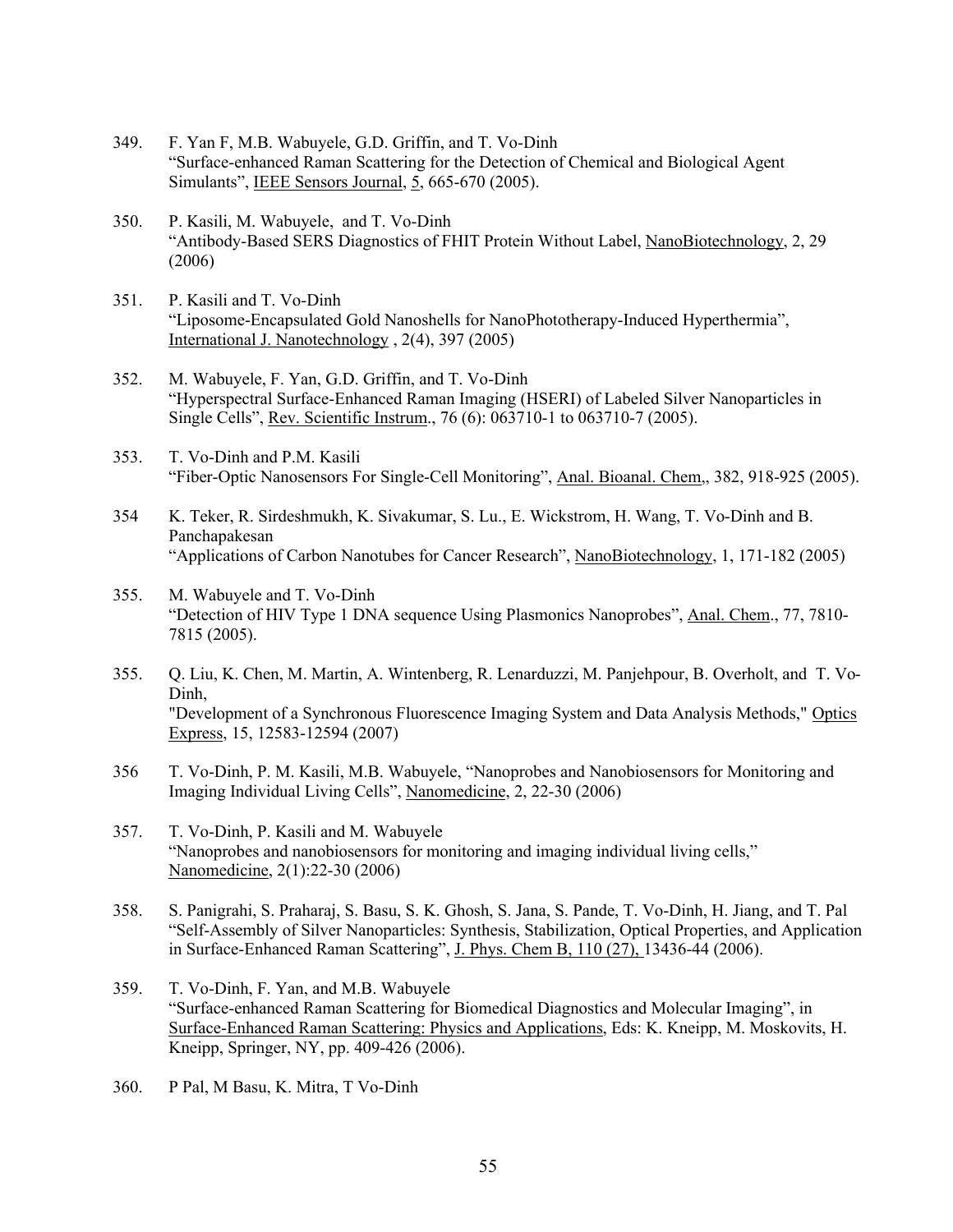349. F. Yan F, M.B. Wabuyele, G.D. Griffin, and T. Vo-Dinh
"Surface-enhanced Raman Scattering for the Detection of Chemical and Biological Agent Simulants", IEEE Sensors Journal, 5, 665-670 (2005).

350. P. Kasili, M. Wabuyele, and T. Vo-Dinh
"Antibody-Based SERS Diagnostics of FHIT Protein Without Label, NanoBiotechnology, 2, 29 (2006)

351. P. Kasili and T. Vo-Dinh
"Liposome-Encapsulated Gold Nanoshells for NanoPhototherapy-Induced Hyperthermia", International J. Nanotechnology , 2(4), 397 (2005)

352. M. Wabuyele, F. Yan, G.D. Griffin, and T. Vo-Dinh
"Hyperspectral Surface-Enhanced Raman Imaging (HSERI) of Labeled Silver Nanoparticles in Single Cells", Rev. Scientific Instrum., 76 (6): 063710-1 to 063710-7 (2005).

353. T. Vo-Dinh and P.M. Kasili
"Fiber-Optic Nanosensors For Single-Cell Monitoring", Anal. Bioanal. Chem,, 382, 918-925 (2005).

354 K. Teker, R. Sirdeshmukh, K. Sivakumar, S. Lu., E. Wickstrom, H. Wang, T. Vo-Dinh and B. Panchapakesan
"Applications of Carbon Nanotubes for Cancer Research", NanoBiotechnology, 1, 171-182 (2005)

355. M. Wabuyele and T. Vo-Dinh
"Detection of HIV Type 1 DNA sequence Using Plasmonics Nanoprobes", Anal. Chem., 77, 7810-7815 (2005).

355. Q. Liu, K. Chen, M. Martin, A. Wintenberg, R. Lenarduzzi, M. Panjehpour, B. Overholt, and T. Vo-Dinh,
"Development of a Synchronous Fluorescence Imaging System and Data Analysis Methods," Optics Express, 15, 12583-12594 (2007)

356 T. Vo-Dinh, P. M. Kasili, M.B. Wabuyele, "Nanoprobes and Nanobiosensors for Monitoring and Imaging Individual Living Cells", Nanomedicine, 2, 22-30 (2006)

357. T. Vo-Dinh, P. Kasili and M. Wabuyele
"Nanoprobes and nanobiosensors for monitoring and imaging individual living cells," Nanomedicine, 2(1):22-30 (2006)

358. S. Panigrahi, S. Praharaj, S. Basu, S. K. Ghosh, S. Jana, S. Pande, T. Vo-Dinh, H. Jiang, and T. Pal
"Self-Assembly of Silver Nanoparticles: Synthesis, Stabilization, Optical Properties, and Application in Surface-Enhanced Raman Scattering", J. Phys. Chem B, 110 (27), 13436-44 (2006).

359. T. Vo-Dinh, F. Yan, and M.B. Wabuyele
"Surface-enhanced Raman Scattering for Biomedical Diagnostics and Molecular Imaging", in Surface-Enhanced Raman Scattering: Physics and Applications, Eds: K. Kneipp, M. Moskovits, H. Kneipp, Springer, NY, pp. 409-426 (2006).

360. P Pal, M Basu, K. Mitra, T Vo-Dinh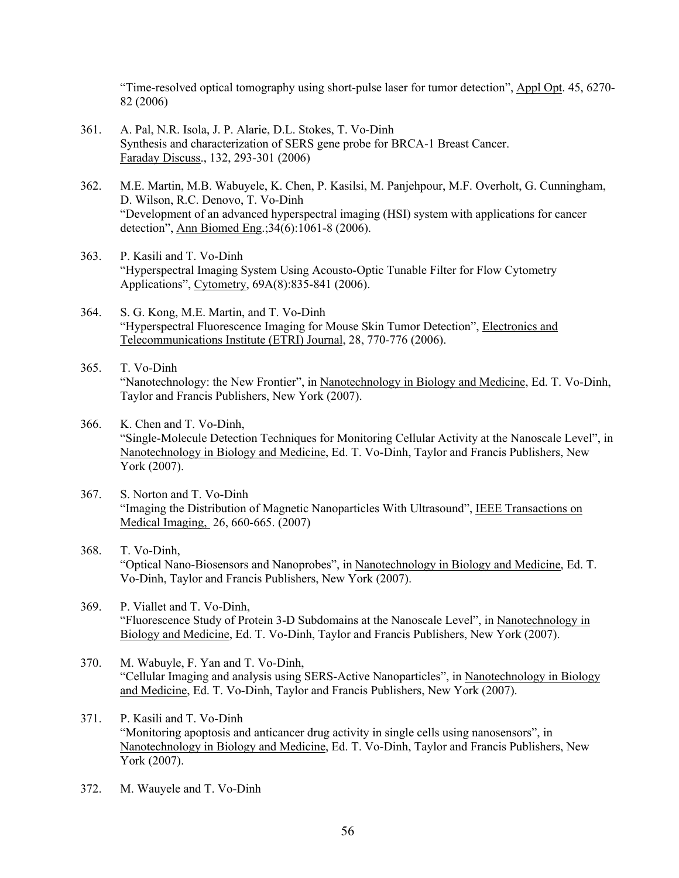"Time-resolved optical tomography using short-pulse laser for tumor detection", Appl Opt. 45, 6270-82 (2006)

361. A. Pal, N.R. Isola, J. P. Alarie, D.L. Stokes, T. Vo-Dinh
Synthesis and characterization of SERS gene probe for BRCA-1 Breast Cancer.
Faraday Discuss., 132, 293-301 (2006)

362. M.E. Martin, M.B. Wabuyele, K. Chen, P. Kasilsi, M. Panjehpour, M.F. Overholt, G. Cunningham, D. Wilson, R.C. Denovo, T. Vo-Dinh
"Development of an advanced hyperspectral imaging (HSI) system with applications for cancer detection", Ann Biomed Eng.;34(6):1061-8 (2006).

363. P. Kasili and T. Vo-Dinh
"Hyperspectral Imaging System Using Acousto-Optic Tunable Filter for Flow Cytometry Applications", Cytometry, 69A(8):835-841 (2006).

364. S. G. Kong, M.E. Martin, and T. Vo-Dinh
"Hyperspectral Fluorescence Imaging for Mouse Skin Tumor Detection", Electronics and Telecommunications Institute (ETRI) Journal, 28, 770-776 (2006).

365. T. Vo-Dinh
"Nanotechnology: the New Frontier", in Nanotechnology in Biology and Medicine, Ed. T. Vo-Dinh, Taylor and Francis Publishers, New York (2007).

366. K. Chen and T. Vo-Dinh,
"Single-Molecule Detection Techniques for Monitoring Cellular Activity at the Nanoscale Level", in Nanotechnology in Biology and Medicine, Ed. T. Vo-Dinh, Taylor and Francis Publishers, New York (2007).

367. S. Norton and T. Vo-Dinh
"Imaging the Distribution of Magnetic Nanoparticles With Ultrasound", IEEE Transactions on Medical Imaging, 26, 660-665. (2007)

368. T. Vo-Dinh,
"Optical Nano-Biosensors and Nanoprobes", in Nanotechnology in Biology and Medicine, Ed. T. Vo-Dinh, Taylor and Francis Publishers, New York (2007).

369. P. Viallet and T. Vo-Dinh,
"Fluorescence Study of Protein 3-D Subdomains at the Nanoscale Level", in Nanotechnology in Biology and Medicine, Ed. T. Vo-Dinh, Taylor and Francis Publishers, New York (2007).

370. M. Wabuyle, F. Yan and T. Vo-Dinh,
"Cellular Imaging and analysis using SERS-Active Nanoparticles", in Nanotechnology in Biology and Medicine, Ed. T. Vo-Dinh, Taylor and Francis Publishers, New York (2007).

371. P. Kasili and T. Vo-Dinh
"Monitoring apoptosis and anticancer drug activity in single cells using nanosensors", in Nanotechnology in Biology and Medicine, Ed. T. Vo-Dinh, Taylor and Francis Publishers, New York (2007).

372. M. Wauyele and T. Vo-Dinh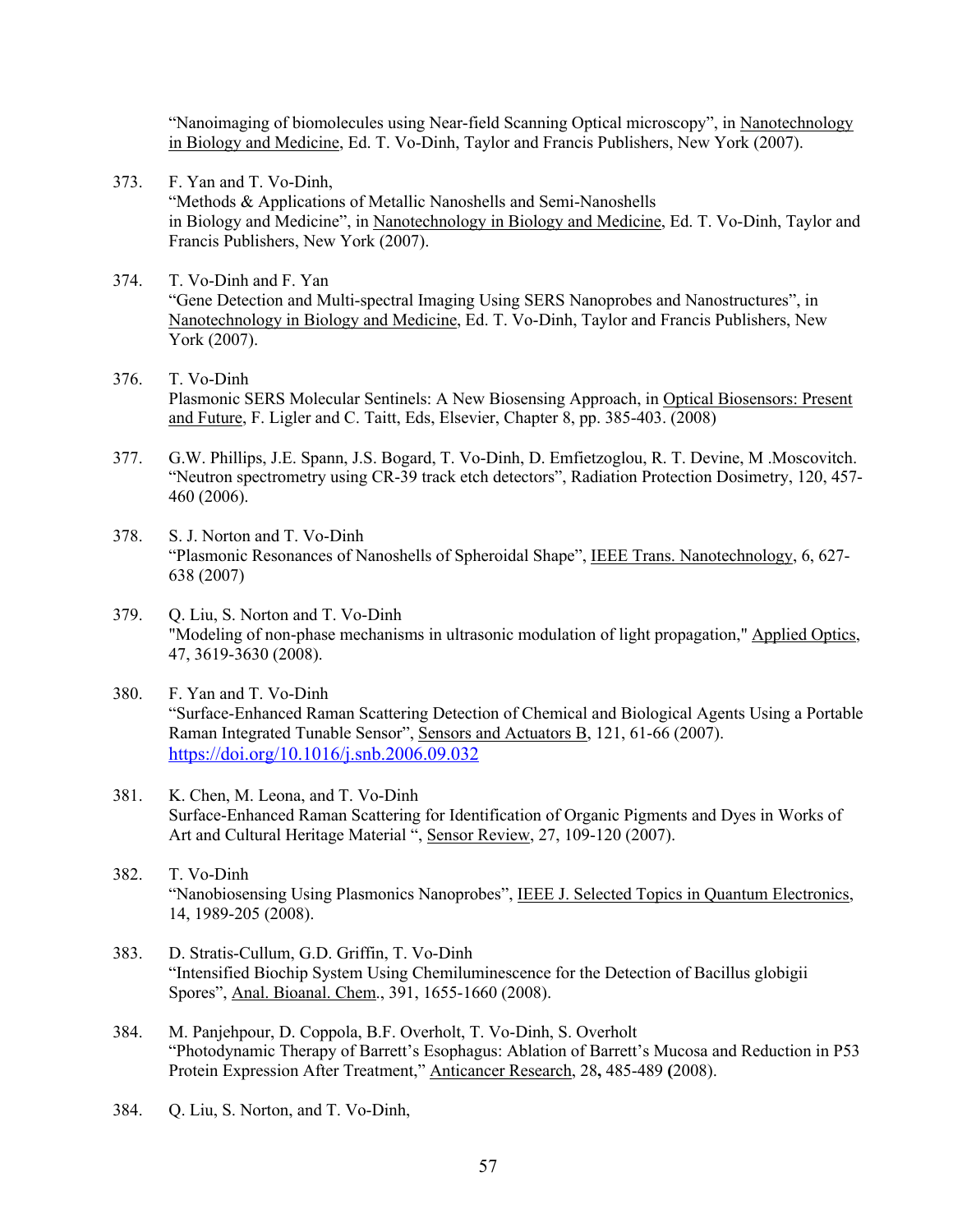"Nanoimaging of biomolecules using Near-field Scanning Optical microscopy", in Nanotechnology in Biology and Medicine, Ed. T. Vo-Dinh, Taylor and Francis Publishers, New York (2007).

373. F. Yan and T. Vo-Dinh,
"Methods & Applications of Metallic Nanoshells and Semi-Nanoshells in Biology and Medicine", in Nanotechnology in Biology and Medicine, Ed. T. Vo-Dinh, Taylor and Francis Publishers, New York (2007).

374. T. Vo-Dinh and F. Yan
"Gene Detection and Multi-spectral Imaging Using SERS Nanoprobes and Nanostructures", in Nanotechnology in Biology and Medicine, Ed. T. Vo-Dinh, Taylor and Francis Publishers, New York (2007).

376. T. Vo-Dinh
Plasmonic SERS Molecular Sentinels: A New Biosensing Approach, in Optical Biosensors: Present and Future, F. Ligler and C. Taitt, Eds, Elsevier, Chapter 8, pp. 385-403. (2008)

377. G.W. Phillips, J.E. Spann, J.S. Bogard, T. Vo-Dinh, D. Emfietzoglou, R. T. Devine, M .Moscovitch. "Neutron spectrometry using CR-39 track etch detectors", Radiation Protection Dosimetry, 120, 457-460 (2006).

378. S. J. Norton and T. Vo-Dinh
"Plasmonic Resonances of Nanoshells of Spheroidal Shape", IEEE Trans. Nanotechnology, 6, 627-638 (2007)

379. Q. Liu, S. Norton and T. Vo-Dinh
"Modeling of non-phase mechanisms in ultrasonic modulation of light propagation," Applied Optics, 47, 3619-3630 (2008).

380. F. Yan and T. Vo-Dinh
"Surface-Enhanced Raman Scattering Detection of Chemical and Biological Agents Using a Portable Raman Integrated Tunable Sensor", Sensors and Actuators B, 121, 61-66 (2007).
https://doi.org/10.1016/j.snb.2006.09.032

381. K. Chen, M. Leona, and T. Vo-Dinh
Surface-Enhanced Raman Scattering for Identification of Organic Pigments and Dyes in Works of Art and Cultural Heritage Material ", Sensor Review, 27, 109-120 (2007).

382. T. Vo-Dinh
"Nanobiosensing Using Plasmonics Nanoprobes", IEEE J. Selected Topics in Quantum Electronics, 14, 1989-205 (2008).

383. D. Stratis-Cullum, G.D. Griffin, T. Vo-Dinh
"Intensified Biochip System Using Chemiluminescence for the Detection of Bacillus globigii Spores", Anal. Bioanal. Chem., 391, 1655-1660 (2008).

384. M. Panjehpour, D. Coppola, B.F. Overholt, T. Vo-Dinh, S. Overholt
"Photodynamic Therapy of Barrett's Esophagus: Ablation of Barrett's Mucosa and Reduction in P53 Protein Expression After Treatment," Anticancer Research, 28**,** 485-489 **(**2008).

384. Q. Liu, S. Norton, and T. Vo-Dinh,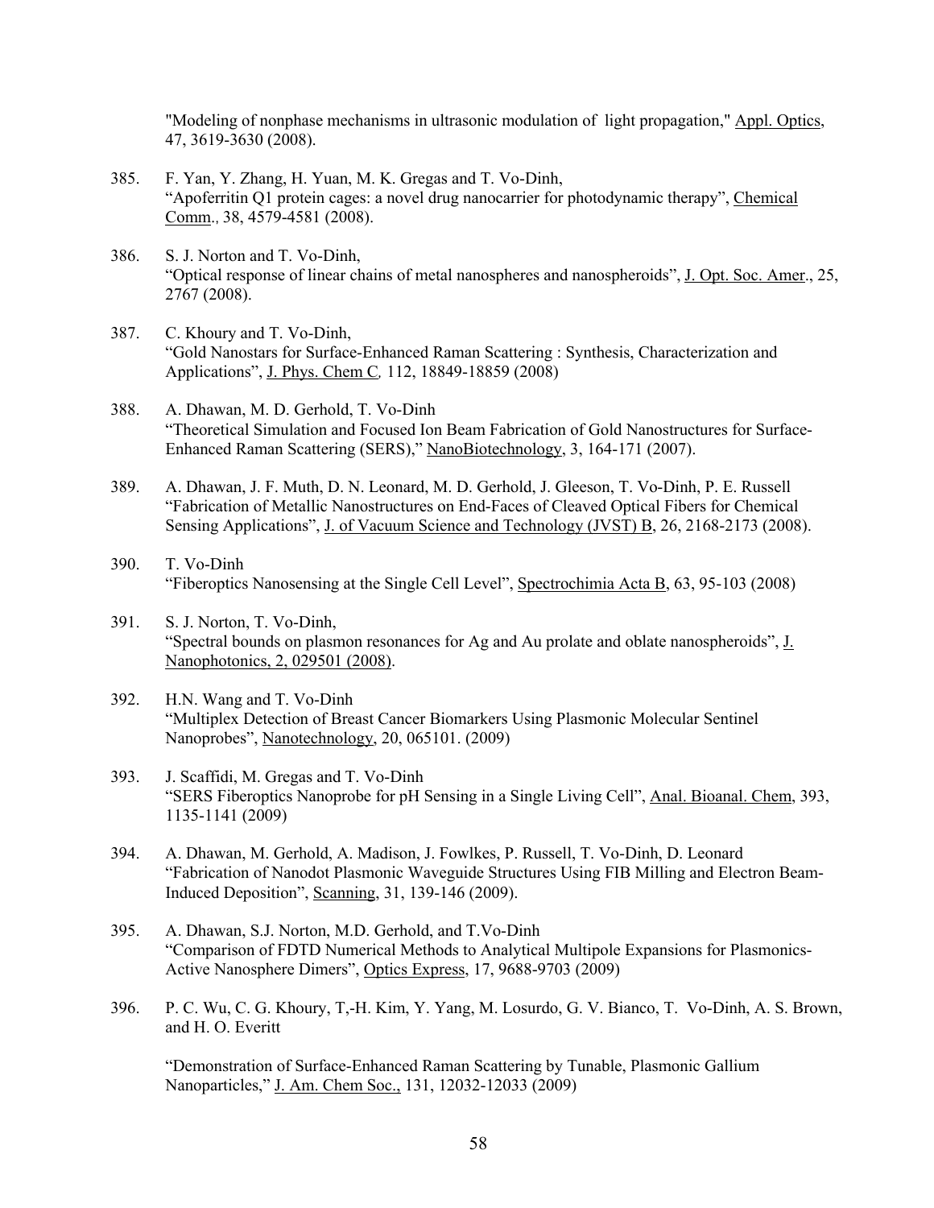"Modeling of nonphase mechanisms in ultrasonic modulation of light propagation," Appl. Optics, 47, 3619-3630 (2008).

385. F. Yan, Y. Zhang, H. Yuan, M. K. Gregas and T. Vo-Dinh,
"Apoferritin Q1 protein cages: a novel drug nanocarrier for photodynamic therapy", Chemical Comm., 38, 4579-4581 (2008).

386. S. J. Norton and T. Vo-Dinh,
"Optical response of linear chains of metal nanospheres and nanospheroids", J. Opt. Soc. Amer., 25, 2767 (2008).

387. C. Khoury and T. Vo-Dinh,
"Gold Nanostars for Surface-Enhanced Raman Scattering : Synthesis, Characterization and Applications", J. Phys. Chem C, 112, 18849-18859 (2008)

388. A. Dhawan, M. D. Gerhold, T. Vo-Dinh
"Theoretical Simulation and Focused Ion Beam Fabrication of Gold Nanostructures for Surface-Enhanced Raman Scattering (SERS)," NanoBiotechnology, 3, 164-171 (2007).

389. A. Dhawan, J. F. Muth, D. N. Leonard, M. D. Gerhold, J. Gleeson, T. Vo-Dinh, P. E. Russell
"Fabrication of Metallic Nanostructures on End-Faces of Cleaved Optical Fibers for Chemical Sensing Applications", J. of Vacuum Science and Technology (JVST) B, 26, 2168-2173 (2008).

390. T. Vo-Dinh
"Fiberoptics Nanosensing at the Single Cell Level", Spectrochimia Acta B, 63, 95-103 (2008)

391. S. J. Norton, T. Vo-Dinh,
"Spectral bounds on plasmon resonances for Ag and Au prolate and oblate nanospheroids", J. Nanophotonics, 2, 029501 (2008).

392. H.N. Wang and T. Vo-Dinh
"Multiplex Detection of Breast Cancer Biomarkers Using Plasmonic Molecular Sentinel Nanoprobes", Nanotechnology, 20, 065101. (2009)

393. J. Scaffidi, M. Gregas and T. Vo-Dinh
"SERS Fiberoptics Nanoprobe for pH Sensing in a Single Living Cell", Anal. Bioanal. Chem, 393, 1135-1141 (2009)

394. A. Dhawan, M. Gerhold, A. Madison, J. Fowlkes, P. Russell, T. Vo-Dinh, D. Leonard
"Fabrication of Nanodot Plasmonic Waveguide Structures Using FIB Milling and Electron Beam-Induced Deposition", Scanning, 31, 139-146 (2009).

395. A. Dhawan, S.J. Norton, M.D. Gerhold, and T.Vo-Dinh
"Comparison of FDTD Numerical Methods to Analytical Multipole Expansions for Plasmonics-Active Nanosphere Dimers", Optics Express, 17, 9688-9703 (2009)

396. P. C. Wu, C. G. Khoury, T,-H. Kim, Y. Yang, M. Losurdo, G. V. Bianco, T. Vo-Dinh, A. S. Brown, and H. O. Everitt

"Demonstration of Surface-Enhanced Raman Scattering by Tunable, Plasmonic Gallium Nanoparticles," J. Am. Chem Soc., 131, 12032-12033 (2009)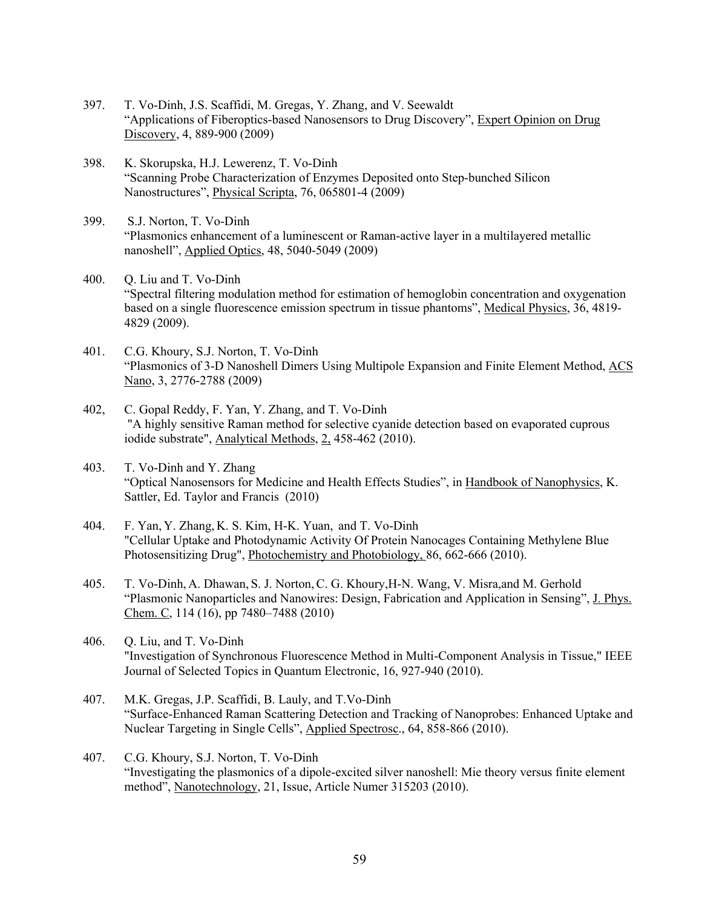397. T. Vo-Dinh, J.S. Scaffidi, M. Gregas, Y. Zhang, and V. Seewaldt
"Applications of Fiberoptics-based Nanosensors to Drug Discovery", Expert Opinion on Drug Discovery, 4, 889-900 (2009)

398. K. Skorupska, H.J. Lewerenz, T. Vo-Dinh
"Scanning Probe Characterization of Enzymes Deposited onto Step-bunched Silicon Nanostructures", Physical Scripta, 76, 065801-4 (2009)

399. S.J. Norton, T. Vo-Dinh
"Plasmonics enhancement of a luminescent or Raman-active layer in a multilayered metallic nanoshell", Applied Optics, 48, 5040-5049 (2009)

400. Q. Liu and T. Vo-Dinh
"Spectral filtering modulation method for estimation of hemoglobin concentration and oxygenation based on a single fluorescence emission spectrum in tissue phantoms", Medical Physics, 36, 4819-4829 (2009).

401. C.G. Khoury, S.J. Norton, T. Vo-Dinh
"Plasmonics of 3-D Nanoshell Dimers Using Multipole Expansion and Finite Element Method, ACS Nano, 3, 2776-2788 (2009)

402, C. Gopal Reddy, F. Yan, Y. Zhang, and T. Vo-Dinh
"A highly sensitive Raman method for selective cyanide detection based on evaporated cuprous iodide substrate", Analytical Methods, 2, 458-462 (2010).

403. T. Vo-Dinh and Y. Zhang
"Optical Nanosensors for Medicine and Health Effects Studies", in Handbook of Nanophysics, K. Sattler, Ed. Taylor and Francis (2010)

404. F. Yan, Y. Zhang, K. S. Kim, H-K. Yuan, and T. Vo-Dinh
"Cellular Uptake and Photodynamic Activity Of Protein Nanocages Containing Methylene Blue Photosensitizing Drug", Photochemistry and Photobiology, 86, 662-666 (2010).

405. T. Vo-Dinh, A. Dhawan, S. J. Norton, C. G. Khoury, H-N. Wang, V. Misra, and M. Gerhold
"Plasmonic Nanoparticles and Nanowires: Design, Fabrication and Application in Sensing", J. Phys. Chem. C, 114 (16), pp 7480–7488 (2010)

406. Q. Liu, and T. Vo-Dinh
"Investigation of Synchronous Fluorescence Method in Multi-Component Analysis in Tissue," IEEE Journal of Selected Topics in Quantum Electronic, 16, 927-940 (2010).

407. M.K. Gregas, J.P. Scaffidi, B. Lauly, and T.Vo-Dinh
"Surface-Enhanced Raman Scattering Detection and Tracking of Nanoprobes: Enhanced Uptake and Nuclear Targeting in Single Cells", Applied Spectrosc., 64, 858-866 (2010).

407. C.G. Khoury, S.J. Norton, T. Vo-Dinh
"Investigating the plasmonics of a dipole-excited silver nanoshell: Mie theory versus finite element method", Nanotechnology, 21, Issue, Article Numer 315203 (2010).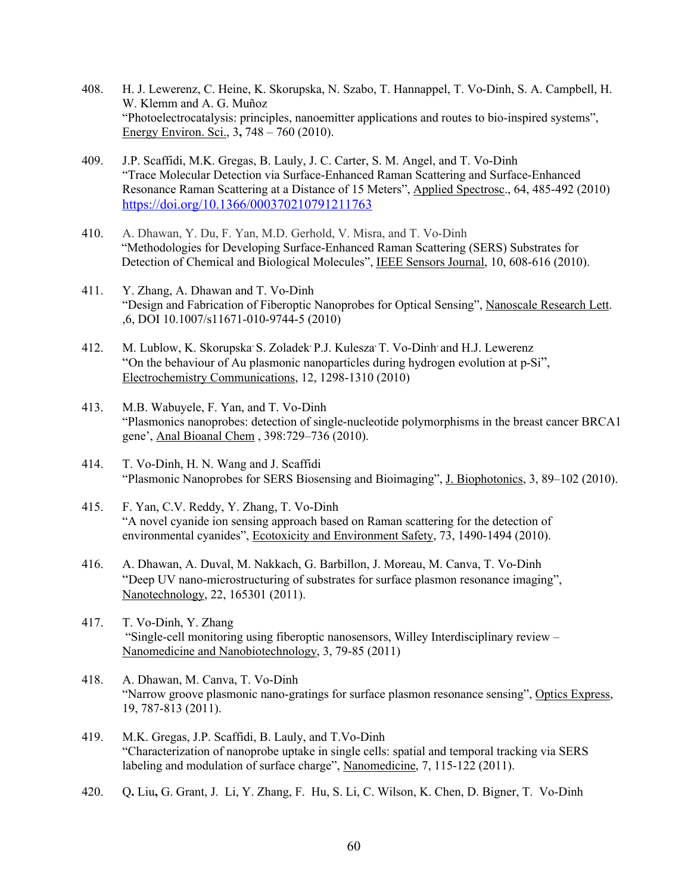408. H. J. Lewerenz, C. Heine, K. Skorupska, N. Szabo, T. Hannappel, T. Vo-Dinh, S. A. Campbell, H. W. Klemm and A. G. Muñoz
"Photoelectrocatalysis: principles, nanoemitter applications and routes to bio-inspired systems", Energy Environ. Sci., 3**,** 748 – 760 (2010).

409. J.P. Scaffidi, M.K. Gregas, B. Lauly, J. C. Carter, S. M. Angel, and T. Vo-Dinh
"Trace Molecular Detection via Surface-Enhanced Raman Scattering and Surface-Enhanced Resonance Raman Scattering at a Distance of 15 Meters", Applied Spectrosc., 64, 485-492 (2010)
https://doi.org/10.1366/000370210791211763

410. A. Dhawan, Y. Du, F. Yan, M.D. Gerhold, V. Misra, and T. Vo-Dinh
"Methodologies for Developing Surface-Enhanced Raman Scattering (SERS) Substrates for Detection of Chemical and Biological Molecules", IEEE Sensors Journal, 10, 608-616 (2010).

411. Y. Zhang, A. Dhawan and T. Vo-Dinh
"Design and Fabrication of Fiberoptic Nanoprobes for Optical Sensing", Nanoscale Research Lett. ,6, DOI 10.1007/s11671-010-9744-5 (2010)

412. M. Lublow, K. Skorupska, S. Zoladek, P.J. Kulesza, T. Vo-Dinh, and H.J. Lewerenz
"On the behaviour of Au plasmonic nanoparticles during hydrogen evolution at p-Si", Electrochemistry Communications, 12, 1298-1310 (2010)

413. M.B. Wabuyele, F. Yan, and T. Vo-Dinh
"Plasmonics nanoprobes: detection of single-nucleotide polymorphisms in the breast cancer BRCA1 gene', Anal Bioanal Chem , 398:729–736 (2010).

414. T. Vo-Dinh, H. N. Wang and J. Scaffidi
"Plasmonic Nanoprobes for SERS Biosensing and Bioimaging", J. Biophotonics, 3, 89–102 (2010).

415. F. Yan, C.V. Reddy, Y. Zhang, T. Vo-Dinh
"A novel cyanide ion sensing approach based on Raman scattering for the detection of environmental cyanides", Ecotoxicity and Environment Safety, 73, 1490-1494 (2010).

416. A. Dhawan, A. Duval, M. Nakkach, G. Barbillon, J. Moreau, M. Canva, T. Vo-Dinh
"Deep UV nano-microstructuring of substrates for surface plasmon resonance imaging", Nanotechnology, 22, 165301 (2011).

417. T. Vo-Dinh, Y. Zhang
"Single-cell monitoring using fiberoptic nanosensors, Willey Interdisciplinary review – Nanomedicine and Nanobiotechnology, 3, 79-85 (2011)

418. A. Dhawan, M. Canva, T. Vo-Dinh
"Narrow groove plasmonic nano-gratings for surface plasmon resonance sensing", Optics Express, 19, 787-813 (2011).

419. M.K. Gregas, J.P. Scaffidi, B. Lauly, and T.Vo-Dinh
"Characterization of nanoprobe uptake in single cells: spatial and temporal tracking via SERS labeling and modulation of surface charge", Nanomedicine, 7, 115-122 (2011).

420. Q**.** Liu**,** G. Grant, J. Li, Y. Zhang, F. Hu, S. Li, C. Wilson, K. Chen, D. Bigner, T. Vo-Dinh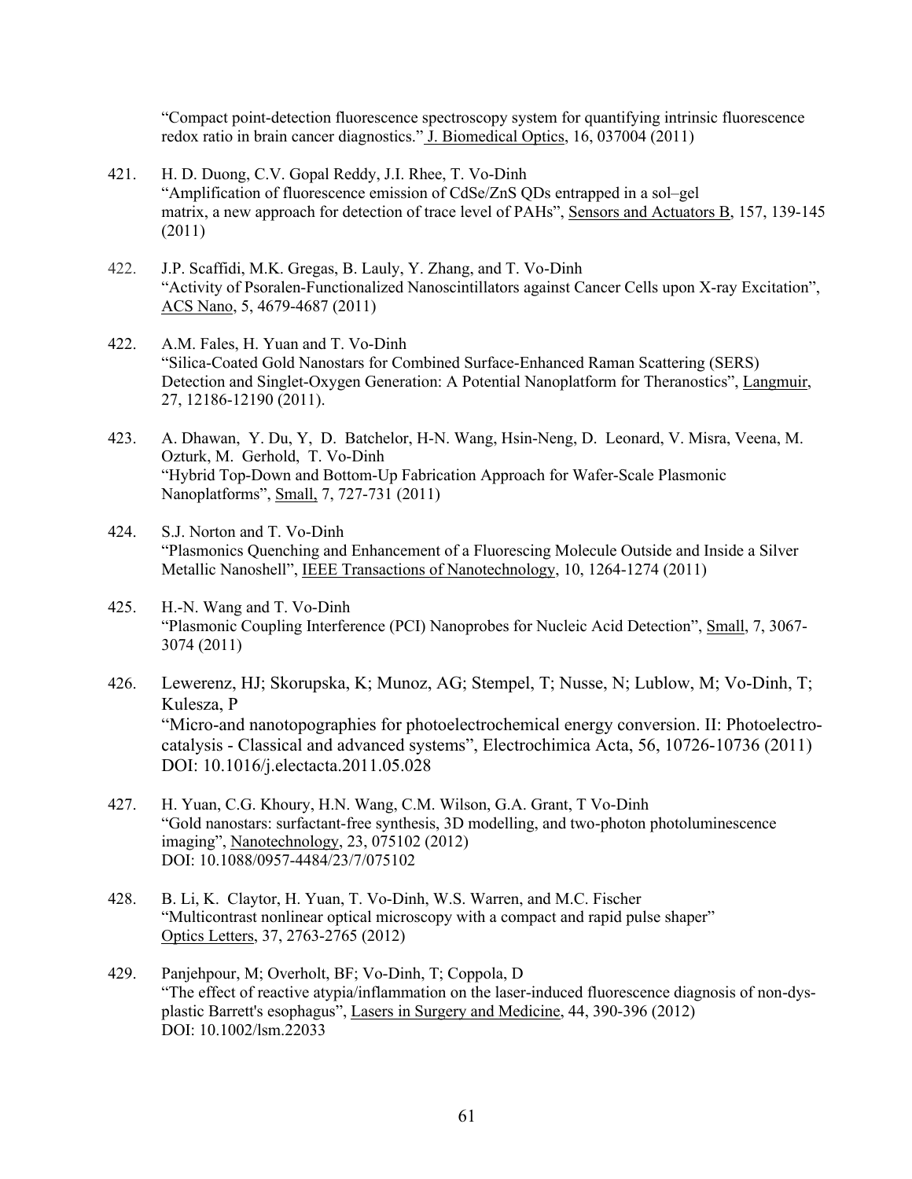"Compact point-detection fluorescence spectroscopy system for quantifying intrinsic fluorescence redox ratio in brain cancer diagnostics." J. Biomedical Optics, 16, 037004 (2011)

421. H. D. Duong, C.V. Gopal Reddy, J.I. Rhee, T. Vo-Dinh
"Amplification of fluorescence emission of CdSe/ZnS QDs entrapped in a sol–gel matrix, a new approach for detection of trace level of PAHs", Sensors and Actuators B, 157, 139-145 (2011)

422. J.P. Scaffidi, M.K. Gregas, B. Lauly, Y. Zhang, and T. Vo-Dinh
"Activity of Psoralen-Functionalized Nanoscintillators against Cancer Cells upon X-ray Excitation", ACS Nano, 5, 4679-4687 (2011)

422. A.M. Fales, H. Yuan and T. Vo-Dinh
"Silica-Coated Gold Nanostars for Combined Surface-Enhanced Raman Scattering (SERS) Detection and Singlet-Oxygen Generation: A Potential Nanoplatform for Theranostics", Langmuir, 27, 12186-12190 (2011).

423. A. Dhawan, Y. Du, Y, D. Batchelor, H-N. Wang, Hsin-Neng, D. Leonard, V. Misra, Veena, M. Ozturk, M. Gerhold, T. Vo-Dinh
"Hybrid Top-Down and Bottom-Up Fabrication Approach for Wafer-Scale Plasmonic Nanoplatforms", Small, 7, 727-731 (2011)

424. S.J. Norton and T. Vo-Dinh
"Plasmonics Quenching and Enhancement of a Fluorescing Molecule Outside and Inside a Silver Metallic Nanoshell", IEEE Transactions of Nanotechnology, 10, 1264-1274 (2011)

425. H.-N. Wang and T. Vo-Dinh
"Plasmonic Coupling Interference (PCI) Nanoprobes for Nucleic Acid Detection", Small, 7, 3067-3074 (2011)

426. Lewerenz, HJ; Skorupska, K; Munoz, AG; Stempel, T; Nusse, N; Lublow, M; Vo-Dinh, T; Kulesza, P
"Micro-and nanotopographies for photoelectrochemical energy conversion. II: Photoelectro-catalysis - Classical and advanced systems", Electrochimica Acta, 56, 10726-10736 (2011) DOI: 10.1016/j.electacta.2011.05.028

427. H. Yuan, C.G. Khoury, H.N. Wang, C.M. Wilson, G.A. Grant, T Vo-Dinh
"Gold nanostars: surfactant-free synthesis, 3D modelling, and two-photon photoluminescence imaging", Nanotechnology, 23, 075102 (2012)
DOI: 10.1088/0957-4484/23/7/075102

428. B. Li, K. Claytor, H. Yuan, T. Vo-Dinh, W.S. Warren, and M.C. Fischer
"Multicontrast nonlinear optical microscopy with a compact and rapid pulse shaper"
Optics Letters, 37, 2763-2765 (2012)

429. Panjehpour, M; Overholt, BF; Vo-Dinh, T; Coppola, D
"The effect of reactive atypia/inflammation on the laser-induced fluorescence diagnosis of non-dysplastic Barrett's esophagus", Lasers in Surgery and Medicine, 44, 390-396 (2012)
DOI: 10.1002/lsm.22033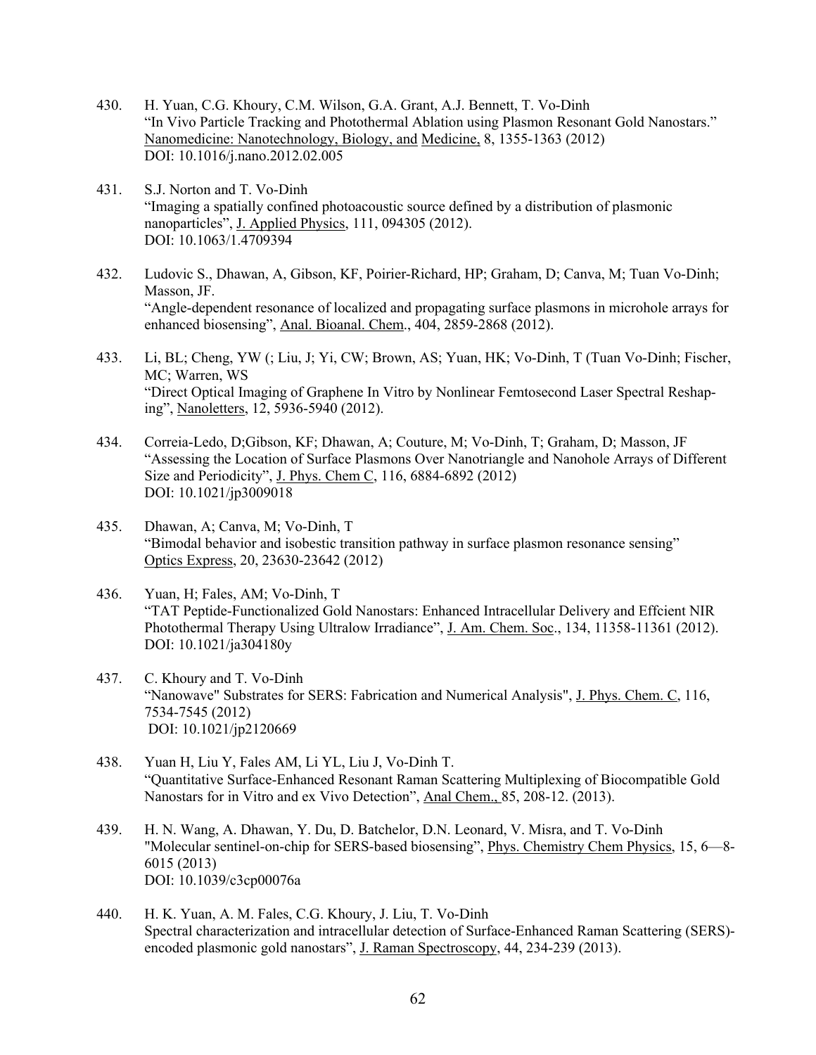430. H. Yuan, C.G. Khoury, C.M. Wilson, G.A. Grant, A.J. Bennett, T. Vo-Dinh
"In Vivo Particle Tracking and Photothermal Ablation using Plasmon Resonant Gold Nanostars." Nanomedicine: Nanotechnology, Biology, and Medicine, 8, 1355-1363 (2012)
DOI: 10.1016/j.nano.2012.02.005

431. S.J. Norton and T. Vo-Dinh
"Imaging a spatially confined photoacoustic source defined by a distribution of plasmonic nanoparticles", J. Applied Physics, 111, 094305 (2012).
DOI: 10.1063/1.4709394

432. Ludovic S., Dhawan, A, Gibson, KF, Poirier-Richard, HP; Graham, D; Canva, M; Tuan Vo-Dinh; Masson, JF.
"Angle-dependent resonance of localized and propagating surface plasmons in microhole arrays for enhanced biosensing", Anal. Bioanal. Chem., 404, 2859-2868 (2012).

433. Li, BL; Cheng, YW (; Liu, J; Yi, CW; Brown, AS; Yuan, HK; Vo-Dinh, T (Tuan Vo-Dinh; Fischer, MC; Warren, WS
"Direct Optical Imaging of Graphene In Vitro by Nonlinear Femtosecond Laser Spectral Reshaping", Nanoletters, 12, 5936-5940 (2012).

434. Correia-Ledo, D;Gibson, KF; Dhawan, A; Couture, M; Vo-Dinh, T; Graham, D; Masson, JF
"Assessing the Location of Surface Plasmons Over Nanotriangle and Nanohole Arrays of Different Size and Periodicity", J. Phys. Chem C, 116, 6884-6892 (2012)
DOI: 10.1021/jp3009018

435. Dhawan, A; Canva, M; Vo-Dinh, T
"Bimodal behavior and isobestic transition pathway in surface plasmon resonance sensing"
Optics Express, 20, 23630-23642 (2012)

436. Yuan, H; Fales, AM; Vo-Dinh, T
"TAT Peptide-Functionalized Gold Nanostars: Enhanced Intracellular Delivery and Effcient NIR Photothermal Therapy Using Ultralow Irradiance", J. Am. Chem. Soc., 134, 11358-11361 (2012).
DOI: 10.1021/ja304180y

437. C. Khoury and T. Vo-Dinh
"Nanowave" Substrates for SERS: Fabrication and Numerical Analysis", J. Phys. Chem. C, 116, 7534-7545 (2012)
DOI: 10.1021/jp2120669

438. Yuan H, Liu Y, Fales AM, Li YL, Liu J, Vo-Dinh T.
"Quantitative Surface-Enhanced Resonant Raman Scattering Multiplexing of Biocompatible Gold Nanostars for in Vitro and ex Vivo Detection", Anal Chem., 85, 208-12. (2013).

439. H. N. Wang, A. Dhawan, Y. Du, D. Batchelor, D.N. Leonard, V. Misra, and T. Vo-Dinh
"Molecular sentinel-on-chip for SERS-based biosensing", Phys. Chemistry Chem Physics, 15, 6—8-6015 (2013)
DOI: 10.1039/c3cp00076a

440. H. K. Yuan, A. M. Fales, C.G. Khoury, J. Liu, T. Vo-Dinh
Spectral characterization and intracellular detection of Surface-Enhanced Raman Scattering (SERS)-encoded plasmonic gold nanostars", J. Raman Spectroscopy, 44, 234-239 (2013).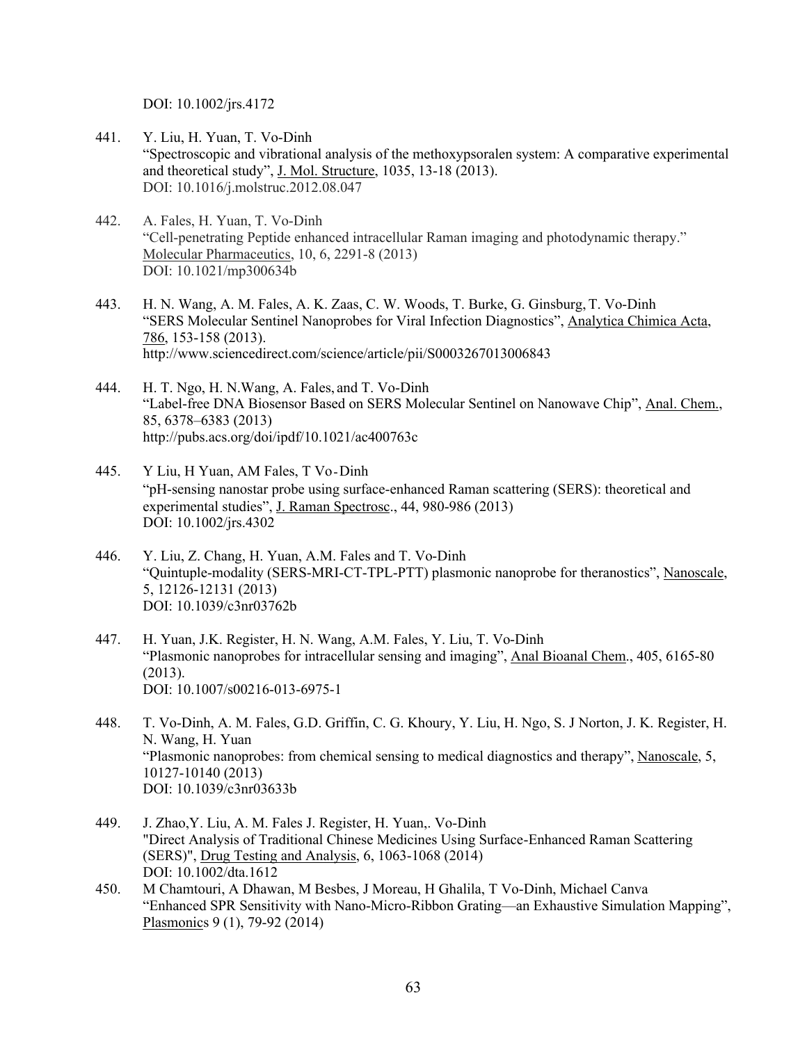DOI: 10.1002/jrs.4172

441. Y. Liu, H. Yuan, T. Vo-Dinh
"Spectroscopic and vibrational analysis of the methoxypsoralen system: A comparative experimental and theoretical study", J. Mol. Structure, 1035, 13-18 (2013).
DOI: 10.1016/j.molstruc.2012.08.047

442. A. Fales, H. Yuan, T. Vo-Dinh
"Cell-penetrating Peptide enhanced intracellular Raman imaging and photodynamic therapy."
Molecular Pharmaceutics, 10, 6, 2291-8 (2013)
DOI: 10.1021/mp300634b

443. H. N. Wang, A. M. Fales, A. K. Zaas, C. W. Woods, T. Burke, G. Ginsburg, T. Vo-Dinh
"SERS Molecular Sentinel Nanoprobes for Viral Infection Diagnostics", Analytica Chimica Acta, 786, 153-158 (2013).
http://www.sciencedirect.com/science/article/pii/S0003267013006843

444. H. T. Ngo, H. N.Wang, A. Fales, and T. Vo-Dinh
"Label-free DNA Biosensor Based on SERS Molecular Sentinel on Nanowave Chip", Anal. Chem., 85, 6378–6383 (2013)
http://pubs.acs.org/doi/ipdf/10.1021/ac400763c

445. Y Liu, H Yuan, AM Fales, T Vo‐Dinh
"pH-sensing nanostar probe using surface-enhanced Raman scattering (SERS): theoretical and experimental studies", J. Raman Spectrosc., 44, 980-986 (2013)
DOI: 10.1002/jrs.4302

446. Y. Liu, Z. Chang, H. Yuan, A.M. Fales and T. Vo-Dinh
"Quintuple-modality (SERS-MRI-CT-TPL-PTT) plasmonic nanoprobe for theranostics", Nanoscale, 5, 12126-12131 (2013)
DOI: 10.1039/c3nr03762b

447. H. Yuan, J.K. Register, H. N. Wang, A.M. Fales, Y. Liu, T. Vo-Dinh
"Plasmonic nanoprobes for intracellular sensing and imaging", Anal Bioanal Chem., 405, 6165-80 (2013).
DOI: 10.1007/s00216-013-6975-1

448. T. Vo-Dinh, A. M. Fales, G.D. Griffin, C. G. Khoury, Y. Liu, H. Ngo, S. J Norton, J. K. Register, H. N. Wang, H. Yuan
"Plasmonic nanoprobes: from chemical sensing to medical diagnostics and therapy", Nanoscale, 5, 10127-10140 (2013)
DOI: 10.1039/c3nr03633b

449. J. Zhao,Y. Liu, A. M. Fales J. Register, H. Yuan,. Vo-Dinh
"Direct Analysis of Traditional Chinese Medicines Using Surface-Enhanced Raman Scattering (SERS)", Drug Testing and Analysis, 6, 1063-1068 (2014)
DOI: 10.1002/dta.1612

450. M Chamtouri, A Dhawan, M Besbes, J Moreau, H Ghalila, T Vo-Dinh, Michael Canva
"Enhanced SPR Sensitivity with Nano-Micro-Ribbon Grating—an Exhaustive Simulation Mapping", Plasmonics 9 (1), 79-92 (2014)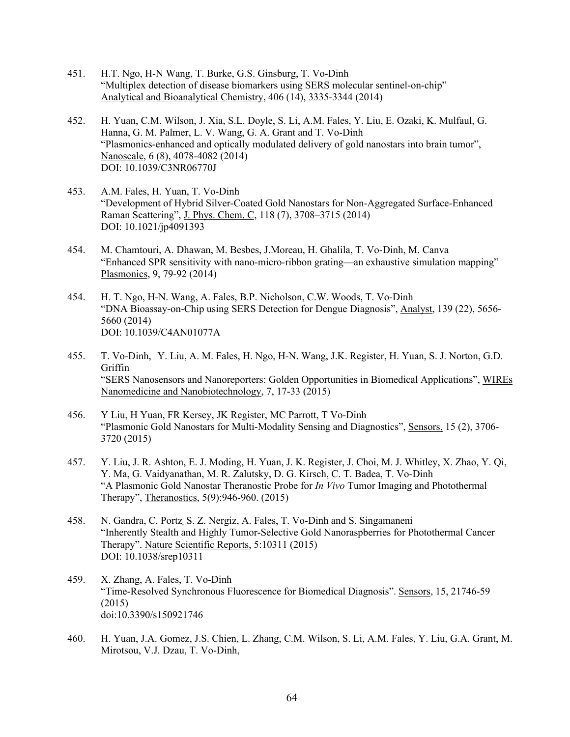451. H.T. Ngo, H-N Wang, T. Burke, G.S. Ginsburg, T. Vo-Dinh
"Multiplex detection of disease biomarkers using SERS molecular sentinel-on-chip"
Analytical and Bioanalytical Chemistry, 406 (14), 3335-3344 (2014)

452. H. Yuan, C.M. Wilson, J. Xia, S.L. Doyle, S. Li, A.M. Fales, Y. Liu, E. Ozaki, K. Mulfaul, G. Hanna, G. M. Palmer, L. V. Wang, G. A. Grant and T. Vo-Dinh
"Plasmonics-enhanced and optically modulated delivery of gold nanostars into brain tumor", Nanoscale, 6 (8), 4078-4082 (2014)
DOI: 10.1039/C3NR06770J

453. A.M. Fales, H. Yuan, T. Vo-Dinh
"Development of Hybrid Silver-Coated Gold Nanostars for Non-Aggregated Surface-Enhanced Raman Scattering", J. Phys. Chem. C, 118 (7), 3708–3715 (2014)
DOI: 10.1021/jp4091393

454. M. Chamtouri, A. Dhawan, M. Besbes, J.Moreau, H. Ghalila, T. Vo-Dinh, M. Canva
"Enhanced SPR sensitivity with nano-micro-ribbon grating—an exhaustive simulation mapping"
Plasmonics, 9, 79-92 (2014)

454. H. T. Ngo, H-N. Wang, A. Fales, B.P. Nicholson, C.W. Woods, T. Vo-Dinh
"DNA Bioassay-on-Chip using SERS Detection for Dengue Diagnosis", Analyst, 139 (22), 5656-5660 (2014)
DOI: 10.1039/C4AN01077A

455. T. Vo-Dinh, Y. Liu, A. M. Fales, H. Ngo, H-N. Wang, J.K. Register, H. Yuan, S. J. Norton, G.D. Griffin
"SERS Nanosensors and Nanoreporters: Golden Opportunities in Biomedical Applications", WIREs Nanomedicine and Nanobiotechnology, 7, 17-33 (2015)

456. Y Liu, H Yuan, FR Kersey, JK Register, MC Parrott, T Vo-Dinh
"Plasmonic Gold Nanostars for Multi-Modality Sensing and Diagnostics", Sensors, 15 (2), 3706-3720 (2015)

457. Y. Liu, J. R. Ashton, E. J. Moding, H. Yuan, J. K. Register, J. Choi, M. J. Whitley, X. Zhao, Y. Qi, Y. Ma, G. Vaidyanathan, M. R. Zalutsky, D. G. Kirsch, C. T. Badea, T. Vo-Dinh
"A Plasmonic Gold Nanostar Theranostic Probe for *In Vivo* Tumor Imaging and Photothermal Therapy", Theranostics, 5(9):946-960. (2015)

458. N. Gandra, C. Portz, S. Z. Nergiz, A. Fales, T. Vo-Dinh and S. Singamaneni
"Inherently Stealth and Highly Tumor-Selective Gold Nanoraspberries for Photothermal Cancer Therapy". Nature Scientific Reports, 5:10311 (2015)
DOI: 10.1038/srep10311

459. X. Zhang, A. Fales, T. Vo-Dinh
"Time-Resolved Synchronous Fluorescence for Biomedical Diagnosis". Sensors, 15, 21746-59 (2015)
doi:10.3390/s150921746

460. H. Yuan, J.A. Gomez, J.S. Chien, L. Zhang, C.M. Wilson, S. Li, A.M. Fales, Y. Liu, G.A. Grant, M. Mirotsou, V.J. Dzau, T. Vo-Dinh,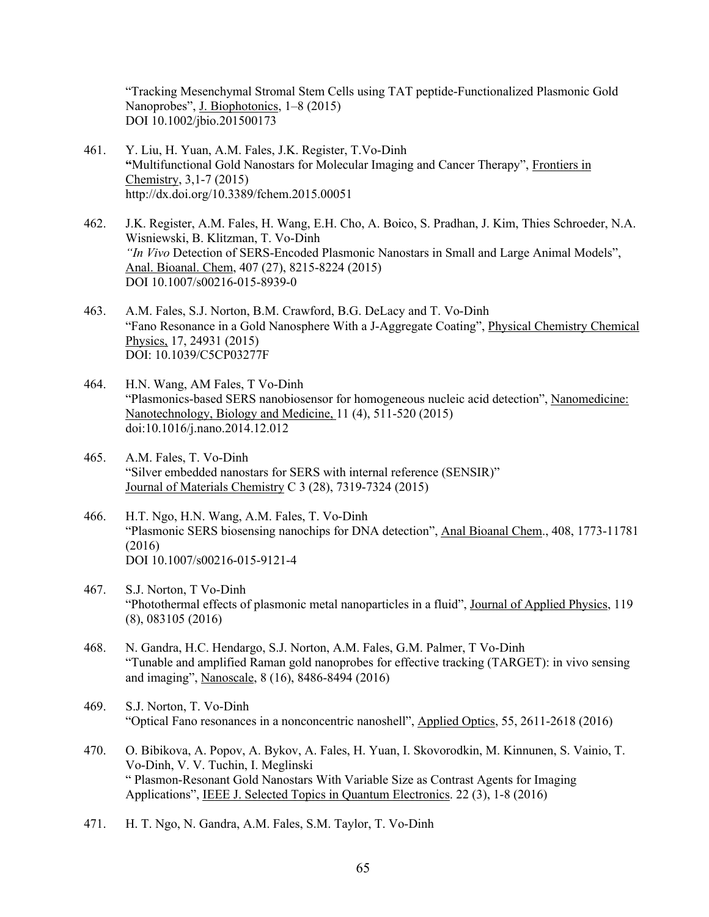“Tracking Mesenchymal Stromal Stem Cells using TAT peptide-Functionalized Plasmonic Gold Nanoprobes”, J. Biophotonics, 1–8 (2015)
DOI 10.1002/jbio.201500173

461. Y. Liu, H. Yuan, A.M. Fales, J.K. Register, T.Vo-Dinh
**“**Multifunctional Gold Nanostars for Molecular Imaging and Cancer Therapy”, Frontiers in Chemistry, 3,1-7 (2015)
http://dx.doi.org/10.3389/fchem.2015.00051

462. J.K. Register, A.M. Fales, H. Wang, E.H. Cho, A. Boico, S. Pradhan, J. Kim, Thies Schroeder, N.A. Wisniewski, B. Klitzman, T. Vo-Dinh
*“In Vivo* Detection of SERS-Encoded Plasmonic Nanostars in Small and Large Animal Models”, Anal. Bioanal. Chem, 407 (27), 8215-8224 (2015)
DOI 10.1007/s00216-015-8939-0

463. A.M. Fales, S.J. Norton, B.M. Crawford, B.G. DeLacy and T. Vo-Dinh
“Fano Resonance in a Gold Nanosphere With a J-Aggregate Coating”, Physical Chemistry Chemical Physics, 17, 24931 (2015)
DOI: 10.1039/C5CP03277F

464. H.N. Wang, AM Fales, T Vo-Dinh
“Plasmonics-based SERS nanobiosensor for homogeneous nucleic acid detection”, Nanomedicine: Nanotechnology, Biology and Medicine, 11 (4), 511-520 (2015)
doi:10.1016/j.nano.2014.12.012

465. A.M. Fales, T. Vo-Dinh
“Silver embedded nanostars for SERS with internal reference (SENSIR)”
Journal of Materials Chemistry C 3 (28), 7319-7324 (2015)

466. H.T. Ngo, H.N. Wang, A.M. Fales, T. Vo-Dinh
“Plasmonic SERS biosensing nanochips for DNA detection”, Anal Bioanal Chem., 408, 1773-11781 (2016)
DOI 10.1007/s00216-015-9121-4

467. S.J. Norton, T Vo-Dinh
“Photothermal effects of plasmonic metal nanoparticles in a fluid”, Journal of Applied Physics, 119 (8), 083105 (2016)

468. N. Gandra, H.C. Hendargo, S.J. Norton, A.M. Fales, G.M. Palmer, T Vo-Dinh
“Tunable and amplified Raman gold nanoprobes for effective tracking (TARGET): in vivo sensing and imaging”, Nanoscale, 8 (16), 8486-8494 (2016)

469. S.J. Norton, T. Vo-Dinh
“Optical Fano resonances in a nonconcentric nanoshell”, Applied Optics, 55, 2611-2618 (2016)

470. O. Bibikova, A. Popov, A. Bykov, A. Fales, H. Yuan, I. Skovorodkin, M. Kinnunen, S. Vainio, T. Vo-Dinh, V. V. Tuchin, I. Meglinski
“ Plasmon-Resonant Gold Nanostars With Variable Size as Contrast Agents for Imaging Applications”, IEEE J. Selected Topics in Quantum Electronics. 22 (3), 1-8 (2016)

471. H. T. Ngo, N. Gandra, A.M. Fales, S.M. Taylor, T. Vo-Dinh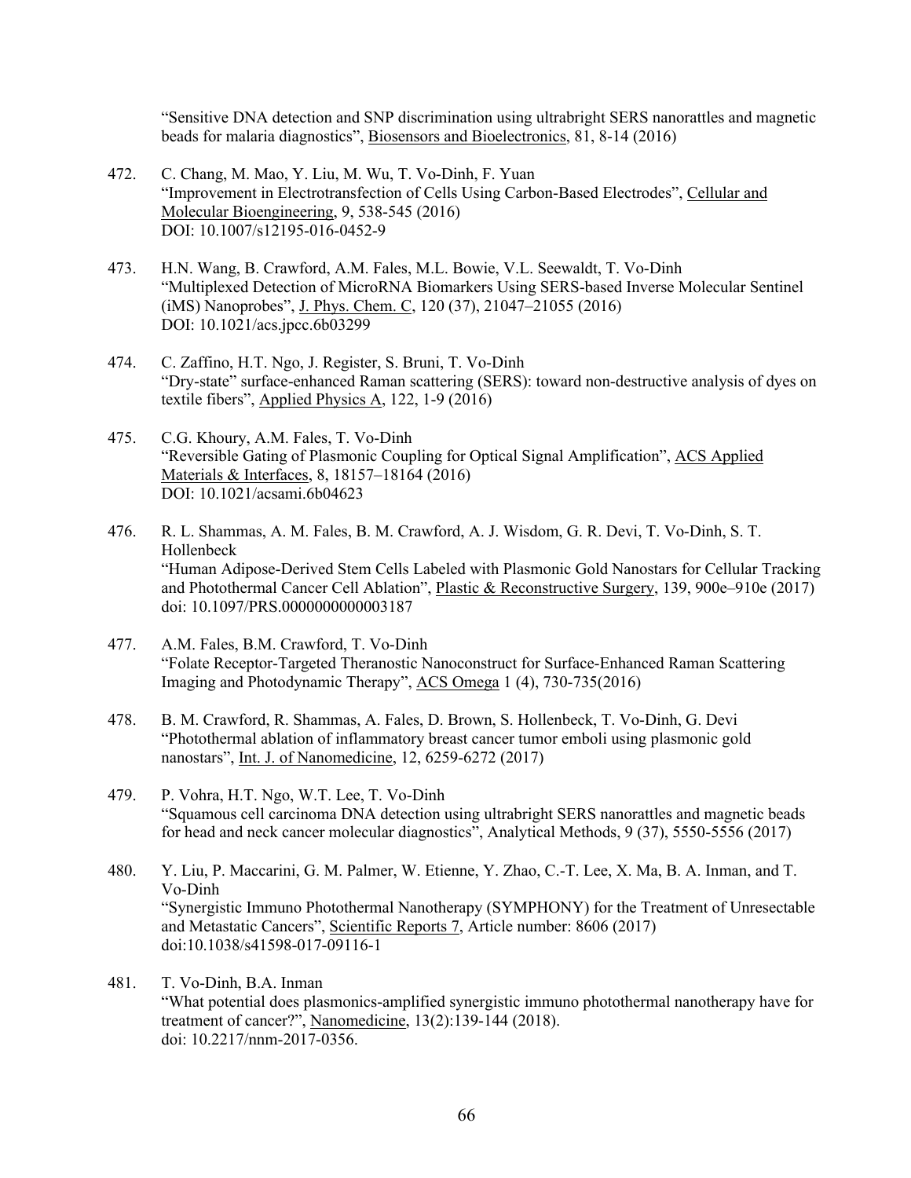"Sensitive DNA detection and SNP discrimination using ultrabright SERS nanorattles and magnetic beads for malaria diagnostics", Biosensors and Bioelectronics, 81, 8-14 (2016)

472. C. Chang, M. Mao, Y. Liu, M. Wu, T. Vo-Dinh, F. Yuan
"Improvement in Electrotransfection of Cells Using Carbon-Based Electrodes", Cellular and Molecular Bioengineering, 9, 538-545 (2016)
DOI: 10.1007/s12195-016-0452-9

473. H.N. Wang, B. Crawford, A.M. Fales, M.L. Bowie, V.L. Seewaldt, T. Vo-Dinh
"Multiplexed Detection of MicroRNA Biomarkers Using SERS-based Inverse Molecular Sentinel (iMS) Nanoprobes", J. Phys. Chem. C, 120 (37), 21047–21055 (2016)
DOI: 10.1021/acs.jpcc.6b03299

474. C. Zaffino, H.T. Ngo, J. Register, S. Bruni, T. Vo-Dinh
"Dry-state" surface-enhanced Raman scattering (SERS): toward non-destructive analysis of dyes on textile fibers", Applied Physics A, 122, 1-9 (2016)

475. C.G. Khoury, A.M. Fales, T. Vo-Dinh
"Reversible Gating of Plasmonic Coupling for Optical Signal Amplification", ACS Applied Materials & Interfaces, 8, 18157–18164 (2016)
DOI: 10.1021/acsami.6b04623

476. R. L. Shammas, A. M. Fales, B. M. Crawford, A. J. Wisdom, G. R. Devi, T. Vo-Dinh, S. T. Hollenbeck
"Human Adipose-Derived Stem Cells Labeled with Plasmonic Gold Nanostars for Cellular Tracking and Photothermal Cancer Cell Ablation", Plastic & Reconstructive Surgery, 139, 900e–910e (2017)
doi: 10.1097/PRS.0000000000003187

477. A.M. Fales, B.M. Crawford, T. Vo-Dinh
"Folate Receptor-Targeted Theranostic Nanoconstruct for Surface-Enhanced Raman Scattering Imaging and Photodynamic Therapy", ACS Omega 1 (4), 730-735(2016)

478. B. M. Crawford, R. Shammas, A. Fales, D. Brown, S. Hollenbeck, T. Vo-Dinh, G. Devi
"Photothermal ablation of inflammatory breast cancer tumor emboli using plasmonic gold nanostars", Int. J. of Nanomedicine, 12, 6259-6272 (2017)

479. P. Vohra, H.T. Ngo, W.T. Lee, T. Vo-Dinh
"Squamous cell carcinoma DNA detection using ultrabright SERS nanorattles and magnetic beads for head and neck cancer molecular diagnostics", Analytical Methods, 9 (37), 5550-5556 (2017)

480. Y. Liu, P. Maccarini, G. M. Palmer, W. Etienne, Y. Zhao, C.-T. Lee, X. Ma, B. A. Inman, and T. Vo-Dinh
"Synergistic Immuno Photothermal Nanotherapy (SYMPHONY) for the Treatment of Unresectable and Metastatic Cancers", Scientific Reports 7, Article number: 8606 (2017)
doi:10.1038/s41598-017-09116-1

481. T. Vo-Dinh, B.A. Inman
"What potential does plasmonics-amplified synergistic immuno photothermal nanotherapy have for treatment of cancer?", Nanomedicine, 13(2):139-144 (2018).
doi: 10.2217/nnm-2017-0356.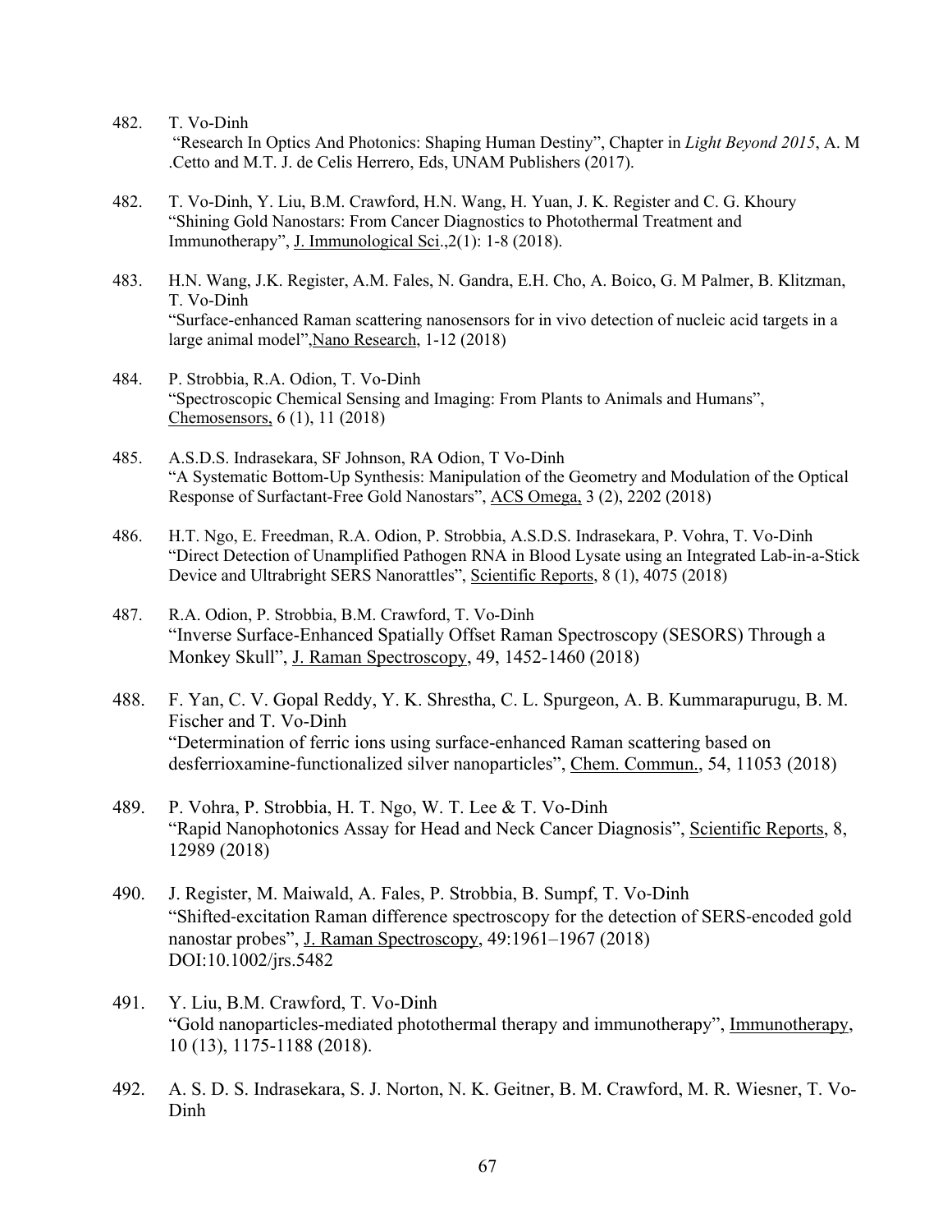482. T. Vo-Dinh
"Research In Optics And Photonics: Shaping Human Destiny", Chapter in *Light Beyond 2015*, A. M .Cetto and M.T. J. de Celis Herrero, Eds, UNAM Publishers (2017).

482. T. Vo-Dinh, Y. Liu, B.M. Crawford, H.N. Wang, H. Yuan, J. K. Register and C. G. Khoury
"Shining Gold Nanostars: From Cancer Diagnostics to Photothermal Treatment and Immunotherapy", J. Immunological Sci.,2(1): 1-8 (2018).

483. H.N. Wang, J.K. Register, A.M. Fales, N. Gandra, E.H. Cho, A. Boico, G. M Palmer, B. Klitzman, T. Vo-Dinh
"Surface-enhanced Raman scattering nanosensors for in vivo detection of nucleic acid targets in a large animal model",Nano Research, 1-12 (2018)

484. P. Strobbia, R.A. Odion, T. Vo-Dinh
"Spectroscopic Chemical Sensing and Imaging: From Plants to Animals and Humans", Chemosensors, 6 (1), 11 (2018)

485. A.S.D.S. Indrasekara, SF Johnson, RA Odion, T Vo-Dinh
"A Systematic Bottom-Up Synthesis: Manipulation of the Geometry and Modulation of the Optical Response of Surfactant-Free Gold Nanostars", ACS Omega, 3 (2), 2202 (2018)

486. H.T. Ngo, E. Freedman, R.A. Odion, P. Strobbia, A.S.D.S. Indrasekara, P. Vohra, T. Vo-Dinh
"Direct Detection of Unamplified Pathogen RNA in Blood Lysate using an Integrated Lab-in-a-Stick Device and Ultrabright SERS Nanorattles", Scientific Reports, 8 (1), 4075 (2018)

487. R.A. Odion, P. Strobbia, B.M. Crawford, T. Vo-Dinh
"Inverse Surface-Enhanced Spatially Offset Raman Spectroscopy (SESORS) Through a Monkey Skull", J. Raman Spectroscopy, 49, 1452-1460 (2018)

488. F. Yan, C. V. Gopal Reddy, Y. K. Shrestha, C. L. Spurgeon, A. B. Kummarapurugu, B. M. Fischer and T. Vo-Dinh
"Determination of ferric ions using surface-enhanced Raman scattering based on desferrioxamine-functionalized silver nanoparticles", Chem. Commun., 54, 11053 (2018)

489. P. Vohra, P. Strobbia, H. T. Ngo, W. T. Lee & T. Vo-Dinh
"Rapid Nanophotonics Assay for Head and Neck Cancer Diagnosis", Scientific Reports, 8, 12989 (2018)

490. J. Register, M. Maiwald, A. Fales, P. Strobbia, B. Sumpf, T. Vo-Dinh
"Shifted-excitation Raman difference spectroscopy for the detection of SERS-encoded gold nanostar probes", J. Raman Spectroscopy, 49:1961–1967 (2018) DOI:10.1002/jrs.5482

491. Y. Liu, B.M. Crawford, T. Vo-Dinh
"Gold nanoparticles-mediated photothermal therapy and immunotherapy", Immunotherapy, 10 (13), 1175-1188 (2018).

492. A. S. D. S. Indrasekara, S. J. Norton, N. K. Geitner, B. M. Crawford, M. R. Wiesner, T. Vo-Dinh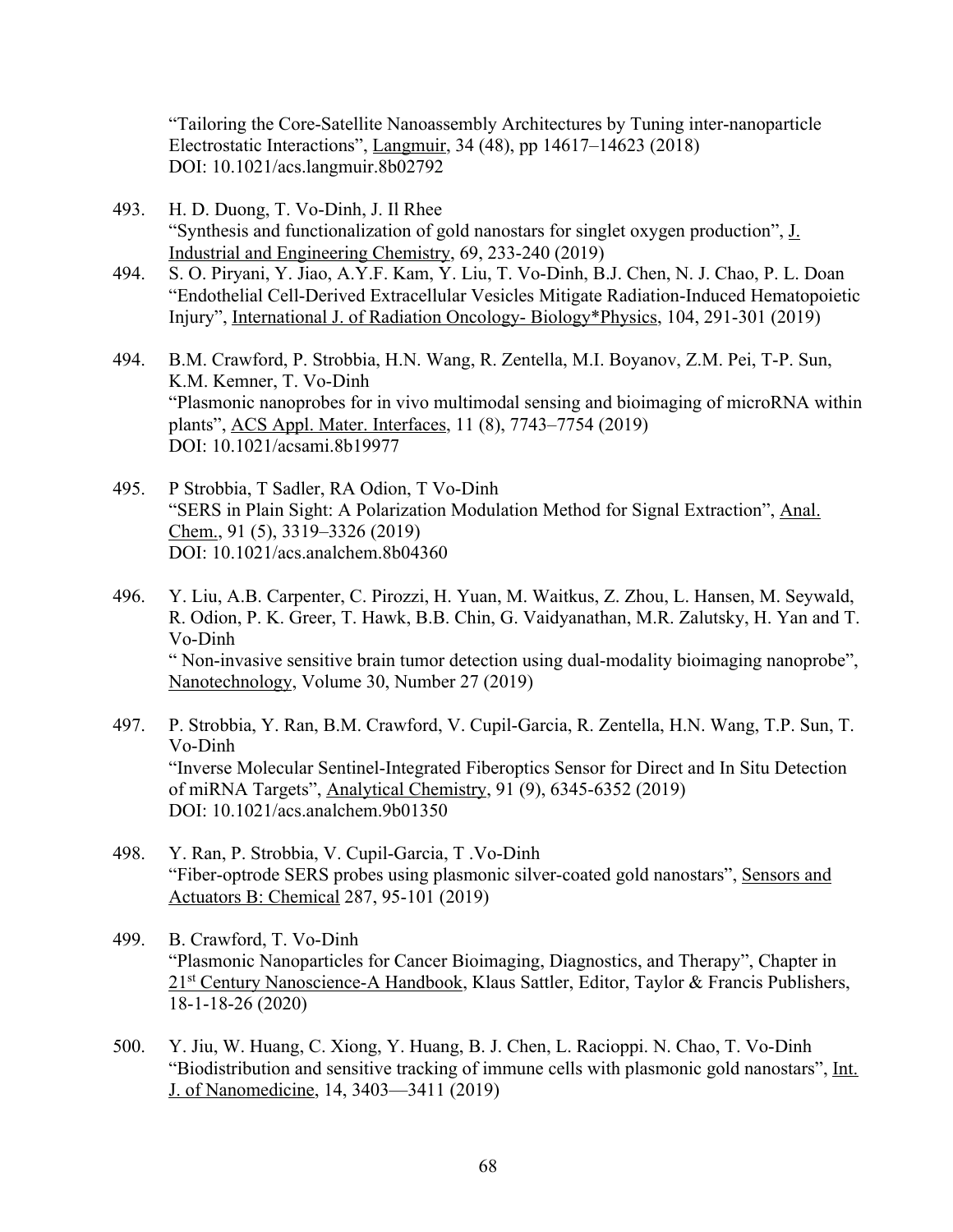"Tailoring the Core-Satellite Nanoassembly Architectures by Tuning inter-nanoparticle Electrostatic Interactions", Langmuir, 34 (48), pp 14617–14623 (2018)
DOI: 10.1021/acs.langmuir.8b02792

493. H. D. Duong, T. Vo-Dinh, J. Il Rhee
"Synthesis and functionalization of gold nanostars for singlet oxygen production", J. Industrial and Engineering Chemistry, 69, 233-240 (2019)

494. S. O. Piryani, Y. Jiao, A.Y.F. Kam, Y. Liu, T. Vo-Dinh, B.J. Chen, N. J. Chao, P. L. Doan
"Endothelial Cell-Derived Extracellular Vesicles Mitigate Radiation-Induced Hematopoietic Injury", International J. of Radiation Oncology- Biology*Physics, 104, 291-301 (2019)

494. B.M. Crawford, P. Strobbia, H.N. Wang, R. Zentella, M.I. Boyanov, Z.M. Pei, T-P. Sun, K.M. Kemner, T. Vo-Dinh
"Plasmonic nanoprobes for in vivo multimodal sensing and bioimaging of microRNA within plants", ACS Appl. Mater. Interfaces, 11 (8), 7743–7754 (2019)
DOI: 10.1021/acsami.8b19977

495. P Strobbia, T Sadler, RA Odion, T Vo-Dinh
"SERS in Plain Sight: A Polarization Modulation Method for Signal Extraction", Anal. Chem., 91 (5), 3319–3326 (2019)
DOI: 10.1021/acs.analchem.8b04360

496. Y. Liu, A.B. Carpenter, C. Pirozzi, H. Yuan, M. Waitkus, Z. Zhou, L. Hansen, M. Seywald, R. Odion, P. K. Greer, T. Hawk, B.B. Chin, G. Vaidyanathan, M.R. Zalutsky, H. Yan and T. Vo-Dinh
" Non-invasive sensitive brain tumor detection using dual-modality bioimaging nanoprobe", Nanotechnology, Volume 30, Number 27 (2019)

497. P. Strobbia, Y. Ran, B.M. Crawford, V. Cupil-Garcia, R. Zentella, H.N. Wang, T.P. Sun, T. Vo-Dinh
"Inverse Molecular Sentinel-Integrated Fiberoptics Sensor for Direct and In Situ Detection of miRNA Targets", Analytical Chemistry, 91 (9), 6345-6352 (2019)
DOI: 10.1021/acs.analchem.9b01350

498. Y. Ran, P. Strobbia, V. Cupil-Garcia, T .Vo-Dinh
"Fiber-optrode SERS probes using plasmonic silver-coated gold nanostars", Sensors and Actuators B: Chemical 287, 95-101 (2019)

499. B. Crawford, T. Vo-Dinh
"Plasmonic Nanoparticles for Cancer Bioimaging, Diagnostics, and Therapy", Chapter in 21st Century Nanoscience-A Handbook, Klaus Sattler, Editor, Taylor & Francis Publishers, 18-1-18-26 (2020)

500. Y. Jiu, W. Huang, C. Xiong, Y. Huang, B. J. Chen, L. Racioppi. N. Chao, T. Vo-Dinh
"Biodistribution and sensitive tracking of immune cells with plasmonic gold nanostars", Int. J. of Nanomedicine, 14, 3403—3411 (2019)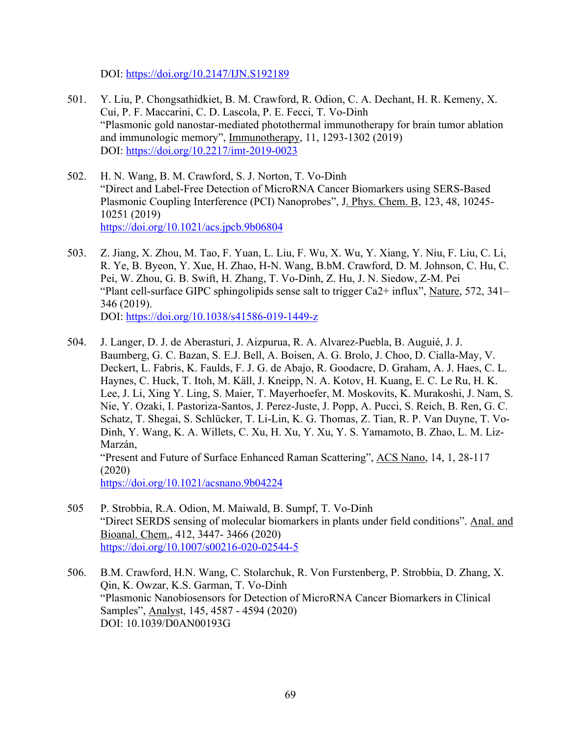DOI: https://doi.org/10.2147/IJN.S192189

501. Y. Liu, P. Chongsathidkiet, B. M. Crawford, R. Odion, C. A. Dechant, H. R. Kemeny, X. Cui, P. F. Maccarini, C. D. Lascola, P. E. Fecci, T. Vo-Dinh
"Plasmonic gold nanostar-mediated photothermal immunotherapy for brain tumor ablation and immunologic memory", Immunotherapy, 11, 1293-1302 (2019)
DOI: https://doi.org/10.2217/imt-2019-0023

502. H. N. Wang, B. M. Crawford, S. J. Norton, T. Vo-Dinh
"Direct and Label-Free Detection of MicroRNA Cancer Biomarkers using SERS-Based Plasmonic Coupling Interference (PCI) Nanoprobes", J. Phys. Chem. B, 123, 48, 10245-10251 (2019)
https://doi.org/10.1021/acs.jpcb.9b06804

503. Z. Jiang, X. Zhou, M. Tao, F. Yuan, L. Liu, F. Wu, X. Wu, Y. Xiang, Y. Niu, F. Liu, C. Li, R. Ye, B. Byeon, Y. Xue, H. Zhao, H-N. Wang, B.bM. Crawford, D. M. Johnson, C. Hu, C. Pei, W. Zhou, G. B. Swift, H. Zhang, T. Vo-Dinh, Z. Hu, J. N. Siedow, Z-M. Pei
"Plant cell-surface GIPC sphingolipids sense salt to trigger Ca2+ influx", Nature, 572, 341–346 (2019).
DOI: https://doi.org/10.1038/s41586-019-1449-z

504. J. Langer, D. J. de Aberasturi, J. Aizpurua, R. A. Alvarez-Puebla, B. Auguié, J. J. Baumberg, G. C. Bazan, S. E.J. Bell, A. Boisen, A. G. Brolo, J. Choo, D. Cialla-May, V. Deckert, L. Fabris, K. Faulds, F. J. G. de Abajo, R. Goodacre, D. Graham, A. J. Haes, C. L. Haynes, C. Huck, T. Itoh, M. Käll, J. Kneipp, N. A. Kotov, H. Kuang, E. C. Le Ru, H. K. Lee, J. Li, Xing Y. Ling, S. Maier, T. Mayerhoefer, M. Moskovits, K. Murakoshi, J. Nam, S. Nie, Y. Ozaki, I. Pastoriza-Santos, J. Perez-Juste, J. Popp, A. Pucci, S. Reich, B. Ren, G. C. Schatz, T. Shegai, S. Schlücker, T. Li-Lin, K. G. Thomas, Z. Tian, R. P. Van Duyne, T. Vo-Dinh, Y. Wang, K. A. Willets, C. Xu, H. Xu, Y. Xu, Y. S. Yamamoto, B. Zhao, L. M. Liz-Marzán,
"Present and Future of Surface Enhanced Raman Scattering", ACS Nano, 14, 1, 28-117 (2020)
https://doi.org/10.1021/acsnano.9b04224

505 P. Strobbia, R.A. Odion, M. Maiwald, B. Sumpf, T. Vo-Dinh
"Direct SERDS sensing of molecular biomarkers in plants under field conditions". Anal. and Bioanal. Chem., 412, 3447- 3466 (2020)
https://doi.org/10.1007/s00216-020-02544-5

506. B.M. Crawford, H.N. Wang, C. Stolarchuk, R. Von Furstenberg, P. Strobbia, D. Zhang, X. Qin, K. Owzar, K.S. Garman, T. Vo-Dinh
"Plasmonic Nanobiosensors for Detection of MicroRNA Cancer Biomarkers in Clinical Samples", Analyst, 145, 4587 - 4594 (2020)
DOI: 10.1039/D0AN00193G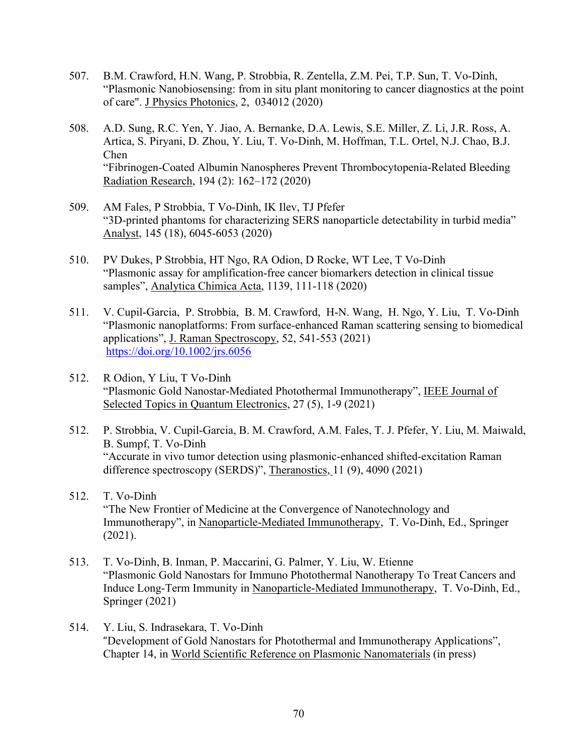507. B.M. Crawford, H.N. Wang, P. Strobbia, R. Zentella, Z.M. Pei, T.P. Sun, T. Vo-Dinh, "Plasmonic Nanobiosensing: from in situ plant monitoring to cancer diagnostics at the point of care". J Physics Photonics, 2, 034012 (2020)

508. A.D. Sung, R.C. Yen, Y. Jiao, A. Bernanke, D.A. Lewis, S.E. Miller, Z. Li, J.R. Ross, A. Artica, S. Piryani, D. Zhou, Y. Liu, T. Vo-Dinh, M. Hoffman, T.L. Ortel, N.J. Chao, B.J. Chen
"Fibrinogen-Coated Albumin Nanospheres Prevent Thrombocytopenia-Related Bleeding
Radiation Research, 194 (2): 162–172 (2020)

509. AM Fales, P Strobbia, T Vo-Dinh, IK Ilev, TJ Pfefer
"3D-printed phantoms for characterizing SERS nanoparticle detectability in turbid media"
Analyst, 145 (18), 6045-6053 (2020)

510. PV Dukes, P Strobbia, HT Ngo, RA Odion, D Rocke, WT Lee, T Vo-Dinh
"Plasmonic assay for amplification-free cancer biomarkers detection in clinical tissue samples", Analytica Chimica Acta, 1139, 111-118 (2020)

511. V. Cupil-Garcia, P. Strobbia, B. M. Crawford, H-N. Wang, H. Ngo, Y. Liu, T. Vo-Dinh
"Plasmonic nanoplatforms: From surface-enhanced Raman scattering sensing to biomedical applications", J. Raman Spectroscopy, 52, 541-553 (2021)
https://doi.org/10.1002/jrs.6056

512. R Odion, Y Liu, T Vo-Dinh
"Plasmonic Gold Nanostar-Mediated Photothermal Immunotherapy", IEEE Journal of Selected Topics in Quantum Electronics, 27 (5), 1-9 (2021)

512. P. Strobbia, V. Cupil-Garcia, B. M. Crawford, A.M. Fales, T. J. Pfefer, Y. Liu, M. Maiwald, B. Sumpf, T. Vo-Dinh
"Accurate in vivo tumor detection using plasmonic-enhanced shifted-excitation Raman difference spectroscopy (SERDS)", Theranostics, 11 (9), 4090 (2021)

512. T. Vo-Dinh
"The New Frontier of Medicine at the Convergence of Nanotechnology and Immunotherapy", in Nanoparticle-Mediated Immunotherapy, T. Vo-Dinh, Ed., Springer (2021).

513. T. Vo-Dinh, B. Inman, P. Maccarini, G. Palmer, Y. Liu, W. Etienne
"Plasmonic Gold Nanostars for Immuno Photothermal Nanotherapy To Treat Cancers and Induce Long-Term Immunity in Nanoparticle-Mediated Immunotherapy, T. Vo-Dinh, Ed., Springer (2021)

514. Y. Liu, S. Indrasekara, T. Vo-Dinh
"Development of Gold Nanostars for Photothermal and Immunotherapy Applications", Chapter 14, in World Scientific Reference on Plasmonic Nanomaterials (in press)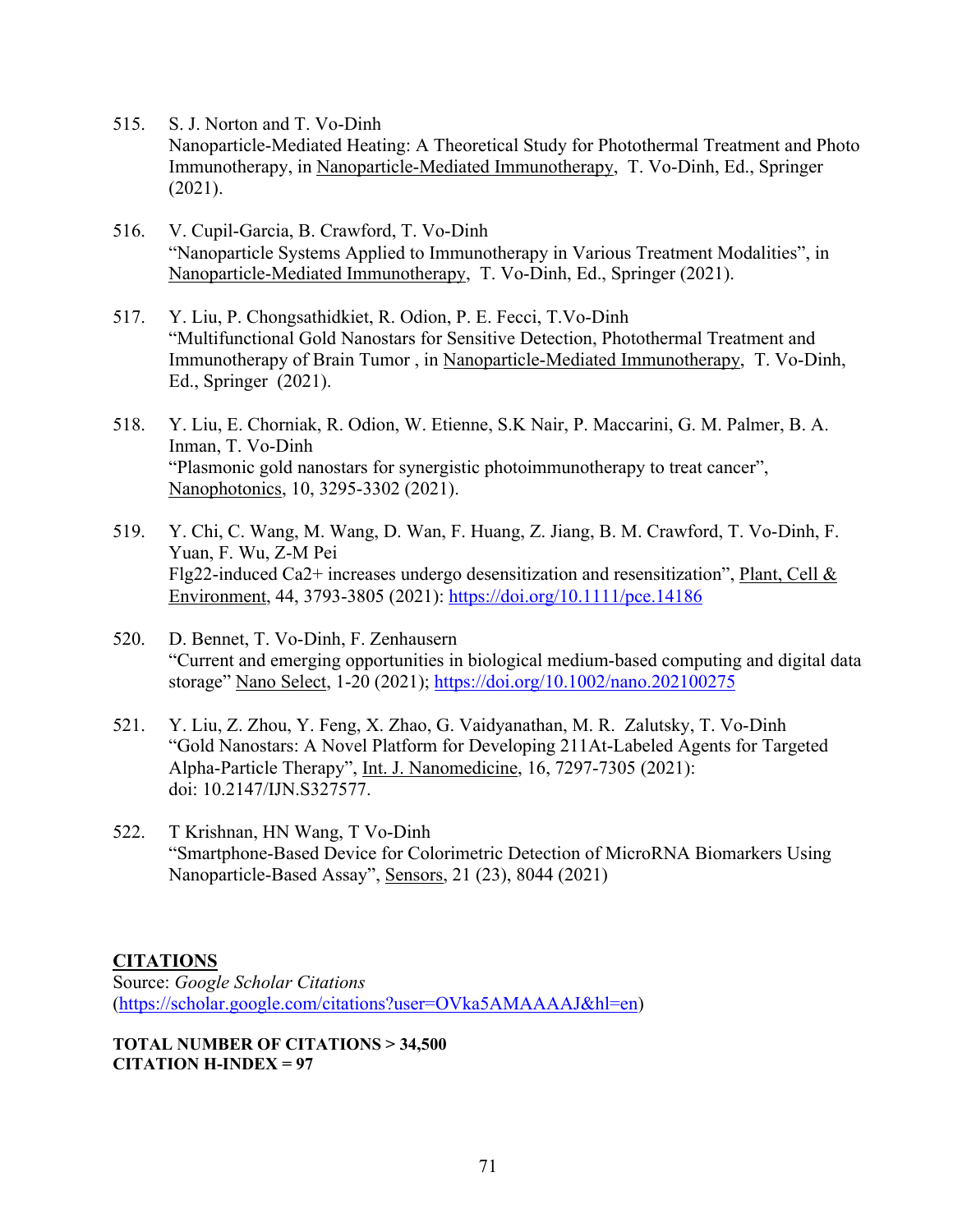515. S. J. Norton and T. Vo-Dinh
Nanoparticle-Mediated Heating: A Theoretical Study for Photothermal Treatment and Photo Immunotherapy, in Nanoparticle-Mediated Immunotherapy, T. Vo-Dinh, Ed., Springer (2021).

516. V. Cupil-Garcia, B. Crawford, T. Vo-Dinh
"Nanoparticle Systems Applied to Immunotherapy in Various Treatment Modalities", in Nanoparticle-Mediated Immunotherapy, T. Vo-Dinh, Ed., Springer (2021).

517. Y. Liu, P. Chongsathidkiet, R. Odion, P. E. Fecci, T.Vo-Dinh
"Multifunctional Gold Nanostars for Sensitive Detection, Photothermal Treatment and Immunotherapy of Brain Tumor , in Nanoparticle-Mediated Immunotherapy, T. Vo-Dinh, Ed., Springer (2021).

518. Y. Liu, E. Chorniak, R. Odion, W. Etienne, S.K Nair, P. Maccarini, G. M. Palmer, B. A. Inman, T. Vo-Dinh
"Plasmonic gold nanostars for synergistic photoimmunotherapy to treat cancer", Nanophotonics, 10, 3295-3302 (2021).

519. Y. Chi, C. Wang, M. Wang, D. Wan, F. Huang, Z. Jiang, B. M. Crawford, T. Vo-Dinh, F. Yuan, F. Wu, Z-M Pei
Flg22-induced Ca2+ increases undergo desensitization and resensitization", Plant, Cell & Environment, 44, 3793-3805 (2021): https://doi.org/10.1111/pce.14186

520. D. Bennet, T. Vo-Dinh, F. Zenhausern
"Current and emerging opportunities in biological medium-based computing and digital data storage" Nano Select, 1-20 (2021); https://doi.org/10.1002/nano.202100275

521. Y. Liu, Z. Zhou, Y. Feng, X. Zhao, G. Vaidyanathan, M. R. Zalutsky, T. Vo-Dinh
"Gold Nanostars: A Novel Platform for Developing 211At-Labeled Agents for Targeted Alpha-Particle Therapy", Int. J. Nanomedicine, 16, 7297-7305 (2021): doi: 10.2147/IJN.S327577.

522. T Krishnan, HN Wang, T Vo-Dinh
"Smartphone-Based Device for Colorimetric Detection of MicroRNA Biomarkers Using Nanoparticle-Based Assay", Sensors, 21 (23), 8044 (2021)

**CITATIONS**
Source: *Google Scholar Citations*
(https://scholar.google.com/citations?user=OVka5AMAAAAJ&hl=en)

**TOTAL NUMBER OF CITATIONS > 34,500**
**CITATION H-INDEX = 97**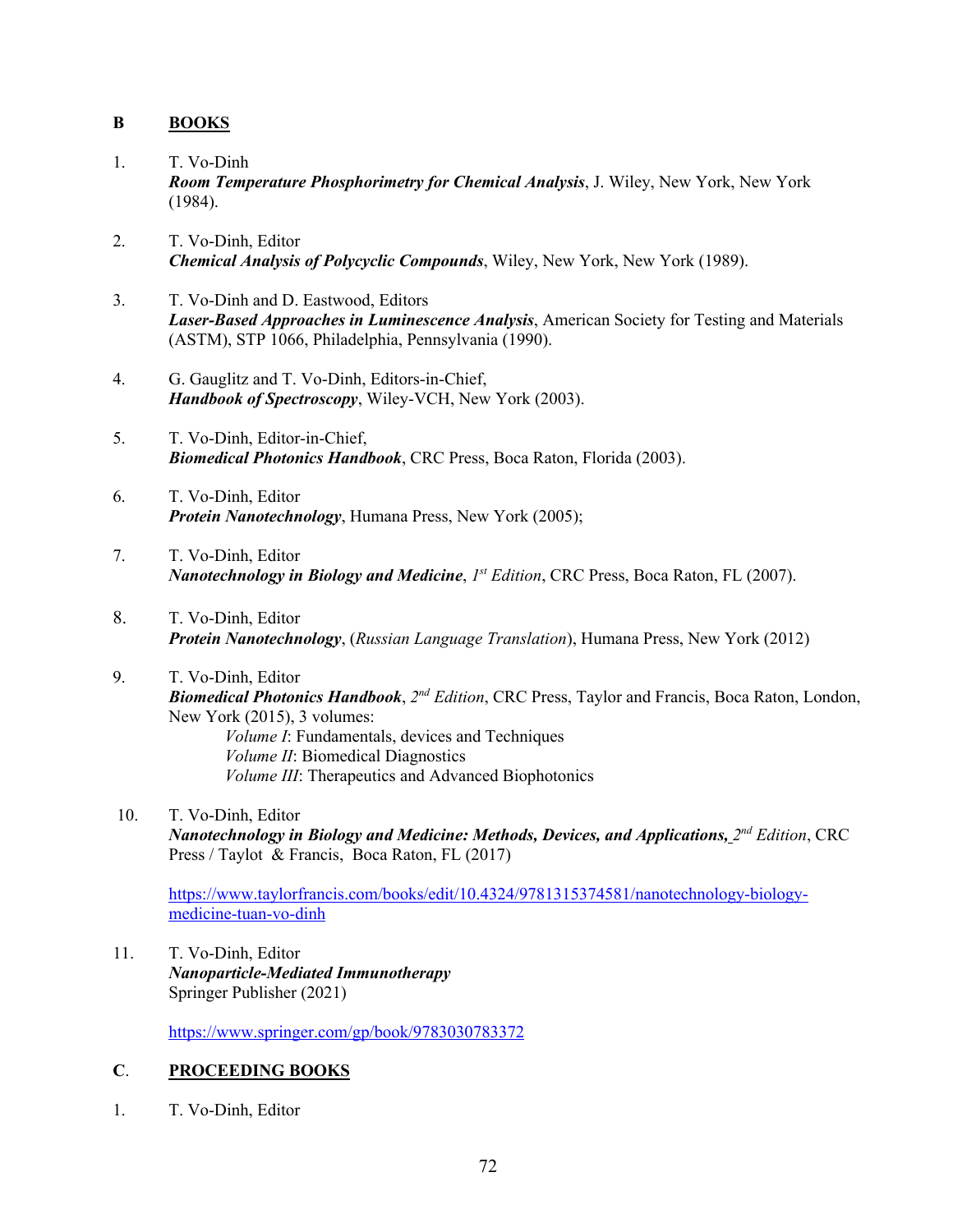## B BOOKS

1. T. Vo-Dinh
   ***Room Temperature Phosphorimetry for Chemical Analysis***, J. Wiley, New York, New York (1984).

2. T. Vo-Dinh, Editor
   ***Chemical Analysis of Polycyclic Compounds***, Wiley, New York, New York (1989).

3. T. Vo-Dinh and D. Eastwood, Editors
   ***Laser-Based Approaches in Luminescence Analysis***, American Society for Testing and Materials (ASTM), STP 1066, Philadelphia, Pennsylvania (1990).

4. G. Gauglitz and T. Vo-Dinh, Editors-in-Chief,
   ***Handbook of Spectroscopy***, Wiley-VCH, New York (2003).

5. T. Vo-Dinh, Editor-in-Chief,
   ***Biomedical Photonics Handbook***, CRC Press, Boca Raton, Florida (2003).

6. T. Vo-Dinh, Editor
   ***Protein Nanotechnology***, Humana Press, New York (2005);

7. T. Vo-Dinh, Editor
   ***Nanotechnology in Biology and Medicine***, *1st Edition*, CRC Press, Boca Raton, FL (2007).

8. T. Vo-Dinh, Editor
   ***Protein Nanotechnology***, (*Russian Language Translation*), Humana Press, New York (2012)

9. T. Vo-Dinh, Editor
   ***Biomedical Photonics Handbook***, *2nd Edition*, CRC Press, Taylor and Francis, Boca Raton, London, New York (2015), 3 volumes:
   - *Volume I*: Fundamentals, devices and Techniques
   - *Volume II*: Biomedical Diagnostics
   - *Volume III*: Therapeutics and Advanced Biophotonics

10. T. Vo-Dinh, Editor
    ***Nanotechnology in Biology and Medicine: Methods, Devices, and Applications,*** *2nd Edition*, CRC Press / Taylot & Francis, Boca Raton, FL (2017)

    https://www.taylorfrancis.com/books/edit/10.4324/9781315374581/nanotechnology-biology-medicine-tuan-vo-dinh

11. T. Vo-Dinh, Editor
    ***Nanoparticle-Mediated Immunotherapy***
    Springer Publisher (2021)

    https://www.springer.com/gp/book/9783030783372

## C. PROCEEDING BOOKS

1. T. Vo-Dinh, Editor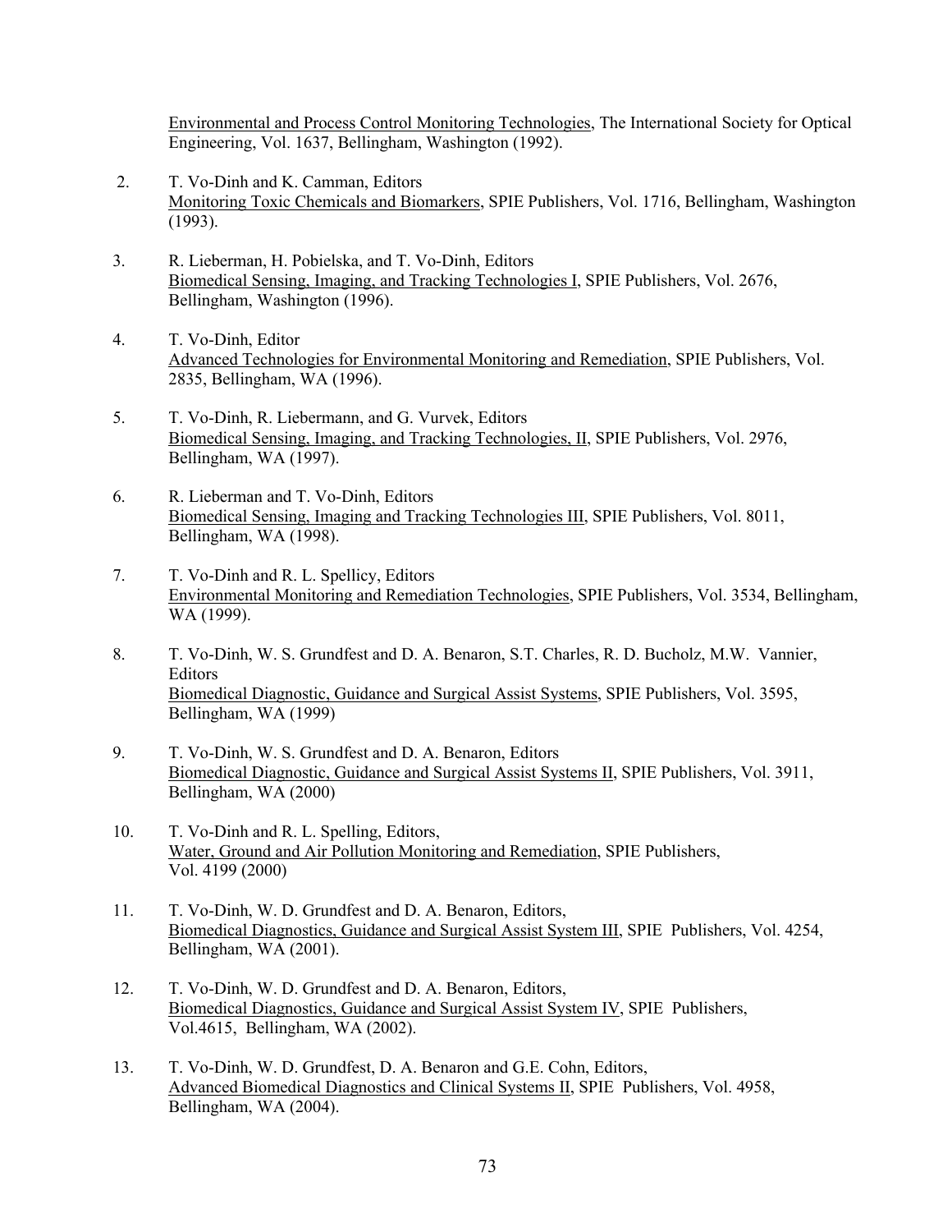Environmental and Process Control Monitoring Technologies, The International Society for Optical Engineering, Vol. 1637, Bellingham, Washington (1992).

2. T. Vo-Dinh and K. Camman, Editors
   Monitoring Toxic Chemicals and Biomarkers, SPIE Publishers, Vol. 1716, Bellingham, Washington (1993).

3. R. Lieberman, H. Pobielska, and T. Vo-Dinh, Editors
   Biomedical Sensing, Imaging, and Tracking Technologies I, SPIE Publishers, Vol. 2676, Bellingham, Washington (1996).

4. T. Vo-Dinh, Editor
   Advanced Technologies for Environmental Monitoring and Remediation, SPIE Publishers, Vol. 2835, Bellingham, WA (1996).

5. T. Vo-Dinh, R. Liebermann, and G. Vurvek, Editors
   Biomedical Sensing, Imaging, and Tracking Technologies, II, SPIE Publishers, Vol. 2976, Bellingham, WA (1997).

6. R. Lieberman and T. Vo-Dinh, Editors
   Biomedical Sensing, Imaging and Tracking Technologies III, SPIE Publishers, Vol. 8011, Bellingham, WA (1998).

7. T. Vo-Dinh and R. L. Spellicy, Editors
   Environmental Monitoring and Remediation Technologies, SPIE Publishers, Vol. 3534, Bellingham, WA (1999).

8. T. Vo-Dinh, W. S. Grundfest and D. A. Benaron, S.T. Charles, R. D. Bucholz, M.W. Vannier, Editors
   Biomedical Diagnostic, Guidance and Surgical Assist Systems, SPIE Publishers, Vol. 3595, Bellingham, WA (1999)

9. T. Vo-Dinh, W. S. Grundfest and D. A. Benaron, Editors
   Biomedical Diagnostic, Guidance and Surgical Assist Systems II, SPIE Publishers, Vol. 3911, Bellingham, WA (2000)

10. T. Vo-Dinh and R. L. Spelling, Editors,
    Water, Ground and Air Pollution Monitoring and Remediation, SPIE Publishers, Vol. 4199 (2000)

11. T. Vo-Dinh, W. D. Grundfest and D. A. Benaron, Editors,
    Biomedical Diagnostics, Guidance and Surgical Assist System III, SPIE Publishers, Vol. 4254, Bellingham, WA (2001).

12. T. Vo-Dinh, W. D. Grundfest and D. A. Benaron, Editors,
    Biomedical Diagnostics, Guidance and Surgical Assist System IV, SPIE Publishers, Vol.4615, Bellingham, WA (2002).

13. T. Vo-Dinh, W. D. Grundfest, D. A. Benaron and G.E. Cohn, Editors,
    Advanced Biomedical Diagnostics and Clinical Systems II, SPIE Publishers, Vol. 4958, Bellingham, WA (2004).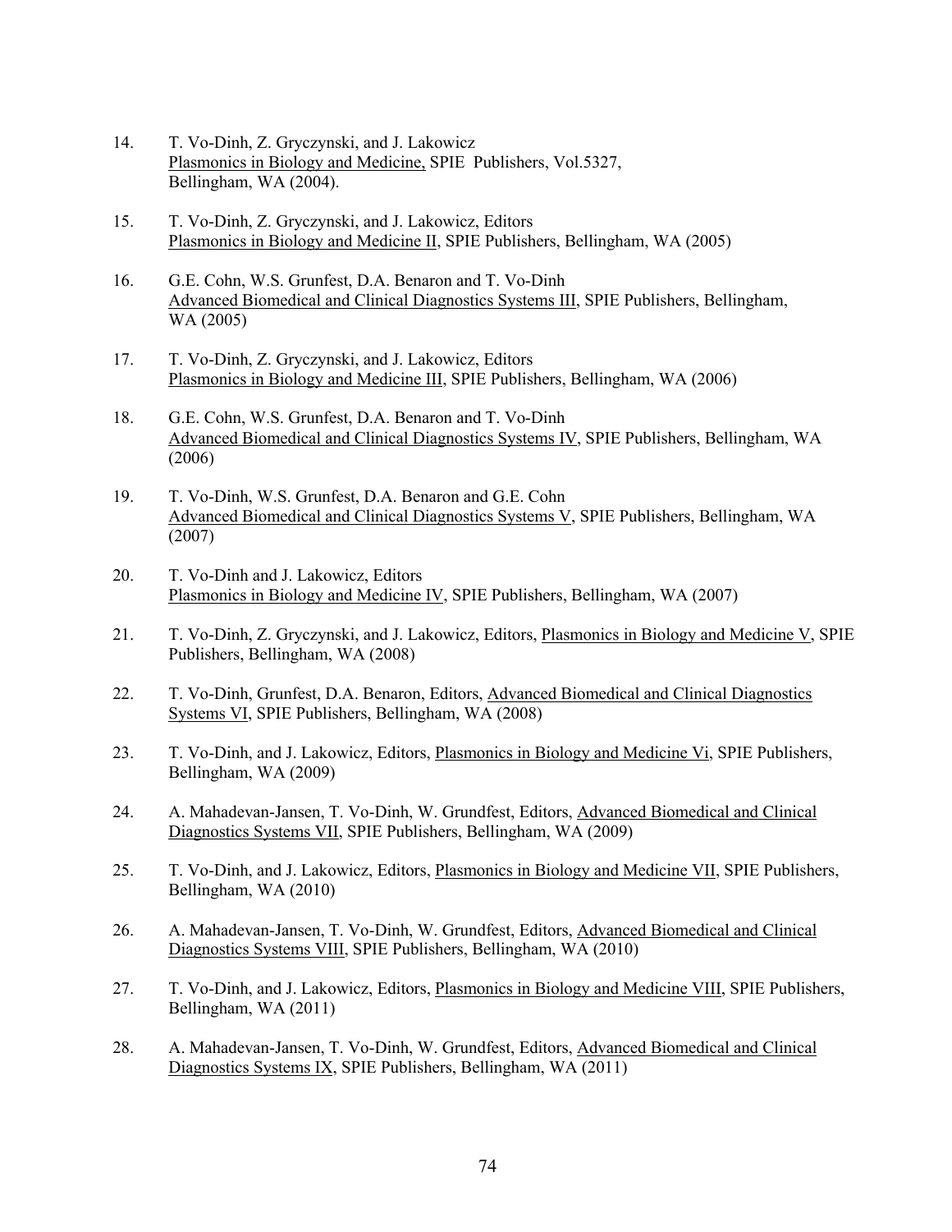14. T. Vo-Dinh, Z. Gryczynski, and J. Lakowicz
    Plasmonics in Biology and Medicine, SPIE Publishers, Vol.5327, Bellingham, WA (2004).

15. T. Vo-Dinh, Z. Gryczynski, and J. Lakowicz, Editors
    Plasmonics in Biology and Medicine II, SPIE Publishers, Bellingham, WA (2005)

16. G.E. Cohn, W.S. Grunfest, D.A. Benaron and T. Vo-Dinh
    Advanced Biomedical and Clinical Diagnostics Systems III, SPIE Publishers, Bellingham, WA (2005)

17. T. Vo-Dinh, Z. Gryczynski, and J. Lakowicz, Editors
    Plasmonics in Biology and Medicine III, SPIE Publishers, Bellingham, WA (2006)

18. G.E. Cohn, W.S. Grunfest, D.A. Benaron and T. Vo-Dinh
    Advanced Biomedical and Clinical Diagnostics Systems IV, SPIE Publishers, Bellingham, WA (2006)

19. T. Vo-Dinh, W.S. Grunfest, D.A. Benaron and G.E. Cohn
    Advanced Biomedical and Clinical Diagnostics Systems V, SPIE Publishers, Bellingham, WA (2007)

20. T. Vo-Dinh and J. Lakowicz, Editors
    Plasmonics in Biology and Medicine IV, SPIE Publishers, Bellingham, WA (2007)

21. T. Vo-Dinh, Z. Gryczynski, and J. Lakowicz, Editors, Plasmonics in Biology and Medicine V, SPIE Publishers, Bellingham, WA (2008)

22. T. Vo-Dinh, Grunfest, D.A. Benaron, Editors, Advanced Biomedical and Clinical Diagnostics Systems VI, SPIE Publishers, Bellingham, WA (2008)

23. T. Vo-Dinh, and J. Lakowicz, Editors, Plasmonics in Biology and Medicine Vi, SPIE Publishers, Bellingham, WA (2009)

24. A. Mahadevan-Jansen, T. Vo-Dinh, W. Grundfest, Editors, Advanced Biomedical and Clinical Diagnostics Systems VII, SPIE Publishers, Bellingham, WA (2009)

25. T. Vo-Dinh, and J. Lakowicz, Editors, Plasmonics in Biology and Medicine VII, SPIE Publishers, Bellingham, WA (2010)

26. A. Mahadevan-Jansen, T. Vo-Dinh, W. Grundfest, Editors, Advanced Biomedical and Clinical Diagnostics Systems VIII, SPIE Publishers, Bellingham, WA (2010)

27. T. Vo-Dinh, and J. Lakowicz, Editors, Plasmonics in Biology and Medicine VIII, SPIE Publishers, Bellingham, WA (2011)

28. A. Mahadevan-Jansen, T. Vo-Dinh, W. Grundfest, Editors, Advanced Biomedical and Clinical Diagnostics Systems IX, SPIE Publishers, Bellingham, WA (2011)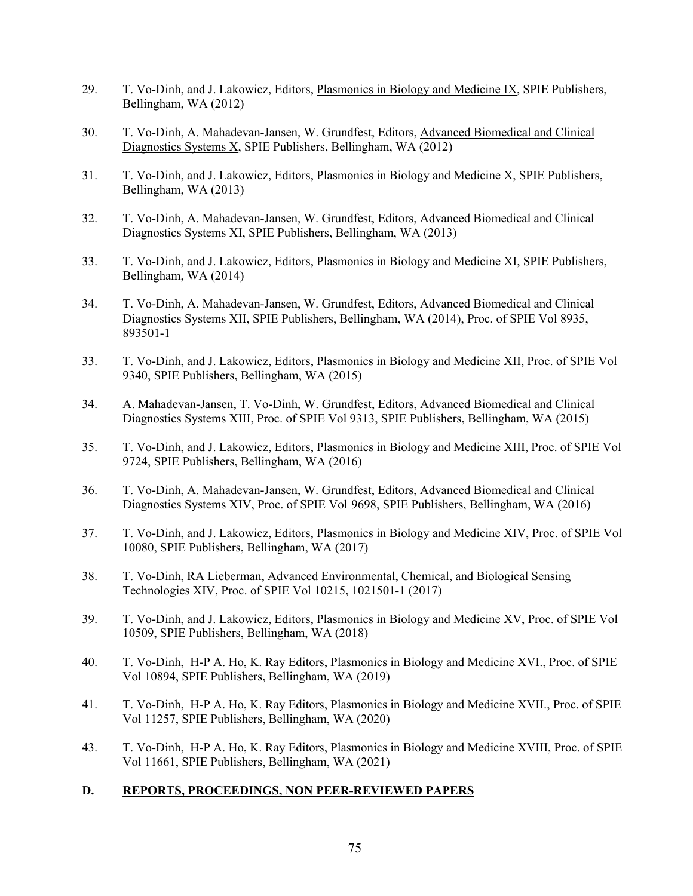29. T. Vo-Dinh, and J. Lakowicz, Editors, <u>Plasmonics in Biology and Medicine IX</u>, SPIE Publishers, Bellingham, WA (2012)

30. T. Vo-Dinh, A. Mahadevan-Jansen, W. Grundfest, Editors, <u>Advanced Biomedical and Clinical Diagnostics Systems X</u>, SPIE Publishers, Bellingham, WA (2012)

31. T. Vo-Dinh, and J. Lakowicz, Editors, Plasmonics in Biology and Medicine X, SPIE Publishers, Bellingham, WA (2013)

32. T. Vo-Dinh, A. Mahadevan-Jansen, W. Grundfest, Editors, Advanced Biomedical and Clinical Diagnostics Systems XI, SPIE Publishers, Bellingham, WA (2013)

33. T. Vo-Dinh, and J. Lakowicz, Editors, Plasmonics in Biology and Medicine XI, SPIE Publishers, Bellingham, WA (2014)

34. T. Vo-Dinh, A. Mahadevan-Jansen, W. Grundfest, Editors, Advanced Biomedical and Clinical Diagnostics Systems XII, SPIE Publishers, Bellingham, WA (2014), Proc. of SPIE Vol 8935, 893501-1

33. T. Vo-Dinh, and J. Lakowicz, Editors, Plasmonics in Biology and Medicine XII, Proc. of SPIE Vol 9340, SPIE Publishers, Bellingham, WA (2015)

34. A. Mahadevan-Jansen, T. Vo-Dinh, W. Grundfest, Editors, Advanced Biomedical and Clinical Diagnostics Systems XIII, Proc. of SPIE Vol 9313, SPIE Publishers, Bellingham, WA (2015)

35. T. Vo-Dinh, and J. Lakowicz, Editors, Plasmonics in Biology and Medicine XIII, Proc. of SPIE Vol 9724, SPIE Publishers, Bellingham, WA (2016)

36. T. Vo-Dinh, A. Mahadevan-Jansen, W. Grundfest, Editors, Advanced Biomedical and Clinical Diagnostics Systems XIV, Proc. of SPIE Vol 9698, SPIE Publishers, Bellingham, WA (2016)

37. T. Vo-Dinh, and J. Lakowicz, Editors, Plasmonics in Biology and Medicine XIV, Proc. of SPIE Vol 10080, SPIE Publishers, Bellingham, WA (2017)

38. T. Vo-Dinh, RA Lieberman, Advanced Environmental, Chemical, and Biological Sensing Technologies XIV, Proc. of SPIE Vol 10215, 1021501-1 (2017)

39. T. Vo-Dinh, and J. Lakowicz, Editors, Plasmonics in Biology and Medicine XV, Proc. of SPIE Vol 10509, SPIE Publishers, Bellingham, WA (2018)

40. T. Vo-Dinh, H-P A. Ho, K. Ray Editors, Plasmonics in Biology and Medicine XVI., Proc. of SPIE Vol 10894, SPIE Publishers, Bellingham, WA (2019)

41. T. Vo-Dinh, H-P A. Ho, K. Ray Editors, Plasmonics in Biology and Medicine XVII., Proc. of SPIE Vol 11257, SPIE Publishers, Bellingham, WA (2020)

43. T. Vo-Dinh, H-P A. Ho, K. Ray Editors, Plasmonics in Biology and Medicine XVIII, Proc. of SPIE Vol 11661, SPIE Publishers, Bellingham, WA (2021)

## D. <u>REPORTS, PROCEEDINGS, NON PEER-REVIEWED PAPERS</u>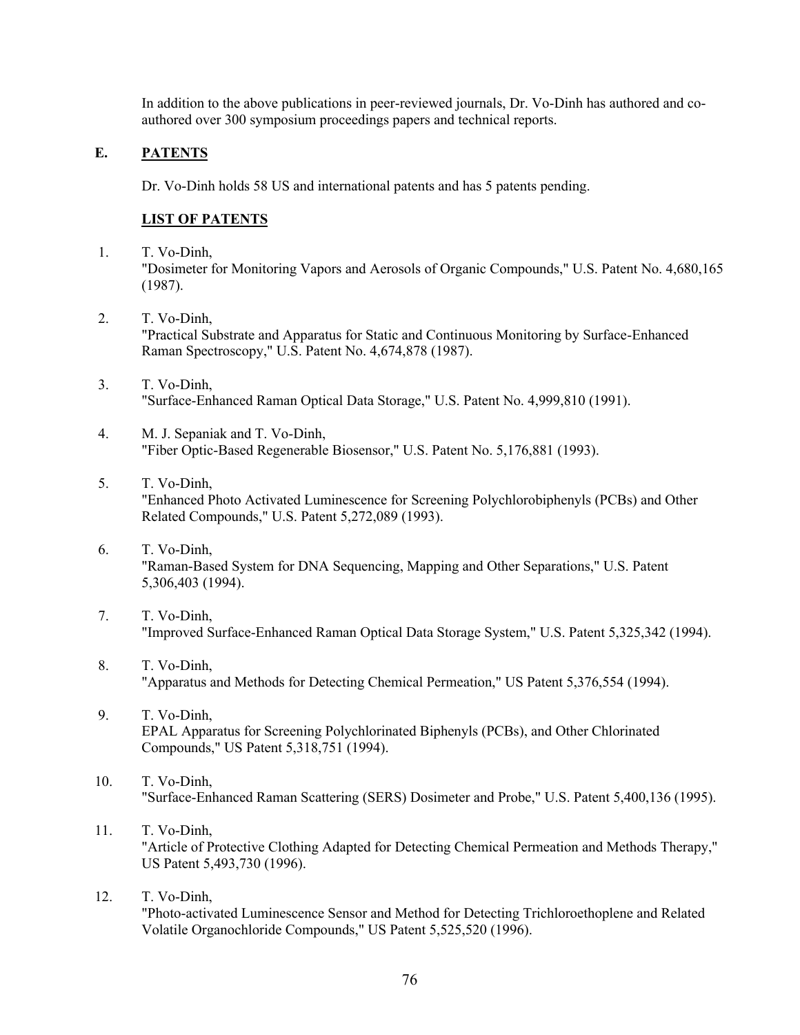In addition to the above publications in peer-reviewed journals, Dr. Vo-Dinh has authored and co-authored over 300 symposium proceedings papers and technical reports.

## E. PATENTS

Dr. Vo-Dinh holds 58 US and international patents and has 5 patents pending.

### LIST OF PATENTS

1. T. Vo-Dinh,
   "Dosimeter for Monitoring Vapors and Aerosols of Organic Compounds," U.S. Patent No. 4,680,165 (1987).

2. T. Vo-Dinh,
   "Practical Substrate and Apparatus for Static and Continuous Monitoring by Surface-Enhanced Raman Spectroscopy," U.S. Patent No. 4,674,878 (1987).

3. T. Vo-Dinh,
   "Surface-Enhanced Raman Optical Data Storage," U.S. Patent No. 4,999,810 (1991).

4. M. J. Sepaniak and T. Vo-Dinh,
   "Fiber Optic-Based Regenerable Biosensor," U.S. Patent No. 5,176,881 (1993).

5. T. Vo-Dinh,
   "Enhanced Photo Activated Luminescence for Screening Polychlorobiphenyls (PCBs) and Other Related Compounds," U.S. Patent 5,272,089 (1993).

6. T. Vo-Dinh,
   "Raman-Based System for DNA Sequencing, Mapping and Other Separations," U.S. Patent 5,306,403 (1994).

7. T. Vo-Dinh,
   "Improved Surface-Enhanced Raman Optical Data Storage System," U.S. Patent 5,325,342 (1994).

8. T. Vo-Dinh,
   "Apparatus and Methods for Detecting Chemical Permeation," US Patent 5,376,554 (1994).

9. T. Vo-Dinh,
   EPAL Apparatus for Screening Polychlorinated Biphenyls (PCBs), and Other Chlorinated Compounds," US Patent 5,318,751 (1994).

10. T. Vo-Dinh,
    "Surface-Enhanced Raman Scattering (SERS) Dosimeter and Probe," U.S. Patent 5,400,136 (1995).

11. T. Vo-Dinh,
    "Article of Protective Clothing Adapted for Detecting Chemical Permeation and Methods Therapy," US Patent 5,493,730 (1996).

12. T. Vo-Dinh,
    "Photo-activated Luminescence Sensor and Method for Detecting Trichloroethoplene and Related Volatile Organochloride Compounds," US Patent 5,525,520 (1996).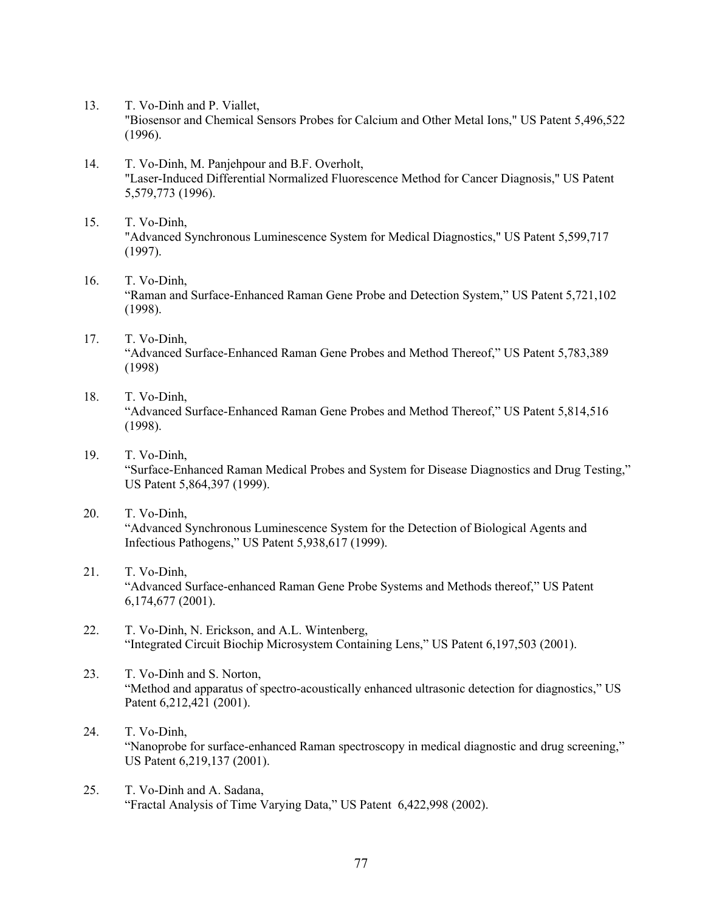13. T. Vo-Dinh and P. Viallet,
"Biosensor and Chemical Sensors Probes for Calcium and Other Metal Ions," US Patent 5,496,522 (1996).

14. T. Vo-Dinh, M. Panjehpour and B.F. Overholt,
"Laser-Induced Differential Normalized Fluorescence Method for Cancer Diagnosis," US Patent 5,579,773 (1996).

15. T. Vo-Dinh,
"Advanced Synchronous Luminescence System for Medical Diagnostics," US Patent 5,599,717 (1997).

16. T. Vo-Dinh,
"Raman and Surface-Enhanced Raman Gene Probe and Detection System," US Patent 5,721,102 (1998).

17. T. Vo-Dinh,
"Advanced Surface-Enhanced Raman Gene Probes and Method Thereof," US Patent 5,783,389 (1998)

18. T. Vo-Dinh,
"Advanced Surface-Enhanced Raman Gene Probes and Method Thereof," US Patent 5,814,516 (1998).

19. T. Vo-Dinh,
"Surface-Enhanced Raman Medical Probes and System for Disease Diagnostics and Drug Testing," US Patent 5,864,397 (1999).

20. T. Vo-Dinh,
"Advanced Synchronous Luminescence System for the Detection of Biological Agents and Infectious Pathogens," US Patent 5,938,617 (1999).

21. T. Vo-Dinh,
"Advanced Surface-enhanced Raman Gene Probe Systems and Methods thereof," US Patent 6,174,677 (2001).

22. T. Vo-Dinh, N. Erickson, and A.L. Wintenberg,
"Integrated Circuit Biochip Microsystem Containing Lens," US Patent 6,197,503 (2001).

23. T. Vo-Dinh and S. Norton,
"Method and apparatus of spectro-acoustically enhanced ultrasonic detection for diagnostics," US Patent 6,212,421 (2001).

24. T. Vo-Dinh,
"Nanoprobe for surface-enhanced Raman spectroscopy in medical diagnostic and drug screening," US Patent 6,219,137 (2001).

25. T. Vo-Dinh and A. Sadana,
"Fractal Analysis of Time Varying Data," US Patent 6,422,998 (2002).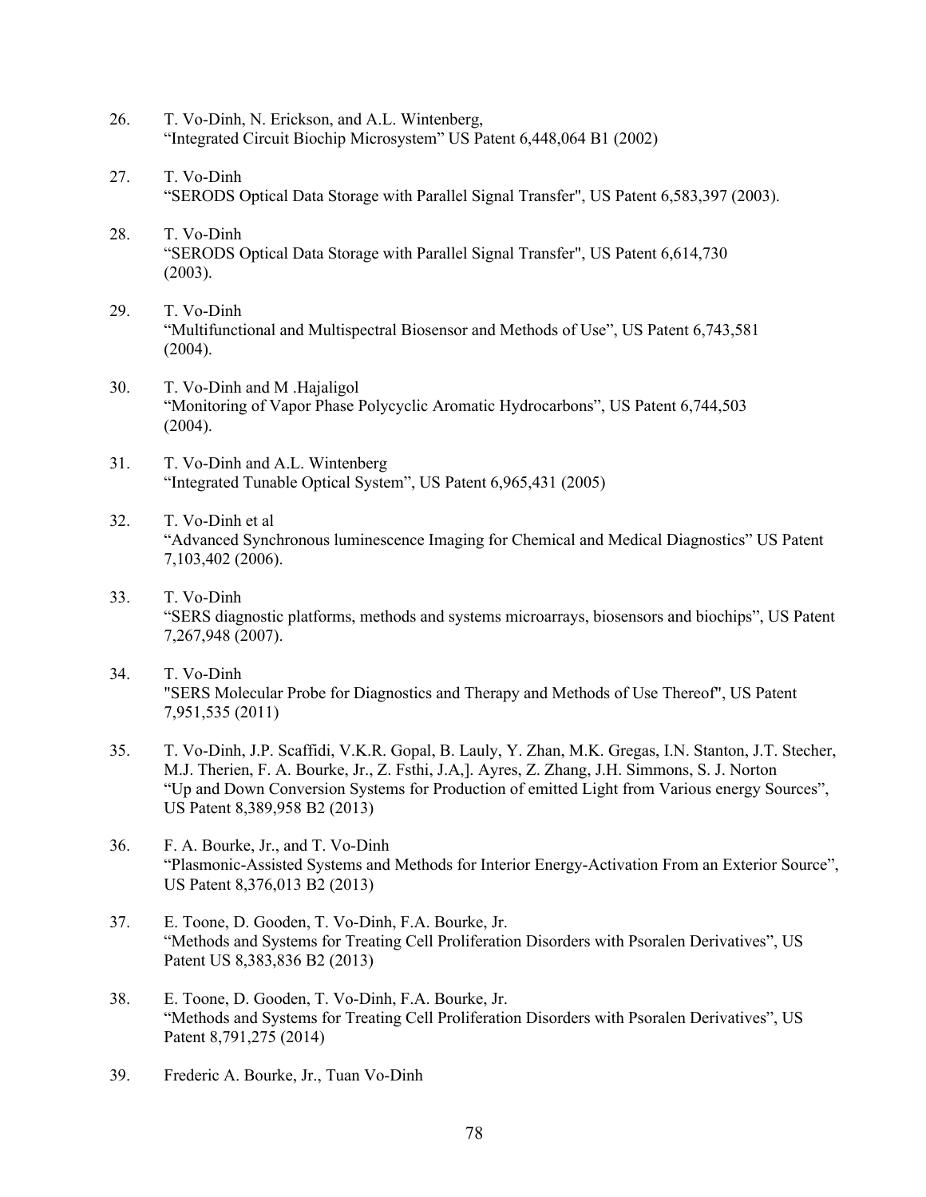26. T. Vo-Dinh, N. Erickson, and A.L. Wintenberg,
 "Integrated Circuit Biochip Microsystem" US Patent 6,448,064 B1 (2002)

27. T. Vo-Dinh
 "SERODS Optical Data Storage with Parallel Signal Transfer", US Patent 6,583,397 (2003).

28. T. Vo-Dinh
 "SERODS Optical Data Storage with Parallel Signal Transfer", US Patent 6,614,730 (2003).

29. T. Vo-Dinh
 "Multifunctional and Multispectral Biosensor and Methods of Use", US Patent 6,743,581 (2004).

30. T. Vo-Dinh and M .Hajaligol
 "Monitoring of Vapor Phase Polycyclic Aromatic Hydrocarbons", US Patent 6,744,503 (2004).

31. T. Vo-Dinh and A.L. Wintenberg
 "Integrated Tunable Optical System", US Patent 6,965,431 (2005)

32. T. Vo-Dinh et al
 "Advanced Synchronous luminescence Imaging for Chemical and Medical Diagnostics" US Patent 7,103,402 (2006).

33. T. Vo-Dinh
 "SERS diagnostic platforms, methods and systems microarrays, biosensors and biochips", US Patent 7,267,948 (2007).

34. T. Vo-Dinh
 "SERS Molecular Probe for Diagnostics and Therapy and Methods of Use Thereof", US Patent 7,951,535 (2011)

35. T. Vo-Dinh, J.P. Scaffidi, V.K.R. Gopal, B. Lauly, Y. Zhan, M.K. Gregas, I.N. Stanton, J.T. Stecher, M.J. Therien, F. A. Bourke, Jr., Z. Fsthi, J.A,]. Ayres, Z. Zhang, J.H. Simmons, S. J. Norton
 "Up and Down Conversion Systems for Production of emitted Light from Various energy Sources", US Patent 8,389,958 B2 (2013)

36. F. A. Bourke, Jr., and T. Vo-Dinh
 "Plasmonic-Assisted Systems and Methods for Interior Energy-Activation From an Exterior Source", US Patent 8,376,013 B2 (2013)

37. E. Toone, D. Gooden, T. Vo-Dinh, F.A. Bourke, Jr.
 "Methods and Systems for Treating Cell Proliferation Disorders with Psoralen Derivatives", US Patent US 8,383,836 B2 (2013)

38. E. Toone, D. Gooden, T. Vo-Dinh, F.A. Bourke, Jr.
 "Methods and Systems for Treating Cell Proliferation Disorders with Psoralen Derivatives", US Patent 8,791,275 (2014)

39. Frederic A. Bourke, Jr., Tuan Vo-Dinh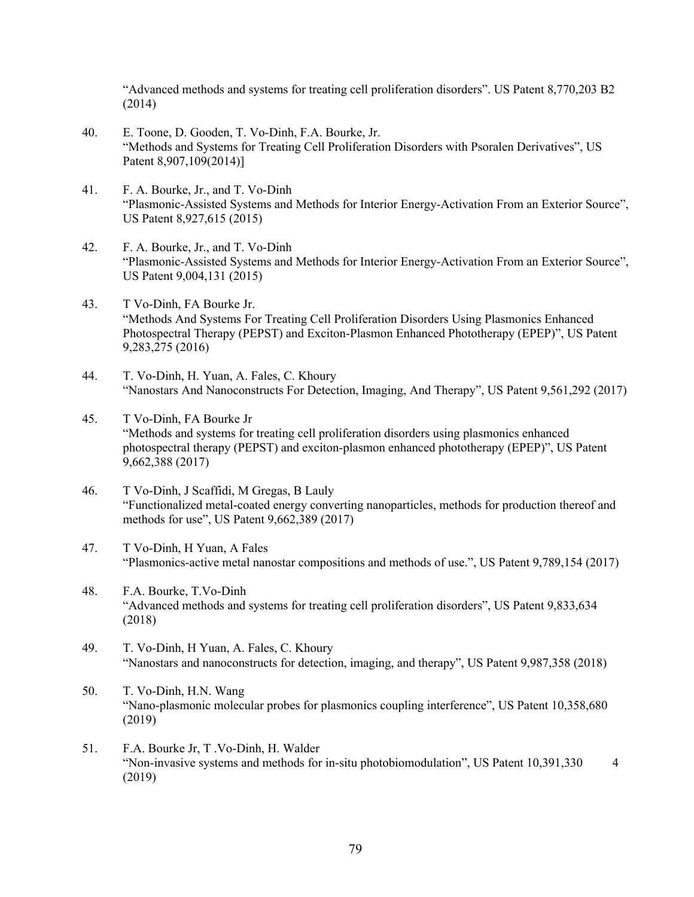"Advanced methods and systems for treating cell proliferation disorders". US Patent 8,770,203 B2 (2014)

40. E. Toone, D. Gooden, T. Vo-Dinh, F.A. Bourke, Jr.
"Methods and Systems for Treating Cell Proliferation Disorders with Psoralen Derivatives", US Patent 8,907,109(2014)]

41. F. A. Bourke, Jr., and T. Vo-Dinh
"Plasmonic-Assisted Systems and Methods for Interior Energy-Activation From an Exterior Source", US Patent 8,927,615 (2015)

42. F. A. Bourke, Jr., and T. Vo-Dinh
"Plasmonic-Assisted Systems and Methods for Interior Energy-Activation From an Exterior Source", US Patent 9,004,131 (2015)

43. T Vo-Dinh, FA Bourke Jr.
"Methods And Systems For Treating Cell Proliferation Disorders Using Plasmonics Enhanced Photospectral Therapy (PEPST) and Exciton-Plasmon Enhanced Phototherapy (EPEP)", US Patent 9,283,275 (2016)

44. T. Vo-Dinh, H. Yuan, A. Fales, C. Khoury
"Nanostars And Nanoconstructs For Detection, Imaging, And Therapy", US Patent 9,561,292 (2017)

45. T Vo-Dinh, FA Bourke Jr
"Methods and systems for treating cell proliferation disorders using plasmonics enhanced photospectral therapy (PEPST) and exciton-plasmon enhanced phototherapy (EPEP)", US Patent 9,662,388 (2017)

46. T Vo-Dinh, J Scaffidi, M Gregas, B Lauly
"Functionalized metal-coated energy converting nanoparticles, methods for production thereof and methods for use", US Patent 9,662,389 (2017)

47. T Vo-Dinh, H Yuan, A Fales
"Plasmonics-active metal nanostar compositions and methods of use.", US Patent 9,789,154 (2017)

48. F.A. Bourke, T.Vo-Dinh
"Advanced methods and systems for treating cell proliferation disorders", US Patent 9,833,634 (2018)

49. T. Vo-Dinh, H Yuan, A. Fales, C. Khoury
"Nanostars and nanoconstructs for detection, imaging, and therapy", US Patent 9,987,358 (2018)

50. T. Vo-Dinh, H.N. Wang
"Nano-plasmonic molecular probes for plasmonics coupling interference", US Patent 10,358,680 (2019)

51. F.A. Bourke Jr, T .Vo-Dinh, H. Walder
"Non-invasive systems and methods for in-situ photobiomodulation", US Patent 10,391,330 4 (2019)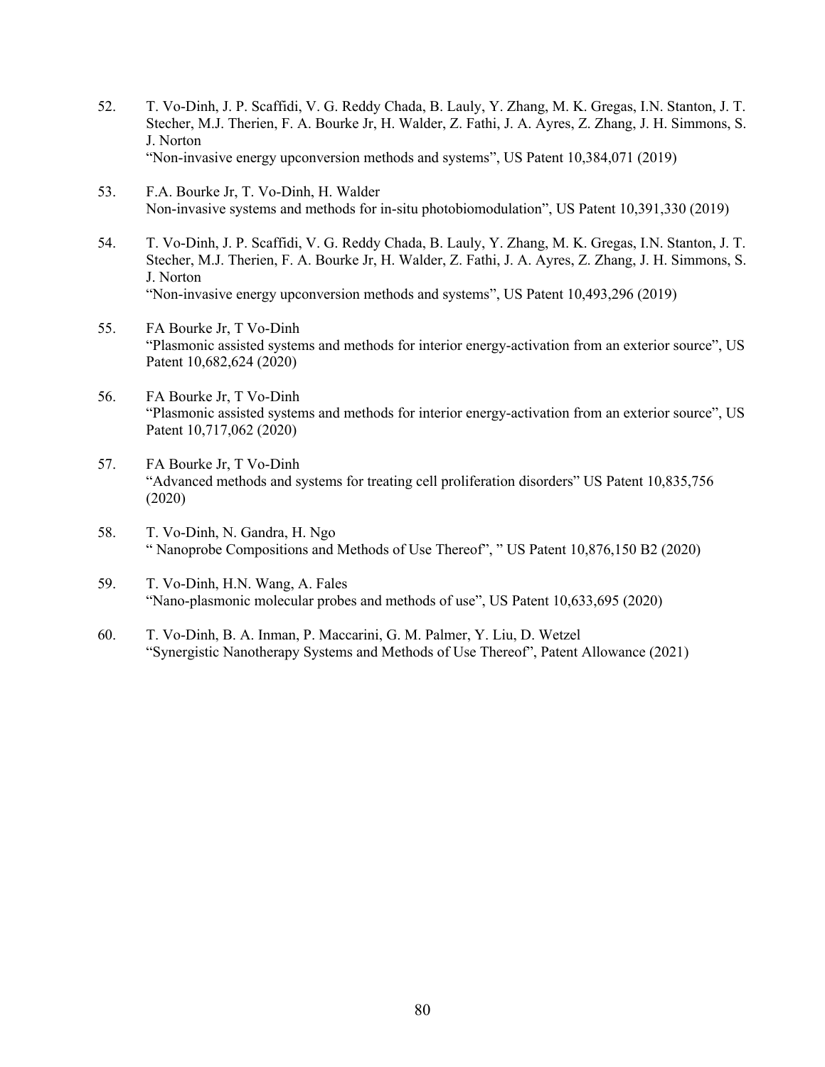52. T. Vo-Dinh, J. P. Scaffidi, V. G. Reddy Chada, B. Lauly, Y. Zhang, M. K. Gregas, I.N. Stanton, J. T. Stecher, M.J. Therien, F. A. Bourke Jr, H. Walder, Z. Fathi, J. A. Ayres, Z. Zhang, J. H. Simmons, S. J. Norton
   "Non-invasive energy upconversion methods and systems", US Patent 10,384,071 (2019)

53. F.A. Bourke Jr, T. Vo-Dinh, H. Walder
   Non-invasive systems and methods for in-situ photobiomodulation", US Patent 10,391,330 (2019)

54. T. Vo-Dinh, J. P. Scaffidi, V. G. Reddy Chada, B. Lauly, Y. Zhang, M. K. Gregas, I.N. Stanton, J. T. Stecher, M.J. Therien, F. A. Bourke Jr, H. Walder, Z. Fathi, J. A. Ayres, Z. Zhang, J. H. Simmons, S. J. Norton
   "Non-invasive energy upconversion methods and systems", US Patent 10,493,296 (2019)

55. FA Bourke Jr, T Vo-Dinh
   "Plasmonic assisted systems and methods for interior energy-activation from an exterior source", US Patent 10,682,624 (2020)

56. FA Bourke Jr, T Vo-Dinh
   "Plasmonic assisted systems and methods for interior energy-activation from an exterior source", US Patent 10,717,062 (2020)

57. FA Bourke Jr, T Vo-Dinh
   "Advanced methods and systems for treating cell proliferation disorders" US Patent 10,835,756 (2020)

58. T. Vo-Dinh, N. Gandra, H. Ngo
   " Nanoprobe Compositions and Methods of Use Thereof", " US Patent 10,876,150 B2 (2020)

59. T. Vo-Dinh, H.N. Wang, A. Fales
   "Nano-plasmonic molecular probes and methods of use", US Patent 10,633,695 (2020)

60. T. Vo-Dinh, B. A. Inman, P. Maccarini, G. M. Palmer, Y. Liu, D. Wetzel
   "Synergistic Nanotherapy Systems and Methods of Use Thereof", Patent Allowance (2021)